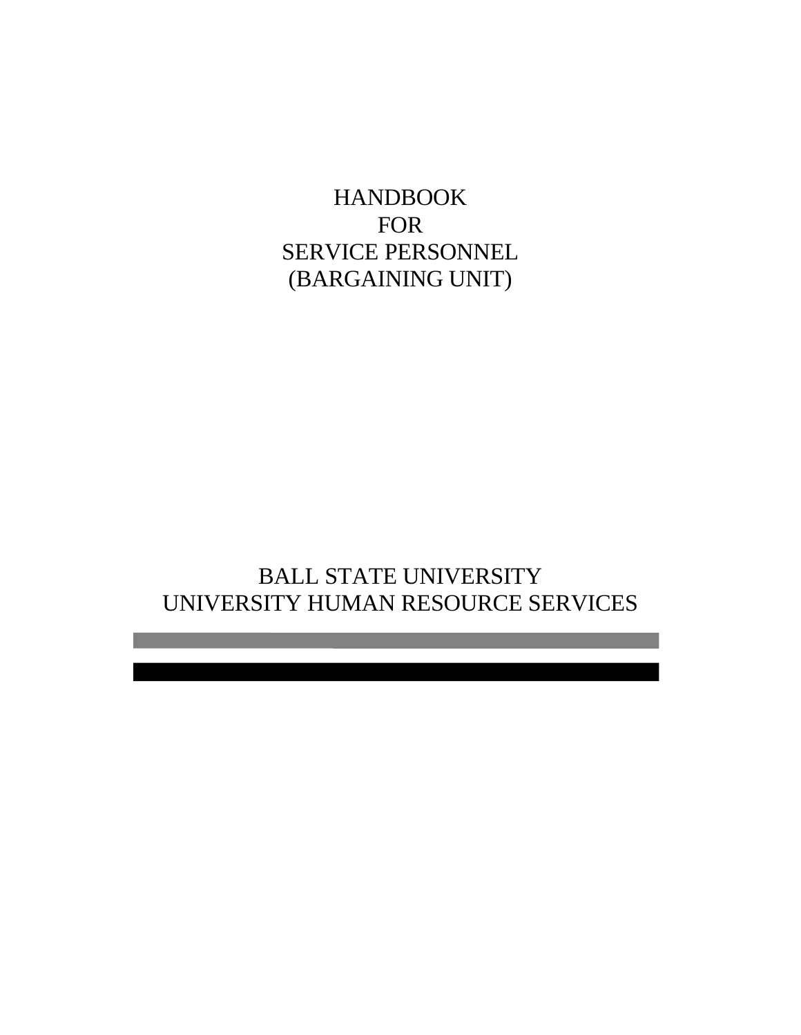# HANDBOOK
# FOR
# SERVICE PERSONNEL
# (BARGAINING UNIT)

BALL STATE UNIVERSITY
UNIVERSITY HUMAN RESOURCE SERVICES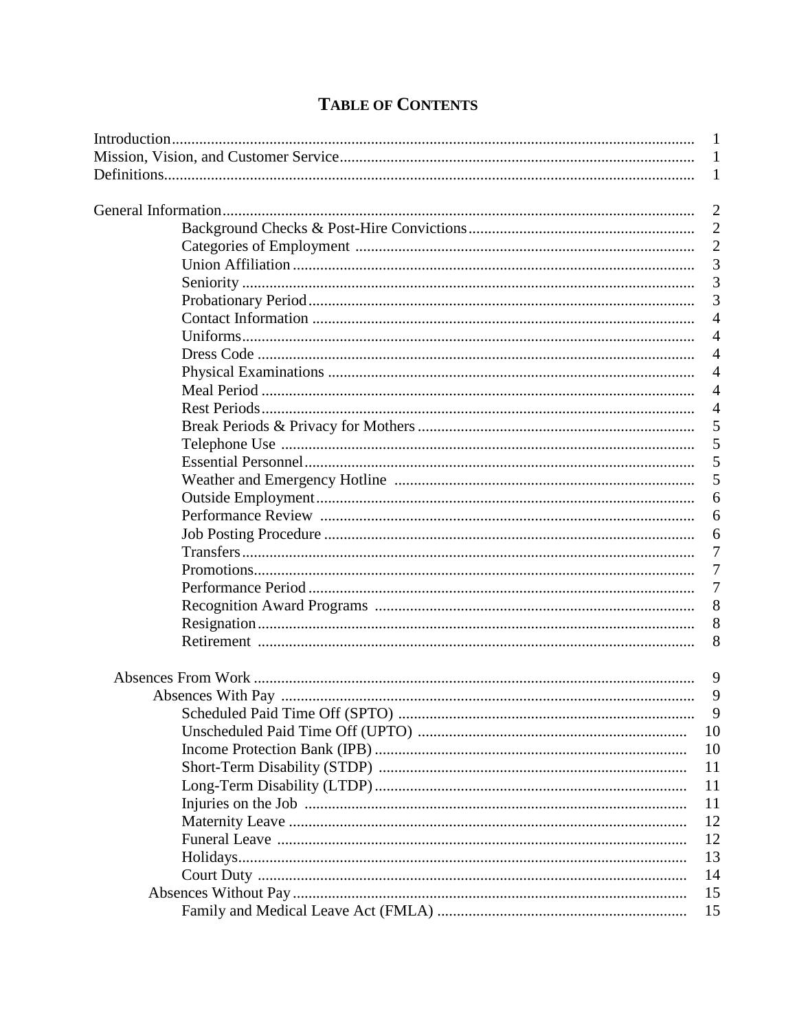# TABLE OF CONTENTS

| | |
|---|---|
| Introduction | 1 |
| Mission, Vision, and Customer Service | 1 |
| Definitions | 1 |
| | |
| General Information | 2 |
| Background Checks & Post-Hire Convictions | 2 |
| Categories of Employment | 2 |
| Union Affiliation | 3 |
| Seniority | 3 |
| Probationary Period | 3 |
| Contact Information | 4 |
| Uniforms | 4 |
| Dress Code | 4 |
| Physical Examinations | 4 |
| Meal Period | 4 |
| Rest Periods | 4 |
| Break Periods & Privacy for Mothers | 5 |
| Telephone Use | 5 |
| Essential Personnel | 5 |
| Weather and Emergency Hotline | 5 |
| Outside Employment | 6 |
| Performance Review | 6 |
| Job Posting Procedure | 6 |
| Transfers | 7 |
| Promotions | 7 |
| Performance Period | 7 |
| Recognition Award Programs | 8 |
| Resignation | 8 |
| Retirement | 8 |
| | |
| Absences From Work | 9 |
| Absences With Pay | 9 |
| Scheduled Paid Time Off (SPTO) | 9 |
| Unscheduled Paid Time Off (UPTO) | 10 |
| Income Protection Bank (IPB) | 10 |
| Short-Term Disability (STDP) | 11 |
| Long-Term Disability (LTDP) | 11 |
| Injuries on the Job | 11 |
| Maternity Leave | 12 |
| Funeral Leave | 12 |
| Holidays | 13 |
| Court Duty | 14 |
| Absences Without Pay | 15 |
| Family and Medical Leave Act (FMLA) | 15 |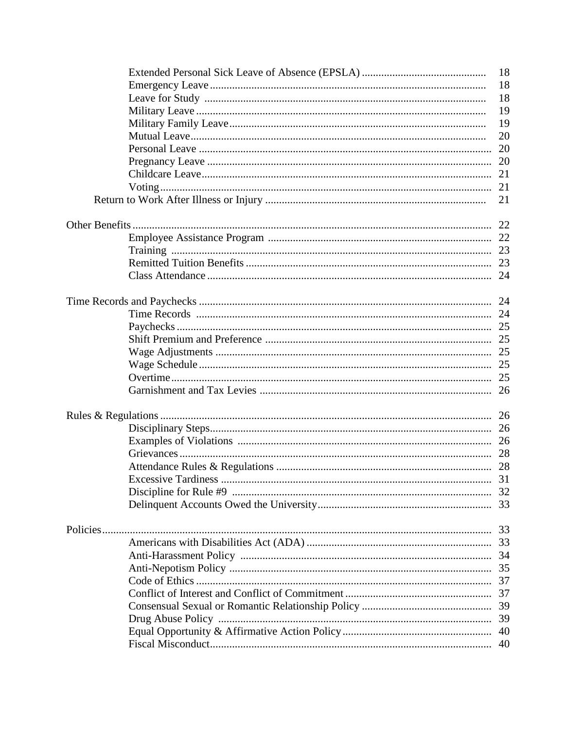| | |
|---|---|
| Extended Personal Sick Leave of Absence (EPSLA) | 18 |
| Emergency Leave | 18 |
| Leave for Study | 18 |
| Military Leave | 19 |
| Military Family Leave | 19 |
| Mutual Leave | 20 |
| Personal Leave | 20 |
| Pregnancy Leave | 20 |
| Childcare Leave | 21 |
| Voting | 21 |
| Return to Work After Illness or Injury | 21 |
| | |
| **Other Benefits** | 22 |
| Employee Assistance Program | 22 |
| Training | 23 |
| Remitted Tuition Benefits | 23 |
| Class Attendance | 24 |
| | |
| **Time Records and Paychecks** | 24 |
| Time Records | 24 |
| Paychecks | 25 |
| Shift Premium and Preference | 25 |
| Wage Adjustments | 25 |
| Wage Schedule | 25 |
| Overtime | 25 |
| Garnishment and Tax Levies | 26 |
| | |
| **Rules & Regulations** | 26 |
| Disciplinary Steps | 26 |
| Examples of Violations | 26 |
| Grievances | 28 |
| Attendance Rules & Regulations | 28 |
| Excessive Tardiness | 31 |
| Discipline for Rule #9 | 32 |
| Delinquent Accounts Owed the University | 33 |
| | |
| **Policies** | 33 |
| Americans with Disabilities Act (ADA) | 33 |
| Anti-Harassment Policy | 34 |
| Anti-Nepotism Policy | 35 |
| Code of Ethics | 37 |
| Conflict of Interest and Conflict of Commitment | 37 |
| Consensual Sexual or Romantic Relationship Policy | 39 |
| Drug Abuse Policy | 39 |
| Equal Opportunity & Affirmative Action Policy | 40 |
| Fiscal Misconduct | 40 |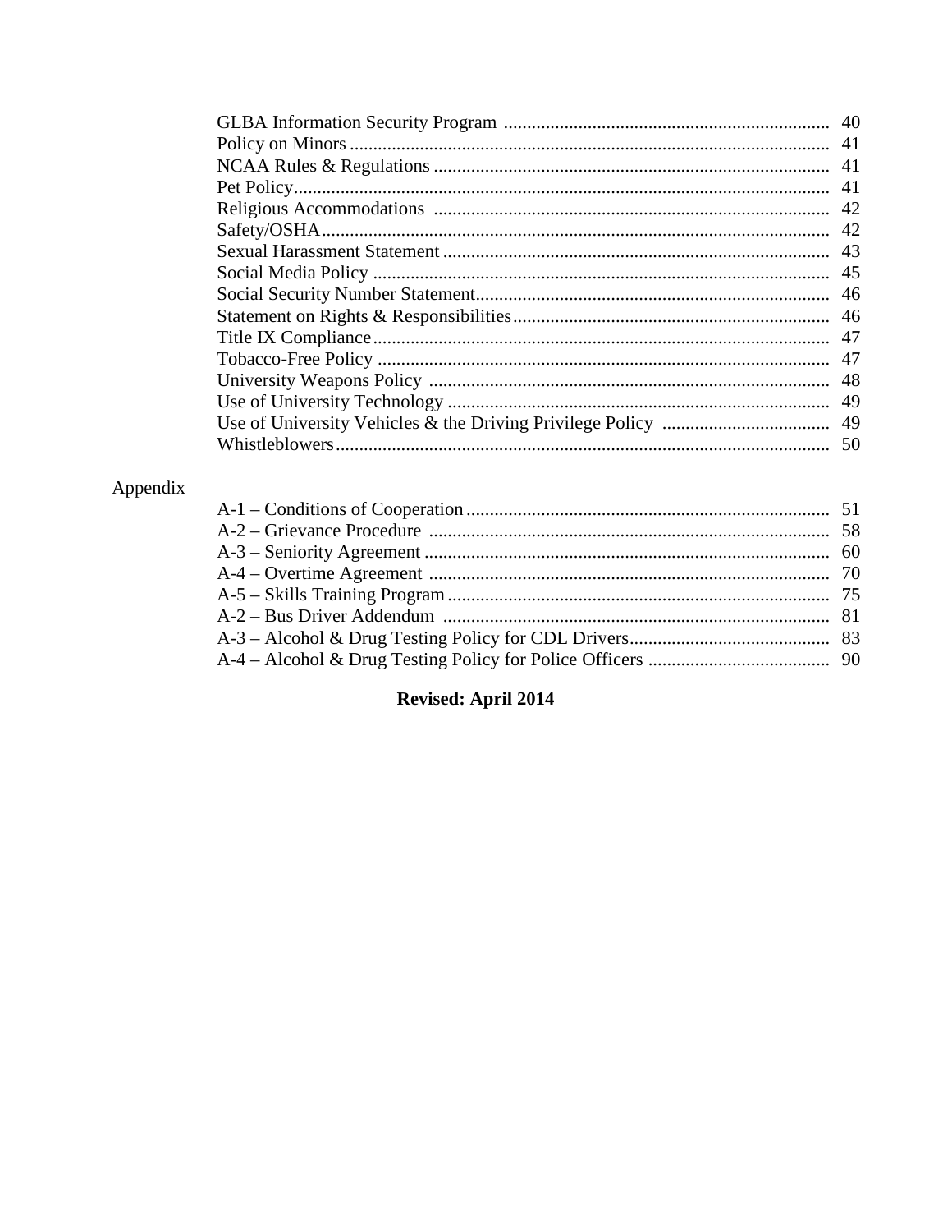| | |
|---|---|
| GLBA Information Security Program | 40 |
| Policy on Minors | 41 |
| NCAA Rules & Regulations | 41 |
| Pet Policy | 41 |
| Religious Accommodations | 42 |
| Safety/OSHA | 42 |
| Sexual Harassment Statement | 43 |
| Social Media Policy | 45 |
| Social Security Number Statement | 46 |
| Statement on Rights & Responsibilities | 46 |
| Title IX Compliance | 47 |
| Tobacco-Free Policy | 47 |
| University Weapons Policy | 48 |
| Use of University Technology | 49 |
| Use of University Vehicles & the Driving Privilege Policy | 49 |
| Whistleblowers | 50 |

Appendix

| | |
|---|---|
| A-1 – Conditions of Cooperation | 51 |
| A-2 – Grievance Procedure | 58 |
| A-3 – Seniority Agreement | 60 |
| A-4 – Overtime Agreement | 70 |
| A-5 – Skills Training Program | 75 |
| A-2 – Bus Driver Addendum | 81 |
| A-3 – Alcohol & Drug Testing Policy for CDL Drivers | 83 |
| A-4 – Alcohol & Drug Testing Policy for Police Officers | 90 |

**Revised: April 2014**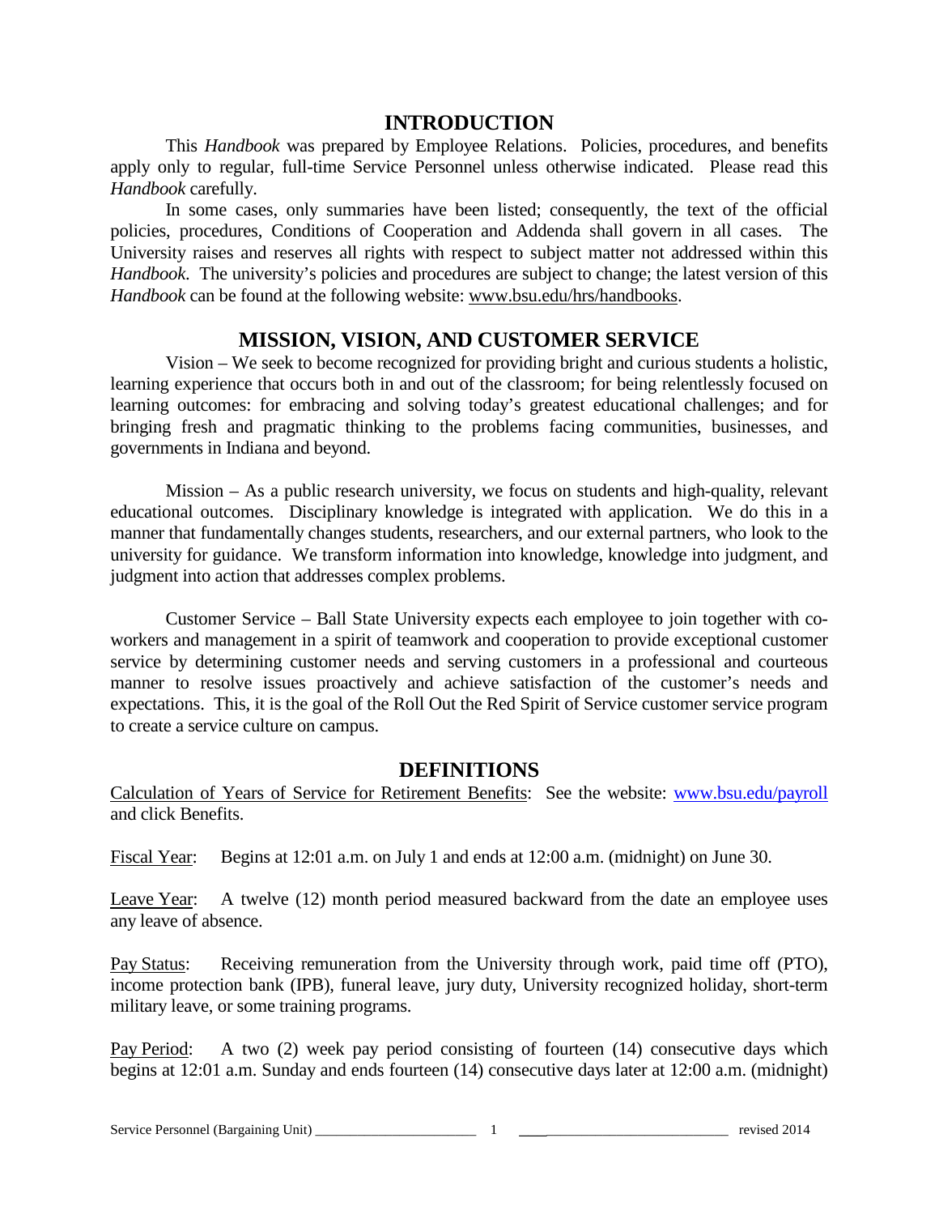# INTRODUCTION

This *Handbook* was prepared by Employee Relations. Policies, procedures, and benefits apply only to regular, full-time Service Personnel unless otherwise indicated. Please read this *Handbook* carefully.

In some cases, only summaries have been listed; consequently, the text of the official policies, procedures, Conditions of Cooperation and Addenda shall govern in all cases. The University raises and reserves all rights with respect to subject matter not addressed within this *Handbook*. The university's policies and procedures are subject to change; the latest version of this *Handbook* can be found at the following website: www.bsu.edu/hrs/handbooks.

# MISSION, VISION, AND CUSTOMER SERVICE

Vision – We seek to become recognized for providing bright and curious students a holistic, learning experience that occurs both in and out of the classroom; for being relentlessly focused on learning outcomes: for embracing and solving today's greatest educational challenges; and for bringing fresh and pragmatic thinking to the problems facing communities, businesses, and governments in Indiana and beyond.

Mission – As a public research university, we focus on students and high-quality, relevant educational outcomes. Disciplinary knowledge is integrated with application. We do this in a manner that fundamentally changes students, researchers, and our external partners, who look to the university for guidance. We transform information into knowledge, knowledge into judgment, and judgment into action that addresses complex problems.

Customer Service – Ball State University expects each employee to join together with co-workers and management in a spirit of teamwork and cooperation to provide exceptional customer service by determining customer needs and serving customers in a professional and courteous manner to resolve issues proactively and achieve satisfaction of the customer's needs and expectations. This, it is the goal of the Roll Out the Red Spirit of Service customer service program to create a service culture on campus.

# DEFINITIONS

Calculation of Years of Service for Retirement Benefits: See the website: www.bsu.edu/payroll and click Benefits.

Fiscal Year: Begins at 12:01 a.m. on July 1 and ends at 12:00 a.m. (midnight) on June 30.

Leave Year: A twelve (12) month period measured backward from the date an employee uses any leave of absence.

Pay Status: Receiving remuneration from the University through work, paid time off (PTO), income protection bank (IPB), funeral leave, jury duty, University recognized holiday, short-term military leave, or some training programs.

Pay Period: A two (2) week pay period consisting of fourteen (14) consecutive days which begins at 12:01 a.m. Sunday and ends fourteen (14) consecutive days later at 12:00 a.m. (midnight)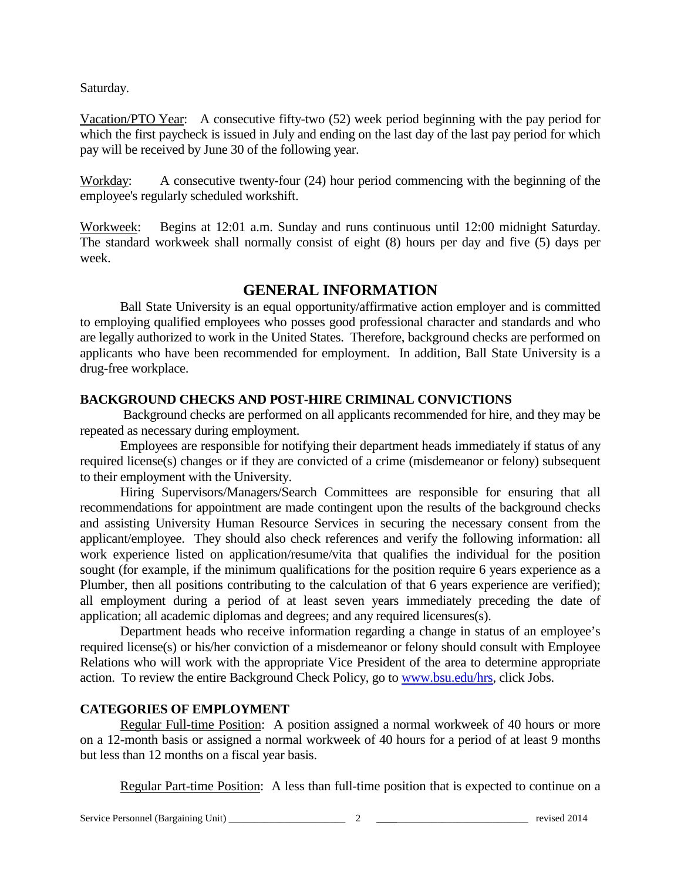Saturday.

Vacation/PTO Year: A consecutive fifty-two (52) week period beginning with the pay period for which the first paycheck is issued in July and ending on the last day of the last pay period for which pay will be received by June 30 of the following year.

Workday: A consecutive twenty-four (24) hour period commencing with the beginning of the employee's regularly scheduled workshift.

Workweek: Begins at 12:01 a.m. Sunday and runs continuous until 12:00 midnight Saturday. The standard workweek shall normally consist of eight (8) hours per day and five (5) days per week.

## GENERAL INFORMATION

Ball State University is an equal opportunity/affirmative action employer and is committed to employing qualified employees who posses good professional character and standards and who are legally authorized to work in the United States. Therefore, background checks are performed on applicants who have been recommended for employment. In addition, Ball State University is a drug-free workplace.

### BACKGROUND CHECKS AND POST-HIRE CRIMINAL CONVICTIONS

Background checks are performed on all applicants recommended for hire, and they may be repeated as necessary during employment.

Employees are responsible for notifying their department heads immediately if status of any required license(s) changes or if they are convicted of a crime (misdemeanor or felony) subsequent to their employment with the University.

Hiring Supervisors/Managers/Search Committees are responsible for ensuring that all recommendations for appointment are made contingent upon the results of the background checks and assisting University Human Resource Services in securing the necessary consent from the applicant/employee. They should also check references and verify the following information: all work experience listed on application/resume/vita that qualifies the individual for the position sought (for example, if the minimum qualifications for the position require 6 years experience as a Plumber, then all positions contributing to the calculation of that 6 years experience are verified); all employment during a period of at least seven years immediately preceding the date of application; all academic diplomas and degrees; and any required licensures(s).

Department heads who receive information regarding a change in status of an employee's required license(s) or his/her conviction of a misdemeanor or felony should consult with Employee Relations who will work with the appropriate Vice President of the area to determine appropriate action. To review the entire Background Check Policy, go to www.bsu.edu/hrs, click Jobs.

### CATEGORIES OF EMPLOYMENT

Regular Full-time Position: A position assigned a normal workweek of 40 hours or more on a 12-month basis or assigned a normal workweek of 40 hours for a period of at least 9 months but less than 12 months on a fiscal year basis.

Regular Part-time Position: A less than full-time position that is expected to continue on a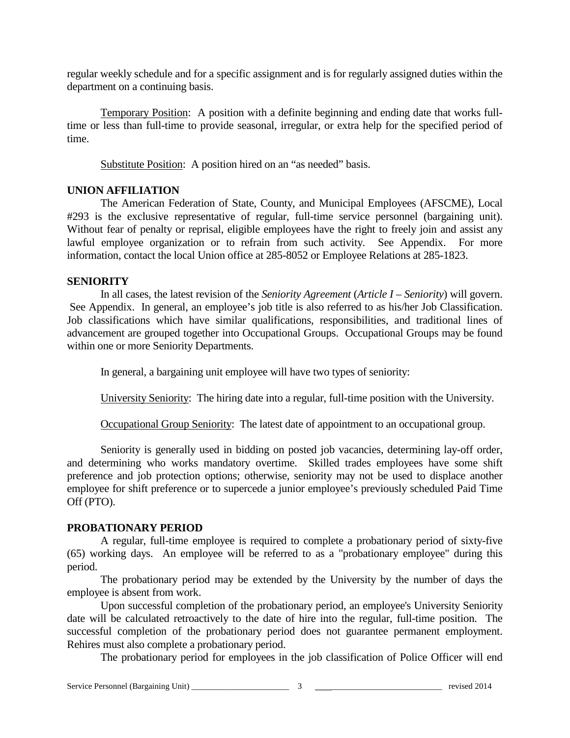regular weekly schedule and for a specific assignment and is for regularly assigned duties within the department on a continuing basis.

Temporary Position: A position with a definite beginning and ending date that works full-time or less than full-time to provide seasonal, irregular, or extra help for the specified period of time.

Substitute Position: A position hired on an "as needed" basis.

**UNION AFFILIATION**

The American Federation of State, County, and Municipal Employees (AFSCME), Local #293 is the exclusive representative of regular, full-time service personnel (bargaining unit). Without fear of penalty or reprisal, eligible employees have the right to freely join and assist any lawful employee organization or to refrain from such activity. See Appendix. For more information, contact the local Union office at 285-8052 or Employee Relations at 285-1823.

**SENIORITY**

In all cases, the latest revision of the *Seniority Agreement* (*Article I – Seniority*) will govern. See Appendix. In general, an employee's job title is also referred to as his/her Job Classification. Job classifications which have similar qualifications, responsibilities, and traditional lines of advancement are grouped together into Occupational Groups. Occupational Groups may be found within one or more Seniority Departments.

In general, a bargaining unit employee will have two types of seniority:

University Seniority: The hiring date into a regular, full-time position with the University.

Occupational Group Seniority: The latest date of appointment to an occupational group.

Seniority is generally used in bidding on posted job vacancies, determining lay-off order, and determining who works mandatory overtime. Skilled trades employees have some shift preference and job protection options; otherwise, seniority may not be used to displace another employee for shift preference or to supercede a junior employee's previously scheduled Paid Time Off (PTO).

**PROBATIONARY PERIOD**

A regular, full-time employee is required to complete a probationary period of sixty-five (65) working days. An employee will be referred to as a "probationary employee" during this period.

The probationary period may be extended by the University by the number of days the employee is absent from work.

Upon successful completion of the probationary period, an employee's University Seniority date will be calculated retroactively to the date of hire into the regular, full-time position. The successful completion of the probationary period does not guarantee permanent employment. Rehires must also complete a probationary period.

The probationary period for employees in the job classification of Police Officer will end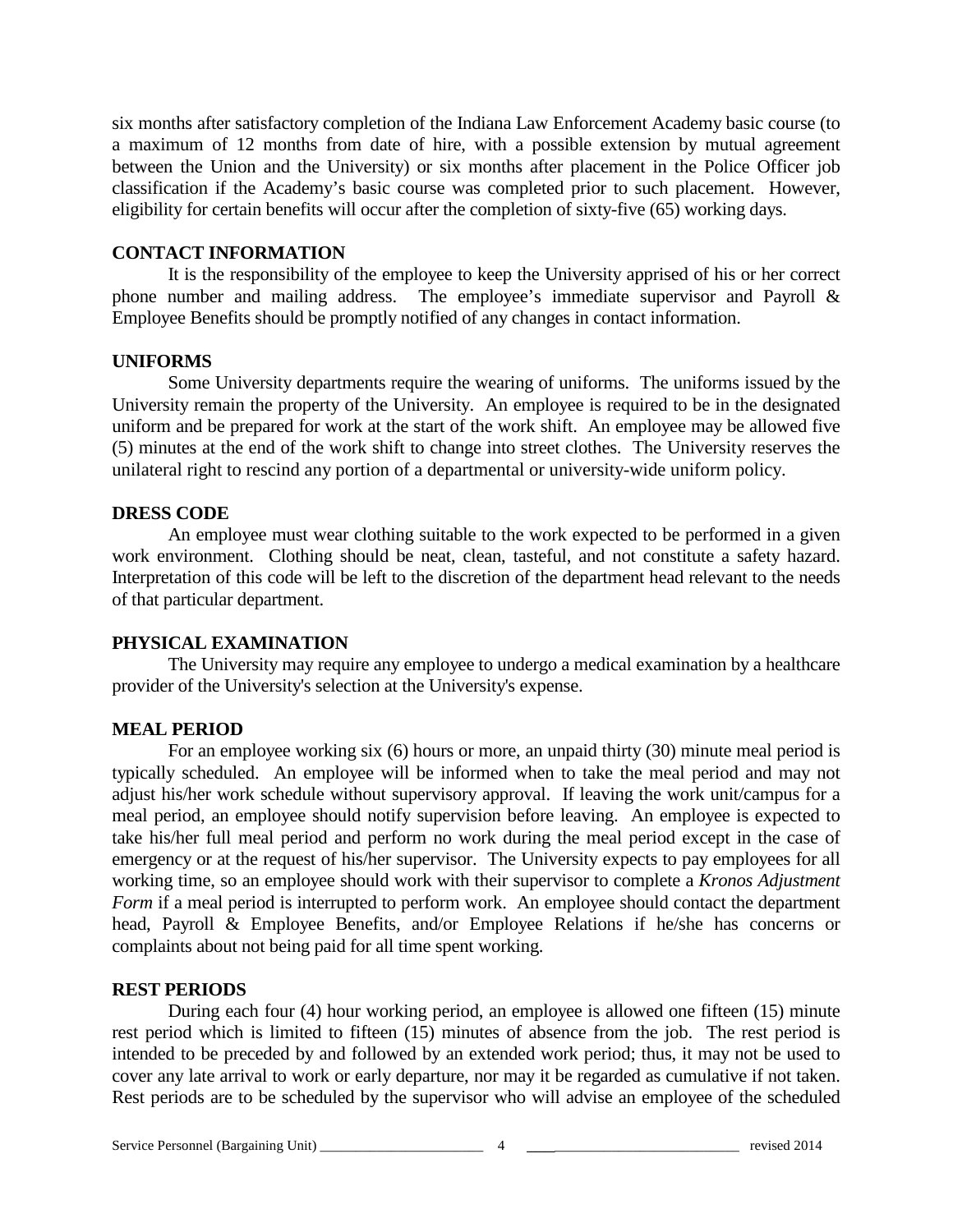six months after satisfactory completion of the Indiana Law Enforcement Academy basic course (to a maximum of 12 months from date of hire, with a possible extension by mutual agreement between the Union and the University) or six months after placement in the Police Officer job classification if the Academy's basic course was completed prior to such placement. However, eligibility for certain benefits will occur after the completion of sixty-five (65) working days.

**CONTACT INFORMATION**

It is the responsibility of the employee to keep the University apprised of his or her correct phone number and mailing address. The employee's immediate supervisor and Payroll & Employee Benefits should be promptly notified of any changes in contact information.

**UNIFORMS**

Some University departments require the wearing of uniforms. The uniforms issued by the University remain the property of the University. An employee is required to be in the designated uniform and be prepared for work at the start of the work shift. An employee may be allowed five (5) minutes at the end of the work shift to change into street clothes. The University reserves the unilateral right to rescind any portion of a departmental or university-wide uniform policy.

**DRESS CODE**

An employee must wear clothing suitable to the work expected to be performed in a given work environment. Clothing should be neat, clean, tasteful, and not constitute a safety hazard. Interpretation of this code will be left to the discretion of the department head relevant to the needs of that particular department.

**PHYSICAL EXAMINATION**

The University may require any employee to undergo a medical examination by a healthcare provider of the University's selection at the University's expense.

**MEAL PERIOD**

For an employee working six (6) hours or more, an unpaid thirty (30) minute meal period is typically scheduled. An employee will be informed when to take the meal period and may not adjust his/her work schedule without supervisory approval. If leaving the work unit/campus for a meal period, an employee should notify supervision before leaving. An employee is expected to take his/her full meal period and perform no work during the meal period except in the case of emergency or at the request of his/her supervisor. The University expects to pay employees for all working time, so an employee should work with their supervisor to complete a *Kronos Adjustment Form* if a meal period is interrupted to perform work. An employee should contact the department head, Payroll & Employee Benefits, and/or Employee Relations if he/she has concerns or complaints about not being paid for all time spent working.

**REST PERIODS**

During each four (4) hour working period, an employee is allowed one fifteen (15) minute rest period which is limited to fifteen (15) minutes of absence from the job. The rest period is intended to be preceded by and followed by an extended work period; thus, it may not be used to cover any late arrival to work or early departure, nor may it be regarded as cumulative if not taken. Rest periods are to be scheduled by the supervisor who will advise an employee of the scheduled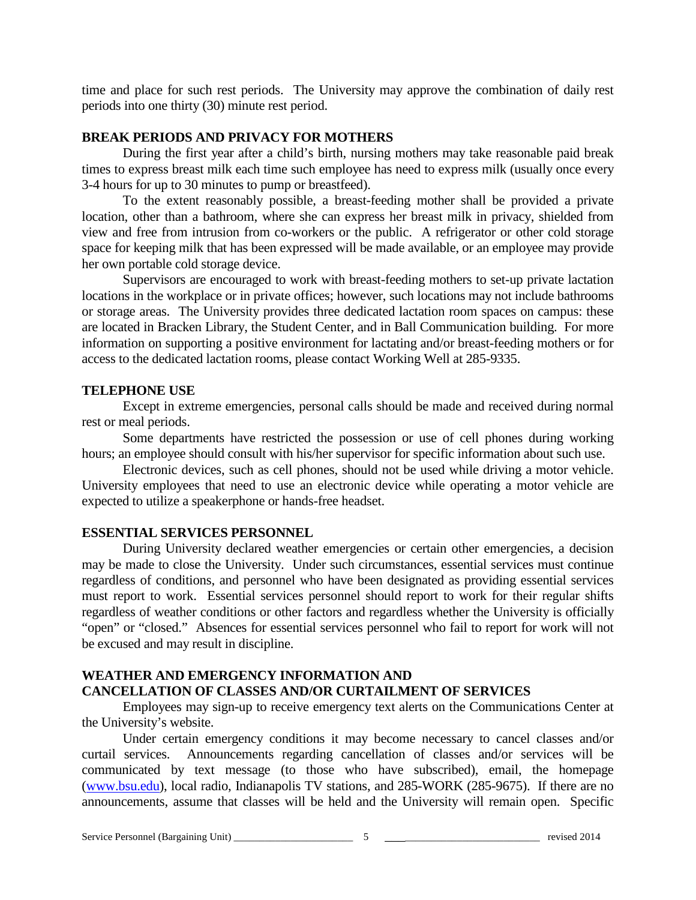time and place for such rest periods. The University may approve the combination of daily rest periods into one thirty (30) minute rest period.

## BREAK PERIODS AND PRIVACY FOR MOTHERS

During the first year after a child's birth, nursing mothers may take reasonable paid break times to express breast milk each time such employee has need to express milk (usually once every 3-4 hours for up to 30 minutes to pump or breastfeed).

To the extent reasonably possible, a breast-feeding mother shall be provided a private location, other than a bathroom, where she can express her breast milk in privacy, shielded from view and free from intrusion from co-workers or the public. A refrigerator or other cold storage space for keeping milk that has been expressed will be made available, or an employee may provide her own portable cold storage device.

Supervisors are encouraged to work with breast-feeding mothers to set-up private lactation locations in the workplace or in private offices; however, such locations may not include bathrooms or storage areas. The University provides three dedicated lactation room spaces on campus: these are located in Bracken Library, the Student Center, and in Ball Communication building. For more information on supporting a positive environment for lactating and/or breast-feeding mothers or for access to the dedicated lactation rooms, please contact Working Well at 285-9335.

## TELEPHONE USE

Except in extreme emergencies, personal calls should be made and received during normal rest or meal periods.

Some departments have restricted the possession or use of cell phones during working hours; an employee should consult with his/her supervisor for specific information about such use.

Electronic devices, such as cell phones, should not be used while driving a motor vehicle. University employees that need to use an electronic device while operating a motor vehicle are expected to utilize a speakerphone or hands-free headset.

## ESSENTIAL SERVICES PERSONNEL

During University declared weather emergencies or certain other emergencies, a decision may be made to close the University. Under such circumstances, essential services must continue regardless of conditions, and personnel who have been designated as providing essential services must report to work. Essential services personnel should report to work for their regular shifts regardless of weather conditions or other factors and regardless whether the University is officially "open" or "closed." Absences for essential services personnel who fail to report for work will not be excused and may result in discipline.

## WEATHER AND EMERGENCY INFORMATION AND CANCELLATION OF CLASSES AND/OR CURTAILMENT OF SERVICES

Employees may sign-up to receive emergency text alerts on the Communications Center at the University's website.

Under certain emergency conditions it may become necessary to cancel classes and/or curtail services. Announcements regarding cancellation of classes and/or services will be communicated by text message (to those who have subscribed), email, the homepage (www.bsu.edu), local radio, Indianapolis TV stations, and 285-WORK (285-9675). If there are no announcements, assume that classes will be held and the University will remain open. Specific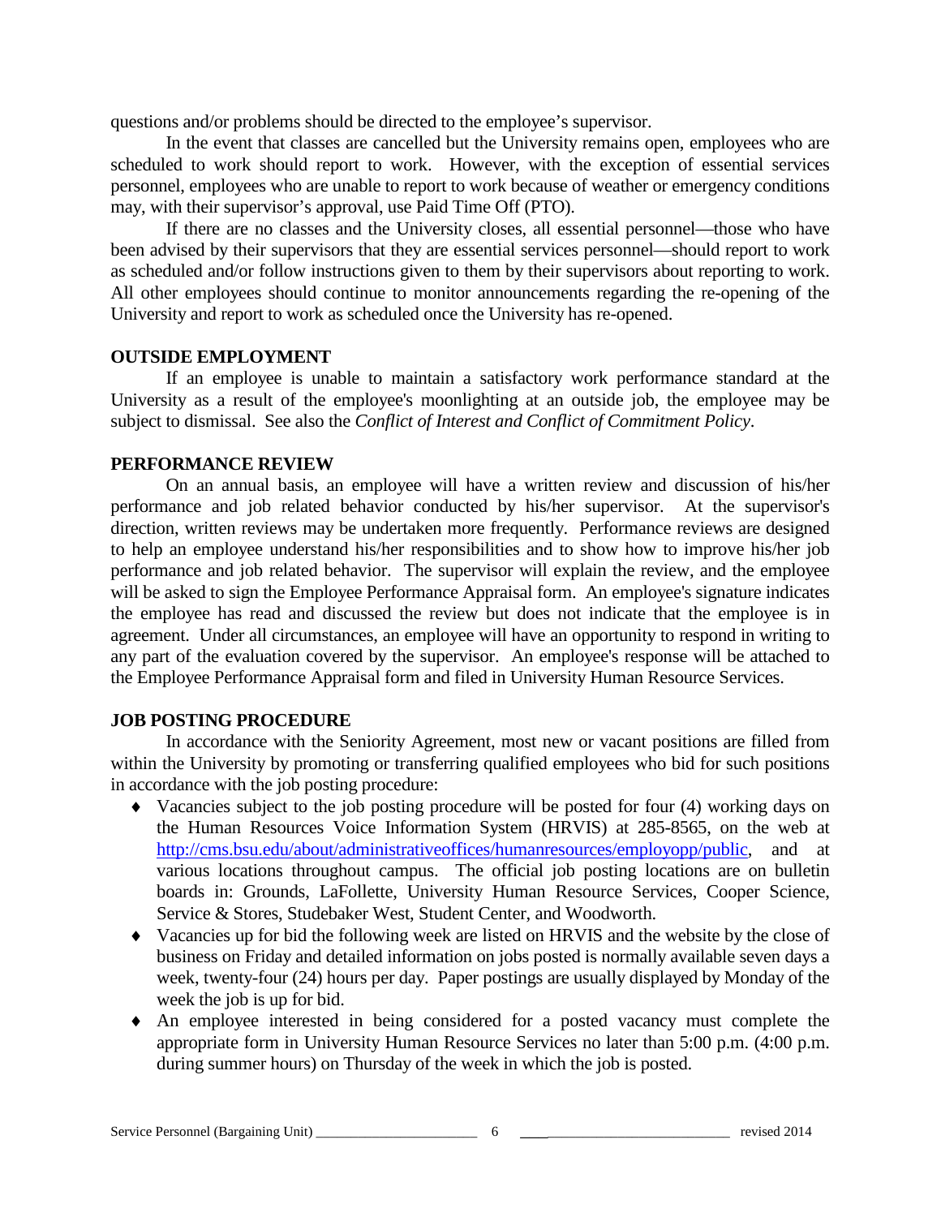questions and/or problems should be directed to the employee's supervisor.

In the event that classes are cancelled but the University remains open, employees who are scheduled to work should report to work. However, with the exception of essential services personnel, employees who are unable to report to work because of weather or emergency conditions may, with their supervisor's approval, use Paid Time Off (PTO).

If there are no classes and the University closes, all essential personnel—those who have been advised by their supervisors that they are essential services personnel—should report to work as scheduled and/or follow instructions given to them by their supervisors about reporting to work. All other employees should continue to monitor announcements regarding the re-opening of the University and report to work as scheduled once the University has re-opened.

**OUTSIDE EMPLOYMENT**

If an employee is unable to maintain a satisfactory work performance standard at the University as a result of the employee's moonlighting at an outside job, the employee may be subject to dismissal. See also the *Conflict of Interest and Conflict of Commitment Policy*.

**PERFORMANCE REVIEW**

On an annual basis, an employee will have a written review and discussion of his/her performance and job related behavior conducted by his/her supervisor. At the supervisor's direction, written reviews may be undertaken more frequently. Performance reviews are designed to help an employee understand his/her responsibilities and to show how to improve his/her job performance and job related behavior. The supervisor will explain the review, and the employee will be asked to sign the Employee Performance Appraisal form. An employee's signature indicates the employee has read and discussed the review but does not indicate that the employee is in agreement. Under all circumstances, an employee will have an opportunity to respond in writing to any part of the evaluation covered by the supervisor. An employee's response will be attached to the Employee Performance Appraisal form and filed in University Human Resource Services.

**JOB POSTING PROCEDURE**

In accordance with the Seniority Agreement, most new or vacant positions are filled from within the University by promoting or transferring qualified employees who bid for such positions in accordance with the job posting procedure:

- Vacancies subject to the job posting procedure will be posted for four (4) working days on the Human Resources Voice Information System (HRVIS) at 285-8565, on the web at http://cms.bsu.edu/about/administrativeoffices/humanresources/employopp/public, and at various locations throughout campus. The official job posting locations are on bulletin boards in: Grounds, LaFollette, University Human Resource Services, Cooper Science, Service & Stores, Studebaker West, Student Center, and Woodworth.
- Vacancies up for bid the following week are listed on HRVIS and the website by the close of business on Friday and detailed information on jobs posted is normally available seven days a week, twenty-four (24) hours per day. Paper postings are usually displayed by Monday of the week the job is up for bid.
- An employee interested in being considered for a posted vacancy must complete the appropriate form in University Human Resource Services no later than 5:00 p.m. (4:00 p.m. during summer hours) on Thursday of the week in which the job is posted.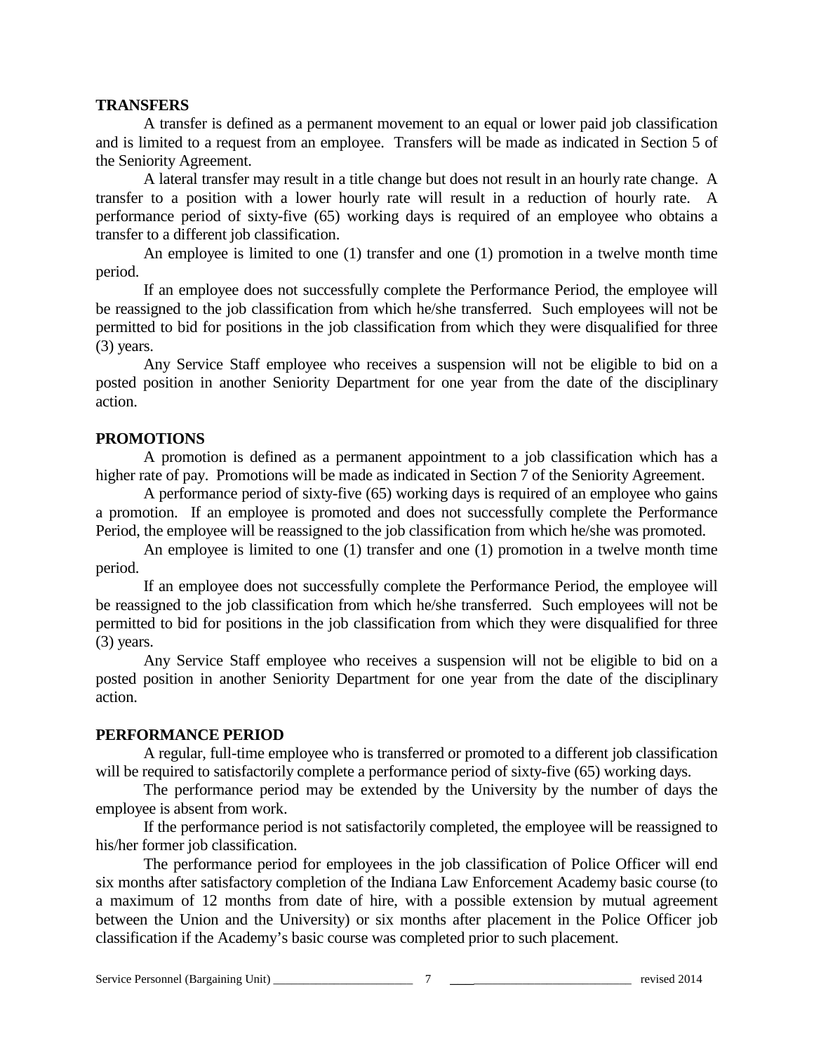## TRANSFERS

A transfer is defined as a permanent movement to an equal or lower paid job classification and is limited to a request from an employee. Transfers will be made as indicated in Section 5 of the Seniority Agreement.

A lateral transfer may result in a title change but does not result in an hourly rate change. A transfer to a position with a lower hourly rate will result in a reduction of hourly rate. A performance period of sixty-five (65) working days is required of an employee who obtains a transfer to a different job classification.

An employee is limited to one (1) transfer and one (1) promotion in a twelve month time period.

If an employee does not successfully complete the Performance Period, the employee will be reassigned to the job classification from which he/she transferred. Such employees will not be permitted to bid for positions in the job classification from which they were disqualified for three (3) years.

Any Service Staff employee who receives a suspension will not be eligible to bid on a posted position in another Seniority Department for one year from the date of the disciplinary action.

## PROMOTIONS

A promotion is defined as a permanent appointment to a job classification which has a higher rate of pay. Promotions will be made as indicated in Section 7 of the Seniority Agreement.

A performance period of sixty-five (65) working days is required of an employee who gains a promotion. If an employee is promoted and does not successfully complete the Performance Period, the employee will be reassigned to the job classification from which he/she was promoted.

An employee is limited to one (1) transfer and one (1) promotion in a twelve month time period.

If an employee does not successfully complete the Performance Period, the employee will be reassigned to the job classification from which he/she transferred. Such employees will not be permitted to bid for positions in the job classification from which they were disqualified for three (3) years.

Any Service Staff employee who receives a suspension will not be eligible to bid on a posted position in another Seniority Department for one year from the date of the disciplinary action.

## PERFORMANCE PERIOD

A regular, full-time employee who is transferred or promoted to a different job classification will be required to satisfactorily complete a performance period of sixty-five (65) working days.

The performance period may be extended by the University by the number of days the employee is absent from work.

If the performance period is not satisfactorily completed, the employee will be reassigned to his/her former job classification.

The performance period for employees in the job classification of Police Officer will end six months after satisfactory completion of the Indiana Law Enforcement Academy basic course (to a maximum of 12 months from date of hire, with a possible extension by mutual agreement between the Union and the University) or six months after placement in the Police Officer job classification if the Academy's basic course was completed prior to such placement.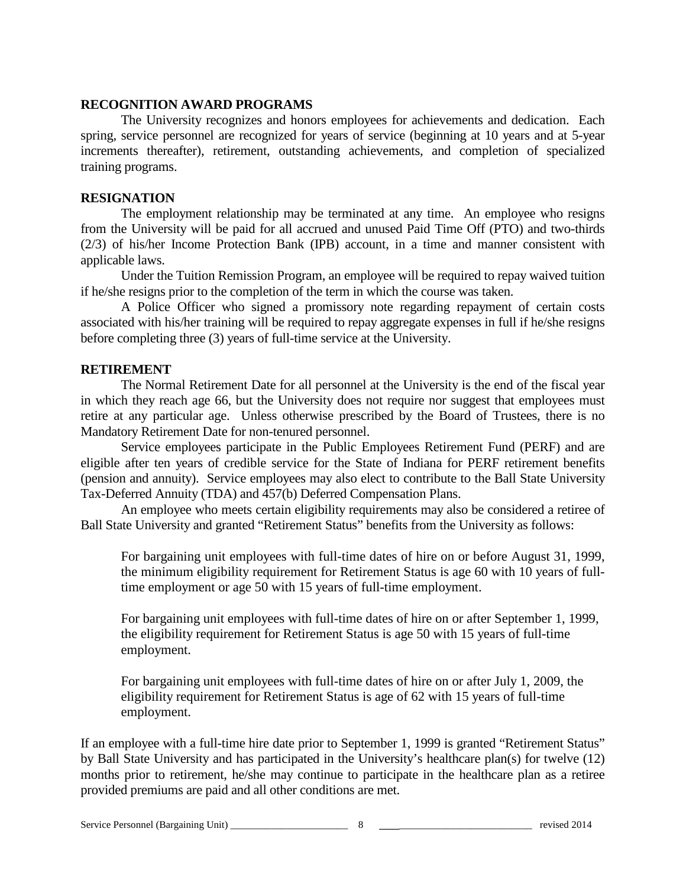## RECOGNITION AWARD PROGRAMS

The University recognizes and honors employees for achievements and dedication. Each spring, service personnel are recognized for years of service (beginning at 10 years and at 5-year increments thereafter), retirement, outstanding achievements, and completion of specialized training programs.

## RESIGNATION

The employment relationship may be terminated at any time. An employee who resigns from the University will be paid for all accrued and unused Paid Time Off (PTO) and two-thirds (2/3) of his/her Income Protection Bank (IPB) account, in a time and manner consistent with applicable laws.

Under the Tuition Remission Program, an employee will be required to repay waived tuition if he/she resigns prior to the completion of the term in which the course was taken.

A Police Officer who signed a promissory note regarding repayment of certain costs associated with his/her training will be required to repay aggregate expenses in full if he/she resigns before completing three (3) years of full-time service at the University.

## RETIREMENT

The Normal Retirement Date for all personnel at the University is the end of the fiscal year in which they reach age 66, but the University does not require nor suggest that employees must retire at any particular age. Unless otherwise prescribed by the Board of Trustees, there is no Mandatory Retirement Date for non-tenured personnel.

Service employees participate in the Public Employees Retirement Fund (PERF) and are eligible after ten years of credible service for the State of Indiana for PERF retirement benefits (pension and annuity). Service employees may also elect to contribute to the Ball State University Tax-Deferred Annuity (TDA) and 457(b) Deferred Compensation Plans.

An employee who meets certain eligibility requirements may also be considered a retiree of Ball State University and granted "Retirement Status" benefits from the University as follows:

> For bargaining unit employees with full-time dates of hire on or before August 31, 1999, the minimum eligibility requirement for Retirement Status is age 60 with 10 years of full-time employment or age 50 with 15 years of full-time employment.
>
> For bargaining unit employees with full-time dates of hire on or after September 1, 1999, the eligibility requirement for Retirement Status is age 50 with 15 years of full-time employment.
>
> For bargaining unit employees with full-time dates of hire on or after July 1, 2009, the eligibility requirement for Retirement Status is age of 62 with 15 years of full-time employment.

If an employee with a full-time hire date prior to September 1, 1999 is granted "Retirement Status" by Ball State University and has participated in the University's healthcare plan(s) for twelve (12) months prior to retirement, he/she may continue to participate in the healthcare plan as a retiree provided premiums are paid and all other conditions are met.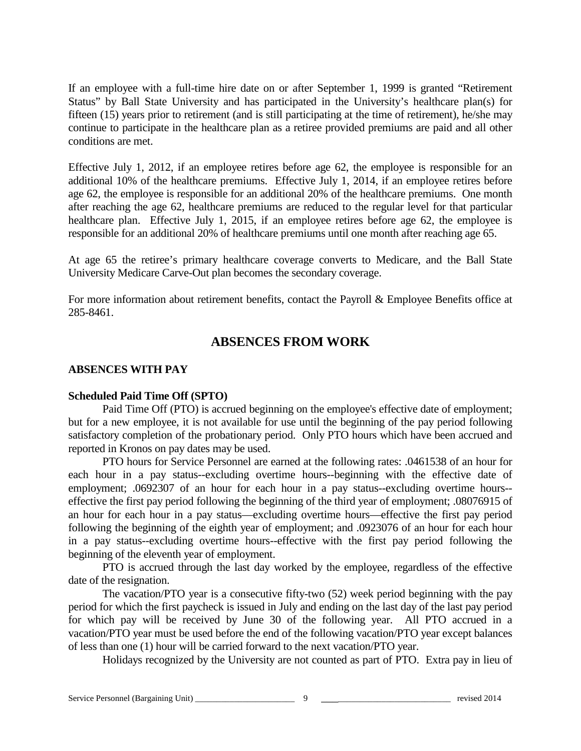If an employee with a full-time hire date on or after September 1, 1999 is granted "Retirement Status" by Ball State University and has participated in the University's healthcare plan(s) for fifteen (15) years prior to retirement (and is still participating at the time of retirement), he/she may continue to participate in the healthcare plan as a retiree provided premiums are paid and all other conditions are met.

Effective July 1, 2012, if an employee retires before age 62, the employee is responsible for an additional 10% of the healthcare premiums. Effective July 1, 2014, if an employee retires before age 62, the employee is responsible for an additional 20% of the healthcare premiums. One month after reaching the age 62, healthcare premiums are reduced to the regular level for that particular healthcare plan. Effective July 1, 2015, if an employee retires before age 62, the employee is responsible for an additional 20% of healthcare premiums until one month after reaching age 65.

At age 65 the retiree's primary healthcare coverage converts to Medicare, and the Ball State University Medicare Carve-Out plan becomes the secondary coverage.

For more information about retirement benefits, contact the Payroll & Employee Benefits office at 285-8461.

## ABSENCES FROM WORK

### ABSENCES WITH PAY

**Scheduled Paid Time Off (SPTO)**

Paid Time Off (PTO) is accrued beginning on the employee's effective date of employment; but for a new employee, it is not available for use until the beginning of the pay period following satisfactory completion of the probationary period. Only PTO hours which have been accrued and reported in Kronos on pay dates may be used.

PTO hours for Service Personnel are earned at the following rates: .0461538 of an hour for each hour in a pay status--excluding overtime hours--beginning with the effective date of employment; .0692307 of an hour for each hour in a pay status--excluding overtime hours--effective the first pay period following the beginning of the third year of employment; .08076915 of an hour for each hour in a pay status—excluding overtime hours—effective the first pay period following the beginning of the eighth year of employment; and .0923076 of an hour for each hour in a pay status--excluding overtime hours--effective with the first pay period following the beginning of the eleventh year of employment.

PTO is accrued through the last day worked by the employee, regardless of the effective date of the resignation.

The vacation/PTO year is a consecutive fifty-two (52) week period beginning with the pay period for which the first paycheck is issued in July and ending on the last day of the last pay period for which pay will be received by June 30 of the following year. All PTO accrued in a vacation/PTO year must be used before the end of the following vacation/PTO year except balances of less than one (1) hour will be carried forward to the next vacation/PTO year.

Holidays recognized by the University are not counted as part of PTO. Extra pay in lieu of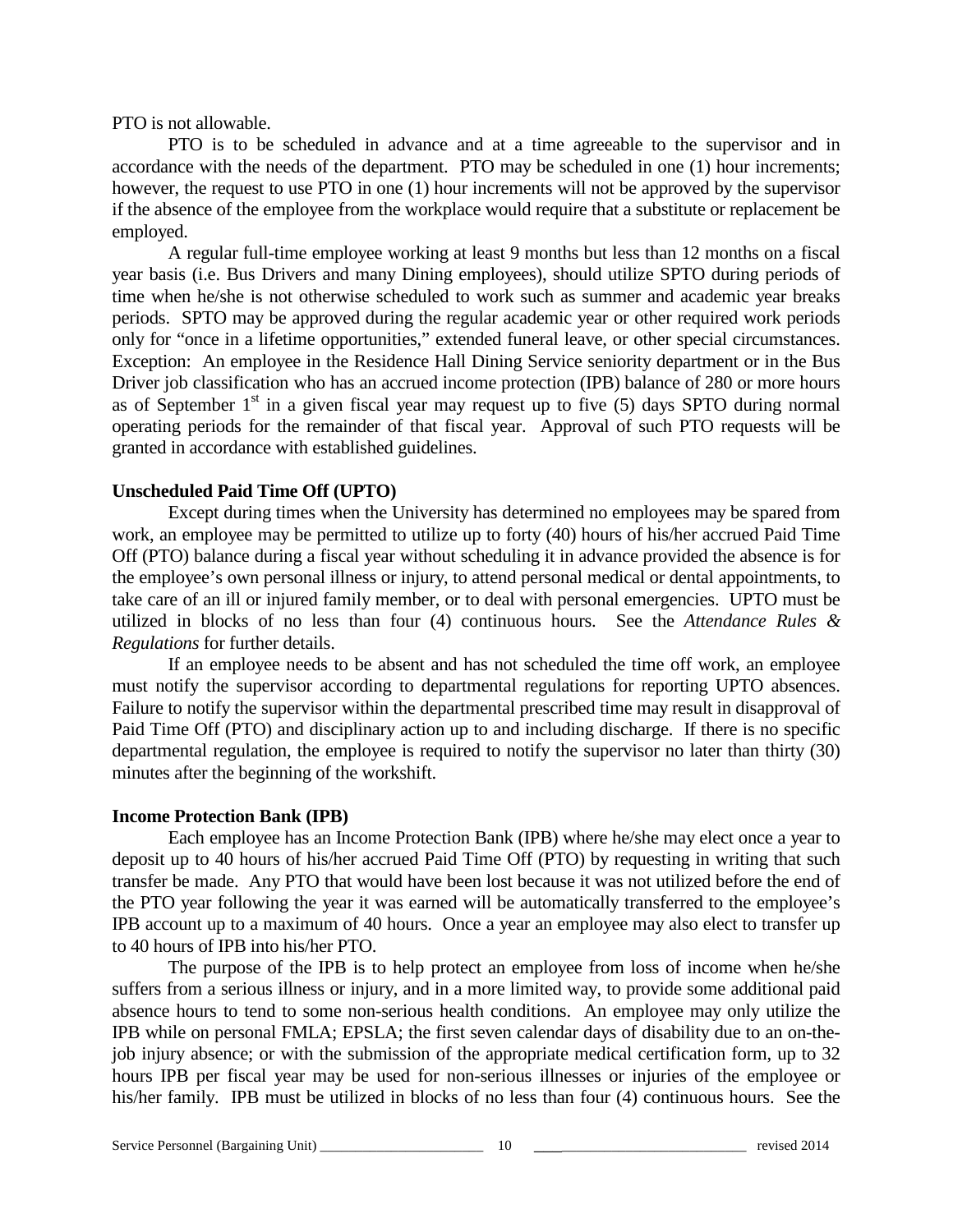PTO is not allowable.

PTO is to be scheduled in advance and at a time agreeable to the supervisor and in accordance with the needs of the department. PTO may be scheduled in one (1) hour increments; however, the request to use PTO in one (1) hour increments will not be approved by the supervisor if the absence of the employee from the workplace would require that a substitute or replacement be employed.

A regular full-time employee working at least 9 months but less than 12 months on a fiscal year basis (i.e. Bus Drivers and many Dining employees), should utilize SPTO during periods of time when he/she is not otherwise scheduled to work such as summer and academic year breaks periods. SPTO may be approved during the regular academic year or other required work periods only for "once in a lifetime opportunities," extended funeral leave, or other special circumstances. Exception: An employee in the Residence Hall Dining Service seniority department or in the Bus Driver job classification who has an accrued income protection (IPB) balance of 280 or more hours as of September 1st in a given fiscal year may request up to five (5) days SPTO during normal operating periods for the remainder of that fiscal year. Approval of such PTO requests will be granted in accordance with established guidelines.

**Unscheduled Paid Time Off (UPTO)**

Except during times when the University has determined no employees may be spared from work, an employee may be permitted to utilize up to forty (40) hours of his/her accrued Paid Time Off (PTO) balance during a fiscal year without scheduling it in advance provided the absence is for the employee's own personal illness or injury, to attend personal medical or dental appointments, to take care of an ill or injured family member, or to deal with personal emergencies. UPTO must be utilized in blocks of no less than four (4) continuous hours. See the *Attendance Rules & Regulations* for further details.

If an employee needs to be absent and has not scheduled the time off work, an employee must notify the supervisor according to departmental regulations for reporting UPTO absences. Failure to notify the supervisor within the departmental prescribed time may result in disapproval of Paid Time Off (PTO) and disciplinary action up to and including discharge. If there is no specific departmental regulation, the employee is required to notify the supervisor no later than thirty (30) minutes after the beginning of the workshift.

**Income Protection Bank (IPB)**

Each employee has an Income Protection Bank (IPB) where he/she may elect once a year to deposit up to 40 hours of his/her accrued Paid Time Off (PTO) by requesting in writing that such transfer be made. Any PTO that would have been lost because it was not utilized before the end of the PTO year following the year it was earned will be automatically transferred to the employee's IPB account up to a maximum of 40 hours. Once a year an employee may also elect to transfer up to 40 hours of IPB into his/her PTO.

The purpose of the IPB is to help protect an employee from loss of income when he/she suffers from a serious illness or injury, and in a more limited way, to provide some additional paid absence hours to tend to some non-serious health conditions. An employee may only utilize the IPB while on personal FMLA; EPSLA; the first seven calendar days of disability due to an on-the-job injury absence; or with the submission of the appropriate medical certification form, up to 32 hours IPB per fiscal year may be used for non-serious illnesses or injuries of the employee or his/her family. IPB must be utilized in blocks of no less than four (4) continuous hours. See the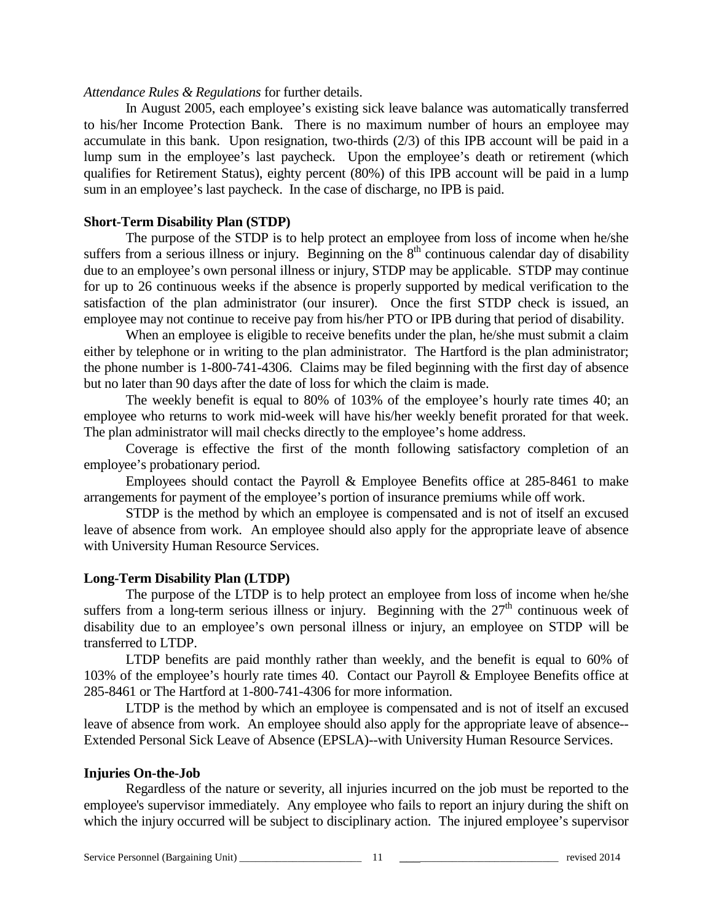*Attendance Rules & Regulations* for further details.

In August 2005, each employee's existing sick leave balance was automatically transferred to his/her Income Protection Bank. There is no maximum number of hours an employee may accumulate in this bank. Upon resignation, two-thirds (2/3) of this IPB account will be paid in a lump sum in the employee's last paycheck. Upon the employee's death or retirement (which qualifies for Retirement Status), eighty percent (80%) of this IPB account will be paid in a lump sum in an employee's last paycheck. In the case of discharge, no IPB is paid.

**Short-Term Disability Plan (STDP)**

The purpose of the STDP is to help protect an employee from loss of income when he/she suffers from a serious illness or injury. Beginning on the 8th continuous calendar day of disability due to an employee's own personal illness or injury, STDP may be applicable. STDP may continue for up to 26 continuous weeks if the absence is properly supported by medical verification to the satisfaction of the plan administrator (our insurer). Once the first STDP check is issued, an employee may not continue to receive pay from his/her PTO or IPB during that period of disability.

When an employee is eligible to receive benefits under the plan, he/she must submit a claim either by telephone or in writing to the plan administrator. The Hartford is the plan administrator; the phone number is 1-800-741-4306. Claims may be filed beginning with the first day of absence but no later than 90 days after the date of loss for which the claim is made.

The weekly benefit is equal to 80% of 103% of the employee's hourly rate times 40; an employee who returns to work mid-week will have his/her weekly benefit prorated for that week. The plan administrator will mail checks directly to the employee's home address.

Coverage is effective the first of the month following satisfactory completion of an employee's probationary period.

Employees should contact the Payroll & Employee Benefits office at 285-8461 to make arrangements for payment of the employee's portion of insurance premiums while off work.

STDP is the method by which an employee is compensated and is not of itself an excused leave of absence from work. An employee should also apply for the appropriate leave of absence with University Human Resource Services.

**Long-Term Disability Plan (LTDP)**

The purpose of the LTDP is to help protect an employee from loss of income when he/she suffers from a long-term serious illness or injury. Beginning with the 27th continuous week of disability due to an employee's own personal illness or injury, an employee on STDP will be transferred to LTDP.

LTDP benefits are paid monthly rather than weekly, and the benefit is equal to 60% of 103% of the employee's hourly rate times 40. Contact our Payroll & Employee Benefits office at 285-8461 or The Hartford at 1-800-741-4306 for more information.

LTDP is the method by which an employee is compensated and is not of itself an excused leave of absence from work. An employee should also apply for the appropriate leave of absence--Extended Personal Sick Leave of Absence (EPSLA)--with University Human Resource Services.

**Injuries On-the-Job**

Regardless of the nature or severity, all injuries incurred on the job must be reported to the employee's supervisor immediately. Any employee who fails to report an injury during the shift on which the injury occurred will be subject to disciplinary action. The injured employee's supervisor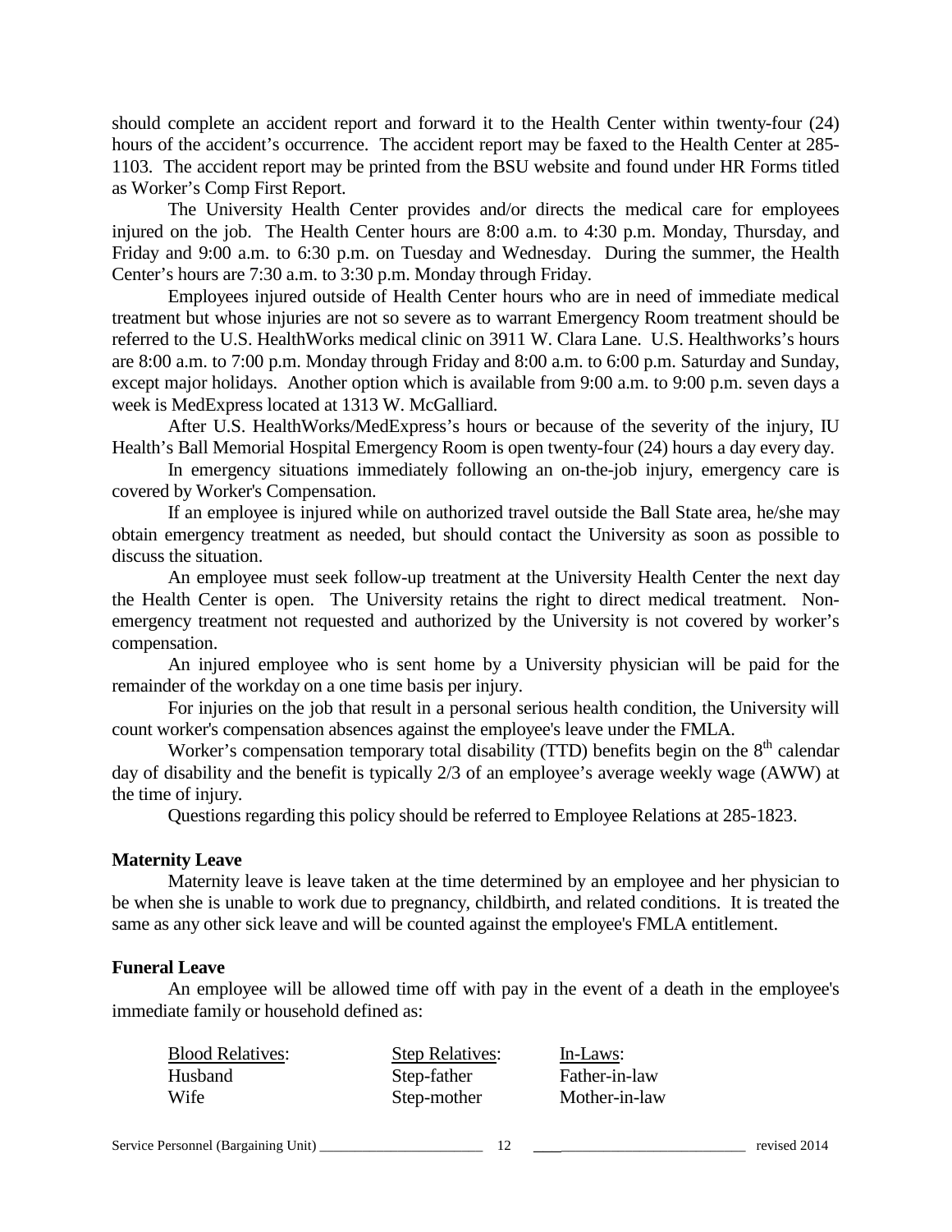should complete an accident report and forward it to the Health Center within twenty-four (24) hours of the accident's occurrence. The accident report may be faxed to the Health Center at 285-1103. The accident report may be printed from the BSU website and found under HR Forms titled as Worker's Comp First Report.

The University Health Center provides and/or directs the medical care for employees injured on the job. The Health Center hours are 8:00 a.m. to 4:30 p.m. Monday, Thursday, and Friday and 9:00 a.m. to 6:30 p.m. on Tuesday and Wednesday. During the summer, the Health Center's hours are 7:30 a.m. to 3:30 p.m. Monday through Friday.

Employees injured outside of Health Center hours who are in need of immediate medical treatment but whose injuries are not so severe as to warrant Emergency Room treatment should be referred to the U.S. HealthWorks medical clinic on 3911 W. Clara Lane. U.S. Healthworks's hours are 8:00 a.m. to 7:00 p.m. Monday through Friday and 8:00 a.m. to 6:00 p.m. Saturday and Sunday, except major holidays. Another option which is available from 9:00 a.m. to 9:00 p.m. seven days a week is MedExpress located at 1313 W. McGalliard.

After U.S. HealthWorks/MedExpress's hours or because of the severity of the injury, IU Health's Ball Memorial Hospital Emergency Room is open twenty-four (24) hours a day every day.

In emergency situations immediately following an on-the-job injury, emergency care is covered by Worker's Compensation.

If an employee is injured while on authorized travel outside the Ball State area, he/she may obtain emergency treatment as needed, but should contact the University as soon as possible to discuss the situation.

An employee must seek follow-up treatment at the University Health Center the next day the Health Center is open. The University retains the right to direct medical treatment. Non-emergency treatment not requested and authorized by the University is not covered by worker's compensation.

An injured employee who is sent home by a University physician will be paid for the remainder of the workday on a one time basis per injury.

For injuries on the job that result in a personal serious health condition, the University will count worker's compensation absences against the employee's leave under the FMLA.

Worker's compensation temporary total disability (TTD) benefits begin on the 8th calendar day of disability and the benefit is typically 2/3 of an employee's average weekly wage (AWW) at the time of injury.

Questions regarding this policy should be referred to Employee Relations at 285-1823.

**Maternity Leave**

Maternity leave is leave taken at the time determined by an employee and her physician to be when she is unable to work due to pregnancy, childbirth, and related conditions. It is treated the same as any other sick leave and will be counted against the employee's FMLA entitlement.

**Funeral Leave**

An employee will be allowed time off with pay in the event of a death in the employee's immediate family or household defined as:

| Blood Relatives: | Step Relatives: | In-Laws: |
|---|---|---|
| Husband | Step-father | Father-in-law |
| Wife | Step-mother | Mother-in-law |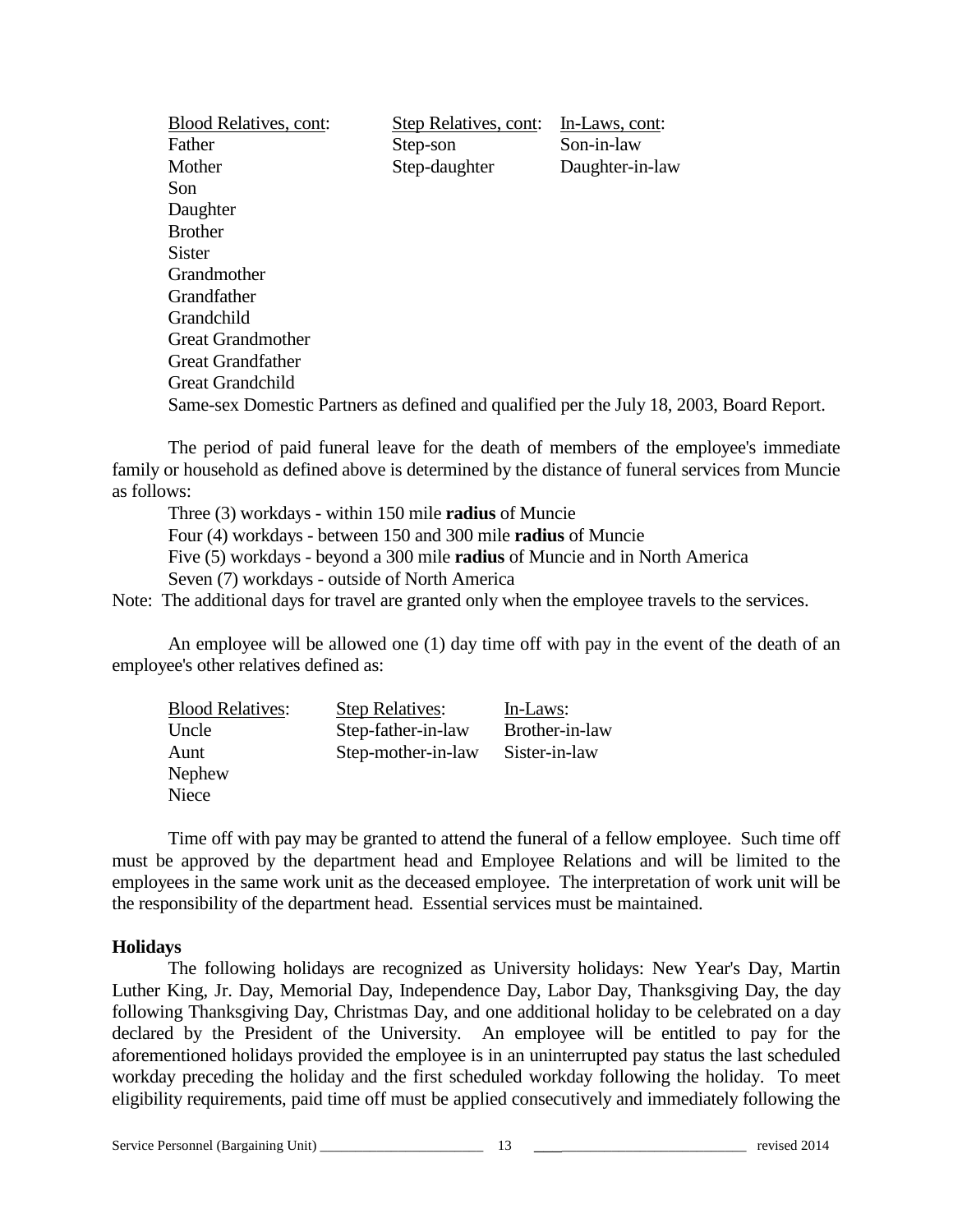| Blood Relatives, cont: | Step Relatives, cont: | In-Laws, cont: |
|---|---|---|
| Father | Step-son | Son-in-law |
| Mother | Step-daughter | Daughter-in-law |
| Son | | |
| Daughter | | |
| Brother | | |
| Sister | | |
| Grandmother | | |
| Grandfather | | |
| Grandchild | | |
| Great Grandmother | | |
| Great Grandfather | | |
| Great Grandchild | | |

Same-sex Domestic Partners as defined and qualified per the July 18, 2003, Board Report.

The period of paid funeral leave for the death of members of the employee's immediate family or household as defined above is determined by the distance of funeral services from Muncie as follows:

Three (3) workdays - within 150 mile **radius** of Muncie
Four (4) workdays - between 150 and 300 mile **radius** of Muncie
Five (5) workdays - beyond a 300 mile **radius** of Muncie and in North America
Seven (7) workdays - outside of North America

Note: The additional days for travel are granted only when the employee travels to the services.

An employee will be allowed one (1) day time off with pay in the event of the death of an employee's other relatives defined as:

| Blood Relatives: | Step Relatives: | In-Laws: |
|---|---|---|
| Uncle | Step-father-in-law | Brother-in-law |
| Aunt | Step-mother-in-law | Sister-in-law |
| Nephew | | |
| Niece | | |

Time off with pay may be granted to attend the funeral of a fellow employee. Such time off must be approved by the department head and Employee Relations and will be limited to the employees in the same work unit as the deceased employee. The interpretation of work unit will be the responsibility of the department head. Essential services must be maintained.

**Holidays**

The following holidays are recognized as University holidays: New Year's Day, Martin Luther King, Jr. Day, Memorial Day, Independence Day, Labor Day, Thanksgiving Day, the day following Thanksgiving Day, Christmas Day, and one additional holiday to be celebrated on a day declared by the President of the University. An employee will be entitled to pay for the aforementioned holidays provided the employee is in an uninterrupted pay status the last scheduled workday preceding the holiday and the first scheduled workday following the holiday. To meet eligibility requirements, paid time off must be applied consecutively and immediately following the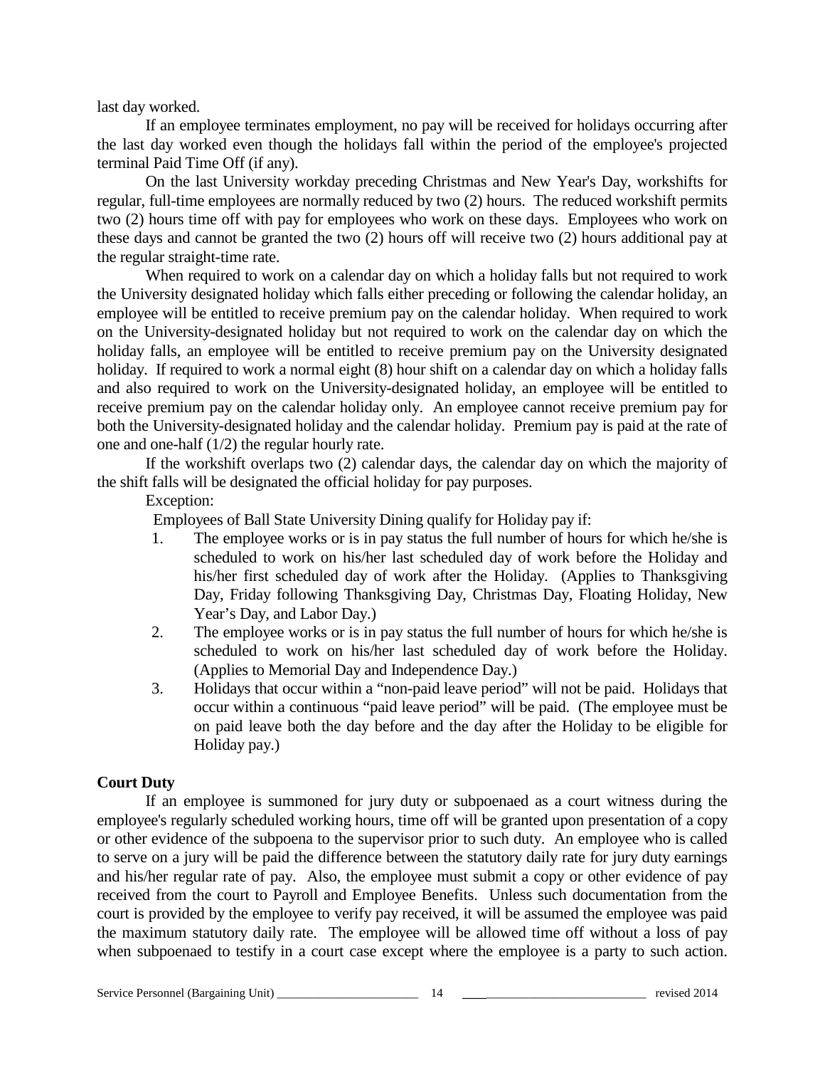last day worked.

If an employee terminates employment, no pay will be received for holidays occurring after the last day worked even though the holidays fall within the period of the employee's projected terminal Paid Time Off (if any).

On the last University workday preceding Christmas and New Year's Day, workshifts for regular, full-time employees are normally reduced by two (2) hours. The reduced workshift permits two (2) hours time off with pay for employees who work on these days. Employees who work on these days and cannot be granted the two (2) hours off will receive two (2) hours additional pay at the regular straight-time rate.

When required to work on a calendar day on which a holiday falls but not required to work the University designated holiday which falls either preceding or following the calendar holiday, an employee will be entitled to receive premium pay on the calendar holiday. When required to work on the University-designated holiday but not required to work on the calendar day on which the holiday falls, an employee will be entitled to receive premium pay on the University designated holiday. If required to work a normal eight (8) hour shift on a calendar day on which a holiday falls and also required to work on the University-designated holiday, an employee will be entitled to receive premium pay on the calendar holiday only. An employee cannot receive premium pay for both the University-designated holiday and the calendar holiday. Premium pay is paid at the rate of one and one-half (1/2) the regular hourly rate.

If the workshift overlaps two (2) calendar days, the calendar day on which the majority of the shift falls will be designated the official holiday for pay purposes.

Exception:

Employees of Ball State University Dining qualify for Holiday pay if:

1. The employee works or is in pay status the full number of hours for which he/she is scheduled to work on his/her last scheduled day of work before the Holiday and his/her first scheduled day of work after the Holiday. (Applies to Thanksgiving Day, Friday following Thanksgiving Day, Christmas Day, Floating Holiday, New Year's Day, and Labor Day.)
2. The employee works or is in pay status the full number of hours for which he/she is scheduled to work on his/her last scheduled day of work before the Holiday. (Applies to Memorial Day and Independence Day.)
3. Holidays that occur within a "non-paid leave period" will not be paid. Holidays that occur within a continuous "paid leave period" will be paid. (The employee must be on paid leave both the day before and the day after the Holiday to be eligible for Holiday pay.)

**Court Duty**

If an employee is summoned for jury duty or subpoenaed as a court witness during the employee's regularly scheduled working hours, time off will be granted upon presentation of a copy or other evidence of the subpoena to the supervisor prior to such duty. An employee who is called to serve on a jury will be paid the difference between the statutory daily rate for jury duty earnings and his/her regular rate of pay. Also, the employee must submit a copy or other evidence of pay received from the court to Payroll and Employee Benefits. Unless such documentation from the court is provided by the employee to verify pay received, it will be assumed the employee was paid the maximum statutory daily rate. The employee will be allowed time off without a loss of pay when subpoenaed to testify in a court case except where the employee is a party to such action.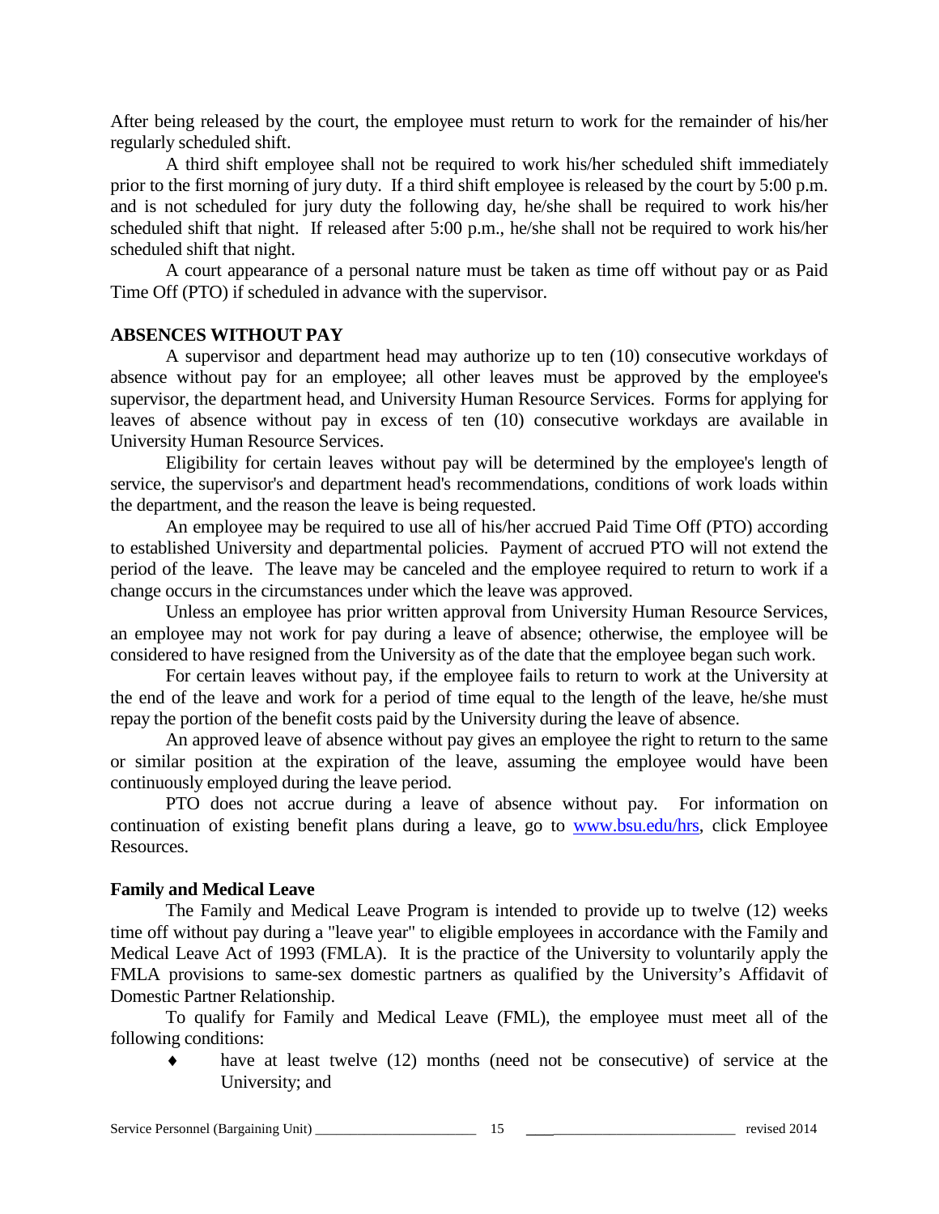After being released by the court, the employee must return to work for the remainder of his/her regularly scheduled shift.

A third shift employee shall not be required to work his/her scheduled shift immediately prior to the first morning of jury duty. If a third shift employee is released by the court by 5:00 p.m. and is not scheduled for jury duty the following day, he/she shall be required to work his/her scheduled shift that night. If released after 5:00 p.m., he/she shall not be required to work his/her scheduled shift that night.

A court appearance of a personal nature must be taken as time off without pay or as Paid Time Off (PTO) if scheduled in advance with the supervisor.

## ABSENCES WITHOUT PAY

A supervisor and department head may authorize up to ten (10) consecutive workdays of absence without pay for an employee; all other leaves must be approved by the employee's supervisor, the department head, and University Human Resource Services. Forms for applying for leaves of absence without pay in excess of ten (10) consecutive workdays are available in University Human Resource Services.

Eligibility for certain leaves without pay will be determined by the employee's length of service, the supervisor's and department head's recommendations, conditions of work loads within the department, and the reason the leave is being requested.

An employee may be required to use all of his/her accrued Paid Time Off (PTO) according to established University and departmental policies. Payment of accrued PTO will not extend the period of the leave. The leave may be canceled and the employee required to return to work if a change occurs in the circumstances under which the leave was approved.

Unless an employee has prior written approval from University Human Resource Services, an employee may not work for pay during a leave of absence; otherwise, the employee will be considered to have resigned from the University as of the date that the employee began such work.

For certain leaves without pay, if the employee fails to return to work at the University at the end of the leave and work for a period of time equal to the length of the leave, he/she must repay the portion of the benefit costs paid by the University during the leave of absence.

An approved leave of absence without pay gives an employee the right to return to the same or similar position at the expiration of the leave, assuming the employee would have been continuously employed during the leave period.

PTO does not accrue during a leave of absence without pay. For information on continuation of existing benefit plans during a leave, go to www.bsu.edu/hrs, click Employee Resources.

### Family and Medical Leave

The Family and Medical Leave Program is intended to provide up to twelve (12) weeks time off without pay during a "leave year" to eligible employees in accordance with the Family and Medical Leave Act of 1993 (FMLA). It is the practice of the University to voluntarily apply the FMLA provisions to same-sex domestic partners as qualified by the University's Affidavit of Domestic Partner Relationship.

To qualify for Family and Medical Leave (FML), the employee must meet all of the following conditions:

- have at least twelve (12) months (need not be consecutive) of service at the University; and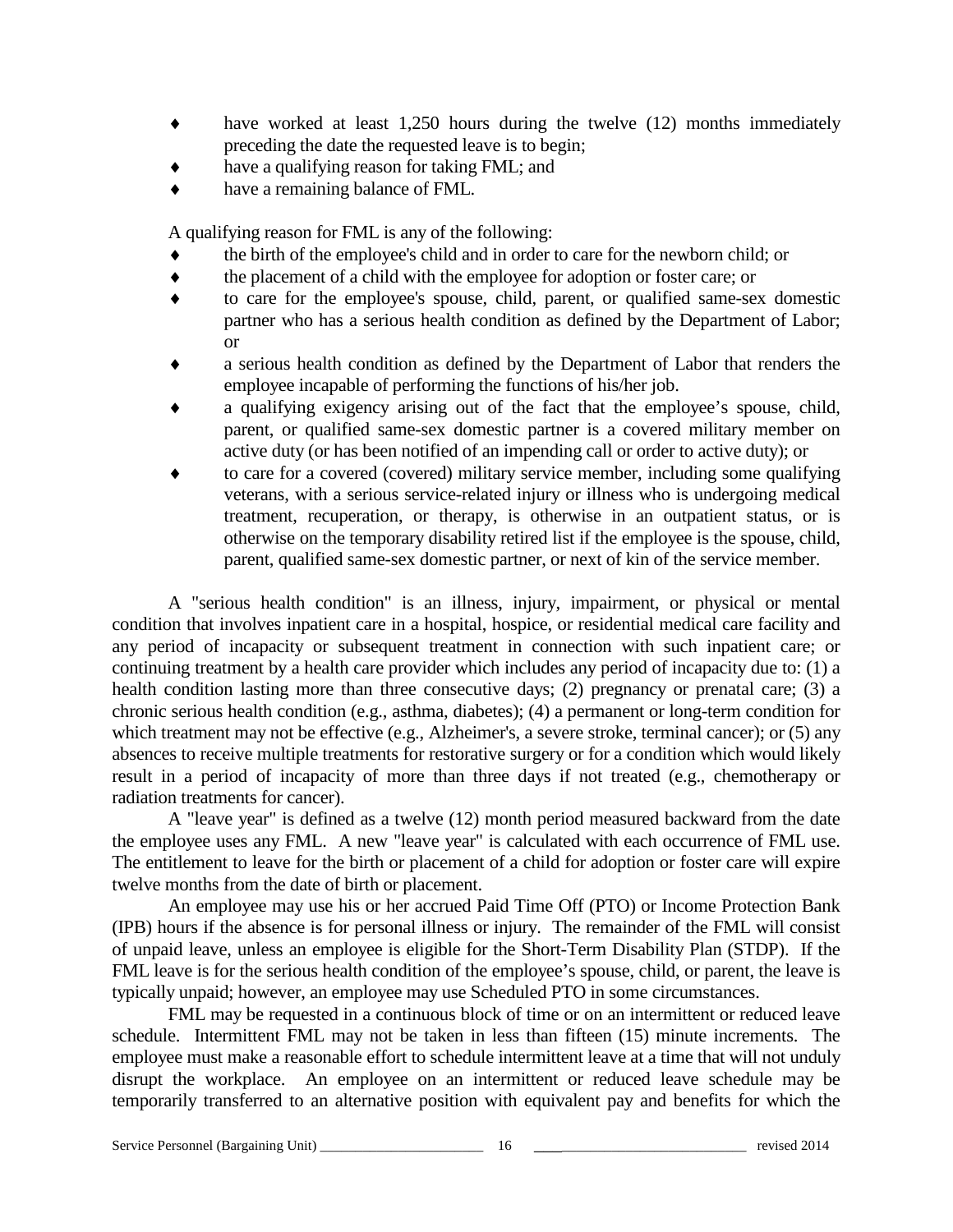- have worked at least 1,250 hours during the twelve (12) months immediately preceding the date the requested leave is to begin;
- have a qualifying reason for taking FML; and
- have a remaining balance of FML.

A qualifying reason for FML is any of the following:

- the birth of the employee's child and in order to care for the newborn child; or
- the placement of a child with the employee for adoption or foster care; or
- to care for the employee's spouse, child, parent, or qualified same-sex domestic partner who has a serious health condition as defined by the Department of Labor; or
- a serious health condition as defined by the Department of Labor that renders the employee incapable of performing the functions of his/her job.
- a qualifying exigency arising out of the fact that the employee's spouse, child, parent, or qualified same-sex domestic partner is a covered military member on active duty (or has been notified of an impending call or order to active duty); or
- to care for a covered (covered) military service member, including some qualifying veterans, with a serious service-related injury or illness who is undergoing medical treatment, recuperation, or therapy, is otherwise in an outpatient status, or is otherwise on the temporary disability retired list if the employee is the spouse, child, parent, qualified same-sex domestic partner, or next of kin of the service member.

A "serious health condition" is an illness, injury, impairment, or physical or mental condition that involves inpatient care in a hospital, hospice, or residential medical care facility and any period of incapacity or subsequent treatment in connection with such inpatient care; or continuing treatment by a health care provider which includes any period of incapacity due to: (1) a health condition lasting more than three consecutive days; (2) pregnancy or prenatal care; (3) a chronic serious health condition (e.g., asthma, diabetes); (4) a permanent or long-term condition for which treatment may not be effective (e.g., Alzheimer's, a severe stroke, terminal cancer); or (5) any absences to receive multiple treatments for restorative surgery or for a condition which would likely result in a period of incapacity of more than three days if not treated (e.g., chemotherapy or radiation treatments for cancer).

A "leave year" is defined as a twelve (12) month period measured backward from the date the employee uses any FML. A new "leave year" is calculated with each occurrence of FML use. The entitlement to leave for the birth or placement of a child for adoption or foster care will expire twelve months from the date of birth or placement.

An employee may use his or her accrued Paid Time Off (PTO) or Income Protection Bank (IPB) hours if the absence is for personal illness or injury. The remainder of the FML will consist of unpaid leave, unless an employee is eligible for the Short-Term Disability Plan (STDP). If the FML leave is for the serious health condition of the employee's spouse, child, or parent, the leave is typically unpaid; however, an employee may use Scheduled PTO in some circumstances.

FML may be requested in a continuous block of time or on an intermittent or reduced leave schedule. Intermittent FML may not be taken in less than fifteen (15) minute increments. The employee must make a reasonable effort to schedule intermittent leave at a time that will not unduly disrupt the workplace. An employee on an intermittent or reduced leave schedule may be temporarily transferred to an alternative position with equivalent pay and benefits for which the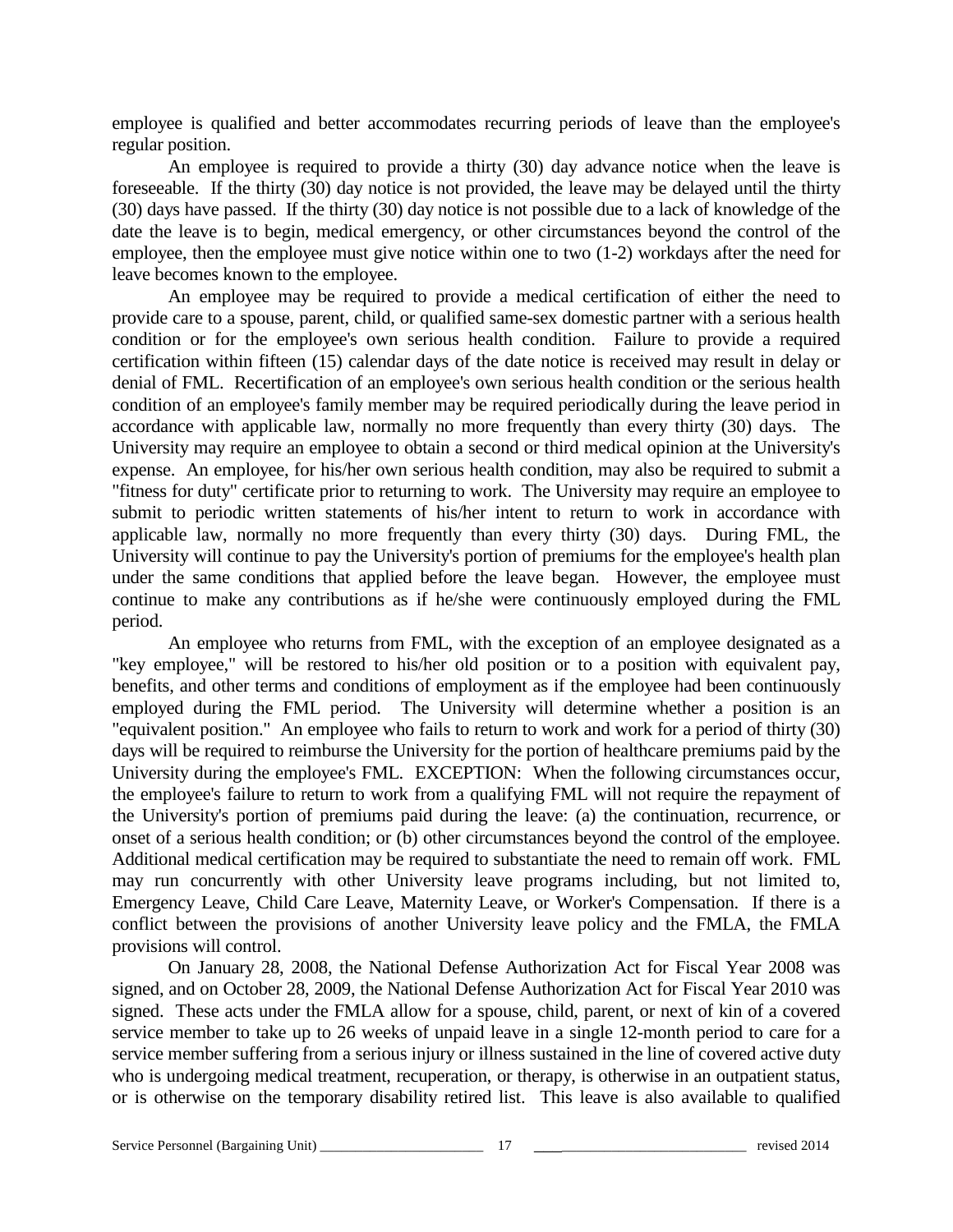employee is qualified and better accommodates recurring periods of leave than the employee's regular position.

An employee is required to provide a thirty (30) day advance notice when the leave is foreseeable. If the thirty (30) day notice is not provided, the leave may be delayed until the thirty (30) days have passed. If the thirty (30) day notice is not possible due to a lack of knowledge of the date the leave is to begin, medical emergency, or other circumstances beyond the control of the employee, then the employee must give notice within one to two (1-2) workdays after the need for leave becomes known to the employee.

An employee may be required to provide a medical certification of either the need to provide care to a spouse, parent, child, or qualified same-sex domestic partner with a serious health condition or for the employee's own serious health condition. Failure to provide a required certification within fifteen (15) calendar days of the date notice is received may result in delay or denial of FML. Recertification of an employee's own serious health condition or the serious health condition of an employee's family member may be required periodically during the leave period in accordance with applicable law, normally no more frequently than every thirty (30) days. The University may require an employee to obtain a second or third medical opinion at the University's expense. An employee, for his/her own serious health condition, may also be required to submit a "fitness for duty" certificate prior to returning to work. The University may require an employee to submit to periodic written statements of his/her intent to return to work in accordance with applicable law, normally no more frequently than every thirty (30) days. During FML, the University will continue to pay the University's portion of premiums for the employee's health plan under the same conditions that applied before the leave began. However, the employee must continue to make any contributions as if he/she were continuously employed during the FML period.

An employee who returns from FML, with the exception of an employee designated as a "key employee," will be restored to his/her old position or to a position with equivalent pay, benefits, and other terms and conditions of employment as if the employee had been continuously employed during the FML period. The University will determine whether a position is an "equivalent position." An employee who fails to return to work and work for a period of thirty (30) days will be required to reimburse the University for the portion of healthcare premiums paid by the University during the employee's FML. EXCEPTION: When the following circumstances occur, the employee's failure to return to work from a qualifying FML will not require the repayment of the University's portion of premiums paid during the leave: (a) the continuation, recurrence, or onset of a serious health condition; or (b) other circumstances beyond the control of the employee. Additional medical certification may be required to substantiate the need to remain off work. FML may run concurrently with other University leave programs including, but not limited to, Emergency Leave, Child Care Leave, Maternity Leave, or Worker's Compensation. If there is a conflict between the provisions of another University leave policy and the FMLA, the FMLA provisions will control.

On January 28, 2008, the National Defense Authorization Act for Fiscal Year 2008 was signed, and on October 28, 2009, the National Defense Authorization Act for Fiscal Year 2010 was signed. These acts under the FMLA allow for a spouse, child, parent, or next of kin of a covered service member to take up to 26 weeks of unpaid leave in a single 12-month period to care for a service member suffering from a serious injury or illness sustained in the line of covered active duty who is undergoing medical treatment, recuperation, or therapy, is otherwise in an outpatient status, or is otherwise on the temporary disability retired list. This leave is also available to qualified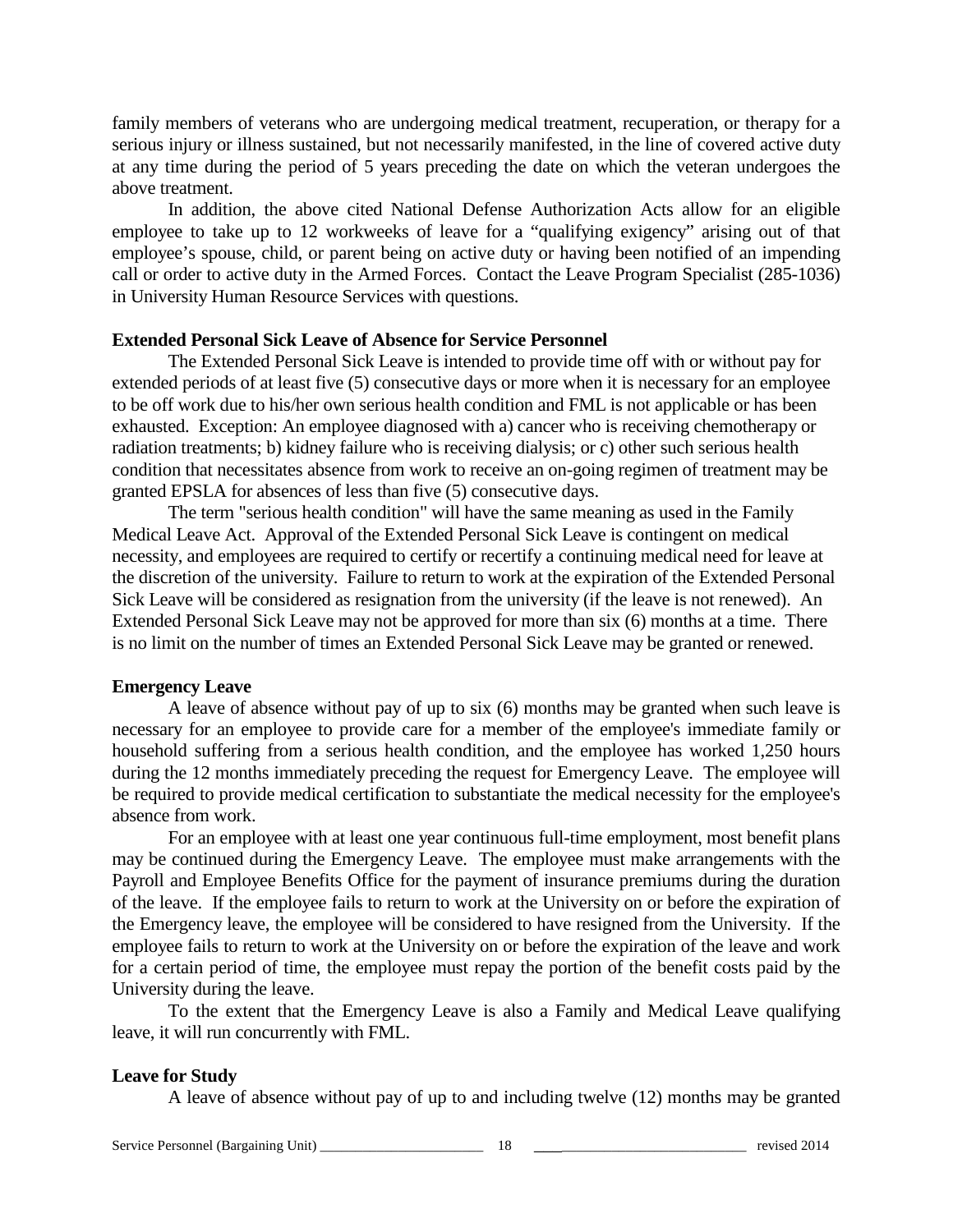family members of veterans who are undergoing medical treatment, recuperation, or therapy for a serious injury or illness sustained, but not necessarily manifested, in the line of covered active duty at any time during the period of 5 years preceding the date on which the veteran undergoes the above treatment.

In addition, the above cited National Defense Authorization Acts allow for an eligible employee to take up to 12 workweeks of leave for a "qualifying exigency" arising out of that employee's spouse, child, or parent being on active duty or having been notified of an impending call or order to active duty in the Armed Forces. Contact the Leave Program Specialist (285-1036) in University Human Resource Services with questions.

**Extended Personal Sick Leave of Absence for Service Personnel**

The Extended Personal Sick Leave is intended to provide time off with or without pay for extended periods of at least five (5) consecutive days or more when it is necessary for an employee to be off work due to his/her own serious health condition and FML is not applicable or has been exhausted. Exception: An employee diagnosed with a) cancer who is receiving chemotherapy or radiation treatments; b) kidney failure who is receiving dialysis; or c) other such serious health condition that necessitates absence from work to receive an on-going regimen of treatment may be granted EPSLA for absences of less than five (5) consecutive days.

The term "serious health condition" will have the same meaning as used in the Family Medical Leave Act. Approval of the Extended Personal Sick Leave is contingent on medical necessity, and employees are required to certify or recertify a continuing medical need for leave at the discretion of the university. Failure to return to work at the expiration of the Extended Personal Sick Leave will be considered as resignation from the university (if the leave is not renewed). An Extended Personal Sick Leave may not be approved for more than six (6) months at a time. There is no limit on the number of times an Extended Personal Sick Leave may be granted or renewed.

**Emergency Leave**

A leave of absence without pay of up to six (6) months may be granted when such leave is necessary for an employee to provide care for a member of the employee's immediate family or household suffering from a serious health condition, and the employee has worked 1,250 hours during the 12 months immediately preceding the request for Emergency Leave. The employee will be required to provide medical certification to substantiate the medical necessity for the employee's absence from work.

For an employee with at least one year continuous full-time employment, most benefit plans may be continued during the Emergency Leave. The employee must make arrangements with the Payroll and Employee Benefits Office for the payment of insurance premiums during the duration of the leave. If the employee fails to return to work at the University on or before the expiration of the Emergency leave, the employee will be considered to have resigned from the University. If the employee fails to return to work at the University on or before the expiration of the leave and work for a certain period of time, the employee must repay the portion of the benefit costs paid by the University during the leave.

To the extent that the Emergency Leave is also a Family and Medical Leave qualifying leave, it will run concurrently with FML.

**Leave for Study**

A leave of absence without pay of up to and including twelve (12) months may be granted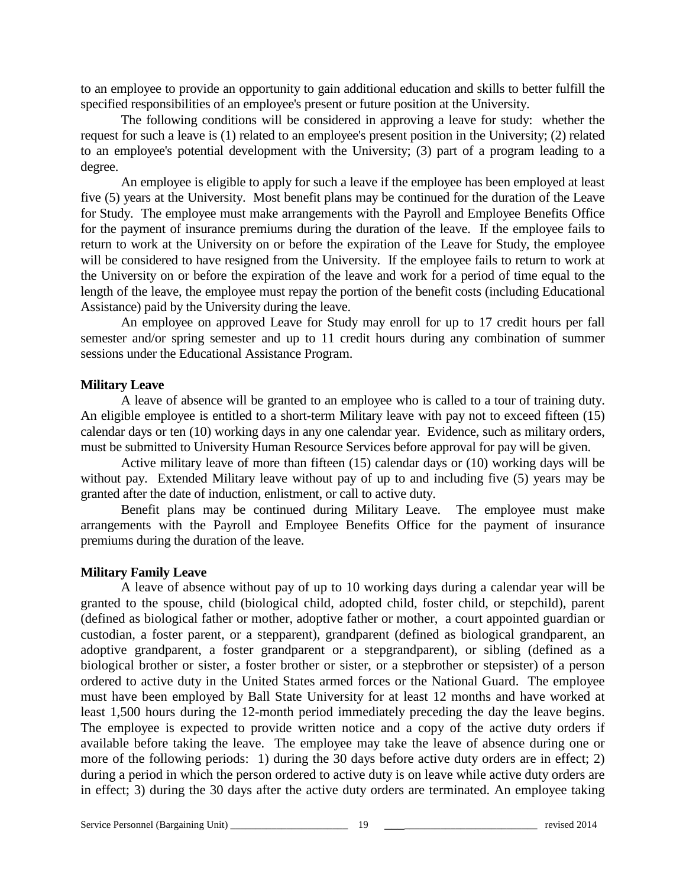to an employee to provide an opportunity to gain additional education and skills to better fulfill the specified responsibilities of an employee's present or future position at the University.

The following conditions will be considered in approving a leave for study: whether the request for such a leave is (1) related to an employee's present position in the University; (2) related to an employee's potential development with the University; (3) part of a program leading to a degree.

An employee is eligible to apply for such a leave if the employee has been employed at least five (5) years at the University. Most benefit plans may be continued for the duration of the Leave for Study. The employee must make arrangements with the Payroll and Employee Benefits Office for the payment of insurance premiums during the duration of the leave. If the employee fails to return to work at the University on or before the expiration of the Leave for Study, the employee will be considered to have resigned from the University. If the employee fails to return to work at the University on or before the expiration of the leave and work for a period of time equal to the length of the leave, the employee must repay the portion of the benefit costs (including Educational Assistance) paid by the University during the leave.

An employee on approved Leave for Study may enroll for up to 17 credit hours per fall semester and/or spring semester and up to 11 credit hours during any combination of summer sessions under the Educational Assistance Program.

**Military Leave**

A leave of absence will be granted to an employee who is called to a tour of training duty. An eligible employee is entitled to a short-term Military leave with pay not to exceed fifteen (15) calendar days or ten (10) working days in any one calendar year. Evidence, such as military orders, must be submitted to University Human Resource Services before approval for pay will be given.

Active military leave of more than fifteen (15) calendar days or (10) working days will be without pay. Extended Military leave without pay of up to and including five (5) years may be granted after the date of induction, enlistment, or call to active duty.

Benefit plans may be continued during Military Leave. The employee must make arrangements with the Payroll and Employee Benefits Office for the payment of insurance premiums during the duration of the leave.

**Military Family Leave**

A leave of absence without pay of up to 10 working days during a calendar year will be granted to the spouse, child (biological child, adopted child, foster child, or stepchild), parent (defined as biological father or mother, adoptive father or mother, a court appointed guardian or custodian, a foster parent, or a stepparent), grandparent (defined as biological grandparent, an adoptive grandparent, a foster grandparent or a stepgrandparent), or sibling (defined as a biological brother or sister, a foster brother or sister, or a stepbrother or stepsister) of a person ordered to active duty in the United States armed forces or the National Guard. The employee must have been employed by Ball State University for at least 12 months and have worked at least 1,500 hours during the 12-month period immediately preceding the day the leave begins. The employee is expected to provide written notice and a copy of the active duty orders if available before taking the leave. The employee may take the leave of absence during one or more of the following periods: 1) during the 30 days before active duty orders are in effect; 2) during a period in which the person ordered to active duty is on leave while active duty orders are in effect; 3) during the 30 days after the active duty orders are terminated. An employee taking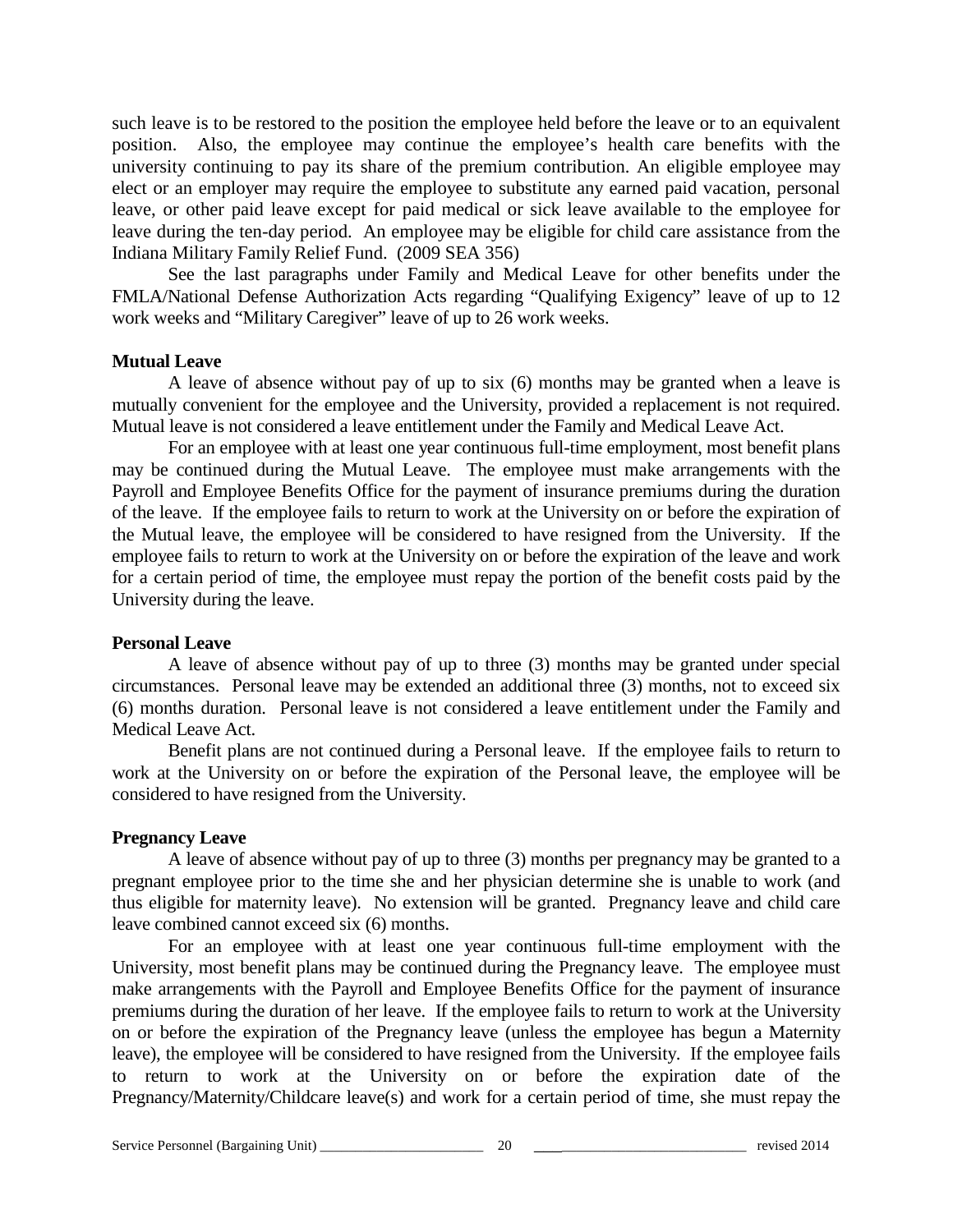such leave is to be restored to the position the employee held before the leave or to an equivalent position. Also, the employee may continue the employee's health care benefits with the university continuing to pay its share of the premium contribution. An eligible employee may elect or an employer may require the employee to substitute any earned paid vacation, personal leave, or other paid leave except for paid medical or sick leave available to the employee for leave during the ten-day period. An employee may be eligible for child care assistance from the Indiana Military Family Relief Fund. (2009 SEA 356)

See the last paragraphs under Family and Medical Leave for other benefits under the FMLA/National Defense Authorization Acts regarding "Qualifying Exigency" leave of up to 12 work weeks and "Military Caregiver" leave of up to 26 work weeks.

**Mutual Leave**

A leave of absence without pay of up to six (6) months may be granted when a leave is mutually convenient for the employee and the University, provided a replacement is not required. Mutual leave is not considered a leave entitlement under the Family and Medical Leave Act.

For an employee with at least one year continuous full-time employment, most benefit plans may be continued during the Mutual Leave. The employee must make arrangements with the Payroll and Employee Benefits Office for the payment of insurance premiums during the duration of the leave. If the employee fails to return to work at the University on or before the expiration of the Mutual leave, the employee will be considered to have resigned from the University. If the employee fails to return to work at the University on or before the expiration of the leave and work for a certain period of time, the employee must repay the portion of the benefit costs paid by the University during the leave.

**Personal Leave**

A leave of absence without pay of up to three (3) months may be granted under special circumstances. Personal leave may be extended an additional three (3) months, not to exceed six (6) months duration. Personal leave is not considered a leave entitlement under the Family and Medical Leave Act.

Benefit plans are not continued during a Personal leave. If the employee fails to return to work at the University on or before the expiration of the Personal leave, the employee will be considered to have resigned from the University.

**Pregnancy Leave**

A leave of absence without pay of up to three (3) months per pregnancy may be granted to a pregnant employee prior to the time she and her physician determine she is unable to work (and thus eligible for maternity leave). No extension will be granted. Pregnancy leave and child care leave combined cannot exceed six (6) months.

For an employee with at least one year continuous full-time employment with the University, most benefit plans may be continued during the Pregnancy leave. The employee must make arrangements with the Payroll and Employee Benefits Office for the payment of insurance premiums during the duration of her leave. If the employee fails to return to work at the University on or before the expiration of the Pregnancy leave (unless the employee has begun a Maternity leave), the employee will be considered to have resigned from the University. If the employee fails to return to work at the University on or before the expiration date of the Pregnancy/Maternity/Childcare leave(s) and work for a certain period of time, she must repay the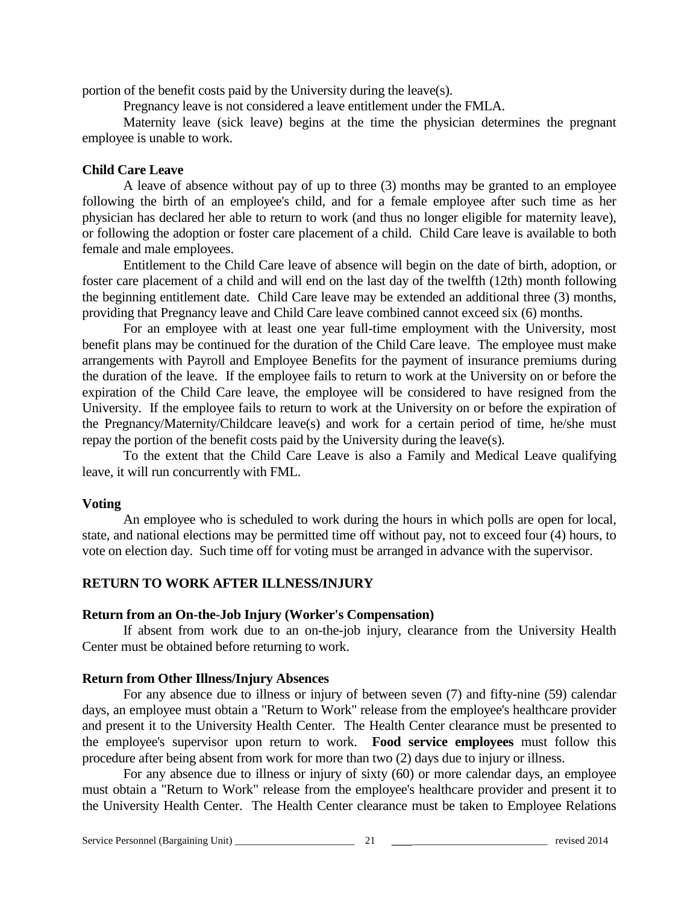portion of the benefit costs paid by the University during the leave(s).

Pregnancy leave is not considered a leave entitlement under the FMLA.

Maternity leave (sick leave) begins at the time the physician determines the pregnant employee is unable to work.

**Child Care Leave**

A leave of absence without pay of up to three (3) months may be granted to an employee following the birth of an employee's child, and for a female employee after such time as her physician has declared her able to return to work (and thus no longer eligible for maternity leave), or following the adoption or foster care placement of a child. Child Care leave is available to both female and male employees.

Entitlement to the Child Care leave of absence will begin on the date of birth, adoption, or foster care placement of a child and will end on the last day of the twelfth (12th) month following the beginning entitlement date. Child Care leave may be extended an additional three (3) months, providing that Pregnancy leave and Child Care leave combined cannot exceed six (6) months.

For an employee with at least one year full-time employment with the University, most benefit plans may be continued for the duration of the Child Care leave. The employee must make arrangements with Payroll and Employee Benefits for the payment of insurance premiums during the duration of the leave. If the employee fails to return to work at the University on or before the expiration of the Child Care leave, the employee will be considered to have resigned from the University. If the employee fails to return to work at the University on or before the expiration of the Pregnancy/Maternity/Childcare leave(s) and work for a certain period of time, he/she must repay the portion of the benefit costs paid by the University during the leave(s).

To the extent that the Child Care Leave is also a Family and Medical Leave qualifying leave, it will run concurrently with FML.

**Voting**

An employee who is scheduled to work during the hours in which polls are open for local, state, and national elections may be permitted time off without pay, not to exceed four (4) hours, to vote on election day. Such time off for voting must be arranged in advance with the supervisor.

## RETURN TO WORK AFTER ILLNESS/INJURY

**Return from an On-the-Job Injury (Worker's Compensation)**

If absent from work due to an on-the-job injury, clearance from the University Health Center must be obtained before returning to work.

**Return from Other Illness/Injury Absences**

For any absence due to illness or injury of between seven (7) and fifty-nine (59) calendar days, an employee must obtain a "Return to Work" release from the employee's healthcare provider and present it to the University Health Center. The Health Center clearance must be presented to the employee's supervisor upon return to work. **Food service employees** must follow this procedure after being absent from work for more than two (2) days due to injury or illness.

For any absence due to illness or injury of sixty (60) or more calendar days, an employee must obtain a "Return to Work" release from the employee's healthcare provider and present it to the University Health Center. The Health Center clearance must be taken to Employee Relations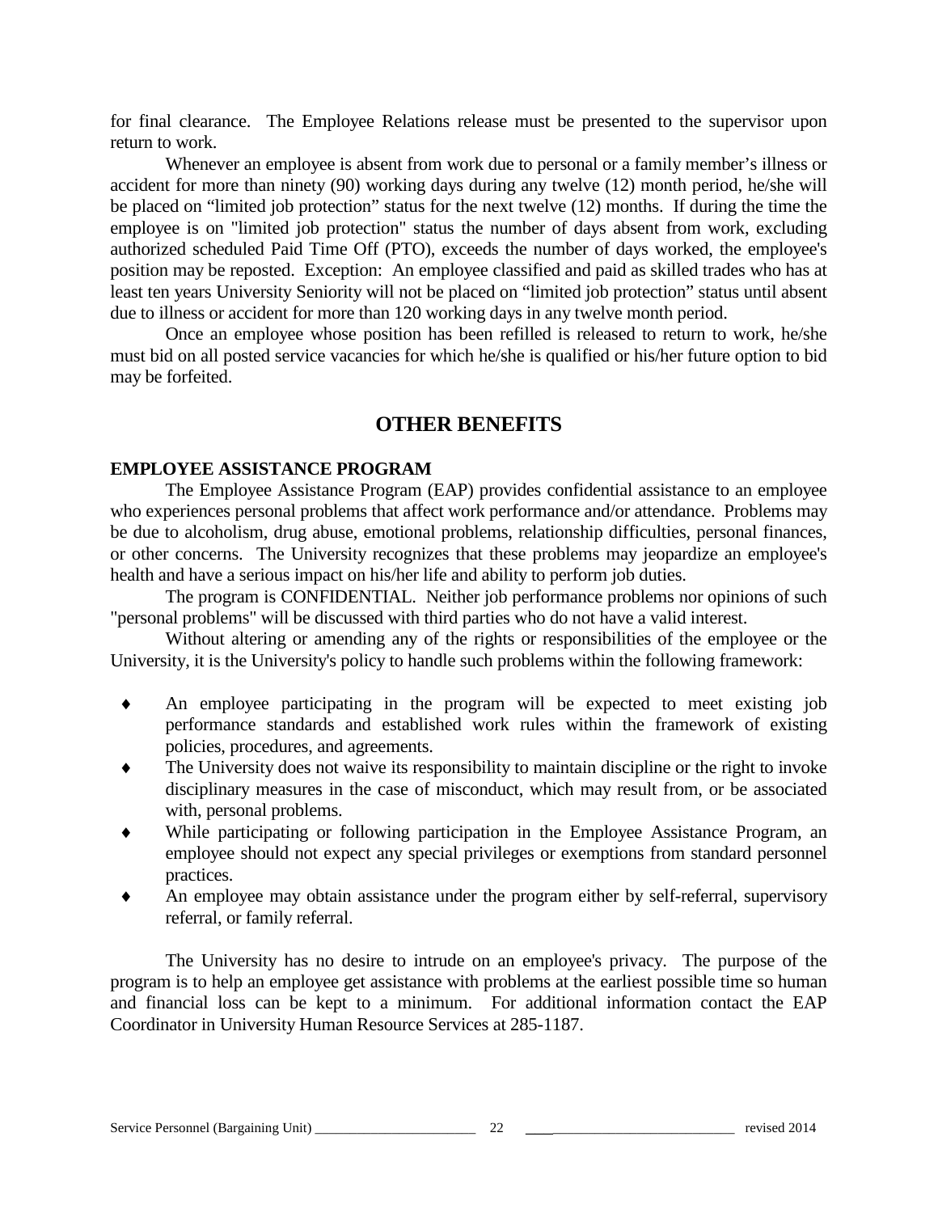for final clearance. The Employee Relations release must be presented to the supervisor upon return to work.

Whenever an employee is absent from work due to personal or a family member's illness or accident for more than ninety (90) working days during any twelve (12) month period, he/she will be placed on "limited job protection" status for the next twelve (12) months. If during the time the employee is on "limited job protection" status the number of days absent from work, excluding authorized scheduled Paid Time Off (PTO), exceeds the number of days worked, the employee's position may be reposted. Exception: An employee classified and paid as skilled trades who has at least ten years University Seniority will not be placed on "limited job protection" status until absent due to illness or accident for more than 120 working days in any twelve month period.

Once an employee whose position has been refilled is released to return to work, he/she must bid on all posted service vacancies for which he/she is qualified or his/her future option to bid may be forfeited.

## OTHER BENEFITS

### EMPLOYEE ASSISTANCE PROGRAM

The Employee Assistance Program (EAP) provides confidential assistance to an employee who experiences personal problems that affect work performance and/or attendance. Problems may be due to alcoholism, drug abuse, emotional problems, relationship difficulties, personal finances, or other concerns. The University recognizes that these problems may jeopardize an employee's health and have a serious impact on his/her life and ability to perform job duties.

The program is CONFIDENTIAL. Neither job performance problems nor opinions of such "personal problems" will be discussed with third parties who do not have a valid interest.

Without altering or amending any of the rights or responsibilities of the employee or the University, it is the University's policy to handle such problems within the following framework:

- An employee participating in the program will be expected to meet existing job performance standards and established work rules within the framework of existing policies, procedures, and agreements.
- The University does not waive its responsibility to maintain discipline or the right to invoke disciplinary measures in the case of misconduct, which may result from, or be associated with, personal problems.
- While participating or following participation in the Employee Assistance Program, an employee should not expect any special privileges or exemptions from standard personnel practices.
- An employee may obtain assistance under the program either by self-referral, supervisory referral, or family referral.

The University has no desire to intrude on an employee's privacy. The purpose of the program is to help an employee get assistance with problems at the earliest possible time so human and financial loss can be kept to a minimum. For additional information contact the EAP Coordinator in University Human Resource Services at 285-1187.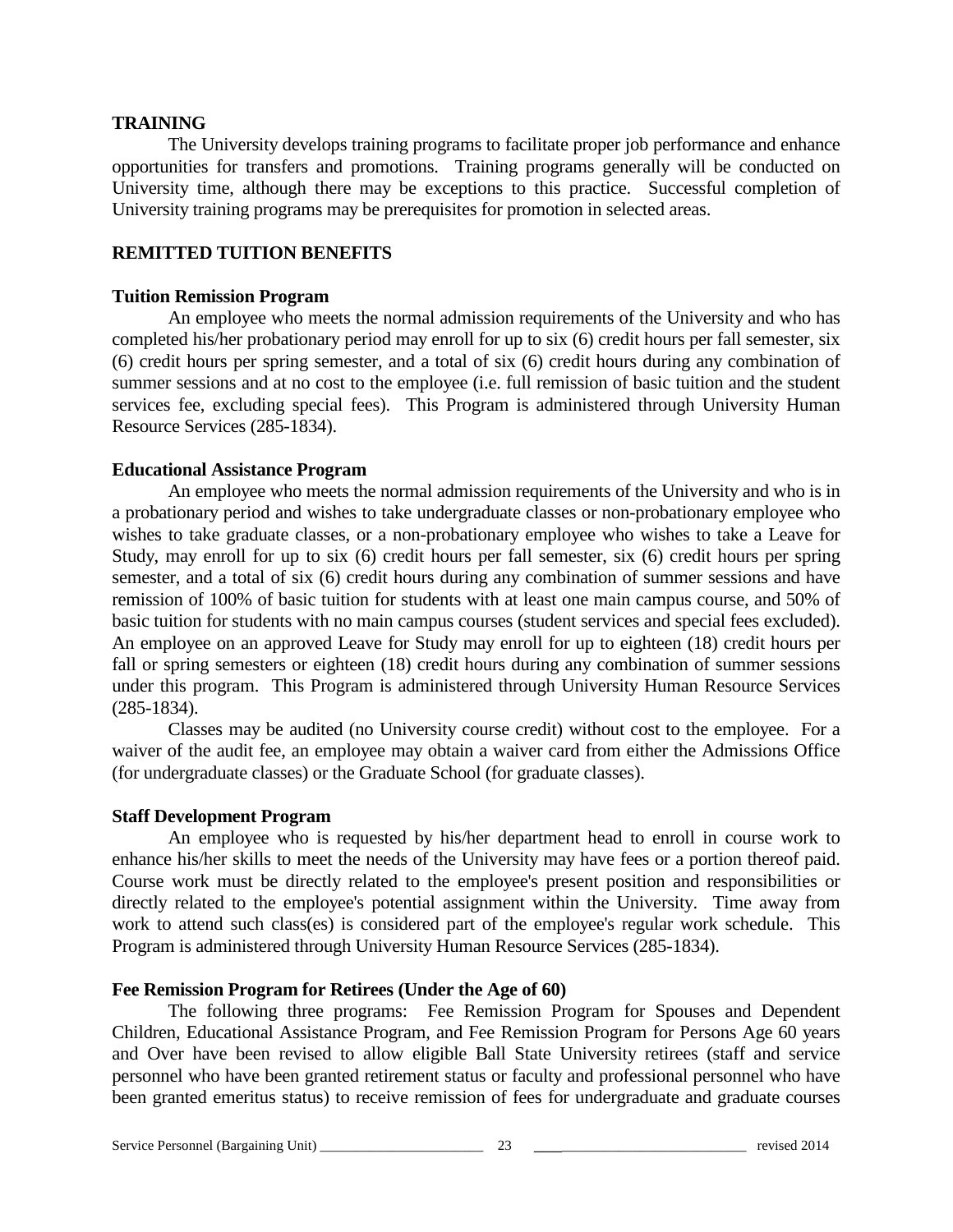## TRAINING

The University develops training programs to facilitate proper job performance and enhance opportunities for transfers and promotions. Training programs generally will be conducted on University time, although there may be exceptions to this practice. Successful completion of University training programs may be prerequisites for promotion in selected areas.

## REMITTED TUITION BENEFITS

### Tuition Remission Program

An employee who meets the normal admission requirements of the University and who has completed his/her probationary period may enroll for up to six (6) credit hours per fall semester, six (6) credit hours per spring semester, and a total of six (6) credit hours during any combination of summer sessions and at no cost to the employee (i.e. full remission of basic tuition and the student services fee, excluding special fees). This Program is administered through University Human Resource Services (285-1834).

### Educational Assistance Program

An employee who meets the normal admission requirements of the University and who is in a probationary period and wishes to take undergraduate classes or non-probationary employee who wishes to take graduate classes, or a non-probationary employee who wishes to take a Leave for Study, may enroll for up to six (6) credit hours per fall semester, six (6) credit hours per spring semester, and a total of six (6) credit hours during any combination of summer sessions and have remission of 100% of basic tuition for students with at least one main campus course, and 50% of basic tuition for students with no main campus courses (student services and special fees excluded). An employee on an approved Leave for Study may enroll for up to eighteen (18) credit hours per fall or spring semesters or eighteen (18) credit hours during any combination of summer sessions under this program. This Program is administered through University Human Resource Services (285-1834).

Classes may be audited (no University course credit) without cost to the employee. For a waiver of the audit fee, an employee may obtain a waiver card from either the Admissions Office (for undergraduate classes) or the Graduate School (for graduate classes).

### Staff Development Program

An employee who is requested by his/her department head to enroll in course work to enhance his/her skills to meet the needs of the University may have fees or a portion thereof paid. Course work must be directly related to the employee's present position and responsibilities or directly related to the employee's potential assignment within the University. Time away from work to attend such class(es) is considered part of the employee's regular work schedule. This Program is administered through University Human Resource Services (285-1834).

### Fee Remission Program for Retirees (Under the Age of 60)

The following three programs: Fee Remission Program for Spouses and Dependent Children, Educational Assistance Program, and Fee Remission Program for Persons Age 60 years and Over have been revised to allow eligible Ball State University retirees (staff and service personnel who have been granted retirement status or faculty and professional personnel who have been granted emeritus status) to receive remission of fees for undergraduate and graduate courses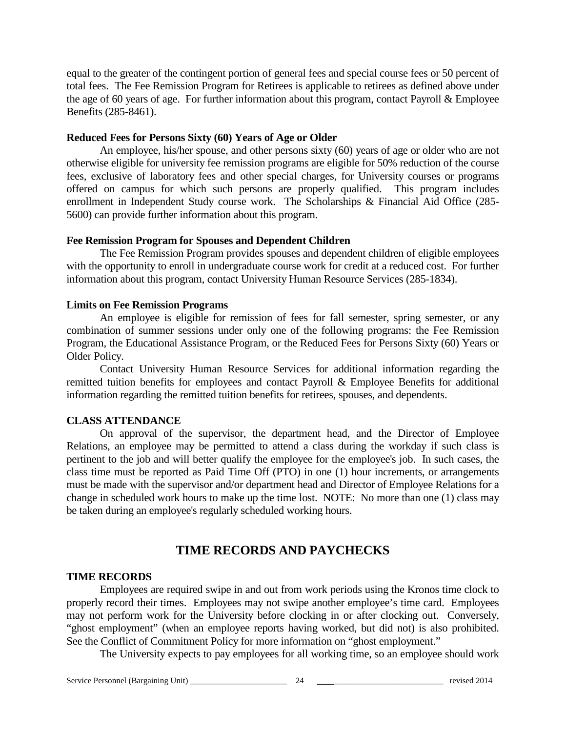equal to the greater of the contingent portion of general fees and special course fees or 50 percent of total fees. The Fee Remission Program for Retirees is applicable to retirees as defined above under the age of 60 years of age. For further information about this program, contact Payroll & Employee Benefits (285-8461).

**Reduced Fees for Persons Sixty (60) Years of Age or Older**

An employee, his/her spouse, and other persons sixty (60) years of age or older who are not otherwise eligible for university fee remission programs are eligible for 50% reduction of the course fees, exclusive of laboratory fees and other special charges, for University courses or programs offered on campus for which such persons are properly qualified. This program includes enrollment in Independent Study course work. The Scholarships & Financial Aid Office (285-5600) can provide further information about this program.

**Fee Remission Program for Spouses and Dependent Children**

The Fee Remission Program provides spouses and dependent children of eligible employees with the opportunity to enroll in undergraduate course work for credit at a reduced cost. For further information about this program, contact University Human Resource Services (285-1834).

**Limits on Fee Remission Programs**

An employee is eligible for remission of fees for fall semester, spring semester, or any combination of summer sessions under only one of the following programs: the Fee Remission Program, the Educational Assistance Program, or the Reduced Fees for Persons Sixty (60) Years or Older Policy.

Contact University Human Resource Services for additional information regarding the remitted tuition benefits for employees and contact Payroll & Employee Benefits for additional information regarding the remitted tuition benefits for retirees, spouses, and dependents.

**CLASS ATTENDANCE**

On approval of the supervisor, the department head, and the Director of Employee Relations, an employee may be permitted to attend a class during the workday if such class is pertinent to the job and will better qualify the employee for the employee's job. In such cases, the class time must be reported as Paid Time Off (PTO) in one (1) hour increments, or arrangements must be made with the supervisor and/or department head and Director of Employee Relations for a change in scheduled work hours to make up the time lost. NOTE: No more than one (1) class may be taken during an employee's regularly scheduled working hours.

## TIME RECORDS AND PAYCHECKS

**TIME RECORDS**

Employees are required swipe in and out from work periods using the Kronos time clock to properly record their times. Employees may not swipe another employee's time card. Employees may not perform work for the University before clocking in or after clocking out. Conversely, "ghost employment" (when an employee reports having worked, but did not) is also prohibited. See the Conflict of Commitment Policy for more information on "ghost employment."

The University expects to pay employees for all working time, so an employee should work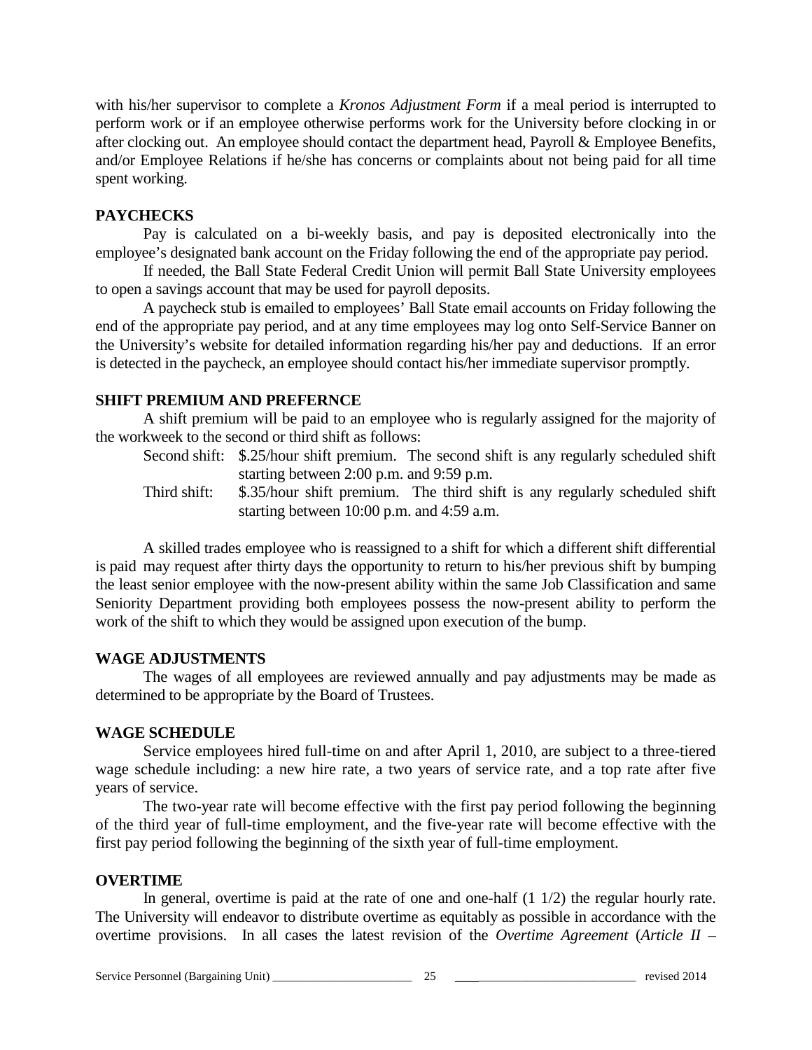with his/her supervisor to complete a *Kronos Adjustment Form* if a meal period is interrupted to perform work or if an employee otherwise performs work for the University before clocking in or after clocking out. An employee should contact the department head, Payroll & Employee Benefits, and/or Employee Relations if he/she has concerns or complaints about not being paid for all time spent working.

**PAYCHECKS**

Pay is calculated on a bi-weekly basis, and pay is deposited electronically into the employee's designated bank account on the Friday following the end of the appropriate pay period.

If needed, the Ball State Federal Credit Union will permit Ball State University employees to open a savings account that may be used for payroll deposits.

A paycheck stub is emailed to employees' Ball State email accounts on Friday following the end of the appropriate pay period, and at any time employees may log onto Self-Service Banner on the University's website for detailed information regarding his/her pay and deductions. If an error is detected in the paycheck, an employee should contact his/her immediate supervisor promptly.

**SHIFT PREMIUM AND PREFERNCE**

A shift premium will be paid to an employee who is regularly assigned for the majority of the workweek to the second or third shift as follows:

Second shift: \$.25/hour shift premium. The second shift is any regularly scheduled shift starting between 2:00 p.m. and 9:59 p.m.

Third shift: \$.35/hour shift premium. The third shift is any regularly scheduled shift starting between 10:00 p.m. and 4:59 a.m.

A skilled trades employee who is reassigned to a shift for which a different shift differential is paid may request after thirty days the opportunity to return to his/her previous shift by bumping the least senior employee with the now-present ability within the same Job Classification and same Seniority Department providing both employees possess the now-present ability to perform the work of the shift to which they would be assigned upon execution of the bump.

**WAGE ADJUSTMENTS**

The wages of all employees are reviewed annually and pay adjustments may be made as determined to be appropriate by the Board of Trustees.

**WAGE SCHEDULE**

Service employees hired full-time on and after April 1, 2010, are subject to a three-tiered wage schedule including: a new hire rate, a two years of service rate, and a top rate after five years of service.

The two-year rate will become effective with the first pay period following the beginning of the third year of full-time employment, and the five-year rate will become effective with the first pay period following the beginning of the sixth year of full-time employment.

**OVERTIME**

In general, overtime is paid at the rate of one and one-half (1 1/2) the regular hourly rate. The University will endeavor to distribute overtime as equitably as possible in accordance with the overtime provisions. In all cases the latest revision of the *Overtime Agreement* (*Article II –*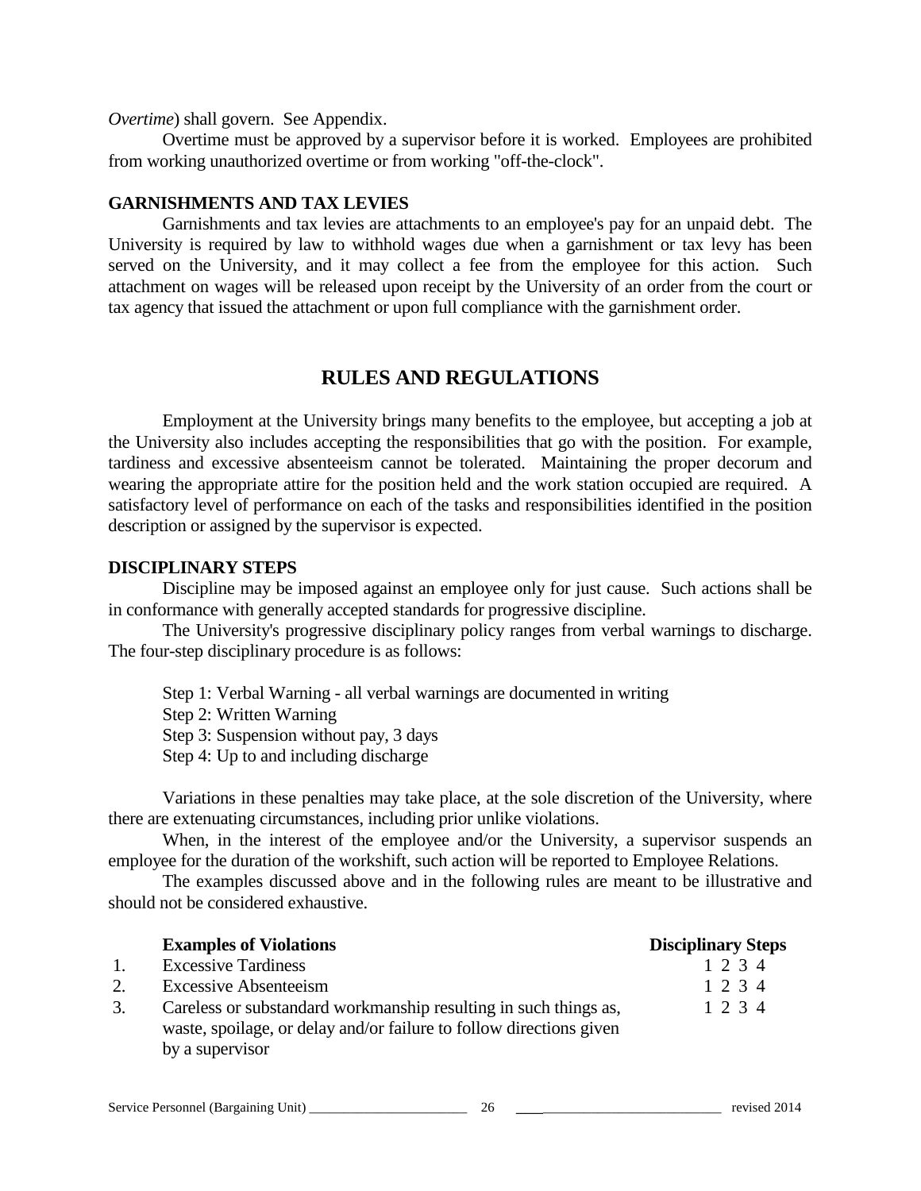*Overtime*) shall govern. See Appendix.

Overtime must be approved by a supervisor before it is worked. Employees are prohibited from working unauthorized overtime or from working "off-the-clock".

### GARNISHMENTS AND TAX LEVIES

Garnishments and tax levies are attachments to an employee's pay for an unpaid debt. The University is required by law to withhold wages due when a garnishment or tax levy has been served on the University, and it may collect a fee from the employee for this action. Such attachment on wages will be released upon receipt by the University of an order from the court or tax agency that issued the attachment or upon full compliance with the garnishment order.

## RULES AND REGULATIONS

Employment at the University brings many benefits to the employee, but accepting a job at the University also includes accepting the responsibilities that go with the position. For example, tardiness and excessive absenteeism cannot be tolerated. Maintaining the proper decorum and wearing the appropriate attire for the position held and the work station occupied are required. A satisfactory level of performance on each of the tasks and responsibilities identified in the position description or assigned by the supervisor is expected.

### DISCIPLINARY STEPS

Discipline may be imposed against an employee only for just cause. Such actions shall be in conformance with generally accepted standards for progressive discipline.

The University's progressive disciplinary policy ranges from verbal warnings to discharge. The four-step disciplinary procedure is as follows:

Step 1: Verbal Warning - all verbal warnings are documented in writing
Step 2: Written Warning
Step 3: Suspension without pay, 3 days
Step 4: Up to and including discharge

Variations in these penalties may take place, at the sole discretion of the University, where there are extenuating circumstances, including prior unlike violations.

When, in the interest of the employee and/or the University, a supervisor suspends an employee for the duration of the workshift, such action will be reported to Employee Relations.

The examples discussed above and in the following rules are meant to be illustrative and should not be considered exhaustive.

| | Examples of Violations | Disciplinary Steps |
|---|---|---|
| 1. | Excessive Tardiness | 1 2 3 4 |
| 2. | Excessive Absenteeism | 1 2 3 4 |
| 3. | Careless or substandard workmanship resulting in such things as, waste, spoilage, or delay and/or failure to follow directions given by a supervisor | 1 2 3 4 |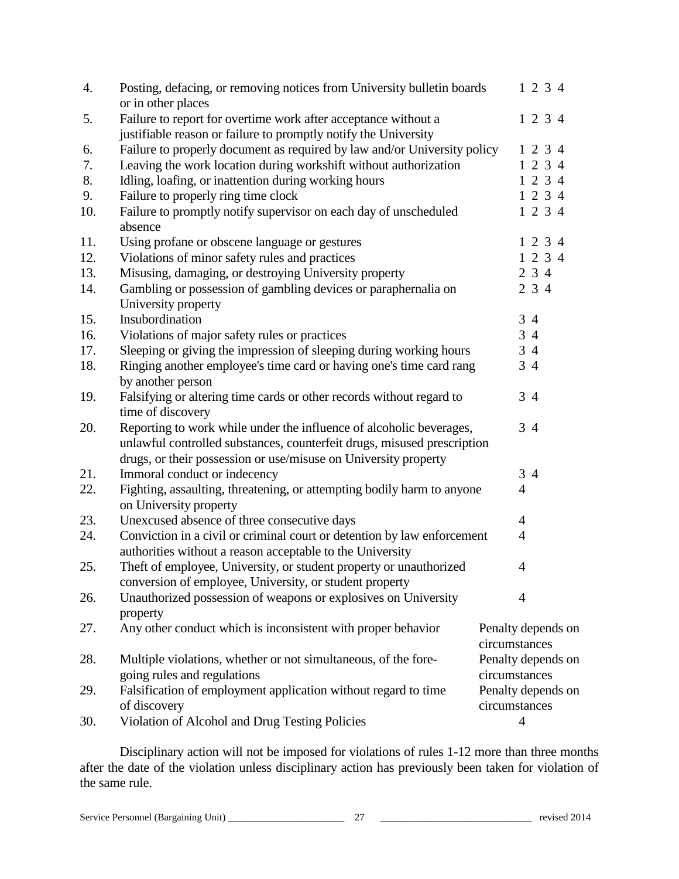| | | |
|---|---|---|
| 4. | Posting, defacing, or removing notices from University bulletin boards or in other places | 1 2 3 4 |
| 5. | Failure to report for overtime work after acceptance without a justifiable reason or failure to promptly notify the University | 1 2 3 4 |
| 6. | Failure to properly document as required by law and/or University policy | 1 2 3 4 |
| 7. | Leaving the work location during workshift without authorization | 1 2 3 4 |
| 8. | Idling, loafing, or inattention during working hours | 1 2 3 4 |
| 9. | Failure to properly ring time clock | 1 2 3 4 |
| 10. | Failure to promptly notify supervisor on each day of unscheduled absence | 1 2 3 4 |
| 11. | Using profane or obscene language or gestures | 1 2 3 4 |
| 12. | Violations of minor safety rules and practices | 1 2 3 4 |
| 13. | Misusing, damaging, or destroying University property | 2 3 4 |
| 14. | Gambling or possession of gambling devices or paraphernalia on University property | 2 3 4 |
| 15. | Insubordination | 3 4 |
| 16. | Violations of major safety rules or practices | 3 4 |
| 17. | Sleeping or giving the impression of sleeping during working hours | 3 4 |
| 18. | Ringing another employee's time card or having one's time card rang by another person | 3 4 |
| 19. | Falsifying or altering time cards or other records without regard to time of discovery | 3 4 |
| 20. | Reporting to work while under the influence of alcoholic beverages, unlawful controlled substances, counterfeit drugs, misused prescription drugs, or their possession or use/misuse on University property | 3 4 |
| 21. | Immoral conduct or indecency | 3 4 |
| 22. | Fighting, assaulting, threatening, or attempting bodily harm to anyone on University property | 4 |
| 23. | Unexcused absence of three consecutive days | 4 |
| 24. | Conviction in a civil or criminal court or detention by law enforcement authorities without a reason acceptable to the University | 4 |
| 25. | Theft of employee, University, or student property or unauthorized conversion of employee, University, or student property | 4 |
| 26. | Unauthorized possession of weapons or explosives on University property | 4 |
| 27. | Any other conduct which is inconsistent with proper behavior | Penalty depends on circumstances |
| 28. | Multiple violations, whether or not simultaneous, of the foregoing rules and regulations | Penalty depends on circumstances |
| 29. | Falsification of employment application without regard to time of discovery | Penalty depends on circumstances |
| 30. | Violation of Alcohol and Drug Testing Policies | 4 |

Disciplinary action will not be imposed for violations of rules 1-12 more than three months after the date of the violation unless disciplinary action has previously been taken for violation of the same rule.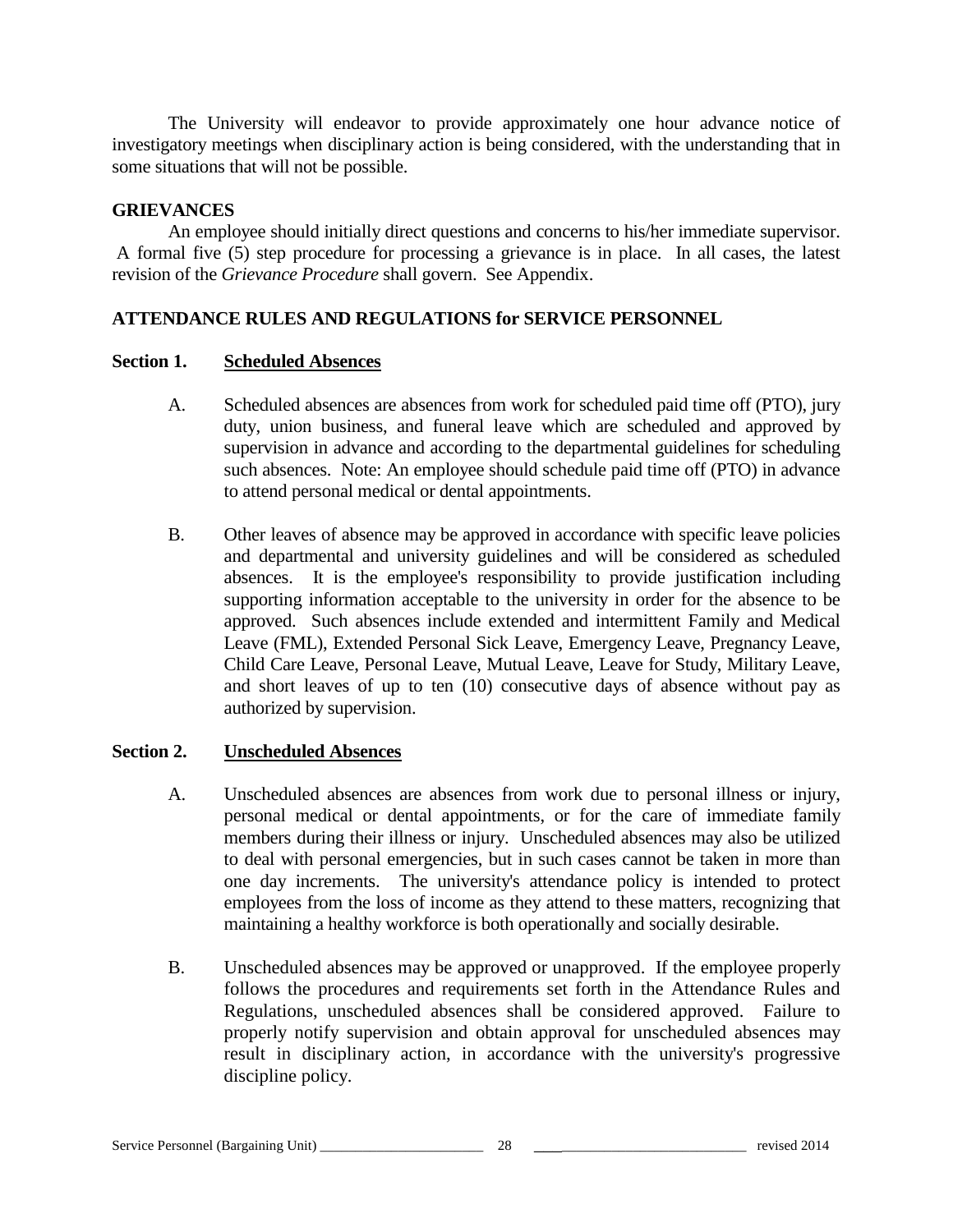The University will endeavor to provide approximately one hour advance notice of investigatory meetings when disciplinary action is being considered, with the understanding that in some situations that will not be possible.

**GRIEVANCES**

An employee should initially direct questions and concerns to his/her immediate supervisor. A formal five (5) step procedure for processing a grievance is in place. In all cases, the latest revision of the *Grievance Procedure* shall govern. See Appendix.

**ATTENDANCE RULES AND REGULATIONS for SERVICE PERSONNEL**

**Section 1. Scheduled Absences**

A. Scheduled absences are absences from work for scheduled paid time off (PTO), jury duty, union business, and funeral leave which are scheduled and approved by supervision in advance and according to the departmental guidelines for scheduling such absences. Note: An employee should schedule paid time off (PTO) in advance to attend personal medical or dental appointments.

B. Other leaves of absence may be approved in accordance with specific leave policies and departmental and university guidelines and will be considered as scheduled absences. It is the employee's responsibility to provide justification including supporting information acceptable to the university in order for the absence to be approved. Such absences include extended and intermittent Family and Medical Leave (FML), Extended Personal Sick Leave, Emergency Leave, Pregnancy Leave, Child Care Leave, Personal Leave, Mutual Leave, Leave for Study, Military Leave, and short leaves of up to ten (10) consecutive days of absence without pay as authorized by supervision.

**Section 2. Unscheduled Absences**

A. Unscheduled absences are absences from work due to personal illness or injury, personal medical or dental appointments, or for the care of immediate family members during their illness or injury. Unscheduled absences may also be utilized to deal with personal emergencies, but in such cases cannot be taken in more than one day increments. The university's attendance policy is intended to protect employees from the loss of income as they attend to these matters, recognizing that maintaining a healthy workforce is both operationally and socially desirable.

B. Unscheduled absences may be approved or unapproved. If the employee properly follows the procedures and requirements set forth in the Attendance Rules and Regulations, unscheduled absences shall be considered approved. Failure to properly notify supervision and obtain approval for unscheduled absences may result in disciplinary action, in accordance with the university's progressive discipline policy.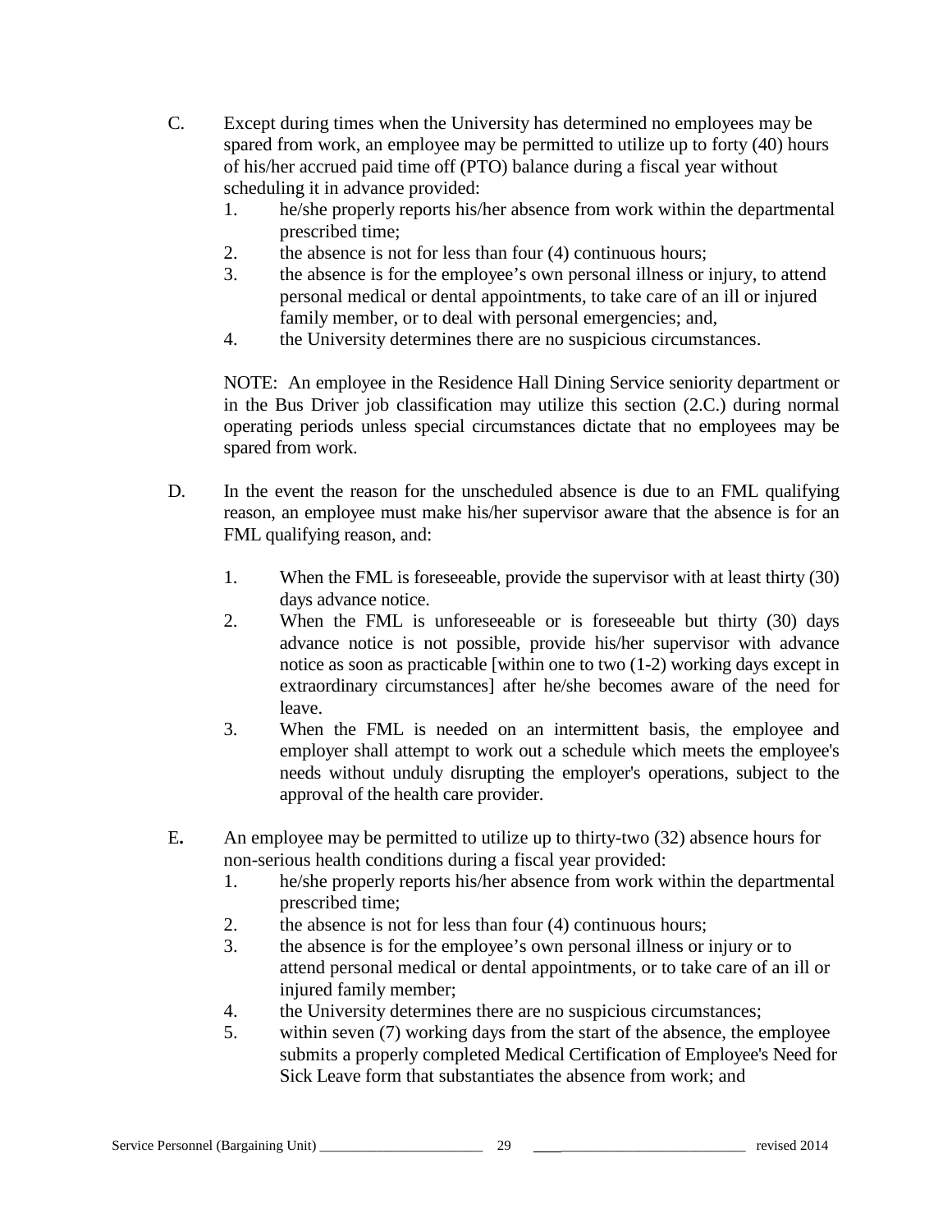C. Except during times when the University has determined no employees may be spared from work, an employee may be permitted to utilize up to forty (40) hours of his/her accrued paid time off (PTO) balance during a fiscal year without scheduling it in advance provided:

   1. he/she properly reports his/her absence from work within the departmental prescribed time;
   2. the absence is not for less than four (4) continuous hours;
   3. the absence is for the employee's own personal illness or injury, to attend personal medical or dental appointments, to take care of an ill or injured family member, or to deal with personal emergencies; and,
   4. the University determines there are no suspicious circumstances.

   NOTE: An employee in the Residence Hall Dining Service seniority department or in the Bus Driver job classification may utilize this section (2.C.) during normal operating periods unless special circumstances dictate that no employees may be spared from work.

D. In the event the reason for the unscheduled absence is due to an FML qualifying reason, an employee must make his/her supervisor aware that the absence is for an FML qualifying reason, and:

   1. When the FML is foreseeable, provide the supervisor with at least thirty (30) days advance notice.
   2. When the FML is unforeseeable or is foreseeable but thirty (30) days advance notice is not possible, provide his/her supervisor with advance notice as soon as practicable [within one to two (1-2) working days except in extraordinary circumstances] after he/she becomes aware of the need for leave.
   3. When the FML is needed on an intermittent basis, the employee and employer shall attempt to work out a schedule which meets the employee's needs without unduly disrupting the employer's operations, subject to the approval of the health care provider.

**E.** An employee may be permitted to utilize up to thirty-two (32) absence hours for non-serious health conditions during a fiscal year provided:

   1. he/she properly reports his/her absence from work within the departmental prescribed time;
   2. the absence is not for less than four (4) continuous hours;
   3. the absence is for the employee's own personal illness or injury or to attend personal medical or dental appointments, or to take care of an ill or injured family member;
   4. the University determines there are no suspicious circumstances;
   5. within seven (7) working days from the start of the absence, the employee submits a properly completed Medical Certification of Employee's Need for Sick Leave form that substantiates the absence from work; and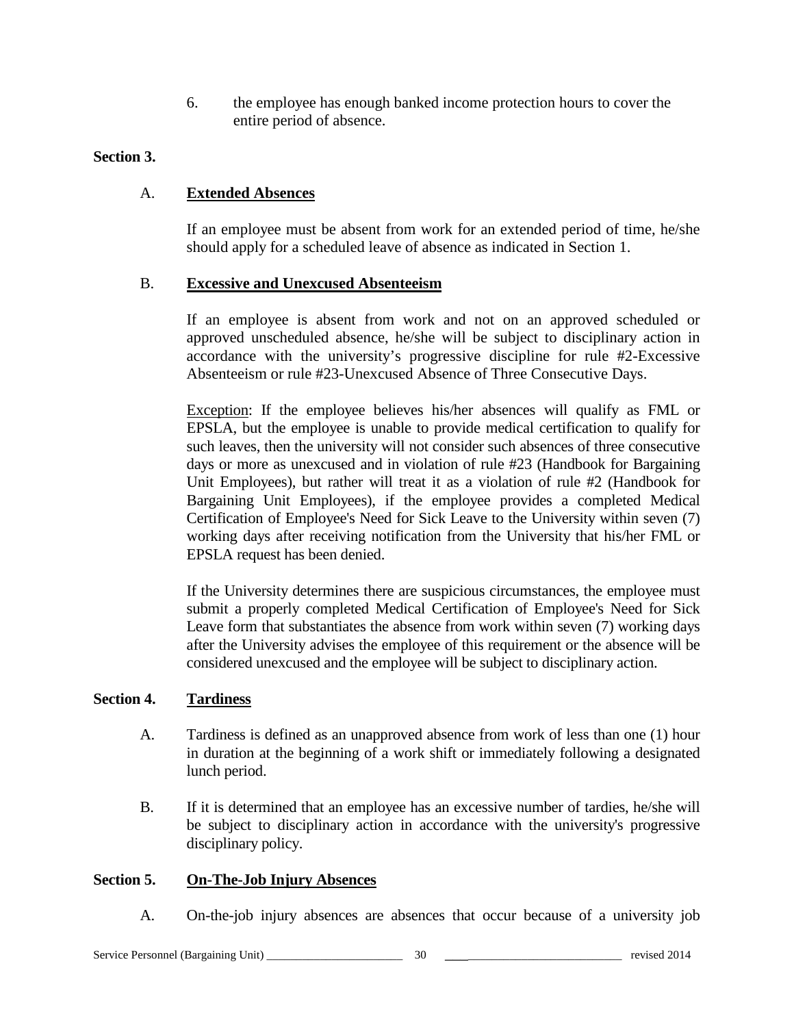6. the employee has enough banked income protection hours to cover the entire period of absence.

**Section 3.**

A. **Extended Absences**

If an employee must be absent from work for an extended period of time, he/she should apply for a scheduled leave of absence as indicated in Section 1.

B. **Excessive and Unexcused Absenteeism**

If an employee is absent from work and not on an approved scheduled or approved unscheduled absence, he/she will be subject to disciplinary action in accordance with the university's progressive discipline for rule #2-Excessive Absenteeism or rule #23-Unexcused Absence of Three Consecutive Days.

Exception: If the employee believes his/her absences will qualify as FML or EPSLA, but the employee is unable to provide medical certification to qualify for such leaves, then the university will not consider such absences of three consecutive days or more as unexcused and in violation of rule #23 (Handbook for Bargaining Unit Employees), but rather will treat it as a violation of rule #2 (Handbook for Bargaining Unit Employees), if the employee provides a completed Medical Certification of Employee's Need for Sick Leave to the University within seven (7) working days after receiving notification from the University that his/her FML or EPSLA request has been denied.

If the University determines there are suspicious circumstances, the employee must submit a properly completed Medical Certification of Employee's Need for Sick Leave form that substantiates the absence from work within seven (7) working days after the University advises the employee of this requirement or the absence will be considered unexcused and the employee will be subject to disciplinary action.

**Section 4. Tardiness**

A. Tardiness is defined as an unapproved absence from work of less than one (1) hour in duration at the beginning of a work shift or immediately following a designated lunch period.

B. If it is determined that an employee has an excessive number of tardies, he/she will be subject to disciplinary action in accordance with the university's progressive disciplinary policy.

**Section 5. On-The-Job Injury Absences**

A. On-the-job injury absences are absences that occur because of a university job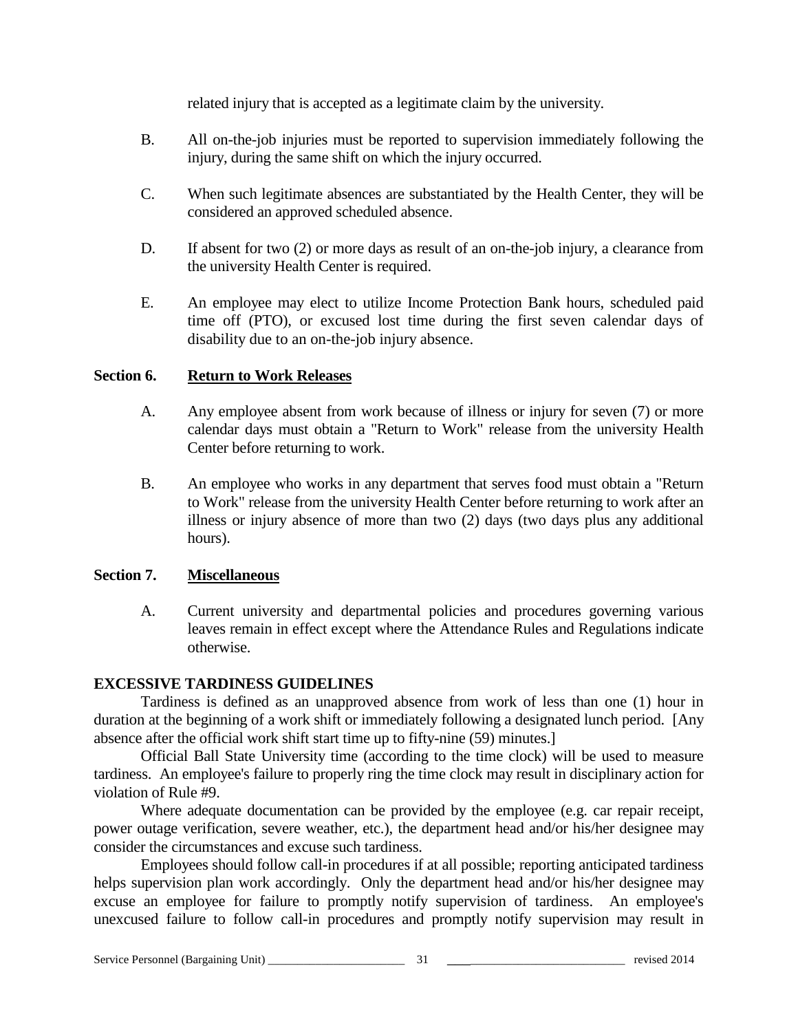related injury that is accepted as a legitimate claim by the university.

B. All on-the-job injuries must be reported to supervision immediately following the injury, during the same shift on which the injury occurred.

C. When such legitimate absences are substantiated by the Health Center, they will be considered an approved scheduled absence.

D. If absent for two (2) or more days as result of an on-the-job injury, a clearance from the university Health Center is required.

E. An employee may elect to utilize Income Protection Bank hours, scheduled paid time off (PTO), or excused lost time during the first seven calendar days of disability due to an on-the-job injury absence.

**Section 6. <u>Return to Work Releases</u>**

A. Any employee absent from work because of illness or injury for seven (7) or more calendar days must obtain a "Return to Work" release from the university Health Center before returning to work.

B. An employee who works in any department that serves food must obtain a "Return to Work" release from the university Health Center before returning to work after an illness or injury absence of more than two (2) days (two days plus any additional hours).

**Section 7. <u>Miscellaneous</u>**

A. Current university and departmental policies and procedures governing various leaves remain in effect except where the Attendance Rules and Regulations indicate otherwise.

**EXCESSIVE TARDINESS GUIDELINES**

Tardiness is defined as an unapproved absence from work of less than one (1) hour in duration at the beginning of a work shift or immediately following a designated lunch period. [Any absence after the official work shift start time up to fifty-nine (59) minutes.]

Official Ball State University time (according to the time clock) will be used to measure tardiness. An employee's failure to properly ring the time clock may result in disciplinary action for violation of Rule #9.

Where adequate documentation can be provided by the employee (e.g. car repair receipt, power outage verification, severe weather, etc.), the department head and/or his/her designee may consider the circumstances and excuse such tardiness.

Employees should follow call-in procedures if at all possible; reporting anticipated tardiness helps supervision plan work accordingly. Only the department head and/or his/her designee may excuse an employee for failure to promptly notify supervision of tardiness. An employee's unexcused failure to follow call-in procedures and promptly notify supervision may result in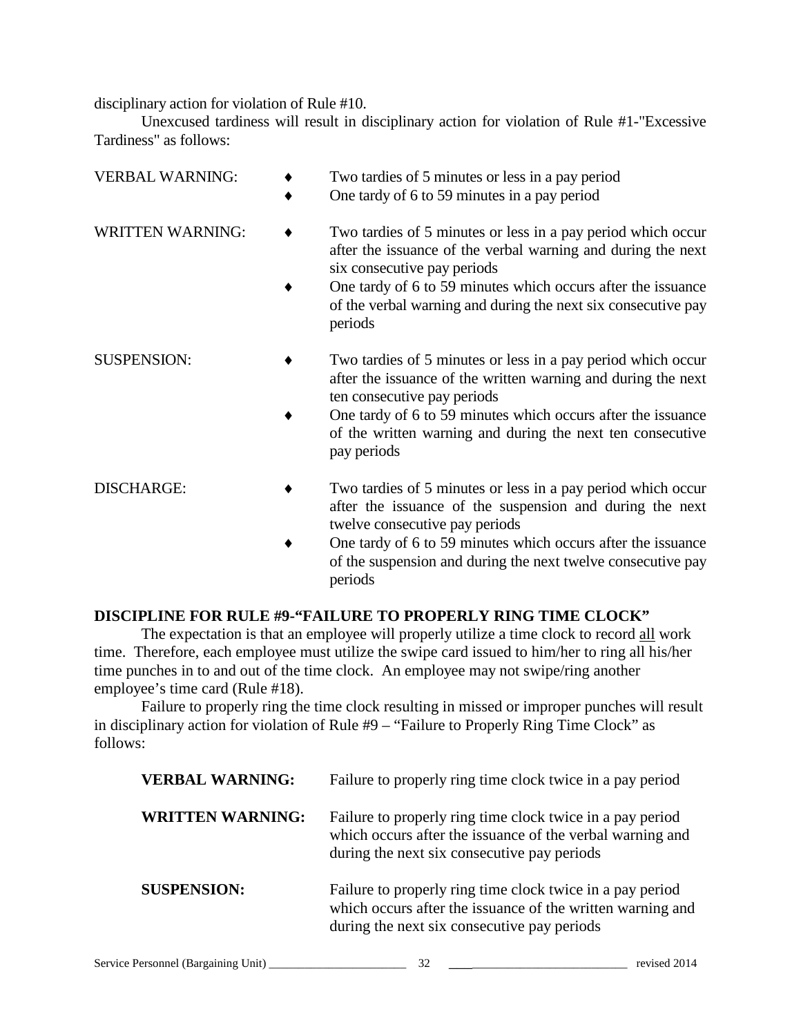disciplinary action for violation of Rule #10.

Unexcused tardiness will result in disciplinary action for violation of Rule #1-"Excessive Tardiness" as follows:

VERBAL WARNING:

- Two tardies of 5 minutes or less in a pay period
- One tardy of 6 to 59 minutes in a pay period

WRITTEN WARNING:

- Two tardies of 5 minutes or less in a pay period which occur after the issuance of the verbal warning and during the next six consecutive pay periods
- One tardy of 6 to 59 minutes which occurs after the issuance of the verbal warning and during the next six consecutive pay periods

SUSPENSION:

- Two tardies of 5 minutes or less in a pay period which occur after the issuance of the written warning and during the next ten consecutive pay periods
- One tardy of 6 to 59 minutes which occurs after the issuance of the written warning and during the next ten consecutive pay periods

DISCHARGE:

- Two tardies of 5 minutes or less in a pay period which occur after the issuance of the suspension and during the next twelve consecutive pay periods
- One tardy of 6 to 59 minutes which occurs after the issuance of the suspension and during the next twelve consecutive pay periods

**DISCIPLINE FOR RULE #9-"FAILURE TO PROPERLY RING TIME CLOCK"**

The expectation is that an employee will properly utilize a time clock to record all work time. Therefore, each employee must utilize the swipe card issued to him/her to ring all his/her time punches in to and out of the time clock. An employee may not swipe/ring another employee's time card (Rule #18).

Failure to properly ring the time clock resulting in missed or improper punches will result in disciplinary action for violation of Rule #9 – "Failure to Properly Ring Time Clock" as follows:

**VERBAL WARNING:** Failure to properly ring time clock twice in a pay period

**WRITTEN WARNING:** Failure to properly ring time clock twice in a pay period which occurs after the issuance of the verbal warning and during the next six consecutive pay periods

**SUSPENSION:** Failure to properly ring time clock twice in a pay period which occurs after the issuance of the written warning and during the next six consecutive pay periods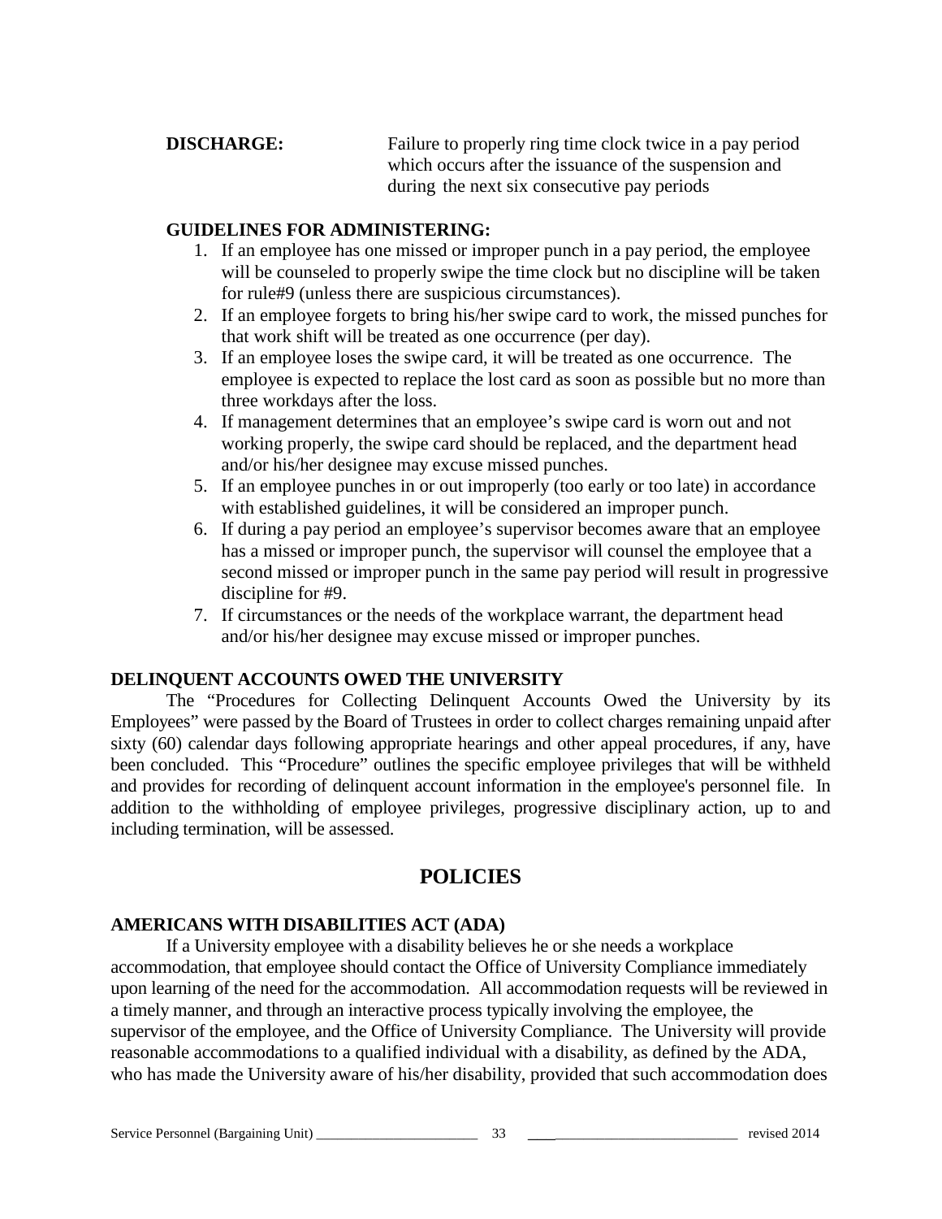**DISCHARGE:** Failure to properly ring time clock twice in a pay period which occurs after the issuance of the suspension and during the next six consecutive pay periods

**GUIDELINES FOR ADMINISTERING:**

1. If an employee has one missed or improper punch in a pay period, the employee will be counseled to properly swipe the time clock but no discipline will be taken for rule#9 (unless there are suspicious circumstances).
2. If an employee forgets to bring his/her swipe card to work, the missed punches for that work shift will be treated as one occurrence (per day).
3. If an employee loses the swipe card, it will be treated as one occurrence. The employee is expected to replace the lost card as soon as possible but no more than three workdays after the loss.
4. If management determines that an employee's swipe card is worn out and not working properly, the swipe card should be replaced, and the department head and/or his/her designee may excuse missed punches.
5. If an employee punches in or out improperly (too early or too late) in accordance with established guidelines, it will be considered an improper punch.
6. If during a pay period an employee's supervisor becomes aware that an employee has a missed or improper punch, the supervisor will counsel the employee that a second missed or improper punch in the same pay period will result in progressive discipline for #9.
7. If circumstances or the needs of the workplace warrant, the department head and/or his/her designee may excuse missed or improper punches.

### DELINQUENT ACCOUNTS OWED THE UNIVERSITY

The "Procedures for Collecting Delinquent Accounts Owed the University by its Employees" were passed by the Board of Trustees in order to collect charges remaining unpaid after sixty (60) calendar days following appropriate hearings and other appeal procedures, if any, have been concluded. This "Procedure" outlines the specific employee privileges that will be withheld and provides for recording of delinquent account information in the employee's personnel file. In addition to the withholding of employee privileges, progressive disciplinary action, up to and including termination, will be assessed.

## POLICIES

### AMERICANS WITH DISABILITIES ACT (ADA)

If a University employee with a disability believes he or she needs a workplace accommodation, that employee should contact the Office of University Compliance immediately upon learning of the need for the accommodation. All accommodation requests will be reviewed in a timely manner, and through an interactive process typically involving the employee, the supervisor of the employee, and the Office of University Compliance. The University will provide reasonable accommodations to a qualified individual with a disability, as defined by the ADA, who has made the University aware of his/her disability, provided that such accommodation does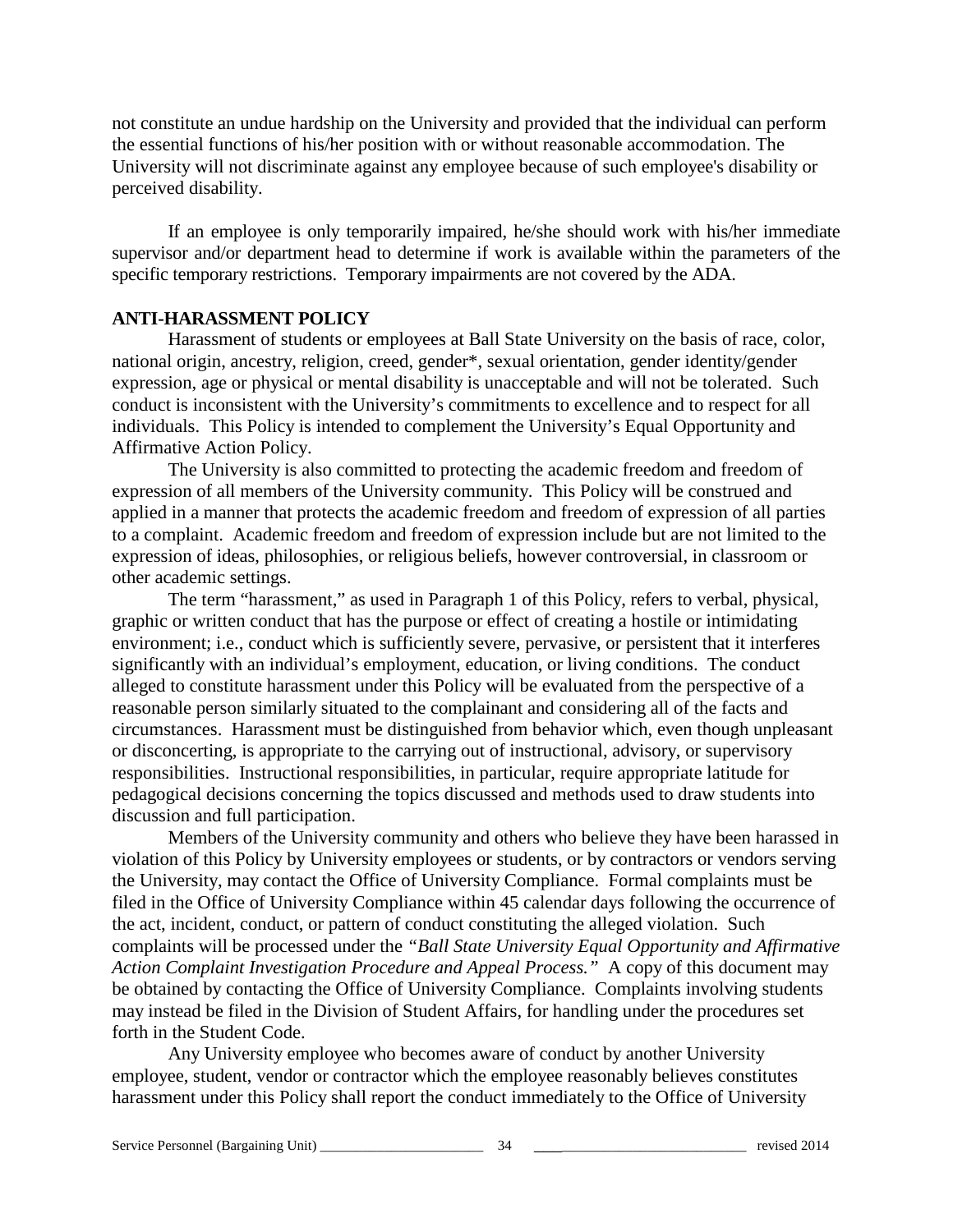not constitute an undue hardship on the University and provided that the individual can perform the essential functions of his/her position with or without reasonable accommodation. The University will not discriminate against any employee because of such employee's disability or perceived disability.

If an employee is only temporarily impaired, he/she should work with his/her immediate supervisor and/or department head to determine if work is available within the parameters of the specific temporary restrictions. Temporary impairments are not covered by the ADA.

**ANTI-HARASSMENT POLICY**

Harassment of students or employees at Ball State University on the basis of race, color, national origin, ancestry, religion, creed, gender*, sexual orientation, gender identity/gender expression, age or physical or mental disability is unacceptable and will not be tolerated. Such conduct is inconsistent with the University's commitments to excellence and to respect for all individuals. This Policy is intended to complement the University's Equal Opportunity and Affirmative Action Policy.

The University is also committed to protecting the academic freedom and freedom of expression of all members of the University community. This Policy will be construed and applied in a manner that protects the academic freedom and freedom of expression of all parties to a complaint. Academic freedom and freedom of expression include but are not limited to the expression of ideas, philosophies, or religious beliefs, however controversial, in classroom or other academic settings.

The term "harassment," as used in Paragraph 1 of this Policy, refers to verbal, physical, graphic or written conduct that has the purpose or effect of creating a hostile or intimidating environment; i.e., conduct which is sufficiently severe, pervasive, or persistent that it interferes significantly with an individual's employment, education, or living conditions. The conduct alleged to constitute harassment under this Policy will be evaluated from the perspective of a reasonable person similarly situated to the complainant and considering all of the facts and circumstances. Harassment must be distinguished from behavior which, even though unpleasant or disconcerting, is appropriate to the carrying out of instructional, advisory, or supervisory responsibilities. Instructional responsibilities, in particular, require appropriate latitude for pedagogical decisions concerning the topics discussed and methods used to draw students into discussion and full participation.

Members of the University community and others who believe they have been harassed in violation of this Policy by University employees or students, or by contractors or vendors serving the University, may contact the Office of University Compliance. Formal complaints must be filed in the Office of University Compliance within 45 calendar days following the occurrence of the act, incident, conduct, or pattern of conduct constituting the alleged violation. Such complaints will be processed under the *"Ball State University Equal Opportunity and Affirmative Action Complaint Investigation Procedure and Appeal Process."* A copy of this document may be obtained by contacting the Office of University Compliance. Complaints involving students may instead be filed in the Division of Student Affairs, for handling under the procedures set forth in the Student Code.

Any University employee who becomes aware of conduct by another University employee, student, vendor or contractor which the employee reasonably believes constitutes harassment under this Policy shall report the conduct immediately to the Office of University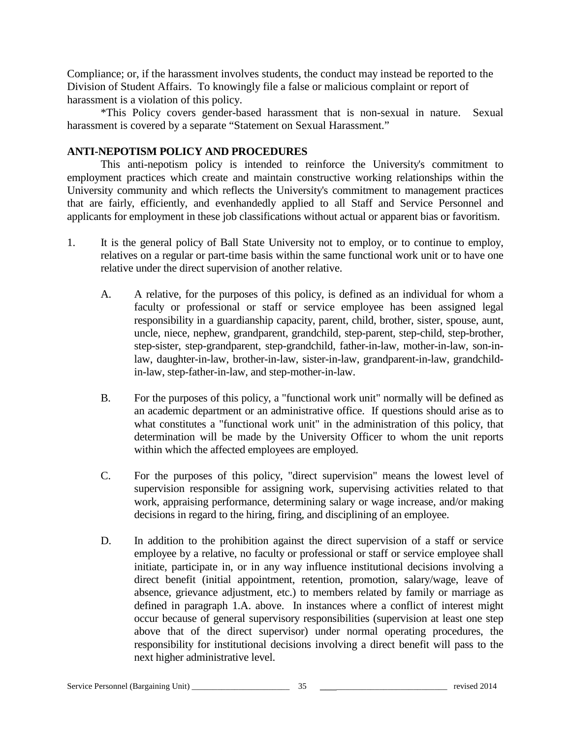Compliance; or, if the harassment involves students, the conduct may instead be reported to the Division of Student Affairs. To knowingly file a false or malicious complaint or report of harassment is a violation of this policy.

*This Policy covers gender-based harassment that is non-sexual in nature. Sexual harassment is covered by a separate "Statement on Sexual Harassment."

**ANTI-NEPOTISM POLICY AND PROCEDURES**

This anti-nepotism policy is intended to reinforce the University's commitment to employment practices which create and maintain constructive working relationships within the University community and which reflects the University's commitment to management practices that are fairly, efficiently, and evenhandedly applied to all Staff and Service Personnel and applicants for employment in these job classifications without actual or apparent bias or favoritism.

1. It is the general policy of Ball State University not to employ, or to continue to employ, relatives on a regular or part-time basis within the same functional work unit or to have one relative under the direct supervision of another relative.

   A. A relative, for the purposes of this policy, is defined as an individual for whom a faculty or professional or staff or service employee has been assigned legal responsibility in a guardianship capacity, parent, child, brother, sister, spouse, aunt, uncle, niece, nephew, grandparent, grandchild, step-parent, step-child, step-brother, step-sister, step-grandparent, step-grandchild, father-in-law, mother-in-law, son-in-law, daughter-in-law, brother-in-law, sister-in-law, grandparent-in-law, grandchild-in-law, step-father-in-law, and step-mother-in-law.

   B. For the purposes of this policy, a "functional work unit" normally will be defined as an academic department or an administrative office. If questions should arise as to what constitutes a "functional work unit" in the administration of this policy, that determination will be made by the University Officer to whom the unit reports within which the affected employees are employed.

   C. For the purposes of this policy, "direct supervision" means the lowest level of supervision responsible for assigning work, supervising activities related to that work, appraising performance, determining salary or wage increase, and/or making decisions in regard to the hiring, firing, and disciplining of an employee.

   D. In addition to the prohibition against the direct supervision of a staff or service employee by a relative, no faculty or professional or staff or service employee shall initiate, participate in, or in any way influence institutional decisions involving a direct benefit (initial appointment, retention, promotion, salary/wage, leave of absence, grievance adjustment, etc.) to members related by family or marriage as defined in paragraph 1.A. above. In instances where a conflict of interest might occur because of general supervisory responsibilities (supervision at least one step above that of the direct supervisor) under normal operating procedures, the responsibility for institutional decisions involving a direct benefit will pass to the next higher administrative level.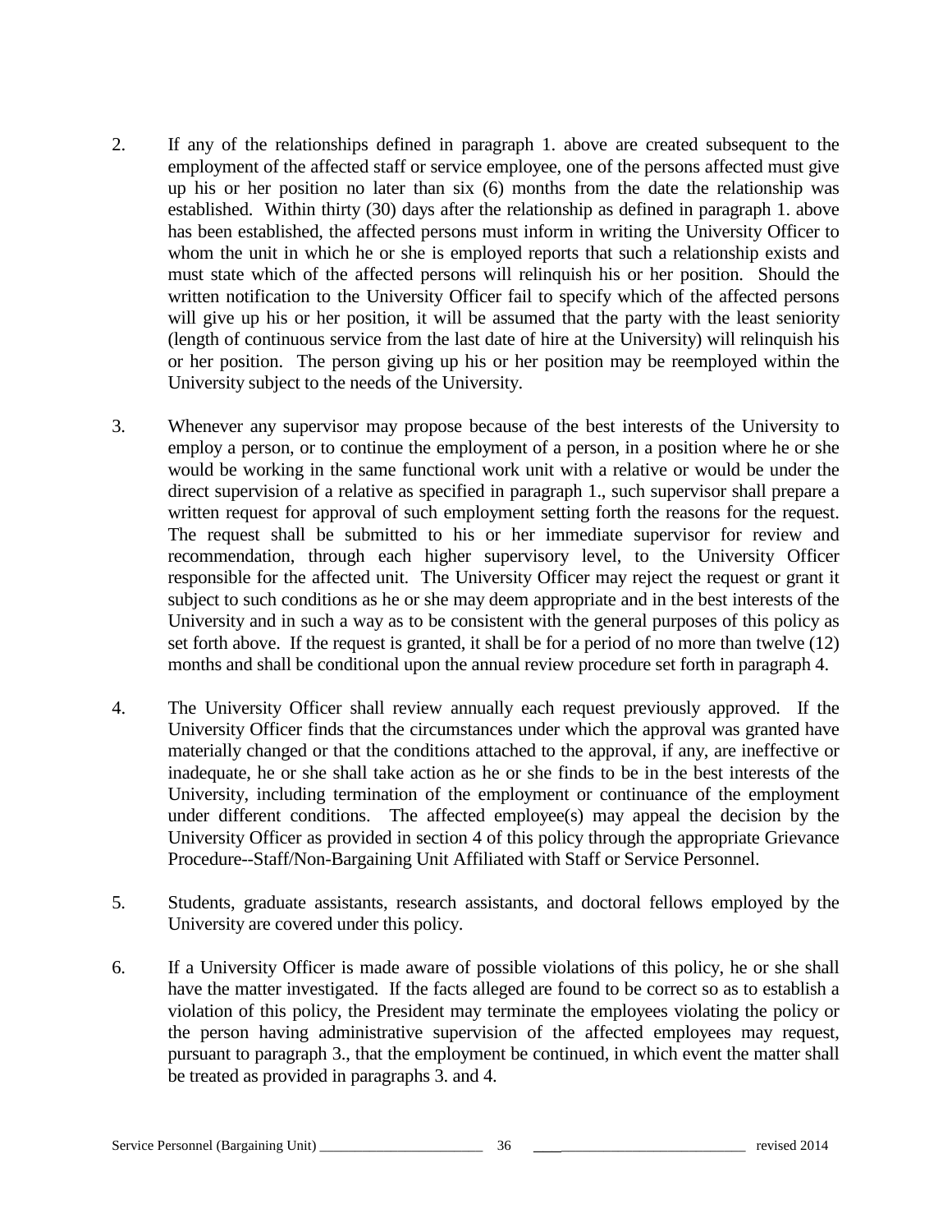2. If any of the relationships defined in paragraph 1. above are created subsequent to the employment of the affected staff or service employee, one of the persons affected must give up his or her position no later than six (6) months from the date the relationship was established. Within thirty (30) days after the relationship as defined in paragraph 1. above has been established, the affected persons must inform in writing the University Officer to whom the unit in which he or she is employed reports that such a relationship exists and must state which of the affected persons will relinquish his or her position. Should the written notification to the University Officer fail to specify which of the affected persons will give up his or her position, it will be assumed that the party with the least seniority (length of continuous service from the last date of hire at the University) will relinquish his or her position. The person giving up his or her position may be reemployed within the University subject to the needs of the University.

3. Whenever any supervisor may propose because of the best interests of the University to employ a person, or to continue the employment of a person, in a position where he or she would be working in the same functional work unit with a relative or would be under the direct supervision of a relative as specified in paragraph 1., such supervisor shall prepare a written request for approval of such employment setting forth the reasons for the request. The request shall be submitted to his or her immediate supervisor for review and recommendation, through each higher supervisory level, to the University Officer responsible for the affected unit. The University Officer may reject the request or grant it subject to such conditions as he or she may deem appropriate and in the best interests of the University and in such a way as to be consistent with the general purposes of this policy as set forth above. If the request is granted, it shall be for a period of no more than twelve (12) months and shall be conditional upon the annual review procedure set forth in paragraph 4.

4. The University Officer shall review annually each request previously approved. If the University Officer finds that the circumstances under which the approval was granted have materially changed or that the conditions attached to the approval, if any, are ineffective or inadequate, he or she shall take action as he or she finds to be in the best interests of the University, including termination of the employment or continuance of the employment under different conditions. The affected employee(s) may appeal the decision by the University Officer as provided in section 4 of this policy through the appropriate Grievance Procedure--Staff/Non-Bargaining Unit Affiliated with Staff or Service Personnel.

5. Students, graduate assistants, research assistants, and doctoral fellows employed by the University are covered under this policy.

6. If a University Officer is made aware of possible violations of this policy, he or she shall have the matter investigated. If the facts alleged are found to be correct so as to establish a violation of this policy, the President may terminate the employees violating the policy or the person having administrative supervision of the affected employees may request, pursuant to paragraph 3., that the employment be continued, in which event the matter shall be treated as provided in paragraphs 3. and 4.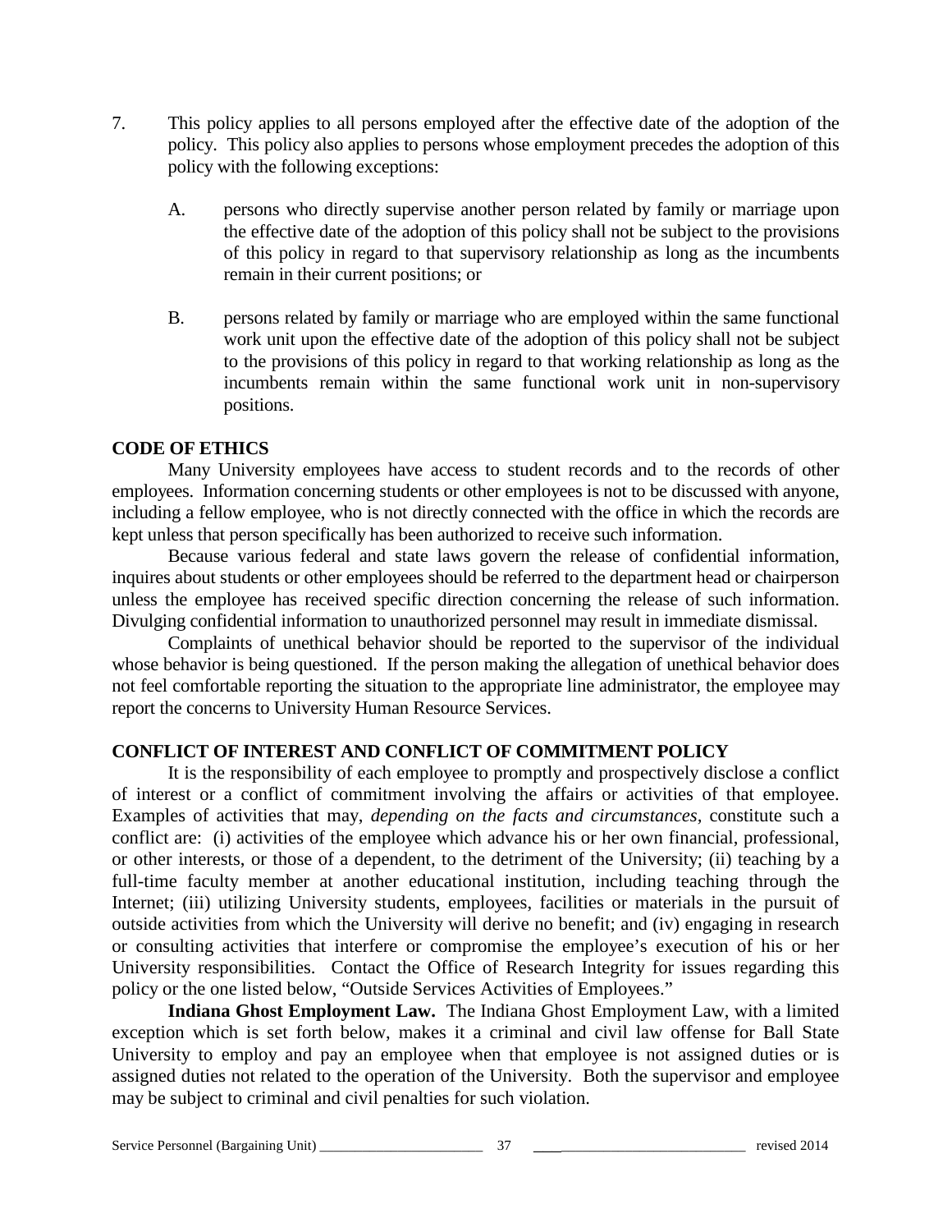7. This policy applies to all persons employed after the effective date of the adoption of the policy. This policy also applies to persons whose employment precedes the adoption of this policy with the following exceptions:

   A. persons who directly supervise another person related by family or marriage upon the effective date of the adoption of this policy shall not be subject to the provisions of this policy in regard to that supervisory relationship as long as the incumbents remain in their current positions; or

   B. persons related by family or marriage who are employed within the same functional work unit upon the effective date of the adoption of this policy shall not be subject to the provisions of this policy in regard to that working relationship as long as the incumbents remain within the same functional work unit in non-supervisory positions.

**CODE OF ETHICS**

Many University employees have access to student records and to the records of other employees. Information concerning students or other employees is not to be discussed with anyone, including a fellow employee, who is not directly connected with the office in which the records are kept unless that person specifically has been authorized to receive such information.

Because various federal and state laws govern the release of confidential information, inquires about students or other employees should be referred to the department head or chairperson unless the employee has received specific direction concerning the release of such information. Divulging confidential information to unauthorized personnel may result in immediate dismissal.

Complaints of unethical behavior should be reported to the supervisor of the individual whose behavior is being questioned. If the person making the allegation of unethical behavior does not feel comfortable reporting the situation to the appropriate line administrator, the employee may report the concerns to University Human Resource Services.

**CONFLICT OF INTEREST AND CONFLICT OF COMMITMENT POLICY**

It is the responsibility of each employee to promptly and prospectively disclose a conflict of interest or a conflict of commitment involving the affairs or activities of that employee. Examples of activities that may, *depending on the facts and circumstances*, constitute such a conflict are: (i) activities of the employee which advance his or her own financial, professional, or other interests, or those of a dependent, to the detriment of the University; (ii) teaching by a full-time faculty member at another educational institution, including teaching through the Internet; (iii) utilizing University students, employees, facilities or materials in the pursuit of outside activities from which the University will derive no benefit; and (iv) engaging in research or consulting activities that interfere or compromise the employee's execution of his or her University responsibilities. Contact the Office of Research Integrity for issues regarding this policy or the one listed below, "Outside Services Activities of Employees."

**Indiana Ghost Employment Law.** The Indiana Ghost Employment Law, with a limited exception which is set forth below, makes it a criminal and civil law offense for Ball State University to employ and pay an employee when that employee is not assigned duties or is assigned duties not related to the operation of the University. Both the supervisor and employee may be subject to criminal and civil penalties for such violation.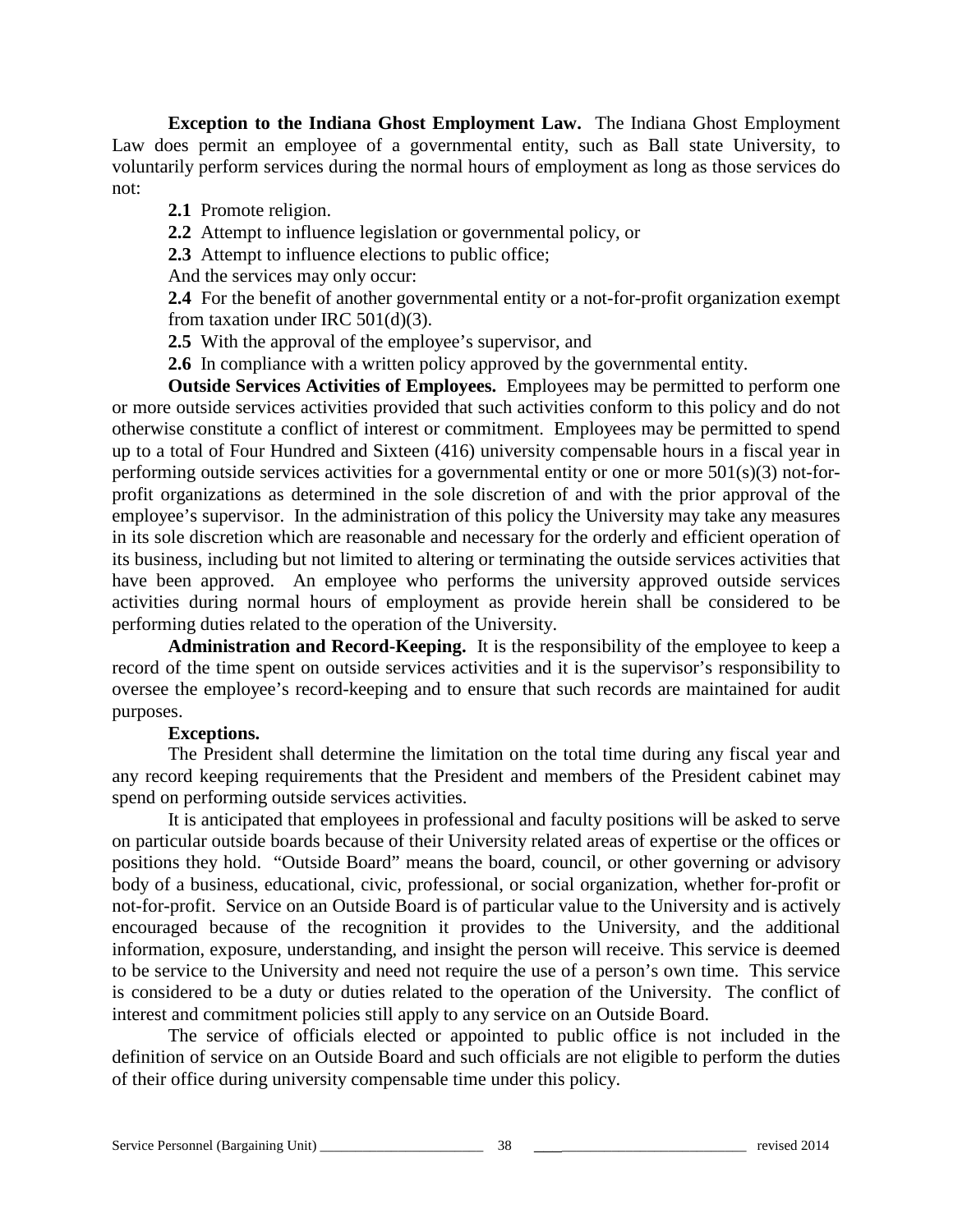**Exception to the Indiana Ghost Employment Law.** The Indiana Ghost Employment Law does permit an employee of a governmental entity, such as Ball state University, to voluntarily perform services during the normal hours of employment as long as those services do not:

**2.1** Promote religion.

**2.2** Attempt to influence legislation or governmental policy, or

**2.3** Attempt to influence elections to public office;

And the services may only occur:

**2.4** For the benefit of another governmental entity or a not-for-profit organization exempt from taxation under IRC 501(d)(3).

**2.5** With the approval of the employee's supervisor, and

**2.6** In compliance with a written policy approved by the governmental entity.

**Outside Services Activities of Employees.** Employees may be permitted to perform one or more outside services activities provided that such activities conform to this policy and do not otherwise constitute a conflict of interest or commitment. Employees may be permitted to spend up to a total of Four Hundred and Sixteen (416) university compensable hours in a fiscal year in performing outside services activities for a governmental entity or one or more 501(s)(3) not-for-profit organizations as determined in the sole discretion of and with the prior approval of the employee's supervisor. In the administration of this policy the University may take any measures in its sole discretion which are reasonable and necessary for the orderly and efficient operation of its business, including but not limited to altering or terminating the outside services activities that have been approved. An employee who performs the university approved outside services activities during normal hours of employment as provide herein shall be considered to be performing duties related to the operation of the University.

**Administration and Record-Keeping.** It is the responsibility of the employee to keep a record of the time spent on outside services activities and it is the supervisor's responsibility to oversee the employee's record-keeping and to ensure that such records are maintained for audit purposes.

**Exceptions.**

The President shall determine the limitation on the total time during any fiscal year and any record keeping requirements that the President and members of the President cabinet may spend on performing outside services activities.

It is anticipated that employees in professional and faculty positions will be asked to serve on particular outside boards because of their University related areas of expertise or the offices or positions they hold. "Outside Board" means the board, council, or other governing or advisory body of a business, educational, civic, professional, or social organization, whether for-profit or not-for-profit. Service on an Outside Board is of particular value to the University and is actively encouraged because of the recognition it provides to the University, and the additional information, exposure, understanding, and insight the person will receive. This service is deemed to be service to the University and need not require the use of a person's own time. This service is considered to be a duty or duties related to the operation of the University. The conflict of interest and commitment policies still apply to any service on an Outside Board.

The service of officials elected or appointed to public office is not included in the definition of service on an Outside Board and such officials are not eligible to perform the duties of their office during university compensable time under this policy.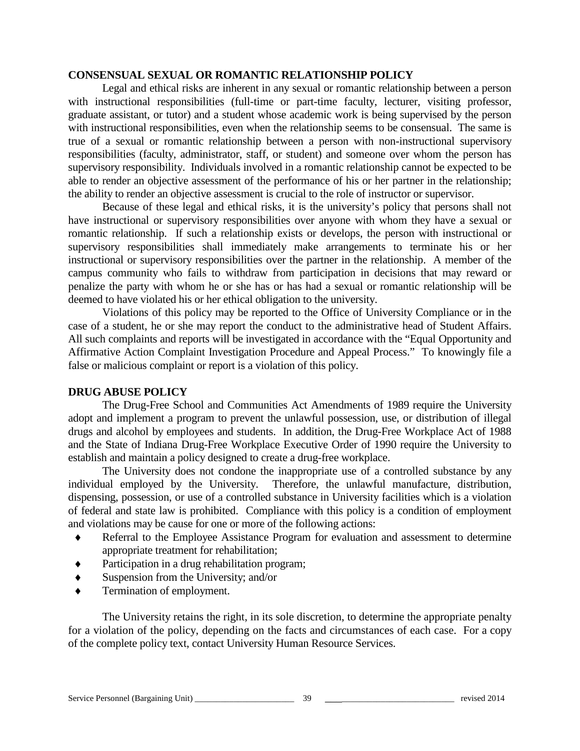## CONSENSUAL SEXUAL OR ROMANTIC RELATIONSHIP POLICY

Legal and ethical risks are inherent in any sexual or romantic relationship between a person with instructional responsibilities (full-time or part-time faculty, lecturer, visiting professor, graduate assistant, or tutor) and a student whose academic work is being supervised by the person with instructional responsibilities, even when the relationship seems to be consensual. The same is true of a sexual or romantic relationship between a person with non-instructional supervisory responsibilities (faculty, administrator, staff, or student) and someone over whom the person has supervisory responsibility. Individuals involved in a romantic relationship cannot be expected to be able to render an objective assessment of the performance of his or her partner in the relationship; the ability to render an objective assessment is crucial to the role of instructor or supervisor.

Because of these legal and ethical risks, it is the university's policy that persons shall not have instructional or supervisory responsibilities over anyone with whom they have a sexual or romantic relationship. If such a relationship exists or develops, the person with instructional or supervisory responsibilities shall immediately make arrangements to terminate his or her instructional or supervisory responsibilities over the partner in the relationship. A member of the campus community who fails to withdraw from participation in decisions that may reward or penalize the party with whom he or she has or has had a sexual or romantic relationship will be deemed to have violated his or her ethical obligation to the university.

Violations of this policy may be reported to the Office of University Compliance or in the case of a student, he or she may report the conduct to the administrative head of Student Affairs. All such complaints and reports will be investigated in accordance with the "Equal Opportunity and Affirmative Action Complaint Investigation Procedure and Appeal Process." To knowingly file a false or malicious complaint or report is a violation of this policy.

## DRUG ABUSE POLICY

The Drug-Free School and Communities Act Amendments of 1989 require the University adopt and implement a program to prevent the unlawful possession, use, or distribution of illegal drugs and alcohol by employees and students. In addition, the Drug-Free Workplace Act of 1988 and the State of Indiana Drug-Free Workplace Executive Order of 1990 require the University to establish and maintain a policy designed to create a drug-free workplace.

The University does not condone the inappropriate use of a controlled substance by any individual employed by the University. Therefore, the unlawful manufacture, distribution, dispensing, possession, or use of a controlled substance in University facilities which is a violation of federal and state law is prohibited. Compliance with this policy is a condition of employment and violations may be cause for one or more of the following actions:

- Referral to the Employee Assistance Program for evaluation and assessment to determine appropriate treatment for rehabilitation;
- Participation in a drug rehabilitation program;
- Suspension from the University; and/or
- Termination of employment.

The University retains the right, in its sole discretion, to determine the appropriate penalty for a violation of the policy, depending on the facts and circumstances of each case. For a copy of the complete policy text, contact University Human Resource Services.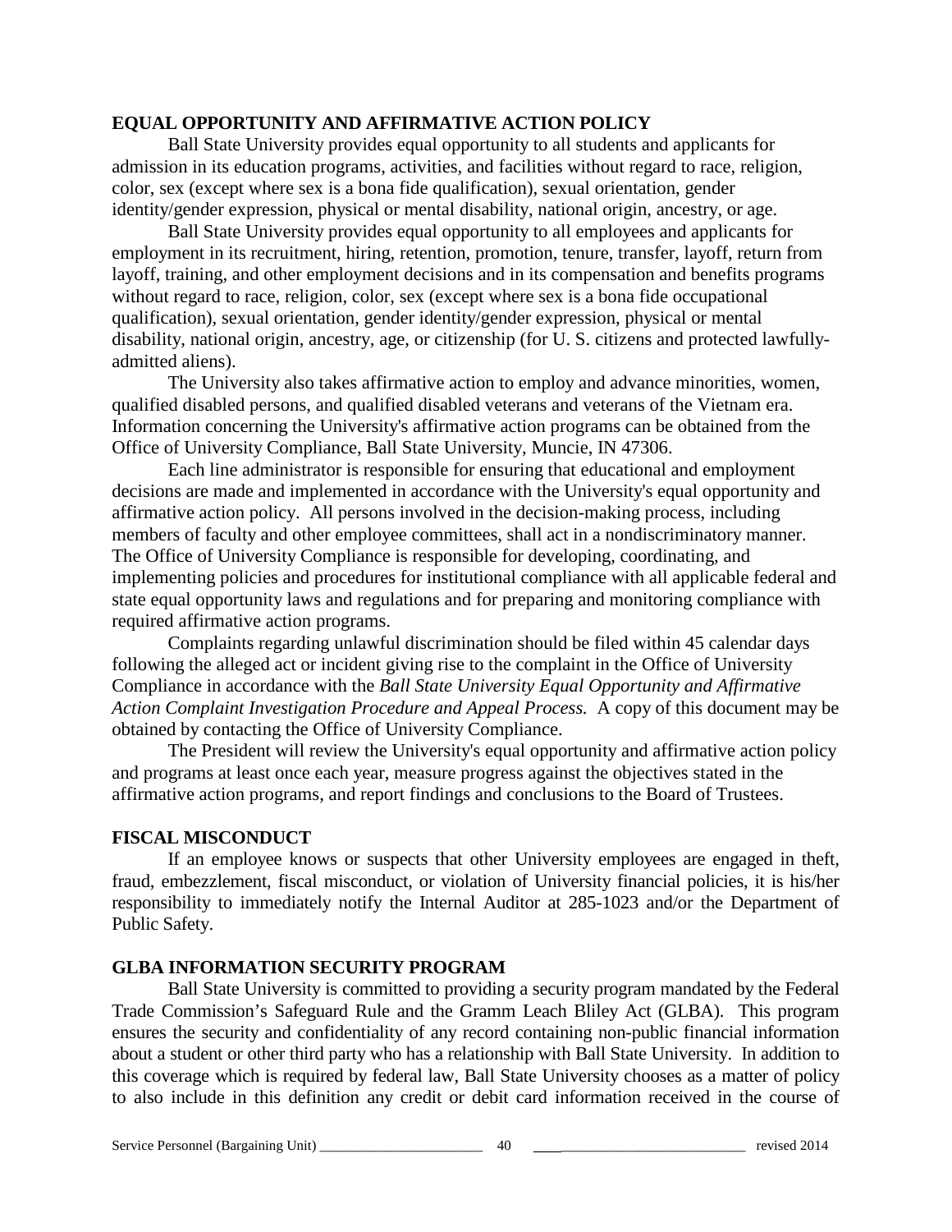## EQUAL OPPORTUNITY AND AFFIRMATIVE ACTION POLICY

Ball State University provides equal opportunity to all students and applicants for admission in its education programs, activities, and facilities without regard to race, religion, color, sex (except where sex is a bona fide qualification), sexual orientation, gender identity/gender expression, physical or mental disability, national origin, ancestry, or age.

Ball State University provides equal opportunity to all employees and applicants for employment in its recruitment, hiring, retention, promotion, tenure, transfer, layoff, return from layoff, training, and other employment decisions and in its compensation and benefits programs without regard to race, religion, color, sex (except where sex is a bona fide occupational qualification), sexual orientation, gender identity/gender expression, physical or mental disability, national origin, ancestry, age, or citizenship (for U. S. citizens and protected lawfully-admitted aliens).

The University also takes affirmative action to employ and advance minorities, women, qualified disabled persons, and qualified disabled veterans and veterans of the Vietnam era. Information concerning the University's affirmative action programs can be obtained from the Office of University Compliance, Ball State University, Muncie, IN 47306.

Each line administrator is responsible for ensuring that educational and employment decisions are made and implemented in accordance with the University's equal opportunity and affirmative action policy. All persons involved in the decision-making process, including members of faculty and other employee committees, shall act in a nondiscriminatory manner. The Office of University Compliance is responsible for developing, coordinating, and implementing policies and procedures for institutional compliance with all applicable federal and state equal opportunity laws and regulations and for preparing and monitoring compliance with required affirmative action programs.

Complaints regarding unlawful discrimination should be filed within 45 calendar days following the alleged act or incident giving rise to the complaint in the Office of University Compliance in accordance with the *Ball State University Equal Opportunity and Affirmative Action Complaint Investigation Procedure and Appeal Process.* A copy of this document may be obtained by contacting the Office of University Compliance.

The President will review the University's equal opportunity and affirmative action policy and programs at least once each year, measure progress against the objectives stated in the affirmative action programs, and report findings and conclusions to the Board of Trustees.

## FISCAL MISCONDUCT

If an employee knows or suspects that other University employees are engaged in theft, fraud, embezzlement, fiscal misconduct, or violation of University financial policies, it is his/her responsibility to immediately notify the Internal Auditor at 285-1023 and/or the Department of Public Safety.

## GLBA INFORMATION SECURITY PROGRAM

Ball State University is committed to providing a security program mandated by the Federal Trade Commission's Safeguard Rule and the Gramm Leach Bliley Act (GLBA). This program ensures the security and confidentiality of any record containing non-public financial information about a student or other third party who has a relationship with Ball State University. In addition to this coverage which is required by federal law, Ball State University chooses as a matter of policy to also include in this definition any credit or debit card information received in the course of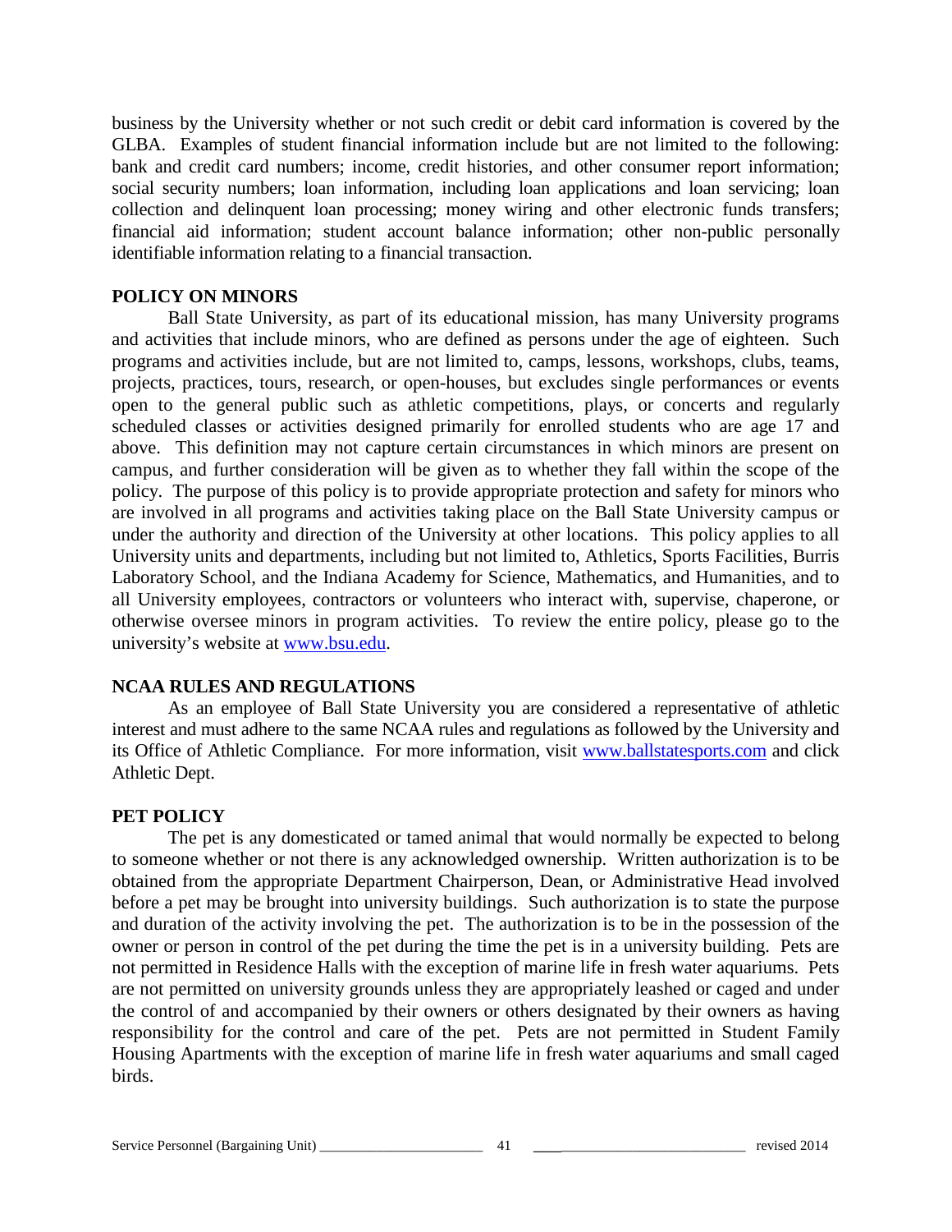business by the University whether or not such credit or debit card information is covered by the GLBA. Examples of student financial information include but are not limited to the following: bank and credit card numbers; income, credit histories, and other consumer report information; social security numbers; loan information, including loan applications and loan servicing; loan collection and delinquent loan processing; money wiring and other electronic funds transfers; financial aid information; student account balance information; other non-public personally identifiable information relating to a financial transaction.

**POLICY ON MINORS**

Ball State University, as part of its educational mission, has many University programs and activities that include minors, who are defined as persons under the age of eighteen. Such programs and activities include, but are not limited to, camps, lessons, workshops, clubs, teams, projects, practices, tours, research, or open-houses, but excludes single performances or events open to the general public such as athletic competitions, plays, or concerts and regularly scheduled classes or activities designed primarily for enrolled students who are age 17 and above. This definition may not capture certain circumstances in which minors are present on campus, and further consideration will be given as to whether they fall within the scope of the policy. The purpose of this policy is to provide appropriate protection and safety for minors who are involved in all programs and activities taking place on the Ball State University campus or under the authority and direction of the University at other locations. This policy applies to all University units and departments, including but not limited to, Athletics, Sports Facilities, Burris Laboratory School, and the Indiana Academy for Science, Mathematics, and Humanities, and to all University employees, contractors or volunteers who interact with, supervise, chaperone, or otherwise oversee minors in program activities. To review the entire policy, please go to the university's website at www.bsu.edu.

**NCAA RULES AND REGULATIONS**

As an employee of Ball State University you are considered a representative of athletic interest and must adhere to the same NCAA rules and regulations as followed by the University and its Office of Athletic Compliance. For more information, visit www.ballstatesports.com and click Athletic Dept.

**PET POLICY**

The pet is any domesticated or tamed animal that would normally be expected to belong to someone whether or not there is any acknowledged ownership. Written authorization is to be obtained from the appropriate Department Chairperson, Dean, or Administrative Head involved before a pet may be brought into university buildings. Such authorization is to state the purpose and duration of the activity involving the pet. The authorization is to be in the possession of the owner or person in control of the pet during the time the pet is in a university building. Pets are not permitted in Residence Halls with the exception of marine life in fresh water aquariums. Pets are not permitted on university grounds unless they are appropriately leashed or caged and under the control of and accompanied by their owners or others designated by their owners as having responsibility for the control and care of the pet. Pets are not permitted in Student Family Housing Apartments with the exception of marine life in fresh water aquariums and small caged birds.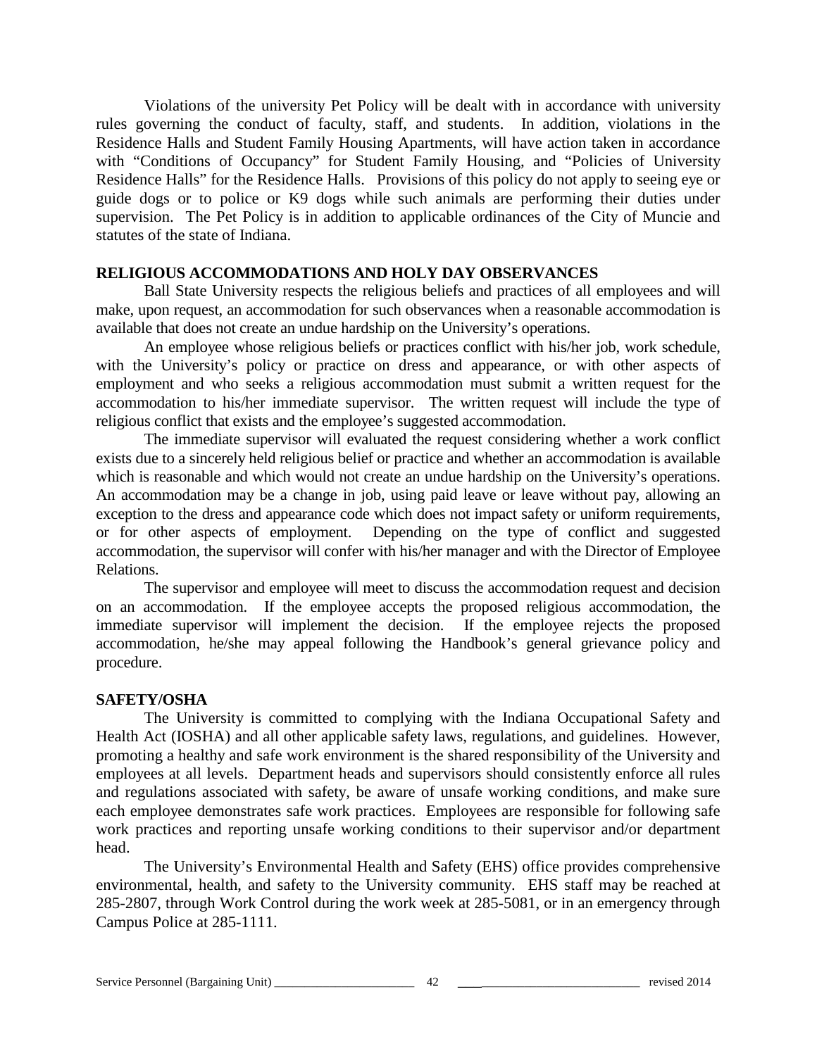Violations of the university Pet Policy will be dealt with in accordance with university rules governing the conduct of faculty, staff, and students. In addition, violations in the Residence Halls and Student Family Housing Apartments, will have action taken in accordance with "Conditions of Occupancy" for Student Family Housing, and "Policies of University Residence Halls" for the Residence Halls. Provisions of this policy do not apply to seeing eye or guide dogs or to police or K9 dogs while such animals are performing their duties under supervision. The Pet Policy is in addition to applicable ordinances of the City of Muncie and statutes of the state of Indiana.

**RELIGIOUS ACCOMMODATIONS AND HOLY DAY OBSERVANCES**

Ball State University respects the religious beliefs and practices of all employees and will make, upon request, an accommodation for such observances when a reasonable accommodation is available that does not create an undue hardship on the University's operations.

An employee whose religious beliefs or practices conflict with his/her job, work schedule, with the University's policy or practice on dress and appearance, or with other aspects of employment and who seeks a religious accommodation must submit a written request for the accommodation to his/her immediate supervisor. The written request will include the type of religious conflict that exists and the employee's suggested accommodation.

The immediate supervisor will evaluated the request considering whether a work conflict exists due to a sincerely held religious belief or practice and whether an accommodation is available which is reasonable and which would not create an undue hardship on the University's operations. An accommodation may be a change in job, using paid leave or leave without pay, allowing an exception to the dress and appearance code which does not impact safety or uniform requirements, or for other aspects of employment. Depending on the type of conflict and suggested accommodation, the supervisor will confer with his/her manager and with the Director of Employee Relations.

The supervisor and employee will meet to discuss the accommodation request and decision on an accommodation. If the employee accepts the proposed religious accommodation, the immediate supervisor will implement the decision. If the employee rejects the proposed accommodation, he/she may appeal following the Handbook's general grievance policy and procedure.

**SAFETY/OSHA**

The University is committed to complying with the Indiana Occupational Safety and Health Act (IOSHA) and all other applicable safety laws, regulations, and guidelines. However, promoting a healthy and safe work environment is the shared responsibility of the University and employees at all levels. Department heads and supervisors should consistently enforce all rules and regulations associated with safety, be aware of unsafe working conditions, and make sure each employee demonstrates safe work practices. Employees are responsible for following safe work practices and reporting unsafe working conditions to their supervisor and/or department head.

The University's Environmental Health and Safety (EHS) office provides comprehensive environmental, health, and safety to the University community. EHS staff may be reached at 285-2807, through Work Control during the work week at 285-5081, or in an emergency through Campus Police at 285-1111.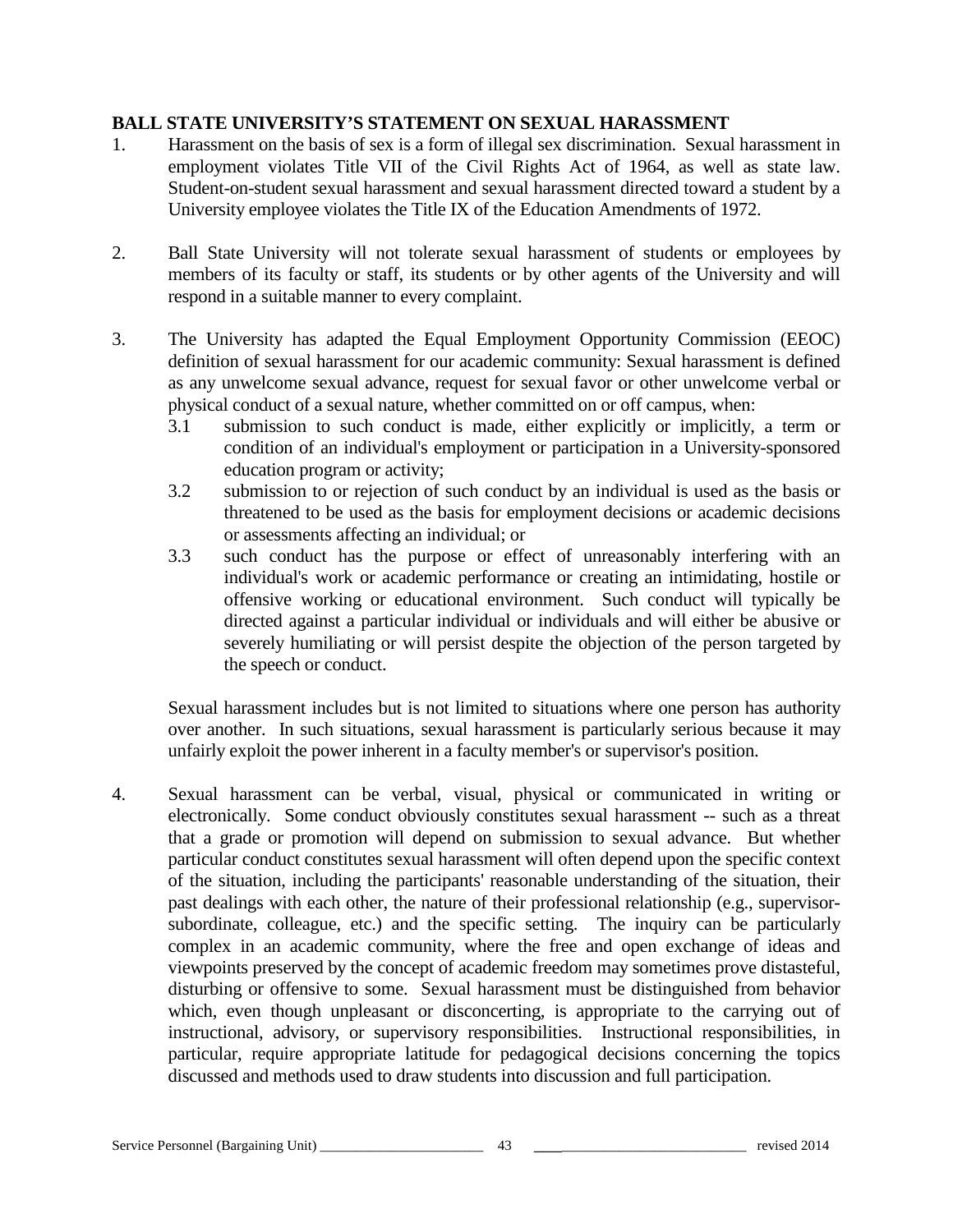**BALL STATE UNIVERSITY'S STATEMENT ON SEXUAL HARASSMENT**

1. Harassment on the basis of sex is a form of illegal sex discrimination. Sexual harassment in employment violates Title VII of the Civil Rights Act of 1964, as well as state law. Student-on-student sexual harassment and sexual harassment directed toward a student by a University employee violates the Title IX of the Education Amendments of 1972.

2. Ball State University will not tolerate sexual harassment of students or employees by members of its faculty or staff, its students or by other agents of the University and will respond in a suitable manner to every complaint.

3. The University has adapted the Equal Employment Opportunity Commission (EEOC) definition of sexual harassment for our academic community: Sexual harassment is defined as any unwelcome sexual advance, request for sexual favor or other unwelcome verbal or physical conduct of a sexual nature, whether committed on or off campus, when:
   - 3.1 submission to such conduct is made, either explicitly or implicitly, a term or condition of an individual's employment or participation in a University-sponsored education program or activity;
   - 3.2 submission to or rejection of such conduct by an individual is used as the basis or threatened to be used as the basis for employment decisions or academic decisions or assessments affecting an individual; or
   - 3.3 such conduct has the purpose or effect of unreasonably interfering with an individual's work or academic performance or creating an intimidating, hostile or offensive working or educational environment. Such conduct will typically be directed against a particular individual or individuals and will either be abusive or severely humiliating or will persist despite the objection of the person targeted by the speech or conduct.

   Sexual harassment includes but is not limited to situations where one person has authority over another. In such situations, sexual harassment is particularly serious because it may unfairly exploit the power inherent in a faculty member's or supervisor's position.

4. Sexual harassment can be verbal, visual, physical or communicated in writing or electronically. Some conduct obviously constitutes sexual harassment -- such as a threat that a grade or promotion will depend on submission to sexual advance. But whether particular conduct constitutes sexual harassment will often depend upon the specific context of the situation, including the participants' reasonable understanding of the situation, their past dealings with each other, the nature of their professional relationship (e.g., supervisor-subordinate, colleague, etc.) and the specific setting. The inquiry can be particularly complex in an academic community, where the free and open exchange of ideas and viewpoints preserved by the concept of academic freedom may sometimes prove distasteful, disturbing or offensive to some. Sexual harassment must be distinguished from behavior which, even though unpleasant or disconcerting, is appropriate to the carrying out of instructional, advisory, or supervisory responsibilities. Instructional responsibilities, in particular, require appropriate latitude for pedagogical decisions concerning the topics discussed and methods used to draw students into discussion and full participation.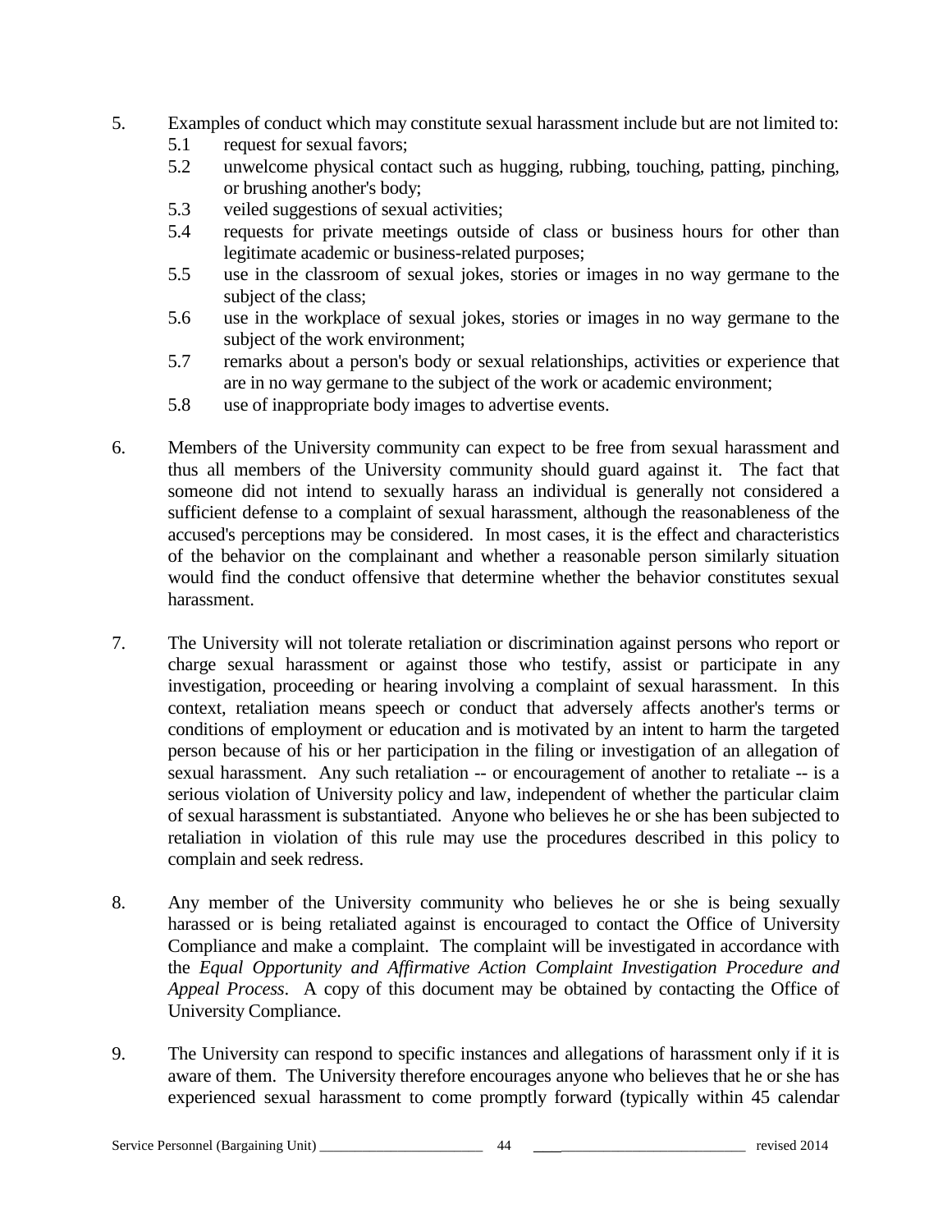5. Examples of conduct which may constitute sexual harassment include but are not limited to:
   - 5.1 request for sexual favors;
   - 5.2 unwelcome physical contact such as hugging, rubbing, touching, patting, pinching, or brushing another's body;
   - 5.3 veiled suggestions of sexual activities;
   - 5.4 requests for private meetings outside of class or business hours for other than legitimate academic or business-related purposes;
   - 5.5 use in the classroom of sexual jokes, stories or images in no way germane to the subject of the class;
   - 5.6 use in the workplace of sexual jokes, stories or images in no way germane to the subject of the work environment;
   - 5.7 remarks about a person's body or sexual relationships, activities or experience that are in no way germane to the subject of the work or academic environment;
   - 5.8 use of inappropriate body images to advertise events.

6. Members of the University community can expect to be free from sexual harassment and thus all members of the University community should guard against it. The fact that someone did not intend to sexually harass an individual is generally not considered a sufficient defense to a complaint of sexual harassment, although the reasonableness of the accused's perceptions may be considered. In most cases, it is the effect and characteristics of the behavior on the complainant and whether a reasonable person similarly situation would find the conduct offensive that determine whether the behavior constitutes sexual harassment.

7. The University will not tolerate retaliation or discrimination against persons who report or charge sexual harassment or against those who testify, assist or participate in any investigation, proceeding or hearing involving a complaint of sexual harassment. In this context, retaliation means speech or conduct that adversely affects another's terms or conditions of employment or education and is motivated by an intent to harm the targeted person because of his or her participation in the filing or investigation of an allegation of sexual harassment. Any such retaliation -- or encouragement of another to retaliate -- is a serious violation of University policy and law, independent of whether the particular claim of sexual harassment is substantiated. Anyone who believes he or she has been subjected to retaliation in violation of this rule may use the procedures described in this policy to complain and seek redress.

8. Any member of the University community who believes he or she is being sexually harassed or is being retaliated against is encouraged to contact the Office of University Compliance and make a complaint. The complaint will be investigated in accordance with the *Equal Opportunity and Affirmative Action Complaint Investigation Procedure and Appeal Process*. A copy of this document may be obtained by contacting the Office of University Compliance.

9. The University can respond to specific instances and allegations of harassment only if it is aware of them. The University therefore encourages anyone who believes that he or she has experienced sexual harassment to come promptly forward (typically within 45 calendar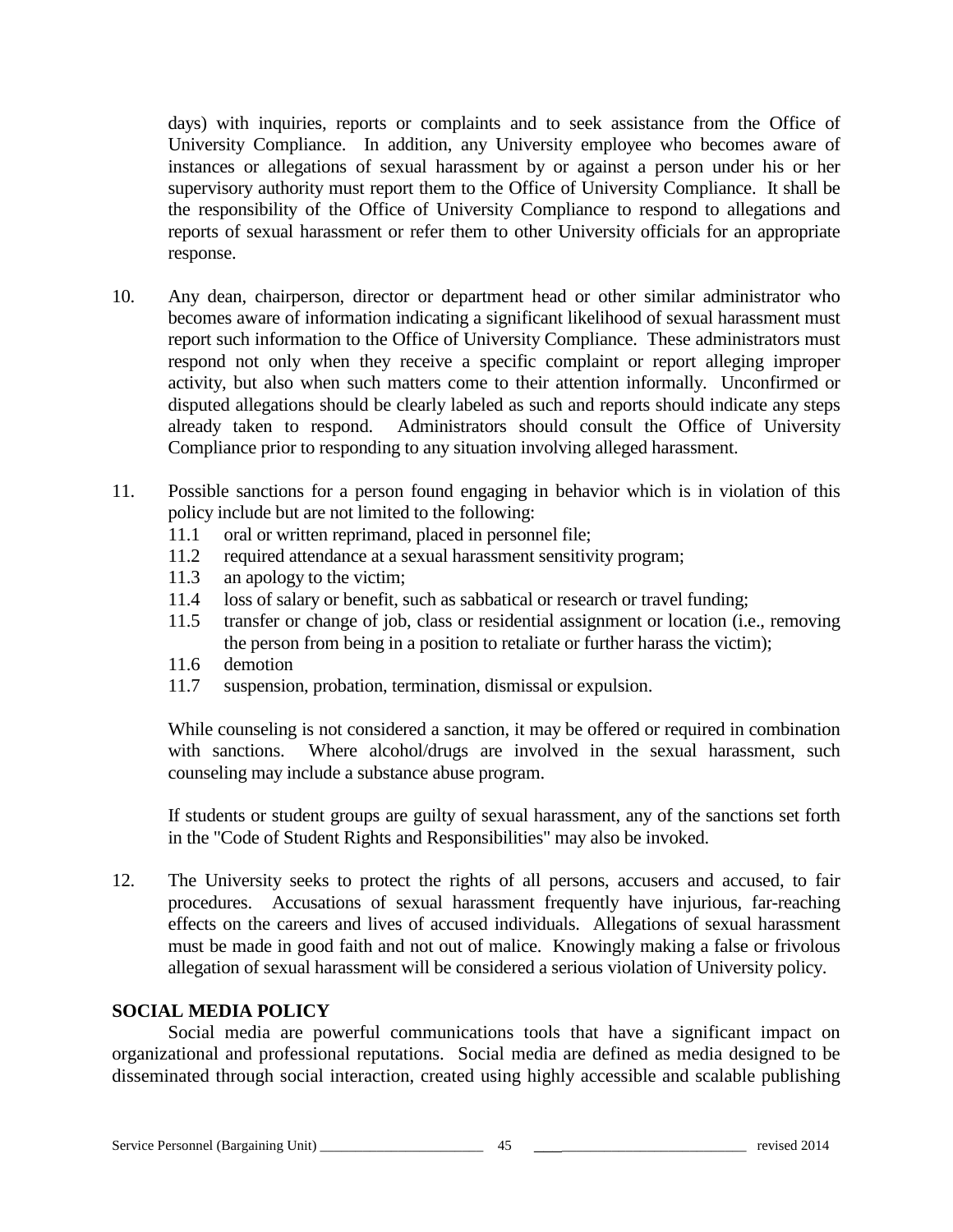days) with inquiries, reports or complaints and to seek assistance from the Office of University Compliance. In addition, any University employee who becomes aware of instances or allegations of sexual harassment by or against a person under his or her supervisory authority must report them to the Office of University Compliance. It shall be the responsibility of the Office of University Compliance to respond to allegations and reports of sexual harassment or refer them to other University officials for an appropriate response.

10. Any dean, chairperson, director or department head or other similar administrator who becomes aware of information indicating a significant likelihood of sexual harassment must report such information to the Office of University Compliance. These administrators must respond not only when they receive a specific complaint or report alleging improper activity, but also when such matters come to their attention informally. Unconfirmed or disputed allegations should be clearly labeled as such and reports should indicate any steps already taken to respond. Administrators should consult the Office of University Compliance prior to responding to any situation involving alleged harassment.

11. Possible sanctions for a person found engaging in behavior which is in violation of this policy include but are not limited to the following:
    - 11.1 oral or written reprimand, placed in personnel file;
    - 11.2 required attendance at a sexual harassment sensitivity program;
    - 11.3 an apology to the victim;
    - 11.4 loss of salary or benefit, such as sabbatical or research or travel funding;
    - 11.5 transfer or change of job, class or residential assignment or location (i.e., removing the person from being in a position to retaliate or further harass the victim);
    - 11.6 demotion
    - 11.7 suspension, probation, termination, dismissal or expulsion.

    While counseling is not considered a sanction, it may be offered or required in combination with sanctions. Where alcohol/drugs are involved in the sexual harassment, such counseling may include a substance abuse program.

    If students or student groups are guilty of sexual harassment, any of the sanctions set forth in the "Code of Student Rights and Responsibilities" may also be invoked.

12. The University seeks to protect the rights of all persons, accusers and accused, to fair procedures. Accusations of sexual harassment frequently have injurious, far-reaching effects on the careers and lives of accused individuals. Allegations of sexual harassment must be made in good faith and not out of malice. Knowingly making a false or frivolous allegation of sexual harassment will be considered a serious violation of University policy.

**SOCIAL MEDIA POLICY**

Social media are powerful communications tools that have a significant impact on organizational and professional reputations. Social media are defined as media designed to be disseminated through social interaction, created using highly accessible and scalable publishing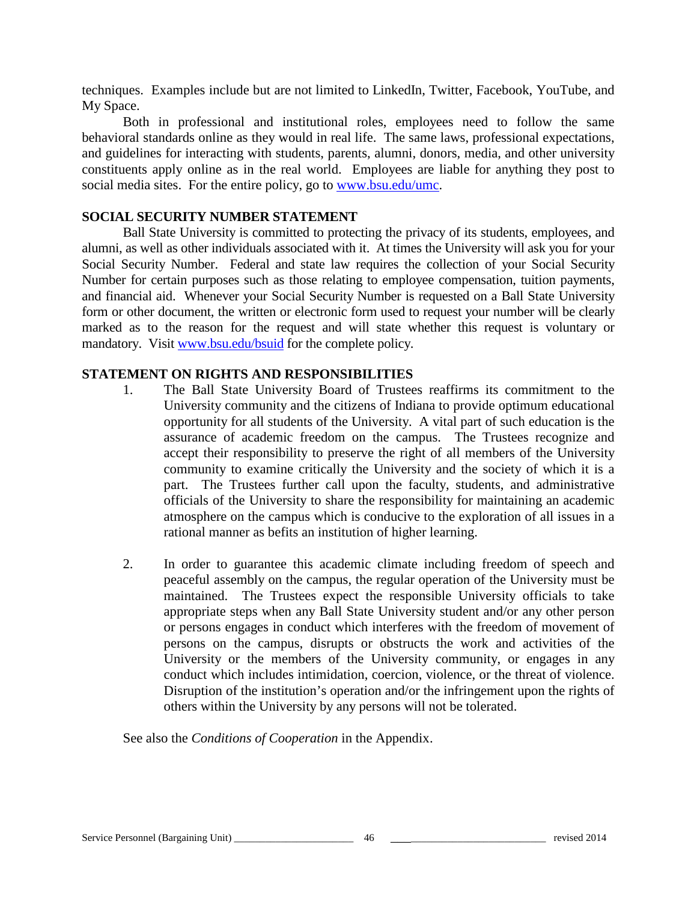techniques. Examples include but are not limited to LinkedIn, Twitter, Facebook, YouTube, and My Space.

Both in professional and institutional roles, employees need to follow the same behavioral standards online as they would in real life. The same laws, professional expectations, and guidelines for interacting with students, parents, alumni, donors, media, and other university constituents apply online as in the real world. Employees are liable for anything they post to social media sites. For the entire policy, go to [www.bsu.edu/umc](www.bsu.edu/umc).

### SOCIAL SECURITY NUMBER STATEMENT

Ball State University is committed to protecting the privacy of its students, employees, and alumni, as well as other individuals associated with it. At times the University will ask you for your Social Security Number. Federal and state law requires the collection of your Social Security Number for certain purposes such as those relating to employee compensation, tuition payments, and financial aid. Whenever your Social Security Number is requested on a Ball State University form or other document, the written or electronic form used to request your number will be clearly marked as to the reason for the request and will state whether this request is voluntary or mandatory. Visit [www.bsu.edu/bsuid](www.bsu.edu/bsuid) for the complete policy.

### STATEMENT ON RIGHTS AND RESPONSIBILITIES

1. The Ball State University Board of Trustees reaffirms its commitment to the University community and the citizens of Indiana to provide optimum educational opportunity for all students of the University. A vital part of such education is the assurance of academic freedom on the campus. The Trustees recognize and accept their responsibility to preserve the right of all members of the University community to examine critically the University and the society of which it is a part. The Trustees further call upon the faculty, students, and administrative officials of the University to share the responsibility for maintaining an academic atmosphere on the campus which is conducive to the exploration of all issues in a rational manner as befits an institution of higher learning.

2. In order to guarantee this academic climate including freedom of speech and peaceful assembly on the campus, the regular operation of the University must be maintained. The Trustees expect the responsible University officials to take appropriate steps when any Ball State University student and/or any other person or persons engages in conduct which interferes with the freedom of movement of persons on the campus, disrupts or obstructs the work and activities of the University or the members of the University community, or engages in any conduct which includes intimidation, coercion, violence, or the threat of violence. Disruption of the institution's operation and/or the infringement upon the rights of others within the University by any persons will not be tolerated.

See also the *Conditions of Cooperation* in the Appendix.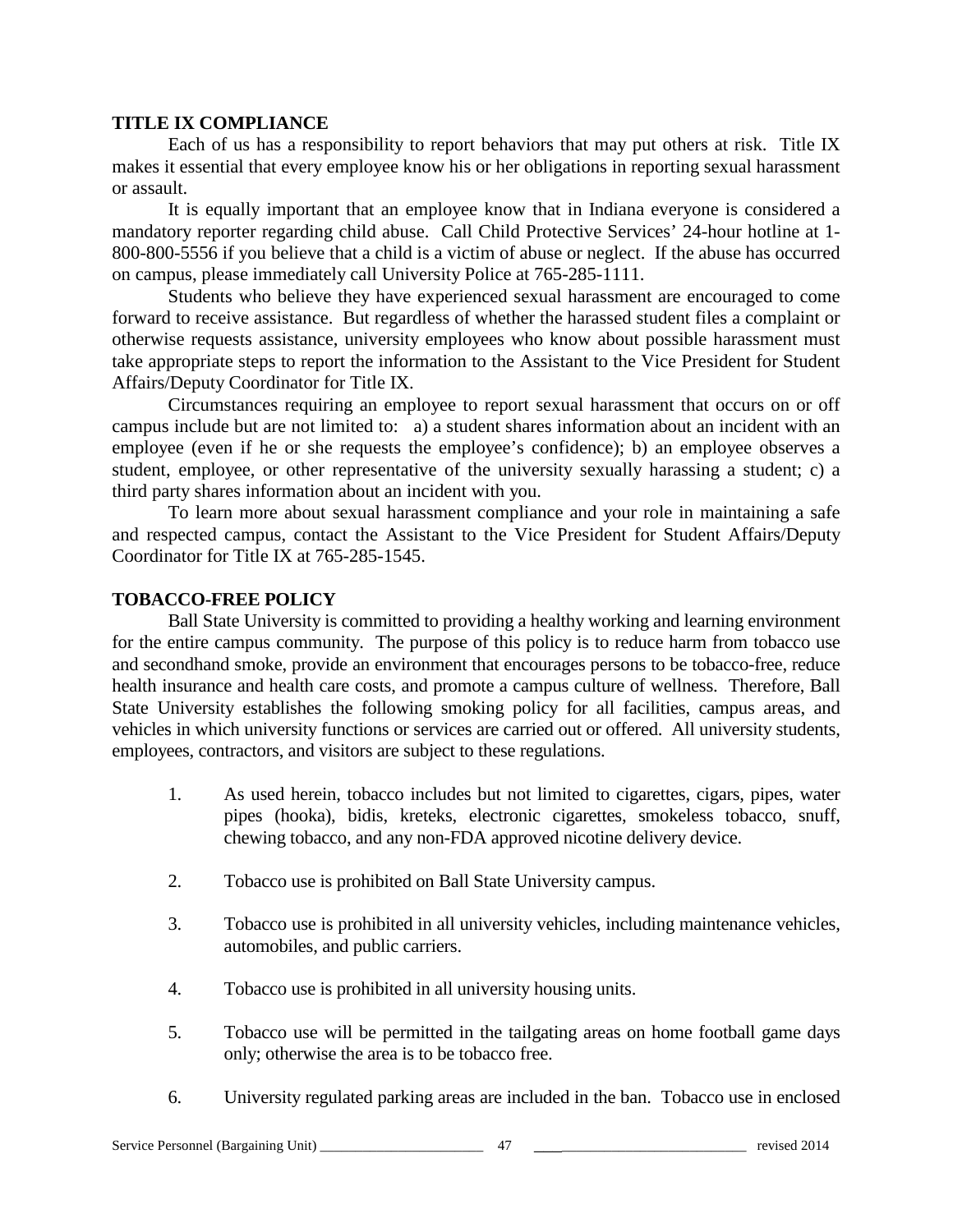**TITLE IX COMPLIANCE**

Each of us has a responsibility to report behaviors that may put others at risk. Title IX makes it essential that every employee know his or her obligations in reporting sexual harassment or assault.

It is equally important that an employee know that in Indiana everyone is considered a mandatory reporter regarding child abuse. Call Child Protective Services' 24-hour hotline at 1-800-800-5556 if you believe that a child is a victim of abuse or neglect. If the abuse has occurred on campus, please immediately call University Police at 765-285-1111.

Students who believe they have experienced sexual harassment are encouraged to come forward to receive assistance. But regardless of whether the harassed student files a complaint or otherwise requests assistance, university employees who know about possible harassment must take appropriate steps to report the information to the Assistant to the Vice President for Student Affairs/Deputy Coordinator for Title IX.

Circumstances requiring an employee to report sexual harassment that occurs on or off campus include but are not limited to: a) a student shares information about an incident with an employee (even if he or she requests the employee's confidence); b) an employee observes a student, employee, or other representative of the university sexually harassing a student; c) a third party shares information about an incident with you.

To learn more about sexual harassment compliance and your role in maintaining a safe and respected campus, contact the Assistant to the Vice President for Student Affairs/Deputy Coordinator for Title IX at 765-285-1545.

**TOBACCO-FREE POLICY**

Ball State University is committed to providing a healthy working and learning environment for the entire campus community. The purpose of this policy is to reduce harm from tobacco use and secondhand smoke, provide an environment that encourages persons to be tobacco-free, reduce health insurance and health care costs, and promote a campus culture of wellness. Therefore, Ball State University establishes the following smoking policy for all facilities, campus areas, and vehicles in which university functions or services are carried out or offered. All university students, employees, contractors, and visitors are subject to these regulations.

1. As used herein, tobacco includes but not limited to cigarettes, cigars, pipes, water pipes (hooka), bidis, kreteks, electronic cigarettes, smokeless tobacco, snuff, chewing tobacco, and any non-FDA approved nicotine delivery device.

2. Tobacco use is prohibited on Ball State University campus.

3. Tobacco use is prohibited in all university vehicles, including maintenance vehicles, automobiles, and public carriers.

4. Tobacco use is prohibited in all university housing units.

5. Tobacco use will be permitted in the tailgating areas on home football game days only; otherwise the area is to be tobacco free.

6. University regulated parking areas are included in the ban. Tobacco use in enclosed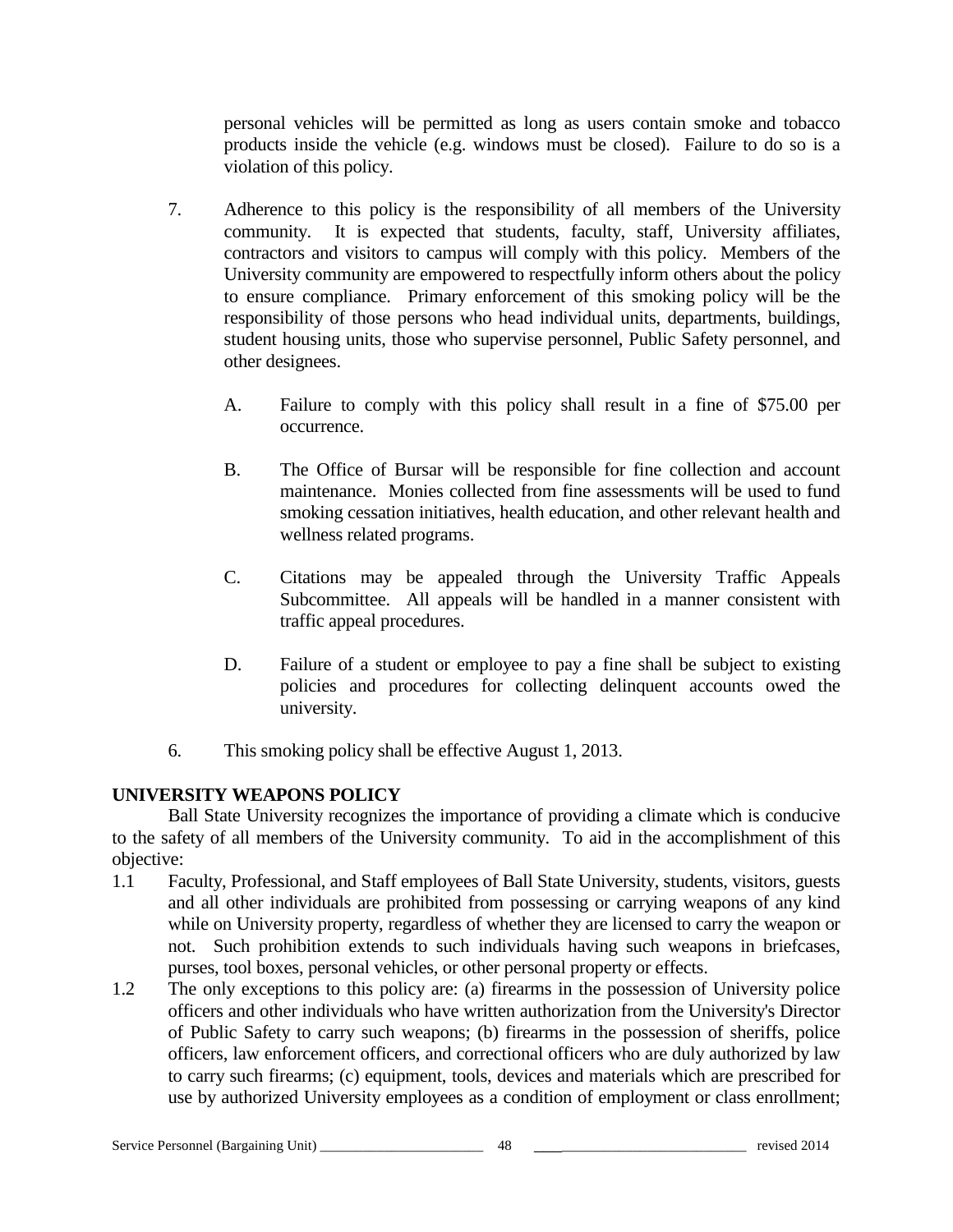personal vehicles will be permitted as long as users contain smoke and tobacco products inside the vehicle (e.g. windows must be closed). Failure to do so is a violation of this policy.

7. Adherence to this policy is the responsibility of all members of the University community. It is expected that students, faculty, staff, University affiliates, contractors and visitors to campus will comply with this policy. Members of the University community are empowered to respectfully inform others about the policy to ensure compliance. Primary enforcement of this smoking policy will be the responsibility of those persons who head individual units, departments, buildings, student housing units, those who supervise personnel, Public Safety personnel, and other designees.

   A. Failure to comply with this policy shall result in a fine of $75.00 per occurrence.

   B. The Office of Bursar will be responsible for fine collection and account maintenance. Monies collected from fine assessments will be used to fund smoking cessation initiatives, health education, and other relevant health and wellness related programs.

   C. Citations may be appealed through the University Traffic Appeals Subcommittee. All appeals will be handled in a manner consistent with traffic appeal procedures.

   D. Failure of a student or employee to pay a fine shall be subject to existing policies and procedures for collecting delinquent accounts owed the university.

6. This smoking policy shall be effective August 1, 2013.

**UNIVERSITY WEAPONS POLICY**

Ball State University recognizes the importance of providing a climate which is conducive to the safety of all members of the University community. To aid in the accomplishment of this objective:

1.1 Faculty, Professional, and Staff employees of Ball State University, students, visitors, guests and all other individuals are prohibited from possessing or carrying weapons of any kind while on University property, regardless of whether they are licensed to carry the weapon or not. Such prohibition extends to such individuals having such weapons in briefcases, purses, tool boxes, personal vehicles, or other personal property or effects.

1.2 The only exceptions to this policy are: (a) firearms in the possession of University police officers and other individuals who have written authorization from the University's Director of Public Safety to carry such weapons; (b) firearms in the possession of sheriffs, police officers, law enforcement officers, and correctional officers who are duly authorized by law to carry such firearms; (c) equipment, tools, devices and materials which are prescribed for use by authorized University employees as a condition of employment or class enrollment;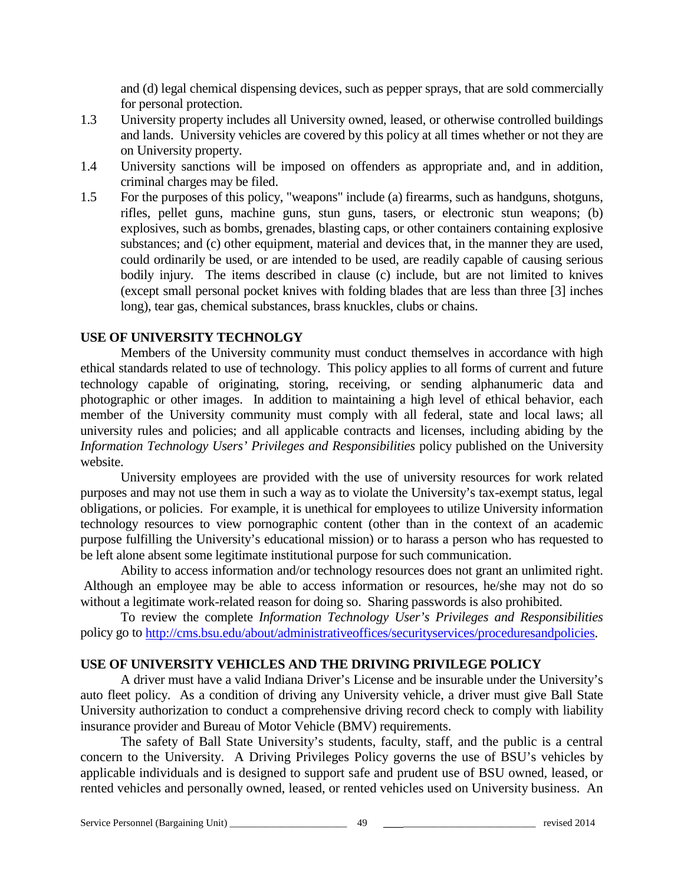and (d) legal chemical dispensing devices, such as pepper sprays, that are sold commercially for personal protection.

1.3 University property includes all University owned, leased, or otherwise controlled buildings and lands. University vehicles are covered by this policy at all times whether or not they are on University property.

1.4 University sanctions will be imposed on offenders as appropriate and, and in addition, criminal charges may be filed.

1.5 For the purposes of this policy, "weapons" include (a) firearms, such as handguns, shotguns, rifles, pellet guns, machine guns, stun guns, tasers, or electronic stun weapons; (b) explosives, such as bombs, grenades, blasting caps, or other containers containing explosive substances; and (c) other equipment, material and devices that, in the manner they are used, could ordinarily be used, or are intended to be used, are readily capable of causing serious bodily injury. The items described in clause (c) include, but are not limited to knives (except small personal pocket knives with folding blades that are less than three [3] inches long), tear gas, chemical substances, brass knuckles, clubs or chains.

## USE OF UNIVERSITY TECHNOLGY

Members of the University community must conduct themselves in accordance with high ethical standards related to use of technology. This policy applies to all forms of current and future technology capable of originating, storing, receiving, or sending alphanumeric data and photographic or other images. In addition to maintaining a high level of ethical behavior, each member of the University community must comply with all federal, state and local laws; all university rules and policies; and all applicable contracts and licenses, including abiding by the *Information Technology Users' Privileges and Responsibilities* policy published on the University website.

University employees are provided with the use of university resources for work related purposes and may not use them in such a way as to violate the University's tax-exempt status, legal obligations, or policies. For example, it is unethical for employees to utilize University information technology resources to view pornographic content (other than in the context of an academic purpose fulfilling the University's educational mission) or to harass a person who has requested to be left alone absent some legitimate institutional purpose for such communication.

Ability to access information and/or technology resources does not grant an unlimited right. Although an employee may be able to access information or resources, he/she may not do so without a legitimate work-related reason for doing so. Sharing passwords is also prohibited.

To review the complete *Information Technology User's Privileges and Responsibilities* policy go to [http://cms.bsu.edu/about/administrativeoffices/securityservices/proceduresandpolicies](http://cms.bsu.edu/about/administrativeoffices/securityservices/proceduresandpolicies).

## USE OF UNIVERSITY VEHICLES AND THE DRIVING PRIVILEGE POLICY

A driver must have a valid Indiana Driver's License and be insurable under the University's auto fleet policy. As a condition of driving any University vehicle, a driver must give Ball State University authorization to conduct a comprehensive driving record check to comply with liability insurance provider and Bureau of Motor Vehicle (BMV) requirements.

The safety of Ball State University's students, faculty, staff, and the public is a central concern to the University. A Driving Privileges Policy governs the use of BSU's vehicles by applicable individuals and is designed to support safe and prudent use of BSU owned, leased, or rented vehicles and personally owned, leased, or rented vehicles used on University business. An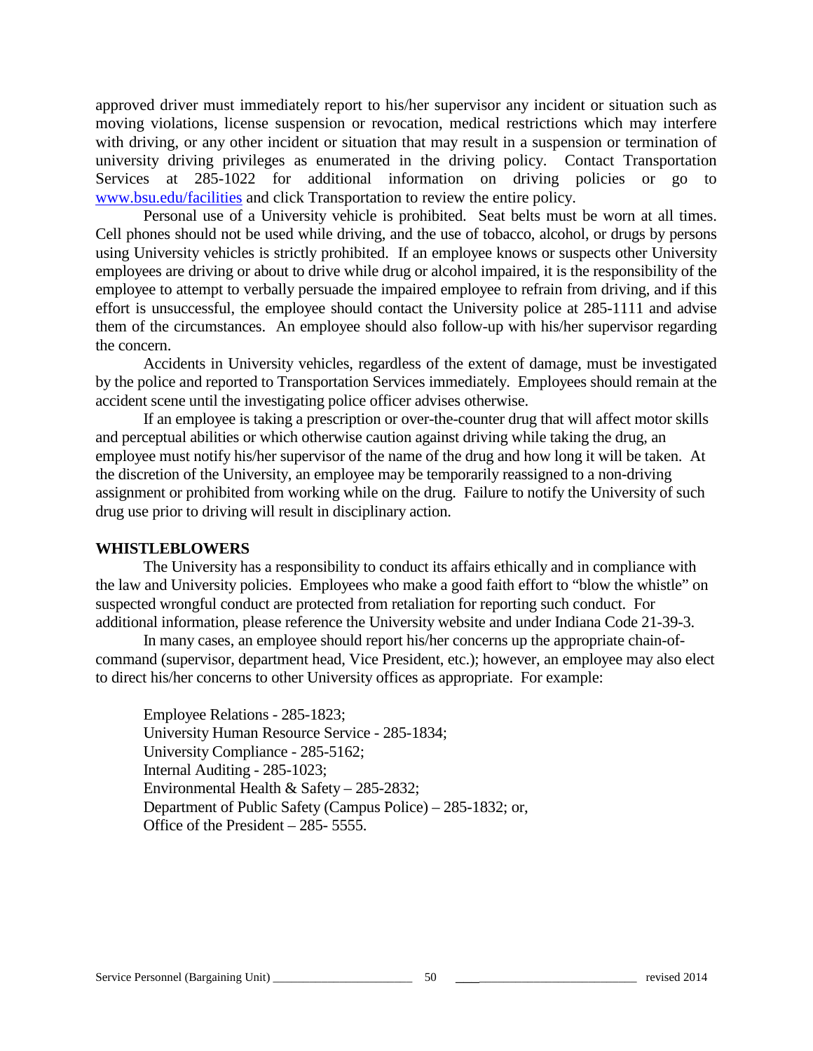approved driver must immediately report to his/her supervisor any incident or situation such as moving violations, license suspension or revocation, medical restrictions which may interfere with driving, or any other incident or situation that may result in a suspension or termination of university driving privileges as enumerated in the driving policy. Contact Transportation Services at 285-1022 for additional information on driving policies or go to www.bsu.edu/facilities and click Transportation to review the entire policy.

Personal use of a University vehicle is prohibited. Seat belts must be worn at all times. Cell phones should not be used while driving, and the use of tobacco, alcohol, or drugs by persons using University vehicles is strictly prohibited. If an employee knows or suspects other University employees are driving or about to drive while drug or alcohol impaired, it is the responsibility of the employee to attempt to verbally persuade the impaired employee to refrain from driving, and if this effort is unsuccessful, the employee should contact the University police at 285-1111 and advise them of the circumstances. An employee should also follow-up with his/her supervisor regarding the concern.

Accidents in University vehicles, regardless of the extent of damage, must be investigated by the police and reported to Transportation Services immediately. Employees should remain at the accident scene until the investigating police officer advises otherwise.

If an employee is taking a prescription or over-the-counter drug that will affect motor skills and perceptual abilities or which otherwise caution against driving while taking the drug, an employee must notify his/her supervisor of the name of the drug and how long it will be taken. At the discretion of the University, an employee may be temporarily reassigned to a non-driving assignment or prohibited from working while on the drug. Failure to notify the University of such drug use prior to driving will result in disciplinary action.

## WHISTLEBLOWERS

The University has a responsibility to conduct its affairs ethically and in compliance with the law and University policies. Employees who make a good faith effort to "blow the whistle" on suspected wrongful conduct are protected from retaliation for reporting such conduct. For additional information, please reference the University website and under Indiana Code 21-39-3.

In many cases, an employee should report his/her concerns up the appropriate chain-of-command (supervisor, department head, Vice President, etc.); however, an employee may also elect to direct his/her concerns to other University offices as appropriate. For example:

Employee Relations - 285-1823;  
University Human Resource Service - 285-1834;  
University Compliance - 285-5162;  
Internal Auditing - 285-1023;  
Environmental Health & Safety – 285-2832;  
Department of Public Safety (Campus Police) – 285-1832; or,  
Office of the President – 285- 5555.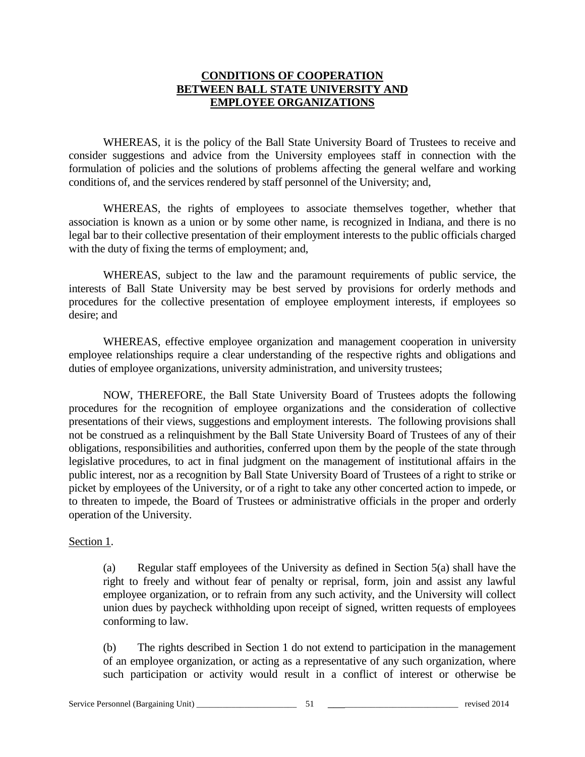**CONDITIONS OF COOPERATION**
**BETWEEN BALL STATE UNIVERSITY AND**
**EMPLOYEE ORGANIZATIONS**

WHEREAS, it is the policy of the Ball State University Board of Trustees to receive and consider suggestions and advice from the University employees staff in connection with the formulation of policies and the solutions of problems affecting the general welfare and working conditions of, and the services rendered by staff personnel of the University; and,

WHEREAS, the rights of employees to associate themselves together, whether that association is known as a union or by some other name, is recognized in Indiana, and there is no legal bar to their collective presentation of their employment interests to the public officials charged with the duty of fixing the terms of employment; and,

WHEREAS, subject to the law and the paramount requirements of public service, the interests of Ball State University may be best served by provisions for orderly methods and procedures for the collective presentation of employee employment interests, if employees so desire; and

WHEREAS, effective employee organization and management cooperation in university employee relationships require a clear understanding of the respective rights and obligations and duties of employee organizations, university administration, and university trustees;

NOW, THEREFORE, the Ball State University Board of Trustees adopts the following procedures for the recognition of employee organizations and the consideration of collective presentations of their views, suggestions and employment interests. The following provisions shall not be construed as a relinquishment by the Ball State University Board of Trustees of any of their obligations, responsibilities and authorities, conferred upon them by the people of the state through legislative procedures, to act in final judgment on the management of institutional affairs in the public interest, nor as a recognition by Ball State University Board of Trustees of a right to strike or picket by employees of the University, or of a right to take any other concerted action to impede, or to threaten to impede, the Board of Trustees or administrative officials in the proper and orderly operation of the University.

Section 1.

(a) Regular staff employees of the University as defined in Section 5(a) shall have the right to freely and without fear of penalty or reprisal, form, join and assist any lawful employee organization, or to refrain from any such activity, and the University will collect union dues by paycheck withholding upon receipt of signed, written requests of employees conforming to law.

(b) The rights described in Section 1 do not extend to participation in the management of an employee organization, or acting as a representative of any such organization, where such participation or activity would result in a conflict of interest or otherwise be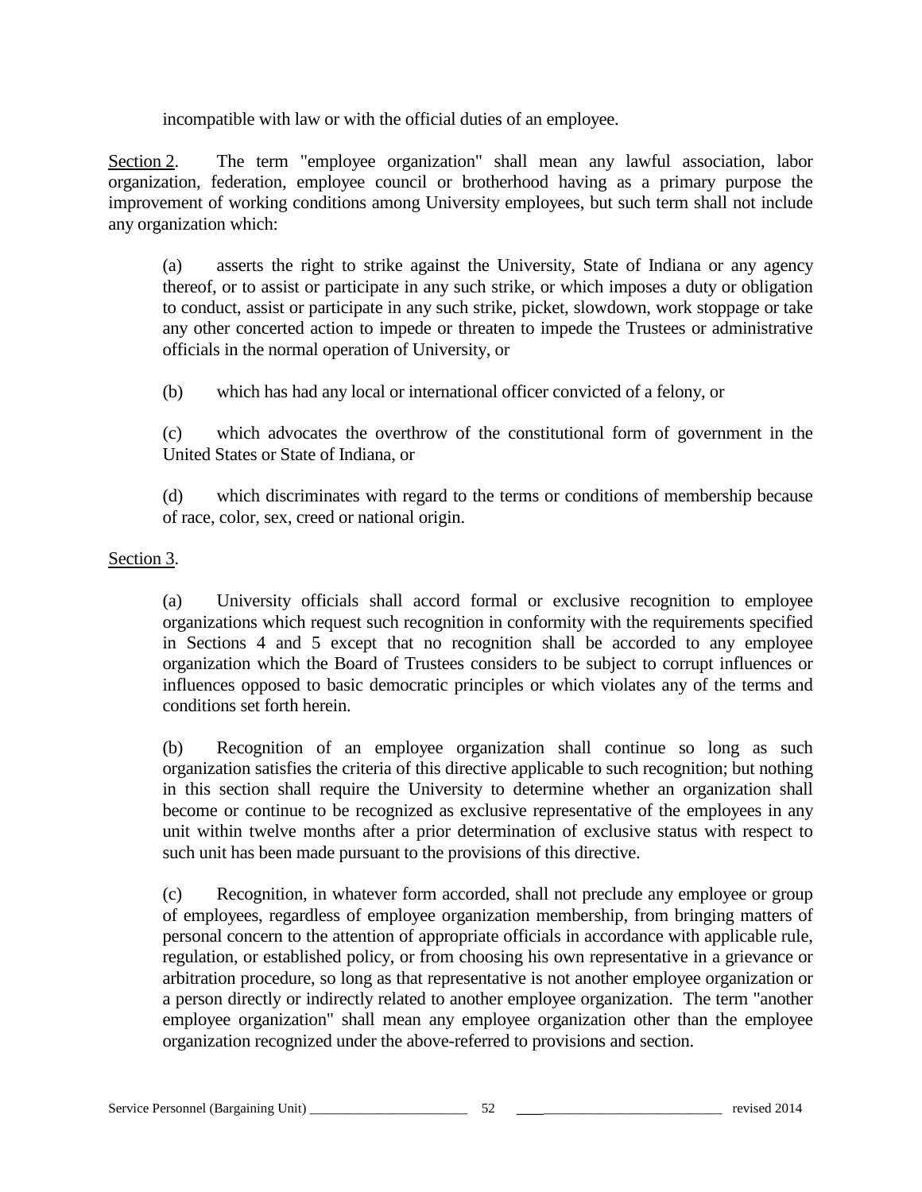incompatible with law or with the official duties of an employee.

Section 2. The term "employee organization" shall mean any lawful association, labor organization, federation, employee council or brotherhood having as a primary purpose the improvement of working conditions among University employees, but such term shall not include any organization which:

(a) asserts the right to strike against the University, State of Indiana or any agency thereof, or to assist or participate in any such strike, or which imposes a duty or obligation to conduct, assist or participate in any such strike, picket, slowdown, work stoppage or take any other concerted action to impede or threaten to impede the Trustees or administrative officials in the normal operation of University, or

(b) which has had any local or international officer convicted of a felony, or

(c) which advocates the overthrow of the constitutional form of government in the United States or State of Indiana, or

(d) which discriminates with regard to the terms or conditions of membership because of race, color, sex, creed or national origin.

Section 3.

(a) University officials shall accord formal or exclusive recognition to employee organizations which request such recognition in conformity with the requirements specified in Sections 4 and 5 except that no recognition shall be accorded to any employee organization which the Board of Trustees considers to be subject to corrupt influences or influences opposed to basic democratic principles or which violates any of the terms and conditions set forth herein.

(b) Recognition of an employee organization shall continue so long as such organization satisfies the criteria of this directive applicable to such recognition; but nothing in this section shall require the University to determine whether an organization shall become or continue to be recognized as exclusive representative of the employees in any unit within twelve months after a prior determination of exclusive status with respect to such unit has been made pursuant to the provisions of this directive.

(c) Recognition, in whatever form accorded, shall not preclude any employee or group of employees, regardless of employee organization membership, from bringing matters of personal concern to the attention of appropriate officials in accordance with applicable rule, regulation, or established policy, or from choosing his own representative in a grievance or arbitration procedure, so long as that representative is not another employee organization or a person directly or indirectly related to another employee organization. The term "another employee organization" shall mean any employee organization other than the employee organization recognized under the above-referred to provisions and section.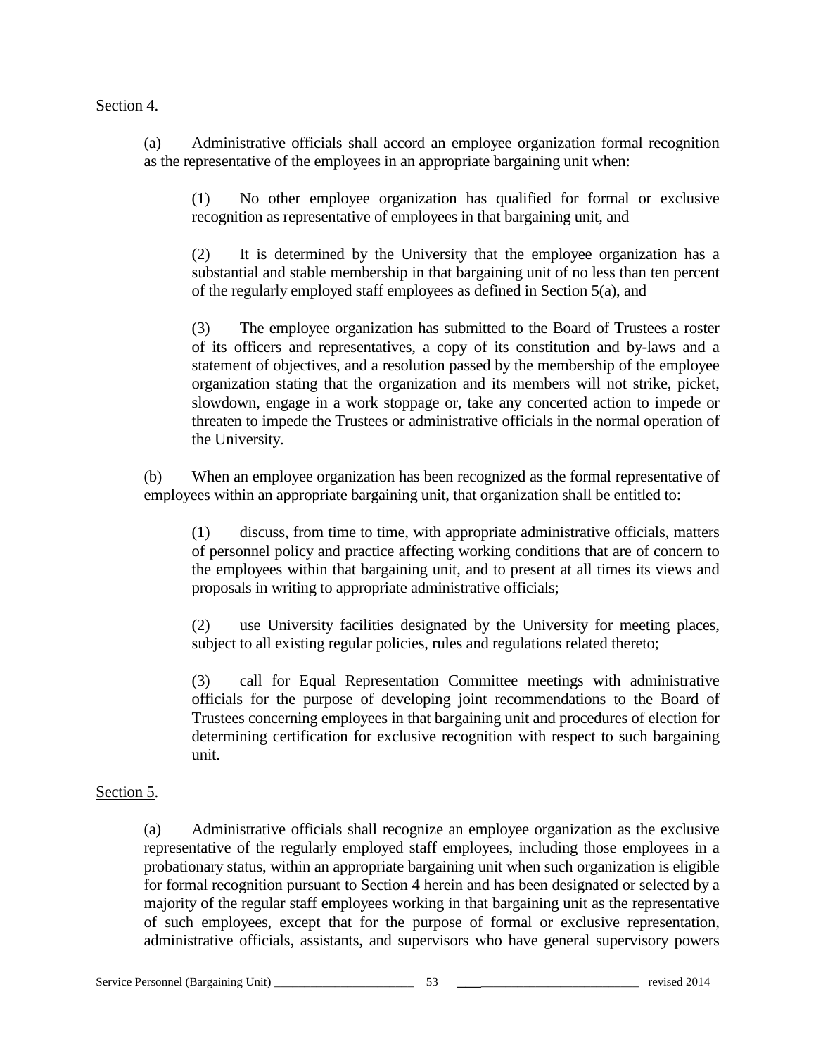Section 4.

(a) Administrative officials shall accord an employee organization formal recognition as the representative of the employees in an appropriate bargaining unit when:

(1) No other employee organization has qualified for formal or exclusive recognition as representative of employees in that bargaining unit, and

(2) It is determined by the University that the employee organization has a substantial and stable membership in that bargaining unit of no less than ten percent of the regularly employed staff employees as defined in Section 5(a), and

(3) The employee organization has submitted to the Board of Trustees a roster of its officers and representatives, a copy of its constitution and by-laws and a statement of objectives, and a resolution passed by the membership of the employee organization stating that the organization and its members will not strike, picket, slowdown, engage in a work stoppage or, take any concerted action to impede or threaten to impede the Trustees or administrative officials in the normal operation of the University.

(b) When an employee organization has been recognized as the formal representative of employees within an appropriate bargaining unit, that organization shall be entitled to:

(1) discuss, from time to time, with appropriate administrative officials, matters of personnel policy and practice affecting working conditions that are of concern to the employees within that bargaining unit, and to present at all times its views and proposals in writing to appropriate administrative officials;

(2) use University facilities designated by the University for meeting places, subject to all existing regular policies, rules and regulations related thereto;

(3) call for Equal Representation Committee meetings with administrative officials for the purpose of developing joint recommendations to the Board of Trustees concerning employees in that bargaining unit and procedures of election for determining certification for exclusive recognition with respect to such bargaining unit.

Section 5.

(a) Administrative officials shall recognize an employee organization as the exclusive representative of the regularly employed staff employees, including those employees in a probationary status, within an appropriate bargaining unit when such organization is eligible for formal recognition pursuant to Section 4 herein and has been designated or selected by a majority of the regular staff employees working in that bargaining unit as the representative of such employees, except that for the purpose of formal or exclusive representation, administrative officials, assistants, and supervisors who have general supervisory powers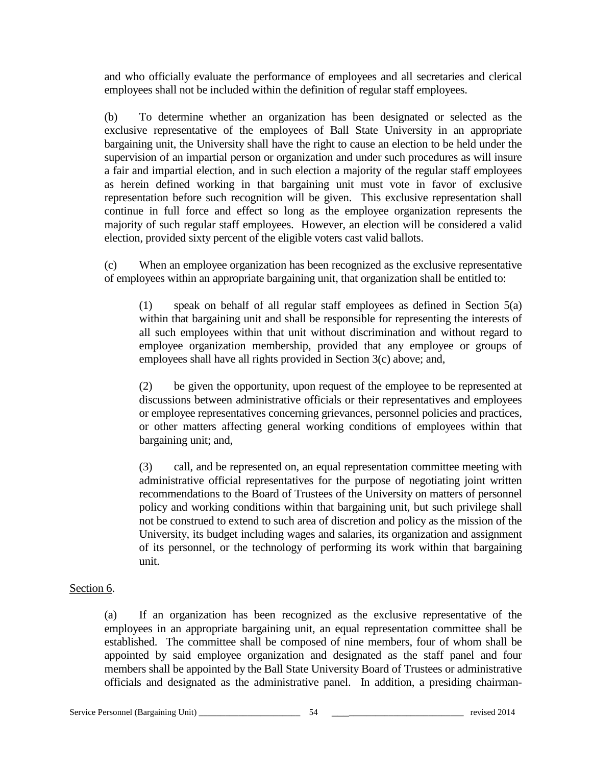and who officially evaluate the performance of employees and all secretaries and clerical employees shall not be included within the definition of regular staff employees.

(b) To determine whether an organization has been designated or selected as the exclusive representative of the employees of Ball State University in an appropriate bargaining unit, the University shall have the right to cause an election to be held under the supervision of an impartial person or organization and under such procedures as will insure a fair and impartial election, and in such election a majority of the regular staff employees as herein defined working in that bargaining unit must vote in favor of exclusive representation before such recognition will be given. This exclusive representation shall continue in full force and effect so long as the employee organization represents the majority of such regular staff employees. However, an election will be considered a valid election, provided sixty percent of the eligible voters cast valid ballots.

(c) When an employee organization has been recognized as the exclusive representative of employees within an appropriate bargaining unit, that organization shall be entitled to:

(1) speak on behalf of all regular staff employees as defined in Section 5(a) within that bargaining unit and shall be responsible for representing the interests of all such employees within that unit without discrimination and without regard to employee organization membership, provided that any employee or groups of employees shall have all rights provided in Section 3(c) above; and,

(2) be given the opportunity, upon request of the employee to be represented at discussions between administrative officials or their representatives and employees or employee representatives concerning grievances, personnel policies and practices, or other matters affecting general working conditions of employees within that bargaining unit; and,

(3) call, and be represented on, an equal representation committee meeting with administrative official representatives for the purpose of negotiating joint written recommendations to the Board of Trustees of the University on matters of personnel policy and working conditions within that bargaining unit, but such privilege shall not be construed to extend to such area of discretion and policy as the mission of the University, its budget including wages and salaries, its organization and assignment of its personnel, or the technology of performing its work within that bargaining unit.

Section 6.

(a) If an organization has been recognized as the exclusive representative of the employees in an appropriate bargaining unit, an equal representation committee shall be established. The committee shall be composed of nine members, four of whom shall be appointed by said employee organization and designated as the staff panel and four members shall be appointed by the Ball State University Board of Trustees or administrative officials and designated as the administrative panel. In addition, a presiding chairman-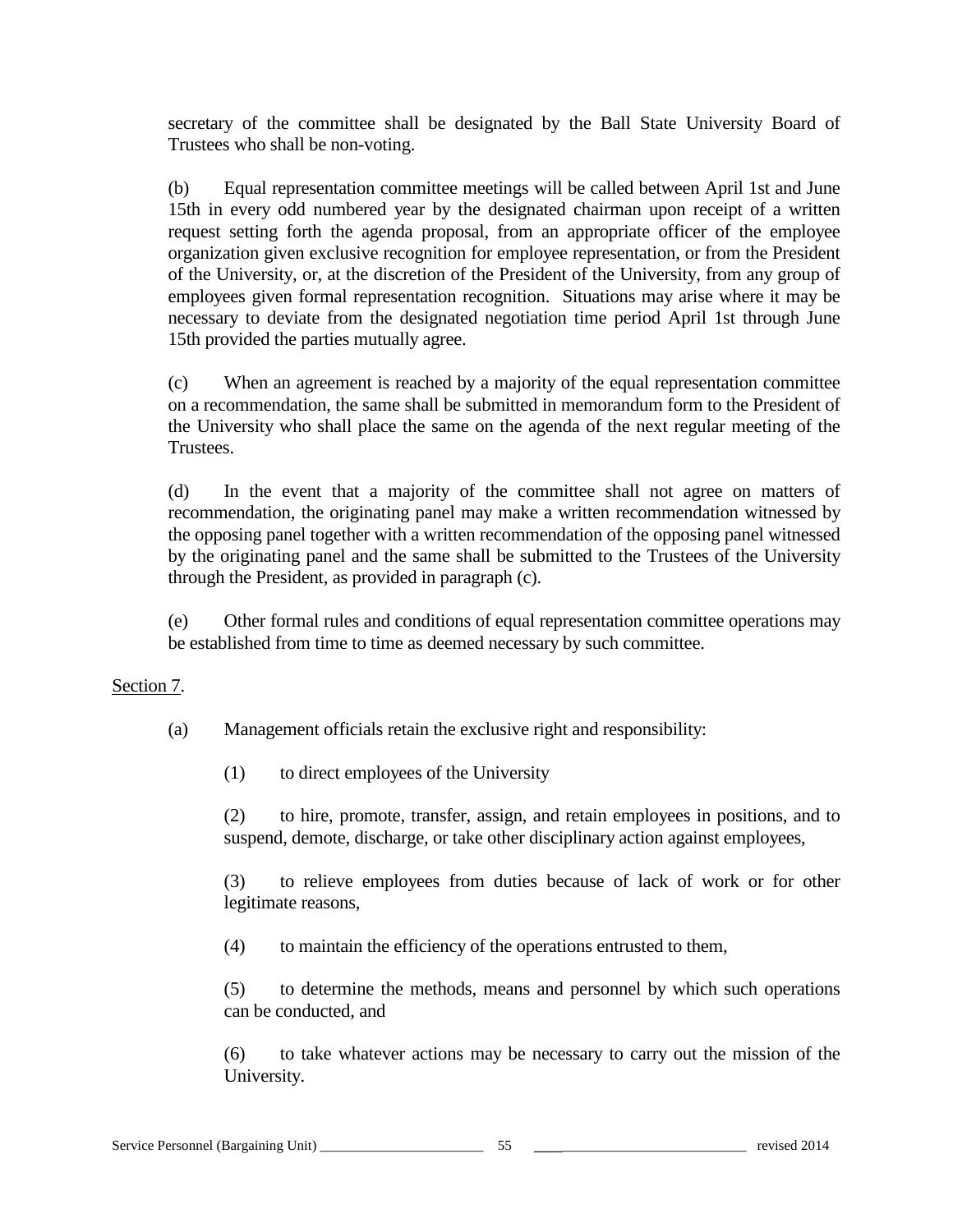secretary of the committee shall be designated by the Ball State University Board of Trustees who shall be non-voting.

(b) Equal representation committee meetings will be called between April 1st and June 15th in every odd numbered year by the designated chairman upon receipt of a written request setting forth the agenda proposal, from an appropriate officer of the employee organization given exclusive recognition for employee representation, or from the President of the University, or, at the discretion of the President of the University, from any group of employees given formal representation recognition. Situations may arise where it may be necessary to deviate from the designated negotiation time period April 1st through June 15th provided the parties mutually agree.

(c) When an agreement is reached by a majority of the equal representation committee on a recommendation, the same shall be submitted in memorandum form to the President of the University who shall place the same on the agenda of the next regular meeting of the Trustees.

(d) In the event that a majority of the committee shall not agree on matters of recommendation, the originating panel may make a written recommendation witnessed by the opposing panel together with a written recommendation of the opposing panel witnessed by the originating panel and the same shall be submitted to the Trustees of the University through the President, as provided in paragraph (c).

(e) Other formal rules and conditions of equal representation committee operations may be established from time to time as deemed necessary by such committee.

Section 7.

(a) Management officials retain the exclusive right and responsibility:

(1) to direct employees of the University

(2) to hire, promote, transfer, assign, and retain employees in positions, and to suspend, demote, discharge, or take other disciplinary action against employees,

(3) to relieve employees from duties because of lack of work or for other legitimate reasons,

(4) to maintain the efficiency of the operations entrusted to them,

(5) to determine the methods, means and personnel by which such operations can be conducted, and

(6) to take whatever actions may be necessary to carry out the mission of the University.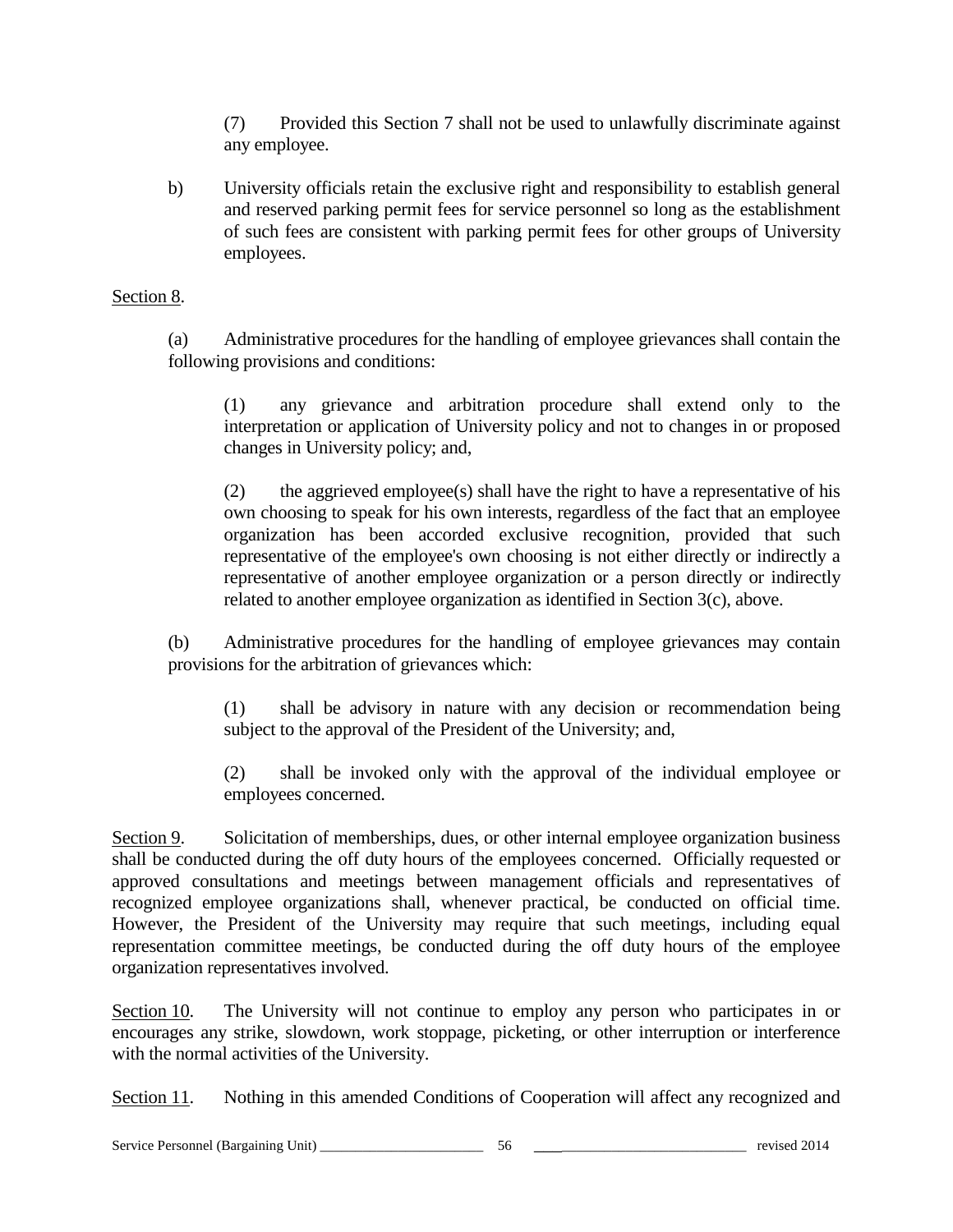(7) Provided this Section 7 shall not be used to unlawfully discriminate against any employee.

b) University officials retain the exclusive right and responsibility to establish general and reserved parking permit fees for service personnel so long as the establishment of such fees are consistent with parking permit fees for other groups of University employees.

Section 8.

(a) Administrative procedures for the handling of employee grievances shall contain the following provisions and conditions:

(1) any grievance and arbitration procedure shall extend only to the interpretation or application of University policy and not to changes in or proposed changes in University policy; and,

(2) the aggrieved employee(s) shall have the right to have a representative of his own choosing to speak for his own interests, regardless of the fact that an employee organization has been accorded exclusive recognition, provided that such representative of the employee's own choosing is not either directly or indirectly a representative of another employee organization or a person directly or indirectly related to another employee organization as identified in Section 3(c), above.

(b) Administrative procedures for the handling of employee grievances may contain provisions for the arbitration of grievances which:

(1) shall be advisory in nature with any decision or recommendation being subject to the approval of the President of the University; and,

(2) shall be invoked only with the approval of the individual employee or employees concerned.

Section 9. Solicitation of memberships, dues, or other internal employee organization business shall be conducted during the off duty hours of the employees concerned. Officially requested or approved consultations and meetings between management officials and representatives of recognized employee organizations shall, whenever practical, be conducted on official time. However, the President of the University may require that such meetings, including equal representation committee meetings, be conducted during the off duty hours of the employee organization representatives involved.

Section 10. The University will not continue to employ any person who participates in or encourages any strike, slowdown, work stoppage, picketing, or other interruption or interference with the normal activities of the University.

Section 11. Nothing in this amended Conditions of Cooperation will affect any recognized and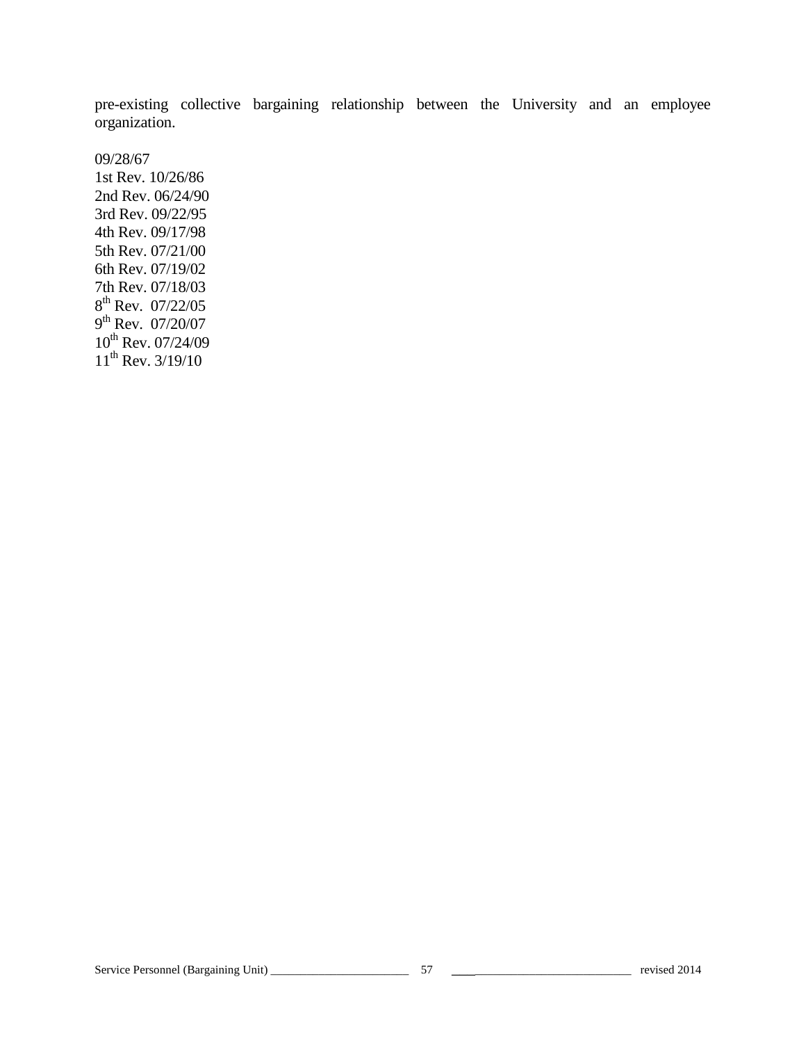pre-existing collective bargaining relationship between the University and an employee organization.

09/28/67  
1st Rev. 10/26/86  
2nd Rev. 06/24/90  
3rd Rev. 09/22/95  
4th Rev. 09/17/98  
5th Rev. 07/21/00  
6th Rev. 07/19/02  
7th Rev. 07/18/03  
8th Rev. 07/22/05  
9th Rev. 07/20/07  
10th Rev. 07/24/09  
11th Rev. 3/19/10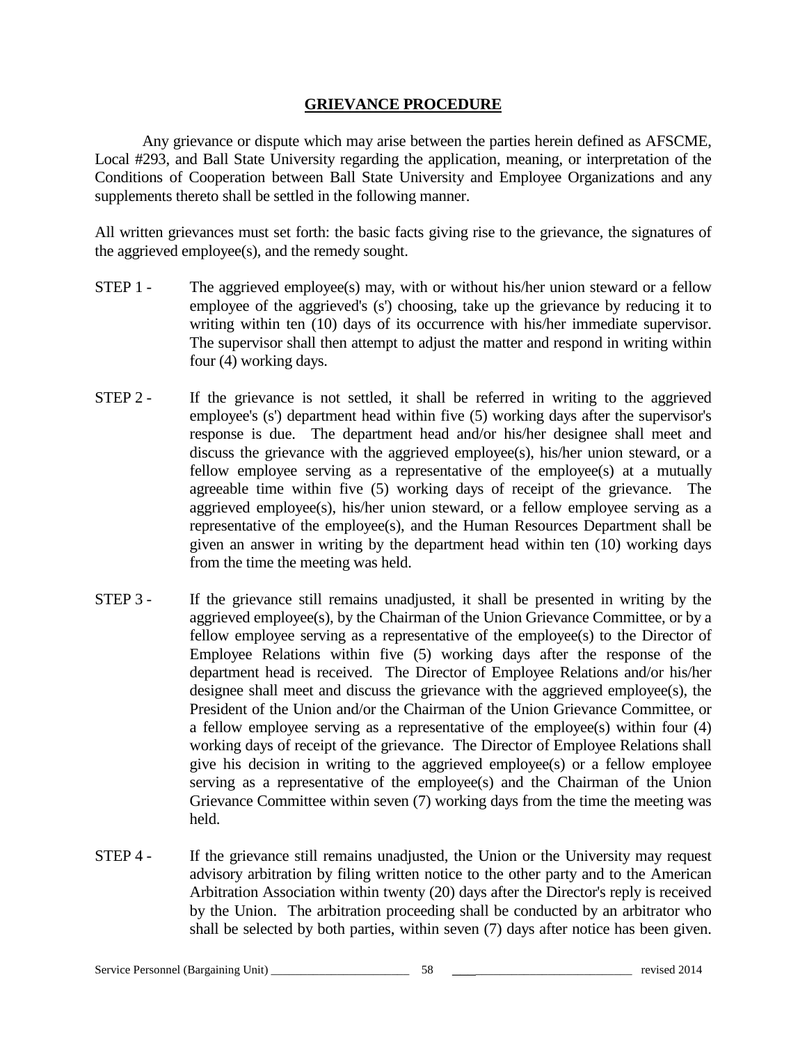## GRIEVANCE PROCEDURE

Any grievance or dispute which may arise between the parties herein defined as AFSCME, Local #293, and Ball State University regarding the application, meaning, or interpretation of the Conditions of Cooperation between Ball State University and Employee Organizations and any supplements thereto shall be settled in the following manner.

All written grievances must set forth: the basic facts giving rise to the grievance, the signatures of the aggrieved employee(s), and the remedy sought.

STEP 1 - The aggrieved employee(s) may, with or without his/her union steward or a fellow employee of the aggrieved's (s') choosing, take up the grievance by reducing it to writing within ten (10) days of its occurrence with his/her immediate supervisor. The supervisor shall then attempt to adjust the matter and respond in writing within four (4) working days.

STEP 2 - If the grievance is not settled, it shall be referred in writing to the aggrieved employee's (s') department head within five (5) working days after the supervisor's response is due. The department head and/or his/her designee shall meet and discuss the grievance with the aggrieved employee(s), his/her union steward, or a fellow employee serving as a representative of the employee(s) at a mutually agreeable time within five (5) working days of receipt of the grievance. The aggrieved employee(s), his/her union steward, or a fellow employee serving as a representative of the employee(s), and the Human Resources Department shall be given an answer in writing by the department head within ten (10) working days from the time the meeting was held.

STEP 3 - If the grievance still remains unadjusted, it shall be presented in writing by the aggrieved employee(s), by the Chairman of the Union Grievance Committee, or by a fellow employee serving as a representative of the employee(s) to the Director of Employee Relations within five (5) working days after the response of the department head is received. The Director of Employee Relations and/or his/her designee shall meet and discuss the grievance with the aggrieved employee(s), the President of the Union and/or the Chairman of the Union Grievance Committee, or a fellow employee serving as a representative of the employee(s) within four (4) working days of receipt of the grievance. The Director of Employee Relations shall give his decision in writing to the aggrieved employee(s) or a fellow employee serving as a representative of the employee(s) and the Chairman of the Union Grievance Committee within seven (7) working days from the time the meeting was held.

STEP 4 - If the grievance still remains unadjusted, the Union or the University may request advisory arbitration by filing written notice to the other party and to the American Arbitration Association within twenty (20) days after the Director's reply is received by the Union. The arbitration proceeding shall be conducted by an arbitrator who shall be selected by both parties, within seven (7) days after notice has been given.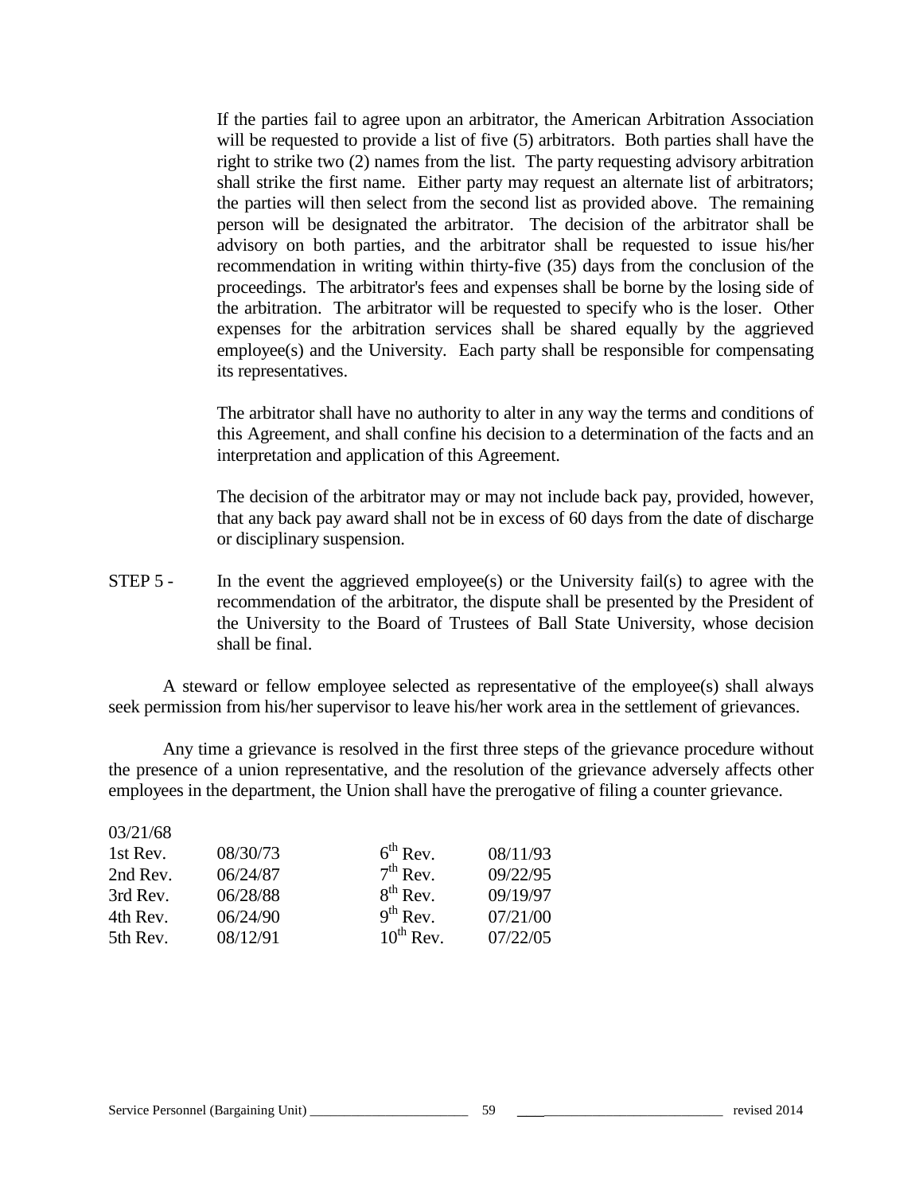If the parties fail to agree upon an arbitrator, the American Arbitration Association will be requested to provide a list of five (5) arbitrators. Both parties shall have the right to strike two (2) names from the list. The party requesting advisory arbitration shall strike the first name. Either party may request an alternate list of arbitrators; the parties will then select from the second list as provided above. The remaining person will be designated the arbitrator. The decision of the arbitrator shall be advisory on both parties, and the arbitrator shall be requested to issue his/her recommendation in writing within thirty-five (35) days from the conclusion of the proceedings. The arbitrator's fees and expenses shall be borne by the losing side of the arbitration. The arbitrator will be requested to specify who is the loser. Other expenses for the arbitration services shall be shared equally by the aggrieved employee(s) and the University. Each party shall be responsible for compensating its representatives.

The arbitrator shall have no authority to alter in any way the terms and conditions of this Agreement, and shall confine his decision to a determination of the facts and an interpretation and application of this Agreement.

The decision of the arbitrator may or may not include back pay, provided, however, that any back pay award shall not be in excess of 60 days from the date of discharge or disciplinary suspension.

STEP 5 - In the event the aggrieved employee(s) or the University fail(s) to agree with the recommendation of the arbitrator, the dispute shall be presented by the President of the University to the Board of Trustees of Ball State University, whose decision shall be final.

A steward or fellow employee selected as representative of the employee(s) shall always seek permission from his/her supervisor to leave his/her work area in the settlement of grievances.

Any time a grievance is resolved in the first three steps of the grievance procedure without the presence of a union representative, and the resolution of the grievance adversely affects other employees in the department, the Union shall have the prerogative of filing a counter grievance.

03/21/68

| | | | |
|---|---|---|---|
| 1st Rev. | 08/30/73 | 6th Rev. | 08/11/93 |
| 2nd Rev. | 06/24/87 | 7th Rev. | 09/22/95 |
| 3rd Rev. | 06/28/88 | 8th Rev. | 09/19/97 |
| 4th Rev. | 06/24/90 | 9th Rev. | 07/21/00 |
| 5th Rev. | 08/12/91 | 10th Rev. | 07/22/05 |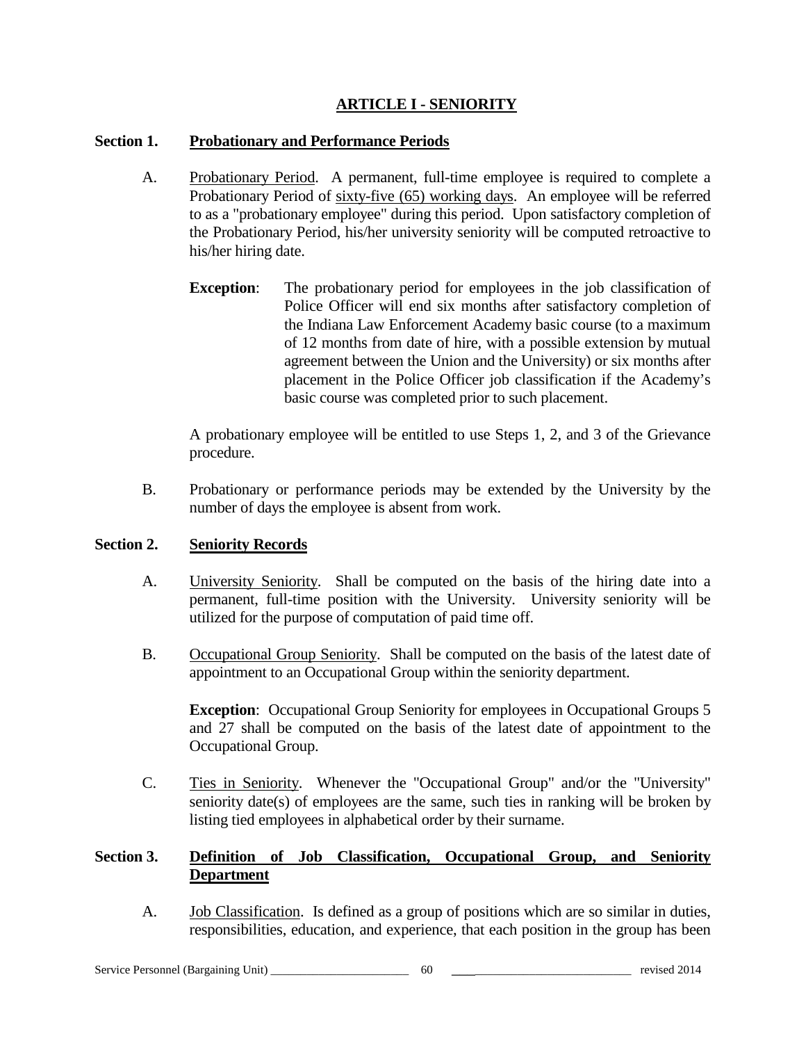# ARTICLE I - SENIORITY

## Section 1. Probationary and Performance Periods

A. Probationary Period. A permanent, full-time employee is required to complete a Probationary Period of sixty-five (65) working days. An employee will be referred to as a "probationary employee" during this period. Upon satisfactory completion of the Probationary Period, his/her university seniority will be computed retroactive to his/her hiring date.

**Exception**: The probationary period for employees in the job classification of Police Officer will end six months after satisfactory completion of the Indiana Law Enforcement Academy basic course (to a maximum of 12 months from date of hire, with a possible extension by mutual agreement between the Union and the University) or six months after placement in the Police Officer job classification if the Academy's basic course was completed prior to such placement.

A probationary employee will be entitled to use Steps 1, 2, and 3 of the Grievance procedure.

B. Probationary or performance periods may be extended by the University by the number of days the employee is absent from work.

## Section 2. Seniority Records

A. University Seniority. Shall be computed on the basis of the hiring date into a permanent, full-time position with the University. University seniority will be utilized for the purpose of computation of paid time off.

B. Occupational Group Seniority. Shall be computed on the basis of the latest date of appointment to an Occupational Group within the seniority department.

**Exception**: Occupational Group Seniority for employees in Occupational Groups 5 and 27 shall be computed on the basis of the latest date of appointment to the Occupational Group.

C. Ties in Seniority. Whenever the "Occupational Group" and/or the "University" seniority date(s) of employees are the same, such ties in ranking will be broken by listing tied employees in alphabetical order by their surname.

## Section 3. Definition of Job Classification, Occupational Group, and Seniority Department

A. Job Classification. Is defined as a group of positions which are so similar in duties, responsibilities, education, and experience, that each position in the group has been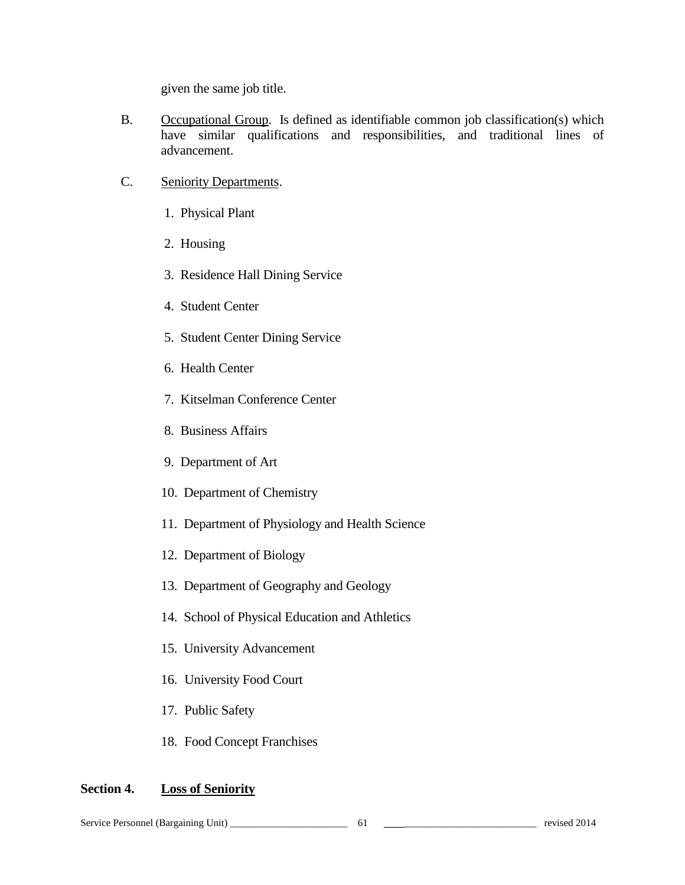given the same job title.

B. Occupational Group. Is defined as identifiable common job classification(s) which have similar qualifications and responsibilities, and traditional lines of advancement.

C. Seniority Departments.

1. Physical Plant
2. Housing
3. Residence Hall Dining Service
4. Student Center
5. Student Center Dining Service
6. Health Center
7. Kitselman Conference Center
8. Business Affairs
9. Department of Art
10. Department of Chemistry
11. Department of Physiology and Health Science
12. Department of Biology
13. Department of Geography and Geology
14. School of Physical Education and Athletics
15. University Advancement
16. University Food Court
17. Public Safety
18. Food Concept Franchises

**Section 4. Loss of Seniority**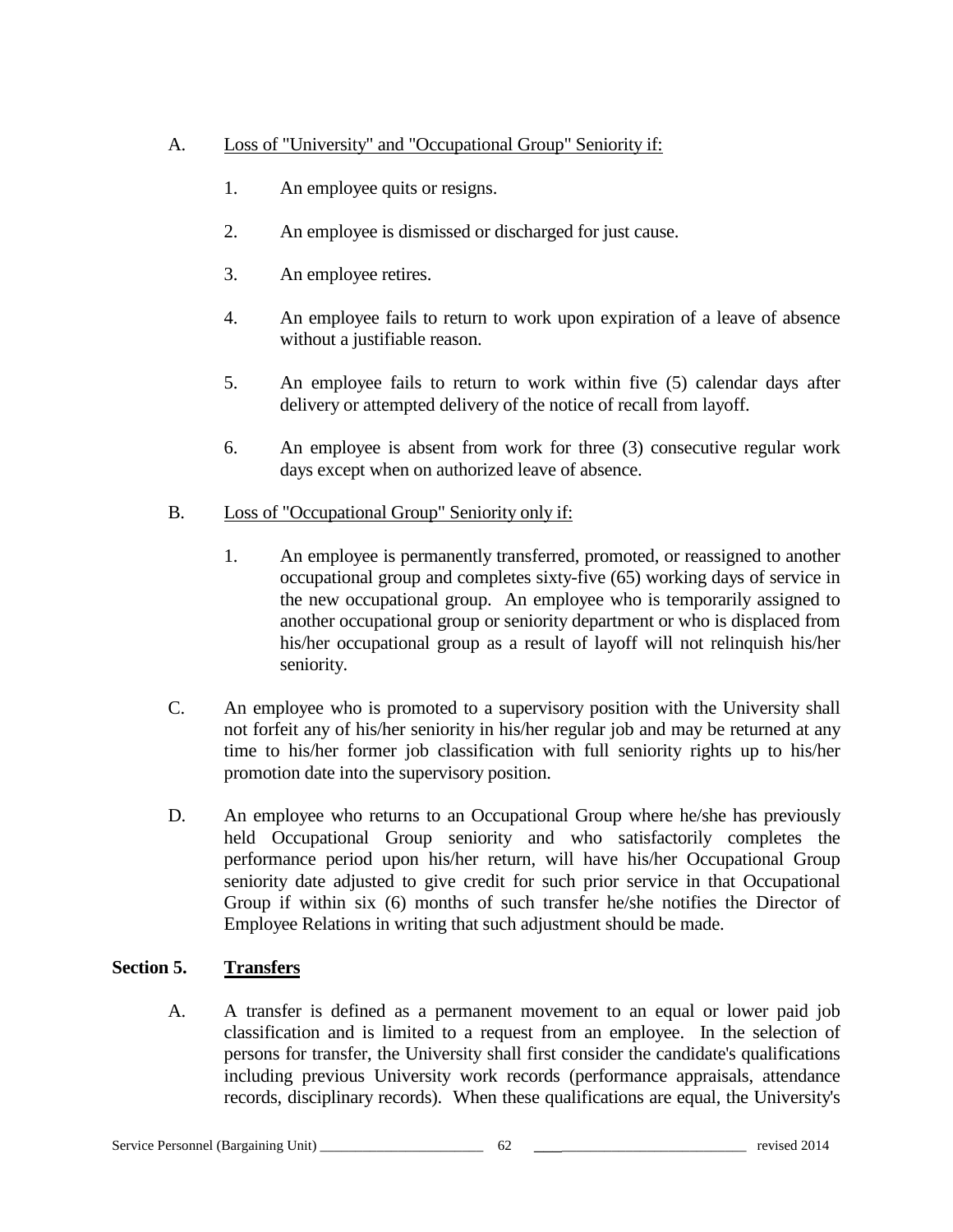A. Loss of "University" and "Occupational Group" Seniority if:

1. An employee quits or resigns.

2. An employee is dismissed or discharged for just cause.

3. An employee retires.

4. An employee fails to return to work upon expiration of a leave of absence without a justifiable reason.

5. An employee fails to return to work within five (5) calendar days after delivery or attempted delivery of the notice of recall from layoff.

6. An employee is absent from work for three (3) consecutive regular work days except when on authorized leave of absence.

B. Loss of "Occupational Group" Seniority only if:

1. An employee is permanently transferred, promoted, or reassigned to another occupational group and completes sixty-five (65) working days of service in the new occupational group. An employee who is temporarily assigned to another occupational group or seniority department or who is displaced from his/her occupational group as a result of layoff will not relinquish his/her seniority.

C. An employee who is promoted to a supervisory position with the University shall not forfeit any of his/her seniority in his/her regular job and may be returned at any time to his/her former job classification with full seniority rights up to his/her promotion date into the supervisory position.

D. An employee who returns to an Occupational Group where he/she has previously held Occupational Group seniority and who satisfactorily completes the performance period upon his/her return, will have his/her Occupational Group seniority date adjusted to give credit for such prior service in that Occupational Group if within six (6) months of such transfer he/she notifies the Director of Employee Relations in writing that such adjustment should be made.

**Section 5. Transfers**

A. A transfer is defined as a permanent movement to an equal or lower paid job classification and is limited to a request from an employee. In the selection of persons for transfer, the University shall first consider the candidate's qualifications including previous University work records (performance appraisals, attendance records, disciplinary records). When these qualifications are equal, the University's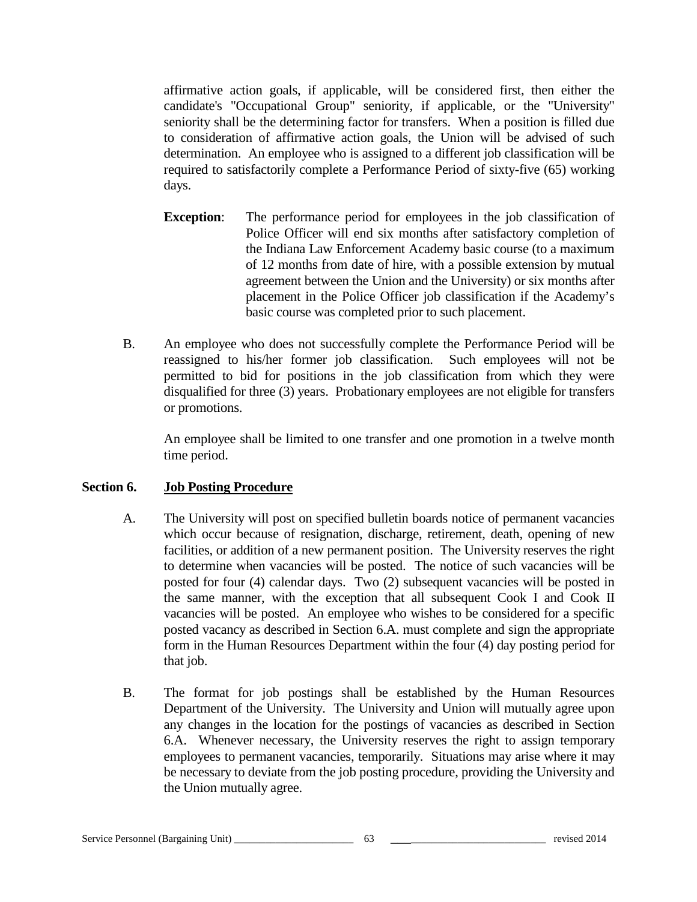affirmative action goals, if applicable, will be considered first, then either the candidate's "Occupational Group" seniority, if applicable, or the "University" seniority shall be the determining factor for transfers. When a position is filled due to consideration of affirmative action goals, the Union will be advised of such determination. An employee who is assigned to a different job classification will be required to satisfactorily complete a Performance Period of sixty-five (65) working days.

**Exception**: The performance period for employees in the job classification of Police Officer will end six months after satisfactory completion of the Indiana Law Enforcement Academy basic course (to a maximum of 12 months from date of hire, with a possible extension by mutual agreement between the Union and the University) or six months after placement in the Police Officer job classification if the Academy's basic course was completed prior to such placement.

B. An employee who does not successfully complete the Performance Period will be reassigned to his/her former job classification. Such employees will not be permitted to bid for positions in the job classification from which they were disqualified for three (3) years. Probationary employees are not eligible for transfers or promotions.

An employee shall be limited to one transfer and one promotion in a twelve month time period.

## Section 6. Job Posting Procedure

A. The University will post on specified bulletin boards notice of permanent vacancies which occur because of resignation, discharge, retirement, death, opening of new facilities, or addition of a new permanent position. The University reserves the right to determine when vacancies will be posted. The notice of such vacancies will be posted for four (4) calendar days. Two (2) subsequent vacancies will be posted in the same manner, with the exception that all subsequent Cook I and Cook II vacancies will be posted. An employee who wishes to be considered for a specific posted vacancy as described in Section 6.A. must complete and sign the appropriate form in the Human Resources Department within the four (4) day posting period for that job.

B. The format for job postings shall be established by the Human Resources Department of the University. The University and Union will mutually agree upon any changes in the location for the postings of vacancies as described in Section 6.A. Whenever necessary, the University reserves the right to assign temporary employees to permanent vacancies, temporarily. Situations may arise where it may be necessary to deviate from the job posting procedure, providing the University and the Union mutually agree.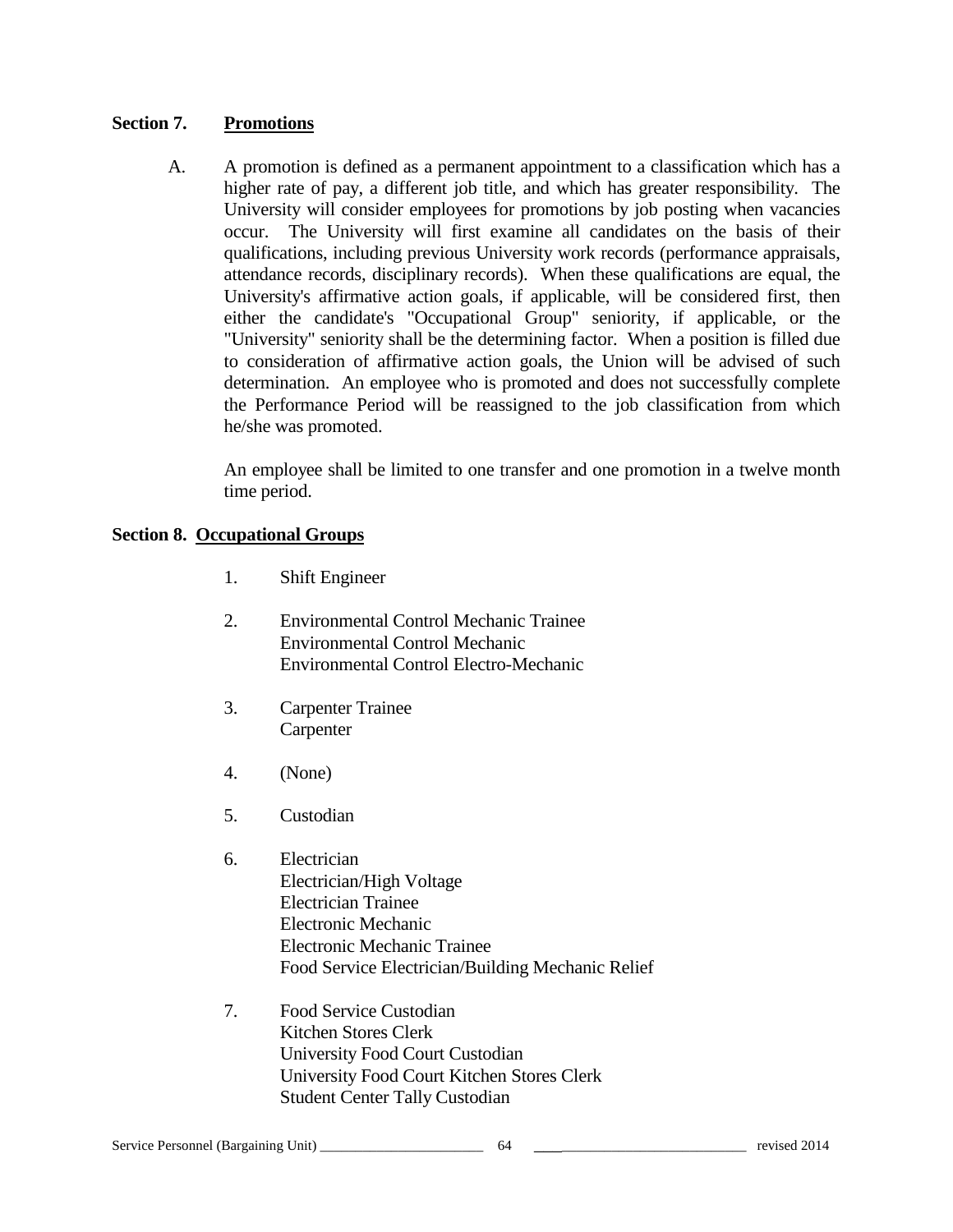## Section 7. Promotions

A. A promotion is defined as a permanent appointment to a classification which has a higher rate of pay, a different job title, and which has greater responsibility. The University will consider employees for promotions by job posting when vacancies occur. The University will first examine all candidates on the basis of their qualifications, including previous University work records (performance appraisals, attendance records, disciplinary records). When these qualifications are equal, the University's affirmative action goals, if applicable, will be considered first, then either the candidate's "Occupational Group" seniority, if applicable, or the "University" seniority shall be the determining factor. When a position is filled due to consideration of affirmative action goals, the Union will be advised of such determination. An employee who is promoted and does not successfully complete the Performance Period will be reassigned to the job classification from which he/she was promoted.

An employee shall be limited to one transfer and one promotion in a twelve month time period.

## Section 8. Occupational Groups

1. Shift Engineer

2. Environmental Control Mechanic Trainee
   Environmental Control Mechanic
   Environmental Control Electro-Mechanic

3. Carpenter Trainee
   Carpenter

4. (None)

5. Custodian

6. Electrician
   Electrician/High Voltage
   Electrician Trainee
   Electronic Mechanic
   Electronic Mechanic Trainee
   Food Service Electrician/Building Mechanic Relief

7. Food Service Custodian
   Kitchen Stores Clerk
   University Food Court Custodian
   University Food Court Kitchen Stores Clerk
   Student Center Tally Custodian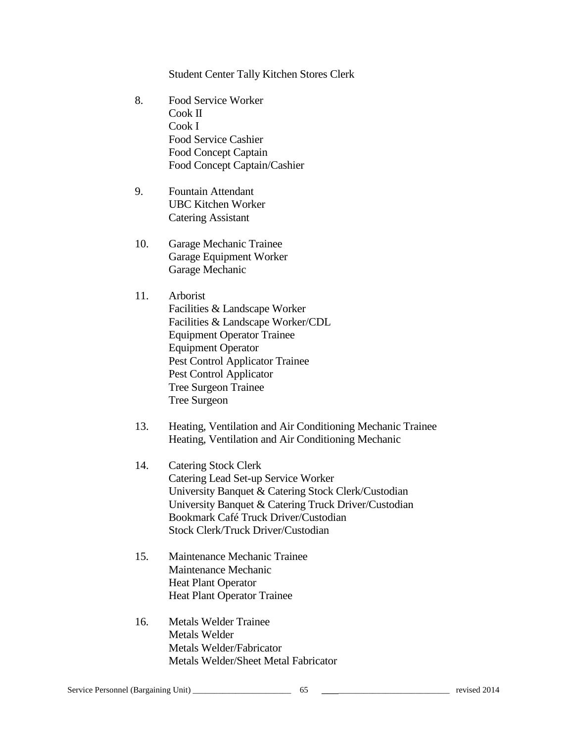Student Center Tally Kitchen Stores Clerk

8. Food Service Worker
   Cook II
   Cook I
   Food Service Cashier
   Food Concept Captain
   Food Concept Captain/Cashier

9. Fountain Attendant
   UBC Kitchen Worker
   Catering Assistant

10. Garage Mechanic Trainee
    Garage Equipment Worker
    Garage Mechanic

11. Arborist
    Facilities & Landscape Worker
    Facilities & Landscape Worker/CDL
    Equipment Operator Trainee
    Equipment Operator
    Pest Control Applicator Trainee
    Pest Control Applicator
    Tree Surgeon Trainee
    Tree Surgeon

13. Heating, Ventilation and Air Conditioning Mechanic Trainee
    Heating, Ventilation and Air Conditioning Mechanic

14. Catering Stock Clerk
    Catering Lead Set-up Service Worker
    University Banquet & Catering Stock Clerk/Custodian
    University Banquet & Catering Truck Driver/Custodian
    Bookmark Café Truck Driver/Custodian
    Stock Clerk/Truck Driver/Custodian

15. Maintenance Mechanic Trainee
    Maintenance Mechanic
    Heat Plant Operator
    Heat Plant Operator Trainee

16. Metals Welder Trainee
    Metals Welder
    Metals Welder/Fabricator
    Metals Welder/Sheet Metal Fabricator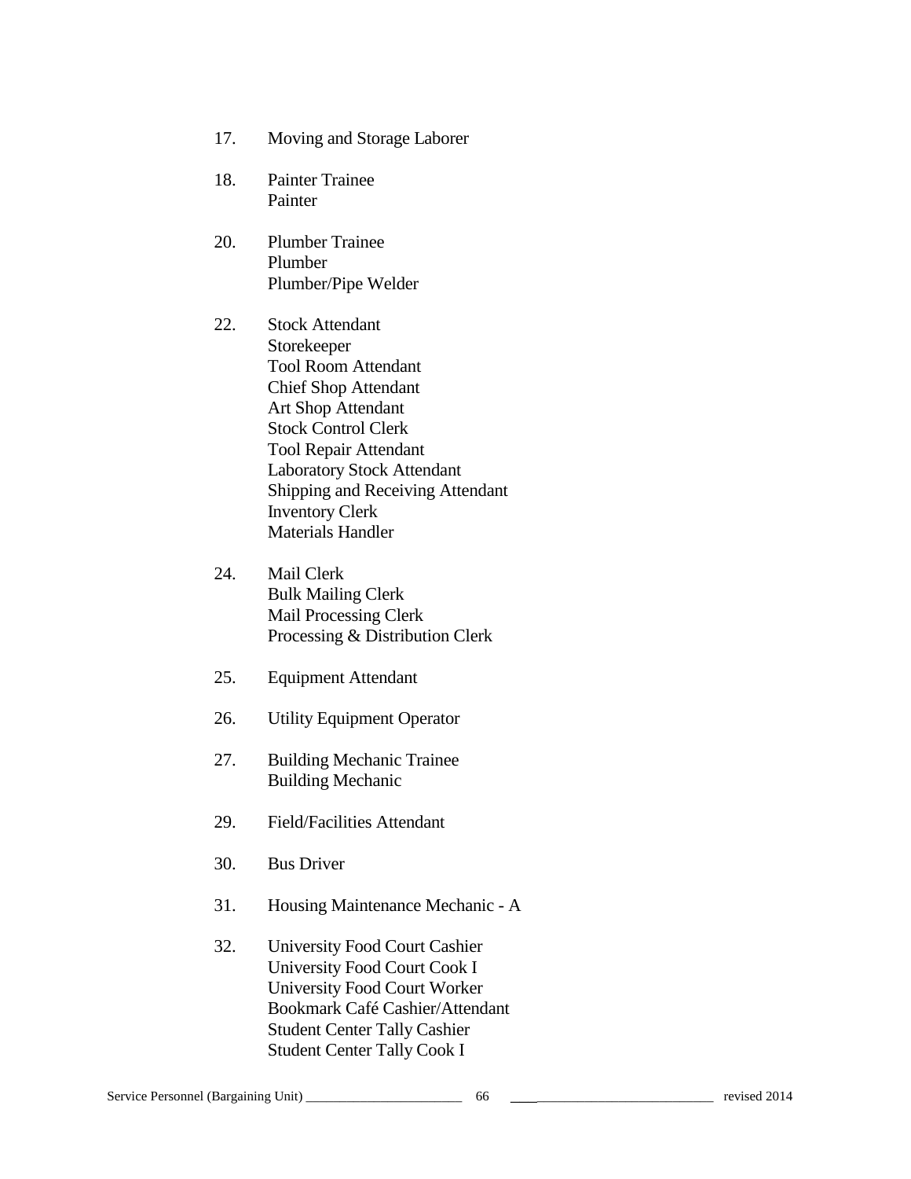17. Moving and Storage Laborer

18. Painter Trainee
    Painter

20. Plumber Trainee
    Plumber
    Plumber/Pipe Welder

22. Stock Attendant
    Storekeeper
    Tool Room Attendant
    Chief Shop Attendant
    Art Shop Attendant
    Stock Control Clerk
    Tool Repair Attendant
    Laboratory Stock Attendant
    Shipping and Receiving Attendant
    Inventory Clerk
    Materials Handler

24. Mail Clerk
    Bulk Mailing Clerk
    Mail Processing Clerk
    Processing & Distribution Clerk

25. Equipment Attendant

26. Utility Equipment Operator

27. Building Mechanic Trainee
    Building Mechanic

29. Field/Facilities Attendant

30. Bus Driver

31. Housing Maintenance Mechanic - A

32. University Food Court Cashier
    University Food Court Cook I
    University Food Court Worker
    Bookmark Café Cashier/Attendant
    Student Center Tally Cashier
    Student Center Tally Cook I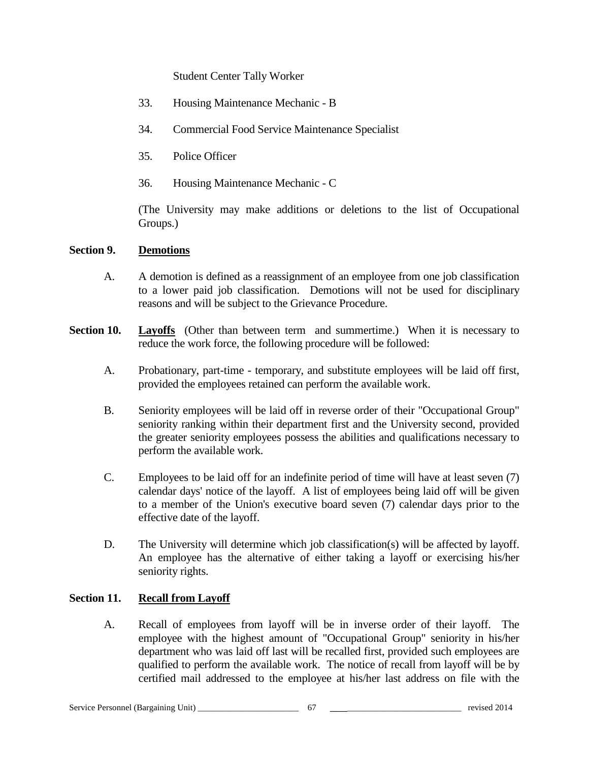Student Center Tally Worker

33. Housing Maintenance Mechanic - B

34. Commercial Food Service Maintenance Specialist

35. Police Officer

36. Housing Maintenance Mechanic - C

(The University may make additions or deletions to the list of Occupational Groups.)

**Section 9. <u>Demotions</u>**

A. A demotion is defined as a reassignment of an employee from one job classification to a lower paid job classification. Demotions will not be used for disciplinary reasons and will be subject to the Grievance Procedure.

**Section 10. <u>Layoffs</u>** (Other than between term and summertime.) When it is necessary to reduce the work force, the following procedure will be followed:

A. Probationary, part-time - temporary, and substitute employees will be laid off first, provided the employees retained can perform the available work.

B. Seniority employees will be laid off in reverse order of their "Occupational Group" seniority ranking within their department first and the University second, provided the greater seniority employees possess the abilities and qualifications necessary to perform the available work.

C. Employees to be laid off for an indefinite period of time will have at least seven (7) calendar days' notice of the layoff. A list of employees being laid off will be given to a member of the Union's executive board seven (7) calendar days prior to the effective date of the layoff.

D. The University will determine which job classification(s) will be affected by layoff. An employee has the alternative of either taking a layoff or exercising his/her seniority rights.

**Section 11. <u>Recall from Layoff</u>**

A. Recall of employees from layoff will be in inverse order of their layoff. The employee with the highest amount of "Occupational Group" seniority in his/her department who was laid off last will be recalled first, provided such employees are qualified to perform the available work. The notice of recall from layoff will be by certified mail addressed to the employee at his/her last address on file with the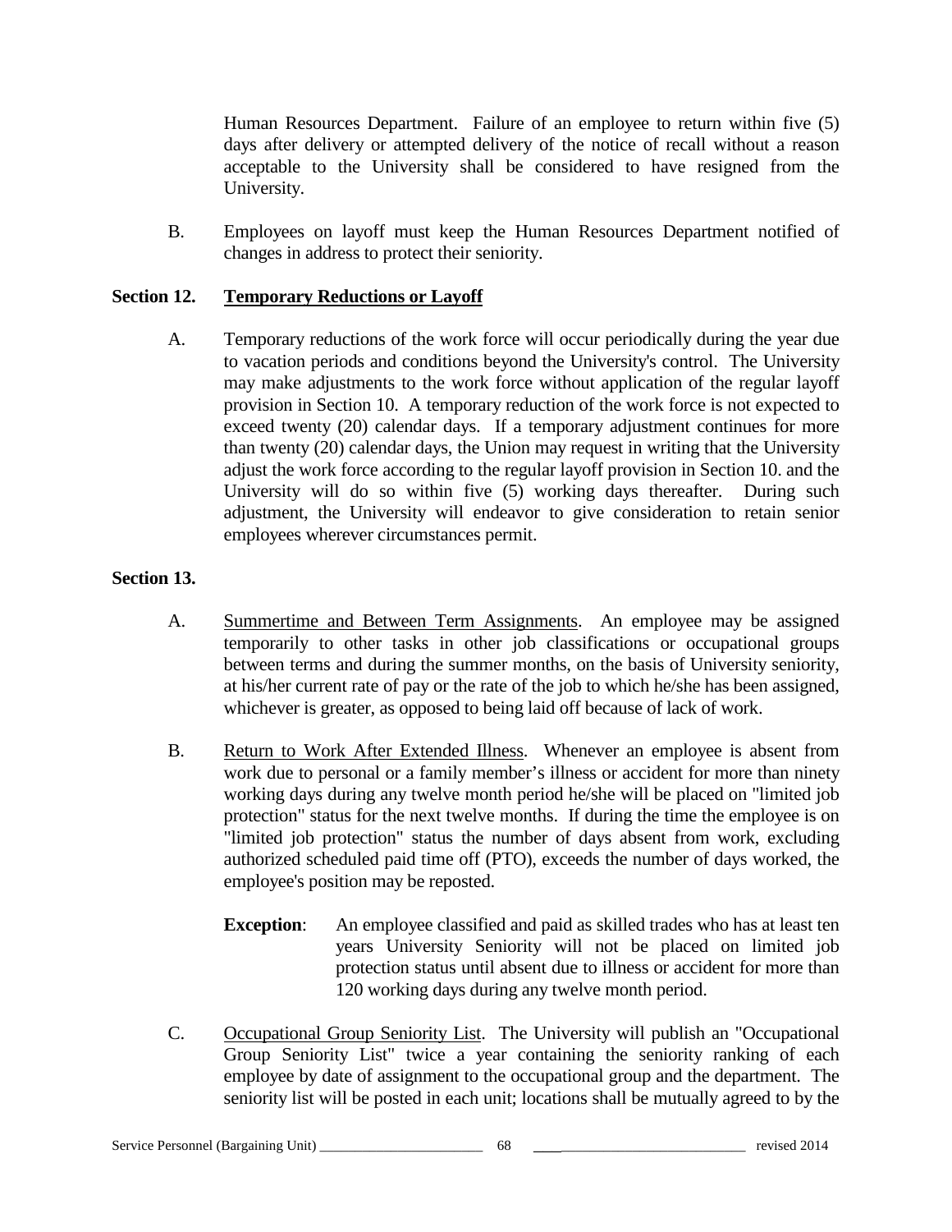Human Resources Department. Failure of an employee to return within five (5) days after delivery or attempted delivery of the notice of recall without a reason acceptable to the University shall be considered to have resigned from the University.

B. Employees on layoff must keep the Human Resources Department notified of changes in address to protect their seniority.

**Section 12. Temporary Reductions or Layoff**

A. Temporary reductions of the work force will occur periodically during the year due to vacation periods and conditions beyond the University's control. The University may make adjustments to the work force without application of the regular layoff provision in Section 10. A temporary reduction of the work force is not expected to exceed twenty (20) calendar days. If a temporary adjustment continues for more than twenty (20) calendar days, the Union may request in writing that the University adjust the work force according to the regular layoff provision in Section 10. and the University will do so within five (5) working days thereafter. During such adjustment, the University will endeavor to give consideration to retain senior employees wherever circumstances permit.

**Section 13.**

A. Summertime and Between Term Assignments. An employee may be assigned temporarily to other tasks in other job classifications or occupational groups between terms and during the summer months, on the basis of University seniority, at his/her current rate of pay or the rate of the job to which he/she has been assigned, whichever is greater, as opposed to being laid off because of lack of work.

B. Return to Work After Extended Illness. Whenever an employee is absent from work due to personal or a family member's illness or accident for more than ninety working days during any twelve month period he/she will be placed on "limited job protection" status for the next twelve months. If during the time the employee is on "limited job protection" status the number of days absent from work, excluding authorized scheduled paid time off (PTO), exceeds the number of days worked, the employee's position may be reposted.

**Exception**: An employee classified and paid as skilled trades who has at least ten years University Seniority will not be placed on limited job protection status until absent due to illness or accident for more than 120 working days during any twelve month period.

C. Occupational Group Seniority List. The University will publish an "Occupational Group Seniority List" twice a year containing the seniority ranking of each employee by date of assignment to the occupational group and the department. The seniority list will be posted in each unit; locations shall be mutually agreed to by the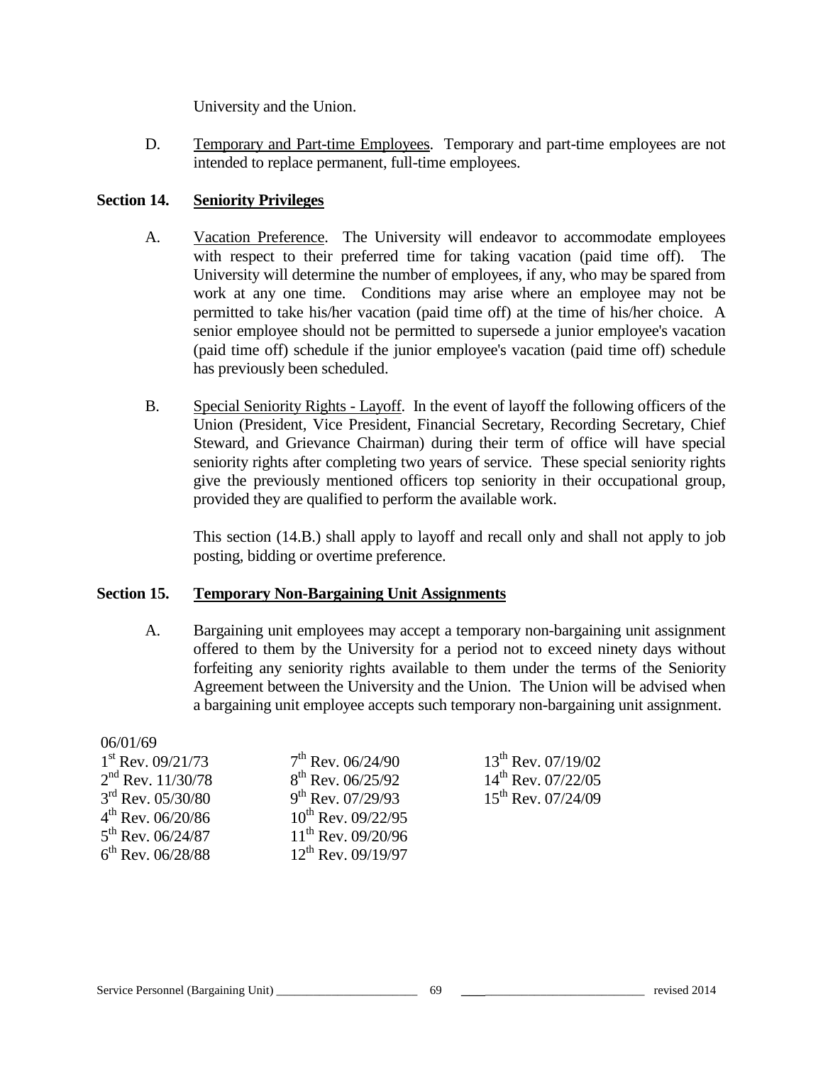University and the Union.

D. Temporary and Part-time Employees. Temporary and part-time employees are not intended to replace permanent, full-time employees.

## Section 14. Seniority Privileges

A. Vacation Preference. The University will endeavor to accommodate employees with respect to their preferred time for taking vacation (paid time off). The University will determine the number of employees, if any, who may be spared from work at any one time. Conditions may arise where an employee may not be permitted to take his/her vacation (paid time off) at the time of his/her choice. A senior employee should not be permitted to supersede a junior employee's vacation (paid time off) schedule if the junior employee's vacation (paid time off) schedule has previously been scheduled.

B. Special Seniority Rights - Layoff. In the event of layoff the following officers of the Union (President, Vice President, Financial Secretary, Recording Secretary, Chief Steward, and Grievance Chairman) during their term of office will have special seniority rights after completing two years of service. These special seniority rights give the previously mentioned officers top seniority in their occupational group, provided they are qualified to perform the available work.

This section (14.B.) shall apply to layoff and recall only and shall not apply to job posting, bidding or overtime preference.

## Section 15. Temporary Non-Bargaining Unit Assignments

A. Bargaining unit employees may accept a temporary non-bargaining unit assignment offered to them by the University for a period not to exceed ninety days without forfeiting any seniority rights available to them under the terms of the Seniority Agreement between the University and the Union. The Union will be advised when a bargaining unit employee accepts such temporary non-bargaining unit assignment.

06/01/69

| | | |
|---|---|---|
| 1st Rev. 09/21/73 | 7th Rev. 06/24/90 | 13th Rev. 07/19/02 |
| 2nd Rev. 11/30/78 | 8th Rev. 06/25/92 | 14th Rev. 07/22/05 |
| 3rd Rev. 05/30/80 | 9th Rev. 07/29/93 | 15th Rev. 07/24/09 |
| 4th Rev. 06/20/86 | 10th Rev. 09/22/95 | |
| 5th Rev. 06/24/87 | 11th Rev. 09/20/96 | |
| 6th Rev. 06/28/88 | 12th Rev. 09/19/97 | |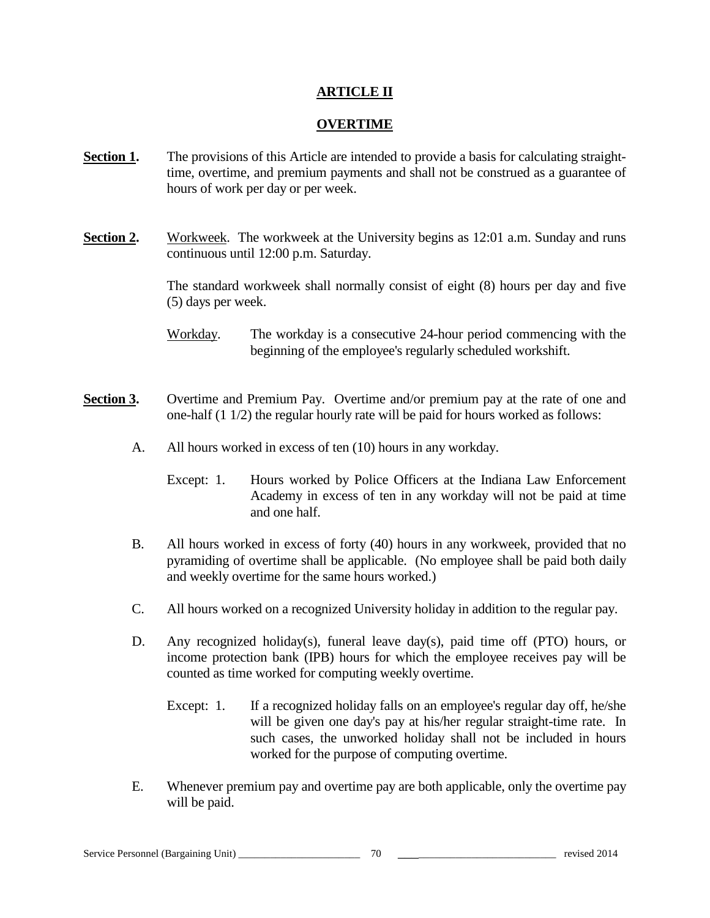## ARTICLE II

## OVERTIME

**Section 1.** The provisions of this Article are intended to provide a basis for calculating straight-time, overtime, and premium payments and shall not be construed as a guarantee of hours of work per day or per week.

**Section 2.** Workweek. The workweek at the University begins as 12:01 a.m. Sunday and runs continuous until 12:00 p.m. Saturday.

The standard workweek shall normally consist of eight (8) hours per day and five (5) days per week.

Workday. The workday is a consecutive 24-hour period commencing with the beginning of the employee's regularly scheduled workshift.

**Section 3.** Overtime and Premium Pay. Overtime and/or premium pay at the rate of one and one-half (1 1/2) the regular hourly rate will be paid for hours worked as follows:

A. All hours worked in excess of ten (10) hours in any workday.

Except: 1. Hours worked by Police Officers at the Indiana Law Enforcement Academy in excess of ten in any workday will not be paid at time and one half.

B. All hours worked in excess of forty (40) hours in any workweek, provided that no pyramiding of overtime shall be applicable. (No employee shall be paid both daily and weekly overtime for the same hours worked.)

C. All hours worked on a recognized University holiday in addition to the regular pay.

D. Any recognized holiday(s), funeral leave day(s), paid time off (PTO) hours, or income protection bank (IPB) hours for which the employee receives pay will be counted as time worked for computing weekly overtime.

Except: 1. If a recognized holiday falls on an employee's regular day off, he/she will be given one day's pay at his/her regular straight-time rate. In such cases, the unworked holiday shall not be included in hours worked for the purpose of computing overtime.

E. Whenever premium pay and overtime pay are both applicable, only the overtime pay will be paid.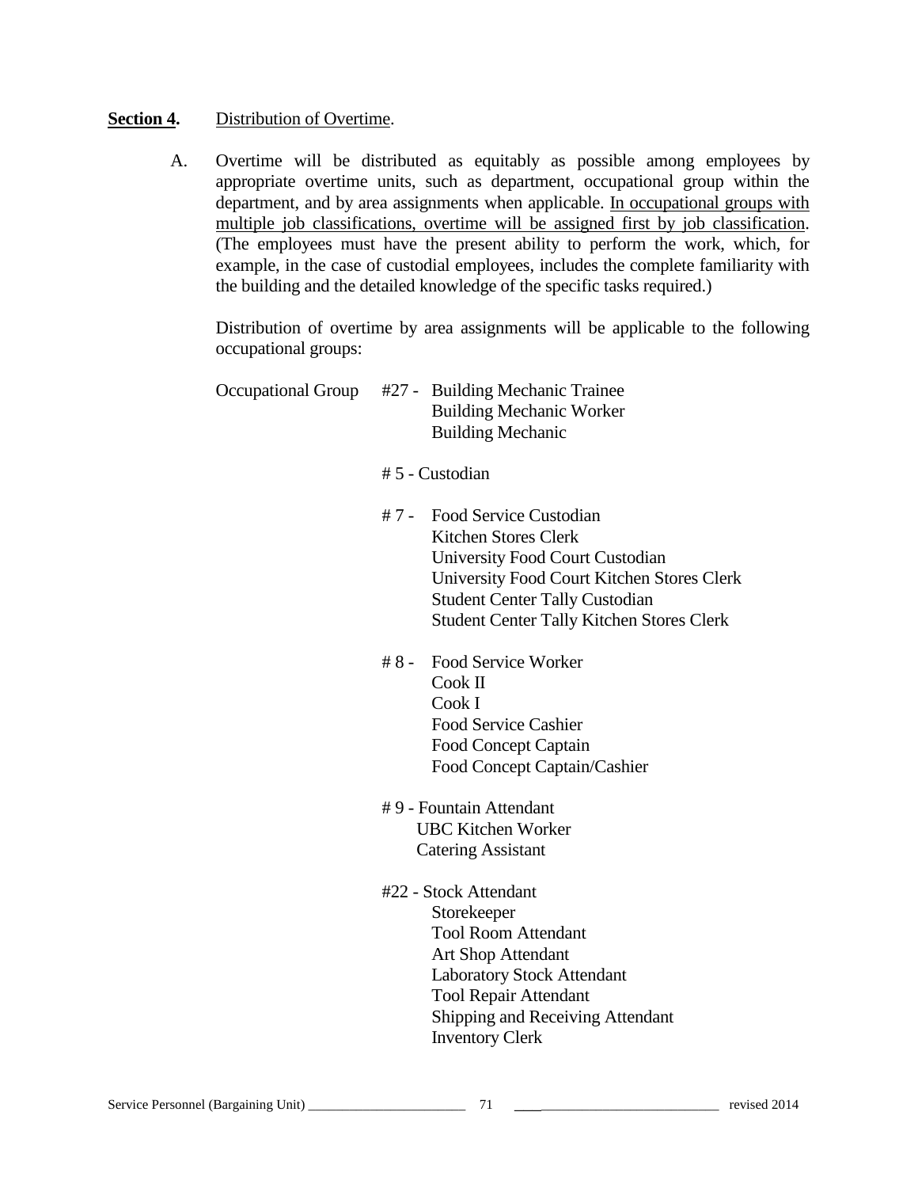**Section 4.** Distribution of Overtime.

A. Overtime will be distributed as equitably as possible among employees by appropriate overtime units, such as department, occupational group within the department, and by area assignments when applicable. <u>In occupational groups with multiple job classifications, overtime will be assigned first by job classification</u>. (The employees must have the present ability to perform the work, which, for example, in the case of custodial employees, includes the complete familiarity with the building and the detailed knowledge of the specific tasks required.)

Distribution of overtime by area assignments will be applicable to the following occupational groups:

Occupational Group

#27 - Building Mechanic Trainee
Building Mechanic Worker
Building Mechanic

# 5 - Custodian

# 7 - Food Service Custodian
Kitchen Stores Clerk
University Food Court Custodian
University Food Court Kitchen Stores Clerk
Student Center Tally Custodian
Student Center Tally Kitchen Stores Clerk

# 8 - Food Service Worker
Cook II
Cook I
Food Service Cashier
Food Concept Captain
Food Concept Captain/Cashier

# 9 - Fountain Attendant
UBC Kitchen Worker
Catering Assistant

#22 - Stock Attendant
Storekeeper
Tool Room Attendant
Art Shop Attendant
Laboratory Stock Attendant
Tool Repair Attendant
Shipping and Receiving Attendant
Inventory Clerk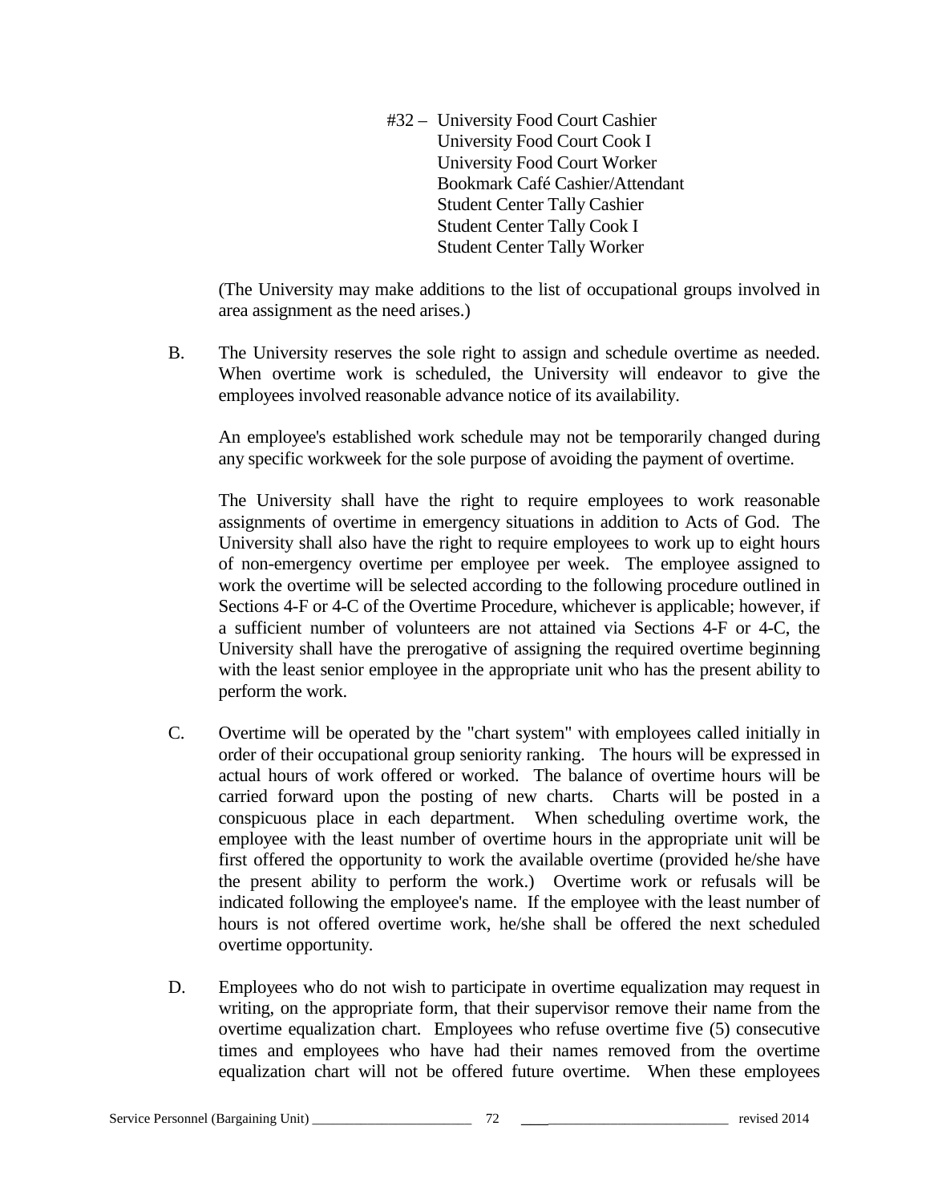#32 – University Food Court Cashier
University Food Court Cook I
University Food Court Worker
Bookmark Café Cashier/Attendant
Student Center Tally Cashier
Student Center Tally Cook I
Student Center Tally Worker

(The University may make additions to the list of occupational groups involved in area assignment as the need arises.)

B. The University reserves the sole right to assign and schedule overtime as needed. When overtime work is scheduled, the University will endeavor to give the employees involved reasonable advance notice of its availability.

An employee's established work schedule may not be temporarily changed during any specific workweek for the sole purpose of avoiding the payment of overtime.

The University shall have the right to require employees to work reasonable assignments of overtime in emergency situations in addition to Acts of God. The University shall also have the right to require employees to work up to eight hours of non-emergency overtime per employee per week. The employee assigned to work the overtime will be selected according to the following procedure outlined in Sections 4-F or 4-C of the Overtime Procedure, whichever is applicable; however, if a sufficient number of volunteers are not attained via Sections 4-F or 4-C, the University shall have the prerogative of assigning the required overtime beginning with the least senior employee in the appropriate unit who has the present ability to perform the work.

C. Overtime will be operated by the "chart system" with employees called initially in order of their occupational group seniority ranking. The hours will be expressed in actual hours of work offered or worked. The balance of overtime hours will be carried forward upon the posting of new charts. Charts will be posted in a conspicuous place in each department. When scheduling overtime work, the employee with the least number of overtime hours in the appropriate unit will be first offered the opportunity to work the available overtime (provided he/she have the present ability to perform the work.) Overtime work or refusals will be indicated following the employee's name. If the employee with the least number of hours is not offered overtime work, he/she shall be offered the next scheduled overtime opportunity.

D. Employees who do not wish to participate in overtime equalization may request in writing, on the appropriate form, that their supervisor remove their name from the overtime equalization chart. Employees who refuse overtime five (5) consecutive times and employees who have had their names removed from the overtime equalization chart will not be offered future overtime. When these employees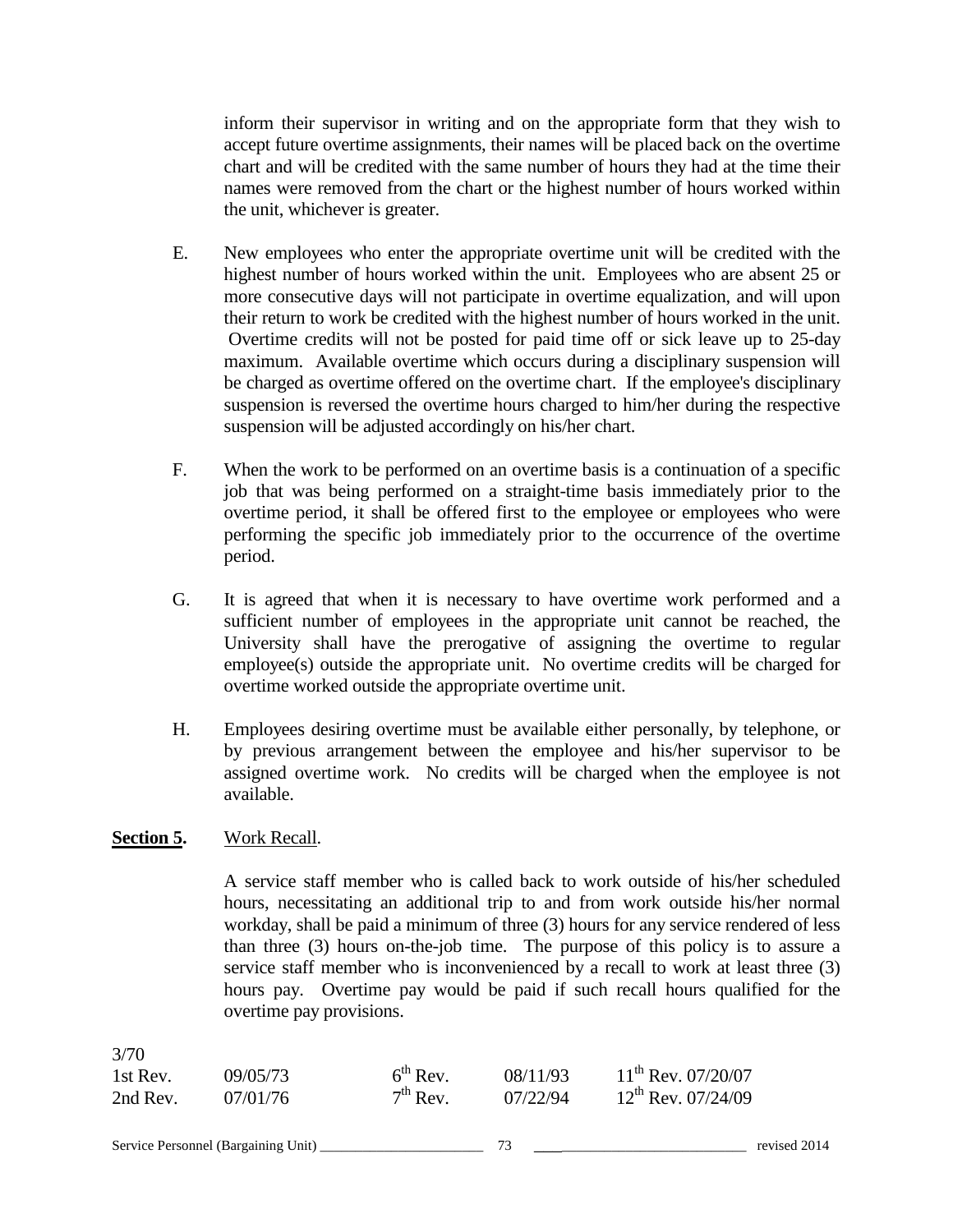inform their supervisor in writing and on the appropriate form that they wish to accept future overtime assignments, their names will be placed back on the overtime chart and will be credited with the same number of hours they had at the time their names were removed from the chart or the highest number of hours worked within the unit, whichever is greater.

E. New employees who enter the appropriate overtime unit will be credited with the highest number of hours worked within the unit. Employees who are absent 25 or more consecutive days will not participate in overtime equalization, and will upon their return to work be credited with the highest number of hours worked in the unit. Overtime credits will not be posted for paid time off or sick leave up to 25-day maximum. Available overtime which occurs during a disciplinary suspension will be charged as overtime offered on the overtime chart. If the employee's disciplinary suspension is reversed the overtime hours charged to him/her during the respective suspension will be adjusted accordingly on his/her chart.

F. When the work to be performed on an overtime basis is a continuation of a specific job that was being performed on a straight-time basis immediately prior to the overtime period, it shall be offered first to the employee or employees who were performing the specific job immediately prior to the occurrence of the overtime period.

G. It is agreed that when it is necessary to have overtime work performed and a sufficient number of employees in the appropriate unit cannot be reached, the University shall have the prerogative of assigning the overtime to regular employee(s) outside the appropriate unit. No overtime credits will be charged for overtime worked outside the appropriate overtime unit.

H. Employees desiring overtime must be available either personally, by telephone, or by previous arrangement between the employee and his/her supervisor to be assigned overtime work. No credits will be charged when the employee is not available.

**Section 5.** Work Recall.

A service staff member who is called back to work outside of his/her scheduled hours, necessitating an additional trip to and from work outside his/her normal workday, shall be paid a minimum of three (3) hours for any service rendered of less than three (3) hours on-the-job time. The purpose of this policy is to assure a service staff member who is inconvenienced by a recall to work at least three (3) hours pay. Overtime pay would be paid if such recall hours qualified for the overtime pay provisions.

3/70

| | | | | |
|---|---|---|---|---|
| 1st Rev. | 09/05/73 | 6th Rev. | 08/11/93 | 11th Rev. 07/20/07 |
| 2nd Rev. | 07/01/76 | 7th Rev. | 07/22/94 | 12th Rev. 07/24/09 |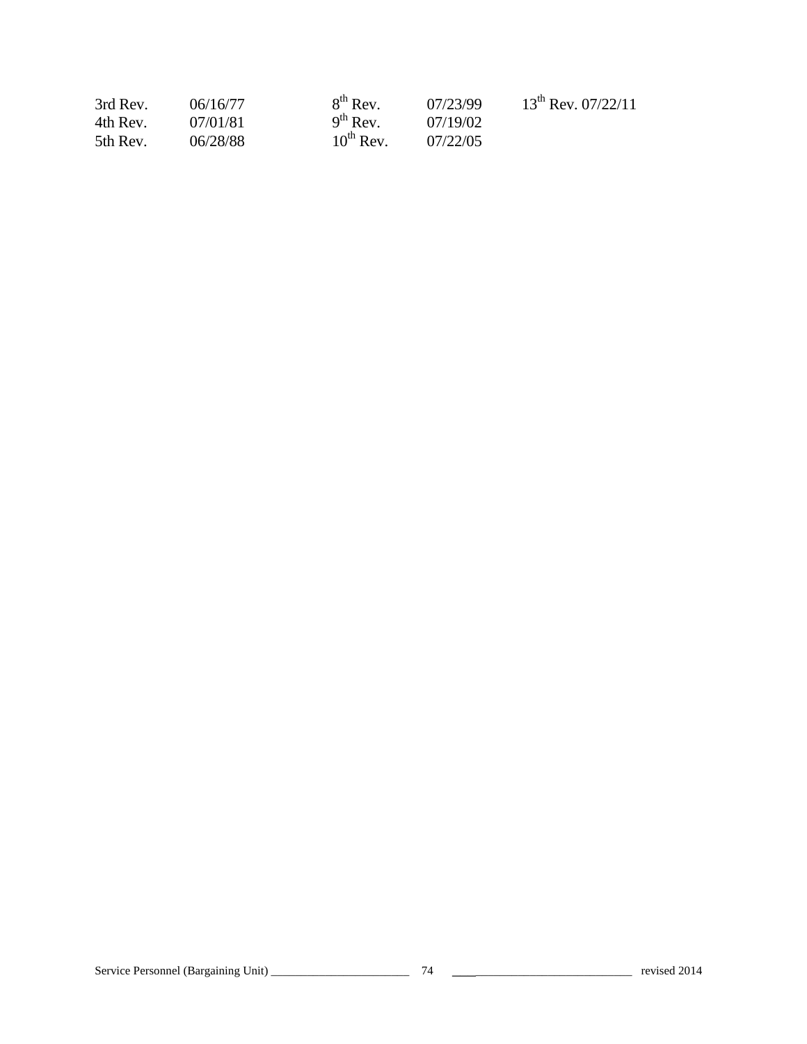| | | | | |
|---|---|---|---|---|
| 3rd Rev. | 06/16/77 | 8th Rev. | 07/23/99 | 13th Rev. 07/22/11 |
| 4th Rev. | 07/01/81 | 9th Rev. | 07/19/02 | |
| 5th Rev. | 06/28/88 | 10th Rev. | 07/22/05 | |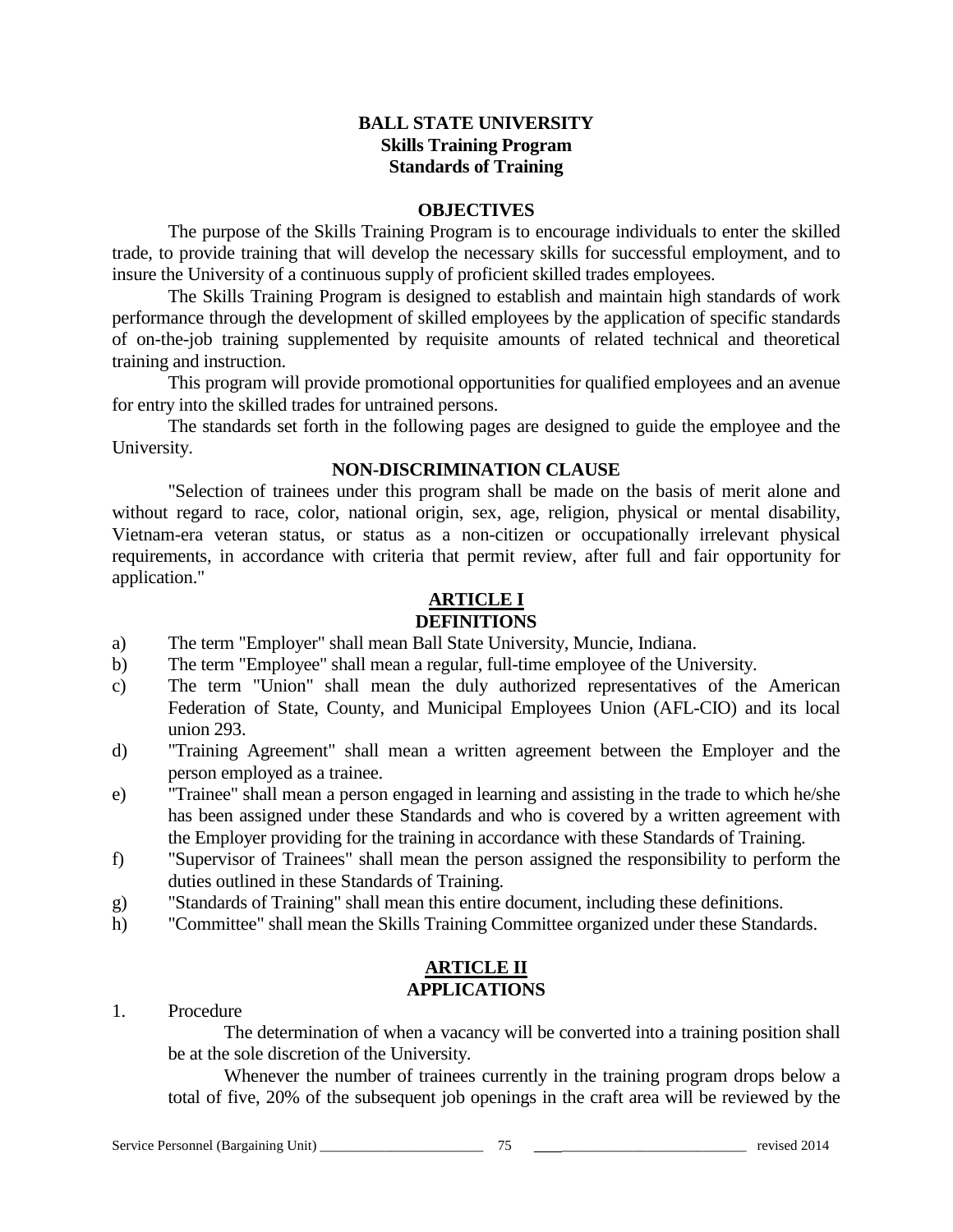# BALL STATE UNIVERSITY
## Skills Training Program
## Standards of Training

### OBJECTIVES

The purpose of the Skills Training Program is to encourage individuals to enter the skilled trade, to provide training that will develop the necessary skills for successful employment, and to insure the University of a continuous supply of proficient skilled trades employees.

The Skills Training Program is designed to establish and maintain high standards of work performance through the development of skilled employees by the application of specific standards of on-the-job training supplemented by requisite amounts of related technical and theoretical training and instruction.

This program will provide promotional opportunities for qualified employees and an avenue for entry into the skilled trades for untrained persons.

The standards set forth in the following pages are designed to guide the employee and the University.

### NON-DISCRIMINATION CLAUSE

"Selection of trainees under this program shall be made on the basis of merit alone and without regard to race, color, national origin, sex, age, religion, physical or mental disability, Vietnam-era veteran status, or status as a non-citizen or occupationally irrelevant physical requirements, in accordance with criteria that permit review, after full and fair opportunity for application."

### ARTICLE I
### DEFINITIONS

a) The term "Employer" shall mean Ball State University, Muncie, Indiana.

b) The term "Employee" shall mean a regular, full-time employee of the University.

c) The term "Union" shall mean the duly authorized representatives of the American Federation of State, County, and Municipal Employees Union (AFL-CIO) and its local union 293.

d) "Training Agreement" shall mean a written agreement between the Employer and the person employed as a trainee.

e) "Trainee" shall mean a person engaged in learning and assisting in the trade to which he/she has been assigned under these Standards and who is covered by a written agreement with the Employer providing for the training in accordance with these Standards of Training.

f) "Supervisor of Trainees" shall mean the person assigned the responsibility to perform the duties outlined in these Standards of Training.

g) "Standards of Training" shall mean this entire document, including these definitions.

h) "Committee" shall mean the Skills Training Committee organized under these Standards.

### ARTICLE II
### APPLICATIONS

1. Procedure

   The determination of when a vacancy will be converted into a training position shall be at the sole discretion of the University.

   Whenever the number of trainees currently in the training program drops below a total of five, 20% of the subsequent job openings in the craft area will be reviewed by the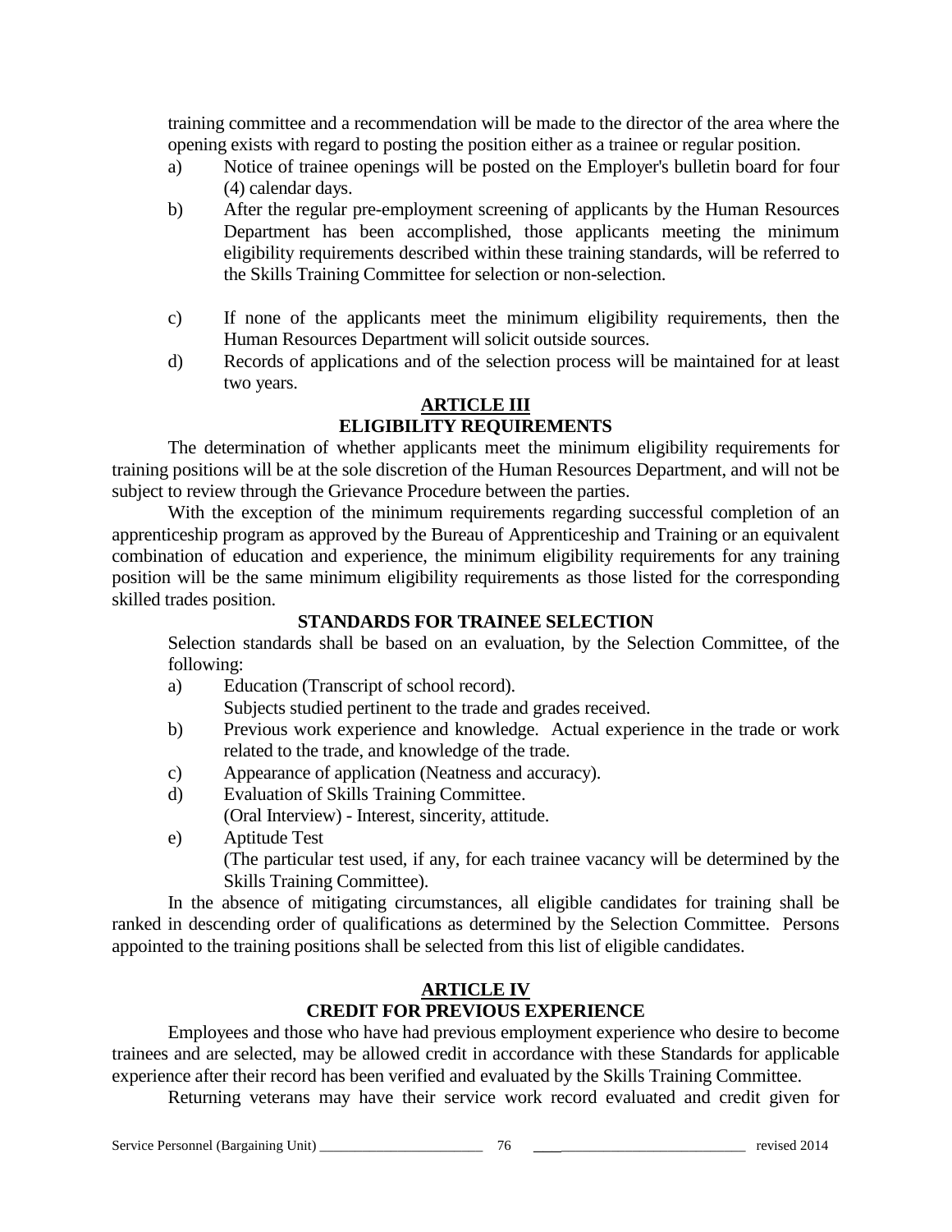training committee and a recommendation will be made to the director of the area where the opening exists with regard to posting the position either as a trainee or regular position.

a) Notice of trainee openings will be posted on the Employer's bulletin board for four (4) calendar days.
b) After the regular pre-employment screening of applicants by the Human Resources Department has been accomplished, those applicants meeting the minimum eligibility requirements described within these training standards, will be referred to the Skills Training Committee for selection or non-selection.
c) If none of the applicants meet the minimum eligibility requirements, then the Human Resources Department will solicit outside sources.
d) Records of applications and of the selection process will be maintained for at least two years.

## ARTICLE III
## ELIGIBILITY REQUIREMENTS

The determination of whether applicants meet the minimum eligibility requirements for training positions will be at the sole discretion of the Human Resources Department, and will not be subject to review through the Grievance Procedure between the parties.

With the exception of the minimum requirements regarding successful completion of an apprenticeship program as approved by the Bureau of Apprenticeship and Training or an equivalent combination of education and experience, the minimum eligibility requirements for any training position will be the same minimum eligibility requirements as those listed for the corresponding skilled trades position.

### STANDARDS FOR TRAINEE SELECTION

Selection standards shall be based on an evaluation, by the Selection Committee, of the following:

a) Education (Transcript of school record).
   Subjects studied pertinent to the trade and grades received.
b) Previous work experience and knowledge. Actual experience in the trade or work related to the trade, and knowledge of the trade.
c) Appearance of application (Neatness and accuracy).
d) Evaluation of Skills Training Committee.
   (Oral Interview) - Interest, sincerity, attitude.
e) Aptitude Test
   (The particular test used, if any, for each trainee vacancy will be determined by the Skills Training Committee).

In the absence of mitigating circumstances, all eligible candidates for training shall be ranked in descending order of qualifications as determined by the Selection Committee. Persons appointed to the training positions shall be selected from this list of eligible candidates.

## ARTICLE IV
## CREDIT FOR PREVIOUS EXPERIENCE

Employees and those who have had previous employment experience who desire to become trainees and are selected, may be allowed credit in accordance with these Standards for applicable experience after their record has been verified and evaluated by the Skills Training Committee.

Returning veterans may have their service work record evaluated and credit given for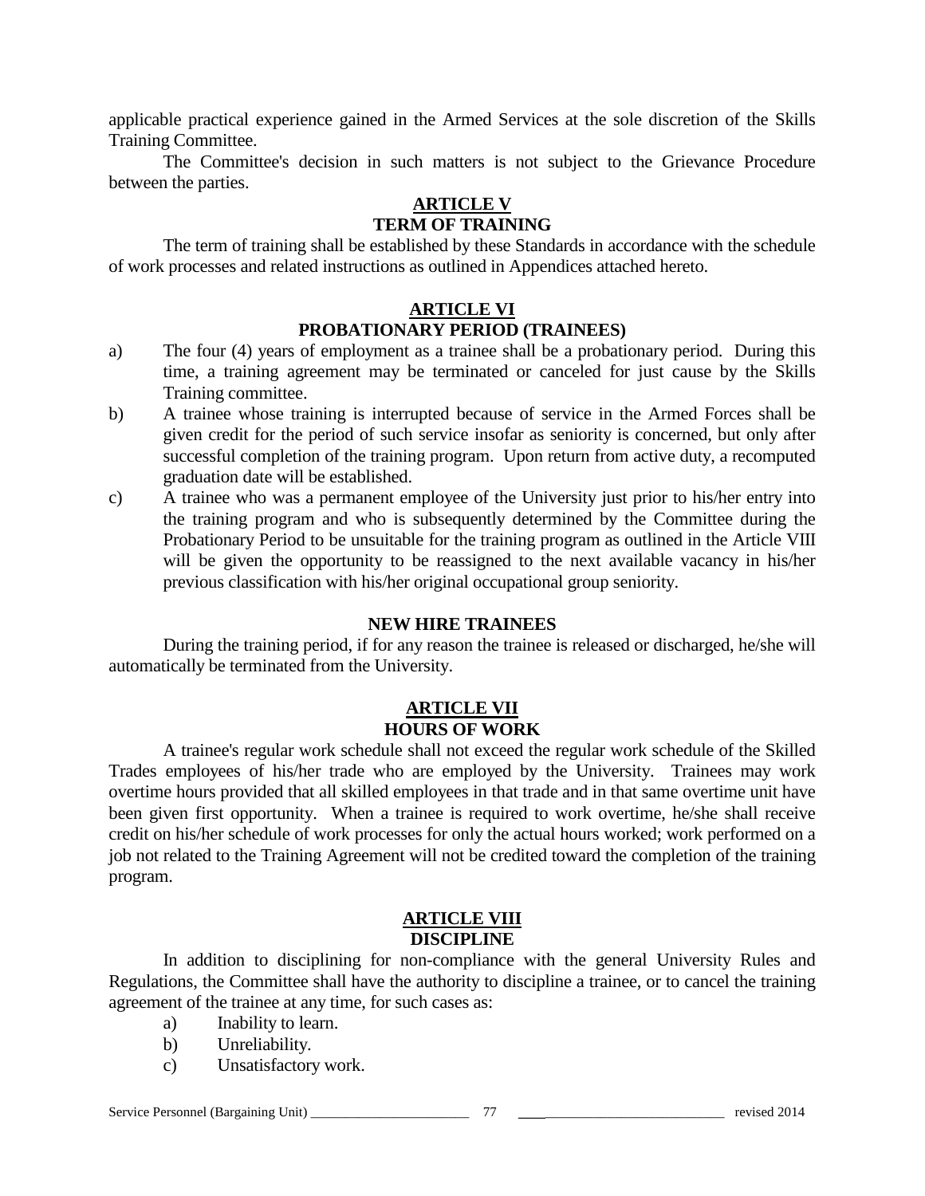applicable practical experience gained in the Armed Services at the sole discretion of the Skills Training Committee.

The Committee's decision in such matters is not subject to the Grievance Procedure between the parties.

## ARTICLE V
## TERM OF TRAINING

The term of training shall be established by these Standards in accordance with the schedule of work processes and related instructions as outlined in Appendices attached hereto.

## ARTICLE VI
## PROBATIONARY PERIOD (TRAINEES)

a) The four (4) years of employment as a trainee shall be a probationary period. During this time, a training agreement may be terminated or canceled for just cause by the Skills Training committee.

b) A trainee whose training is interrupted because of service in the Armed Forces shall be given credit for the period of such service insofar as seniority is concerned, but only after successful completion of the training program. Upon return from active duty, a recomputed graduation date will be established.

c) A trainee who was a permanent employee of the University just prior to his/her entry into the training program and who is subsequently determined by the Committee during the Probationary Period to be unsuitable for the training program as outlined in the Article VIII will be given the opportunity to be reassigned to the next available vacancy in his/her previous classification with his/her original occupational group seniority.

### NEW HIRE TRAINEES

During the training period, if for any reason the trainee is released or discharged, he/she will automatically be terminated from the University.

## ARTICLE VII
## HOURS OF WORK

A trainee's regular work schedule shall not exceed the regular work schedule of the Skilled Trades employees of his/her trade who are employed by the University. Trainees may work overtime hours provided that all skilled employees in that trade and in that same overtime unit have been given first opportunity. When a trainee is required to work overtime, he/she shall receive credit on his/her schedule of work processes for only the actual hours worked; work performed on a job not related to the Training Agreement will not be credited toward the completion of the training program.

## ARTICLE VIII
## DISCIPLINE

In addition to disciplining for non-compliance with the general University Rules and Regulations, the Committee shall have the authority to discipline a trainee, or to cancel the training agreement of the trainee at any time, for such cases as:

a) Inability to learn.
b) Unreliability.
c) Unsatisfactory work.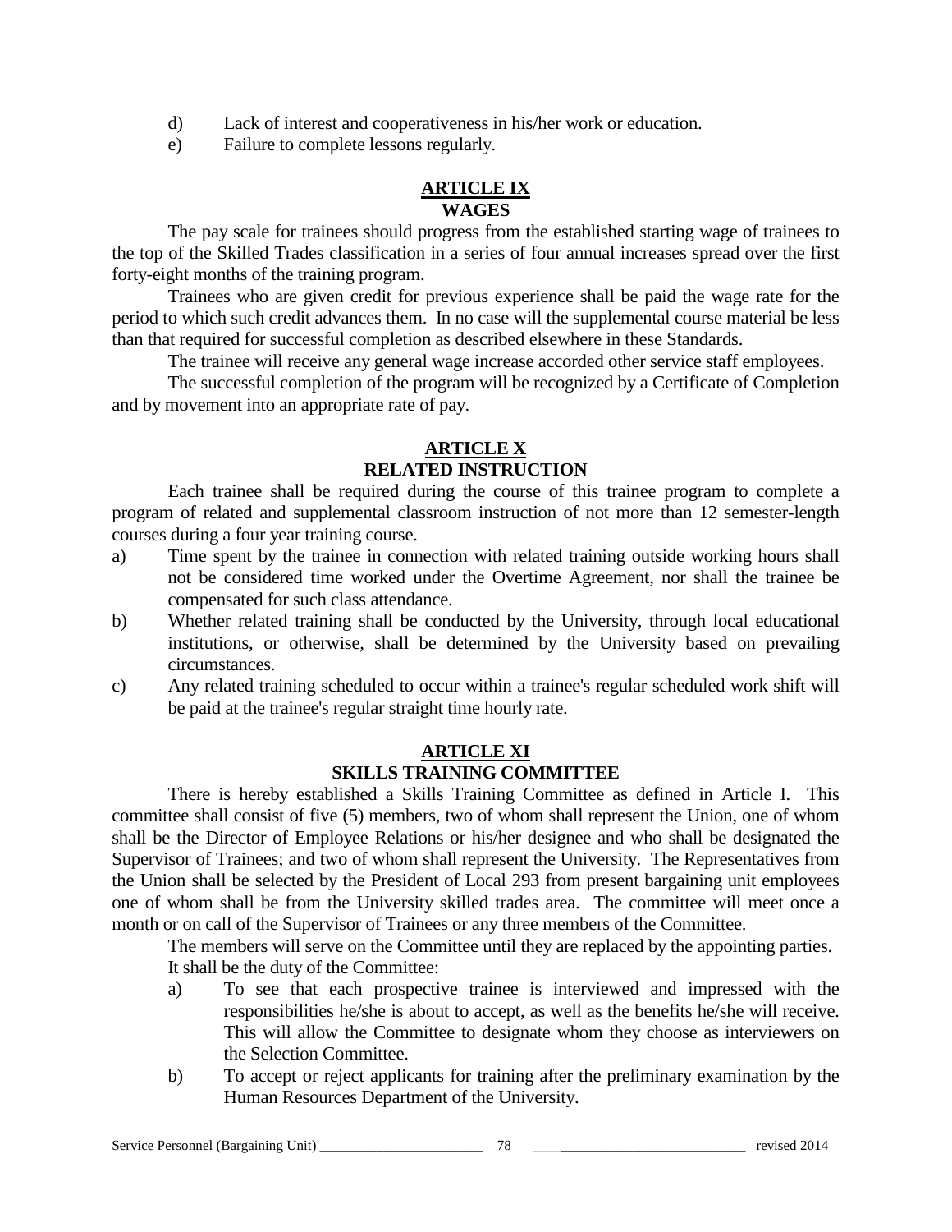d) Lack of interest and cooperativeness in his/her work or education.

e) Failure to complete lessons regularly.

## ARTICLE IX
## WAGES

The pay scale for trainees should progress from the established starting wage of trainees to the top of the Skilled Trades classification in a series of four annual increases spread over the first forty-eight months of the training program.

Trainees who are given credit for previous experience shall be paid the wage rate for the period to which such credit advances them. In no case will the supplemental course material be less than that required for successful completion as described elsewhere in these Standards.

The trainee will receive any general wage increase accorded other service staff employees.

The successful completion of the program will be recognized by a Certificate of Completion and by movement into an appropriate rate of pay.

## ARTICLE X
## RELATED INSTRUCTION

Each trainee shall be required during the course of this trainee program to complete a program of related and supplemental classroom instruction of not more than 12 semester-length courses during a four year training course.

a) Time spent by the trainee in connection with related training outside working hours shall not be considered time worked under the Overtime Agreement, nor shall the trainee be compensated for such class attendance.

b) Whether related training shall be conducted by the University, through local educational institutions, or otherwise, shall be determined by the University based on prevailing circumstances.

c) Any related training scheduled to occur within a trainee's regular scheduled work shift will be paid at the trainee's regular straight time hourly rate.

## ARTICLE XI
## SKILLS TRAINING COMMITTEE

There is hereby established a Skills Training Committee as defined in Article I. This committee shall consist of five (5) members, two of whom shall represent the Union, one of whom shall be the Director of Employee Relations or his/her designee and who shall be designated the Supervisor of Trainees; and two of whom shall represent the University. The Representatives from the Union shall be selected by the President of Local 293 from present bargaining unit employees one of whom shall be from the University skilled trades area. The committee will meet once a month or on call of the Supervisor of Trainees or any three members of the Committee.

The members will serve on the Committee until they are replaced by the appointing parties.

It shall be the duty of the Committee:

a) To see that each prospective trainee is interviewed and impressed with the responsibilities he/she is about to accept, as well as the benefits he/she will receive. This will allow the Committee to designate whom they choose as interviewers on the Selection Committee.

b) To accept or reject applicants for training after the preliminary examination by the Human Resources Department of the University.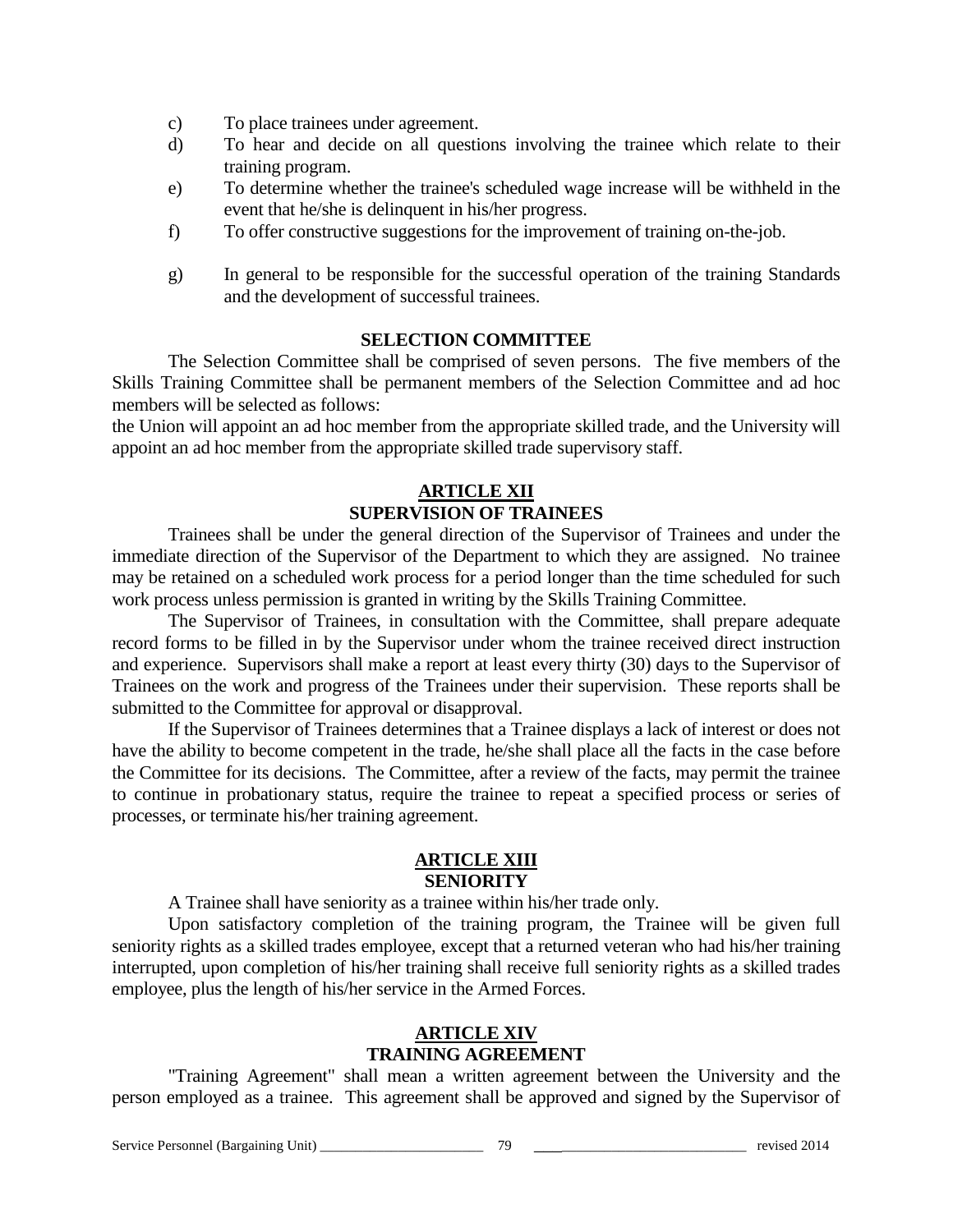c) To place trainees under agreement.

d) To hear and decide on all questions involving the trainee which relate to their training program.

e) To determine whether the trainee's scheduled wage increase will be withheld in the event that he/she is delinquent in his/her progress.

f) To offer constructive suggestions for the improvement of training on-the-job.

g) In general to be responsible for the successful operation of the training Standards and the development of successful trainees.

**SELECTION COMMITTEE**

The Selection Committee shall be comprised of seven persons. The five members of the Skills Training Committee shall be permanent members of the Selection Committee and ad hoc members will be selected as follows:
the Union will appoint an ad hoc member from the appropriate skilled trade, and the University will appoint an ad hoc member from the appropriate skilled trade supervisory staff.

## ARTICLE XII
## SUPERVISION OF TRAINEES

Trainees shall be under the general direction of the Supervisor of Trainees and under the immediate direction of the Supervisor of the Department to which they are assigned. No trainee may be retained on a scheduled work process for a period longer than the time scheduled for such work process unless permission is granted in writing by the Skills Training Committee.

The Supervisor of Trainees, in consultation with the Committee, shall prepare adequate record forms to be filled in by the Supervisor under whom the trainee received direct instruction and experience. Supervisors shall make a report at least every thirty (30) days to the Supervisor of Trainees on the work and progress of the Trainees under their supervision. These reports shall be submitted to the Committee for approval or disapproval.

If the Supervisor of Trainees determines that a Trainee displays a lack of interest or does not have the ability to become competent in the trade, he/she shall place all the facts in the case before the Committee for its decisions. The Committee, after a review of the facts, may permit the trainee to continue in probationary status, require the trainee to repeat a specified process or series of processes, or terminate his/her training agreement.

## ARTICLE XIII
## SENIORITY

A Trainee shall have seniority as a trainee within his/her trade only.

Upon satisfactory completion of the training program, the Trainee will be given full seniority rights as a skilled trades employee, except that a returned veteran who had his/her training interrupted, upon completion of his/her training shall receive full seniority rights as a skilled trades employee, plus the length of his/her service in the Armed Forces.

## ARTICLE XIV
## TRAINING AGREEMENT

"Training Agreement" shall mean a written agreement between the University and the person employed as a trainee. This agreement shall be approved and signed by the Supervisor of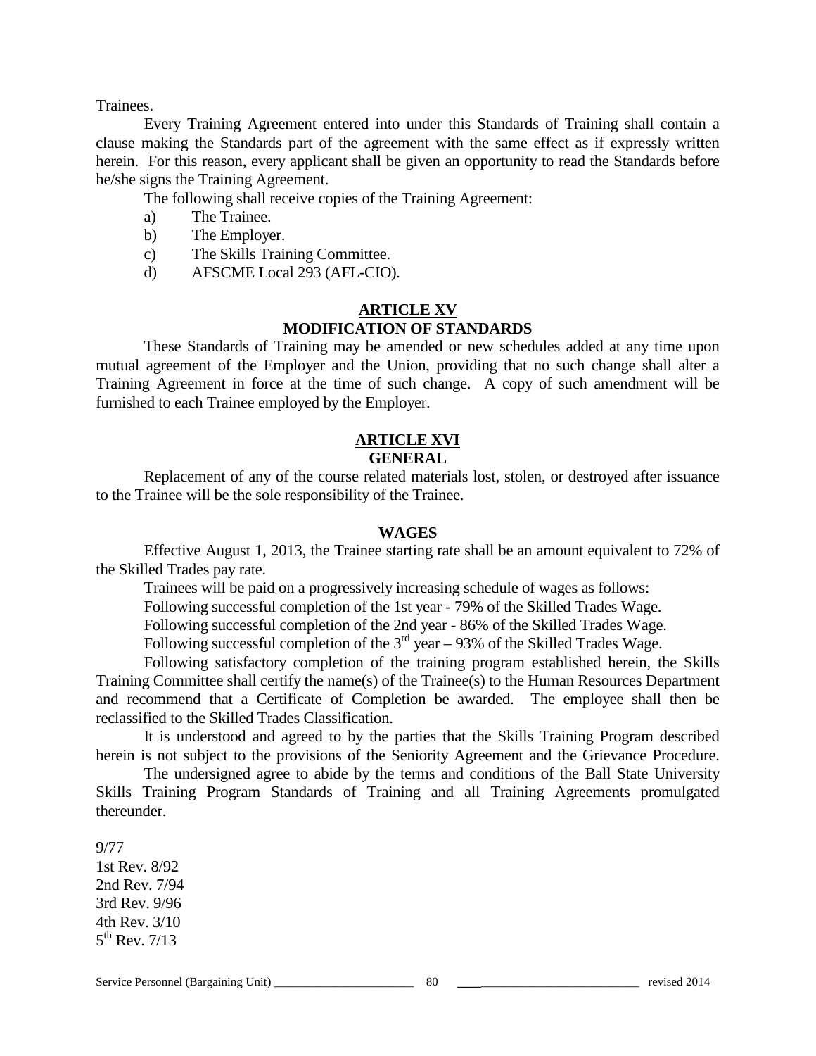Trainees.

Every Training Agreement entered into under this Standards of Training shall contain a clause making the Standards part of the agreement with the same effect as if expressly written herein. For this reason, every applicant shall be given an opportunity to read the Standards before he/she signs the Training Agreement.

The following shall receive copies of the Training Agreement:

a) The Trainee.
b) The Employer.
c) The Skills Training Committee.
d) AFSCME Local 293 (AFL-CIO).

## ARTICLE XV
## MODIFICATION OF STANDARDS

These Standards of Training may be amended or new schedules added at any time upon mutual agreement of the Employer and the Union, providing that no such change shall alter a Training Agreement in force at the time of such change. A copy of such amendment will be furnished to each Trainee employed by the Employer.

## ARTICLE XVI
## GENERAL

Replacement of any of the course related materials lost, stolen, or destroyed after issuance to the Trainee will be the sole responsibility of the Trainee.

### WAGES

Effective August 1, 2013, the Trainee starting rate shall be an amount equivalent to 72% of the Skilled Trades pay rate.

Trainees will be paid on a progressively increasing schedule of wages as follows:

Following successful completion of the 1st year - 79% of the Skilled Trades Wage.

Following successful completion of the 2nd year - 86% of the Skilled Trades Wage.

Following successful completion of the 3rd year – 93% of the Skilled Trades Wage.

Following satisfactory completion of the training program established herein, the Skills Training Committee shall certify the name(s) of the Trainee(s) to the Human Resources Department and recommend that a Certificate of Completion be awarded. The employee shall then be reclassified to the Skilled Trades Classification.

It is understood and agreed to by the parties that the Skills Training Program described herein is not subject to the provisions of the Seniority Agreement and the Grievance Procedure.

The undersigned agree to abide by the terms and conditions of the Ball State University Skills Training Program Standards of Training and all Training Agreements promulgated thereunder.

9/77
1st Rev. 8/92
2nd Rev. 7/94
3rd Rev. 9/96
4th Rev. 3/10
5th Rev. 7/13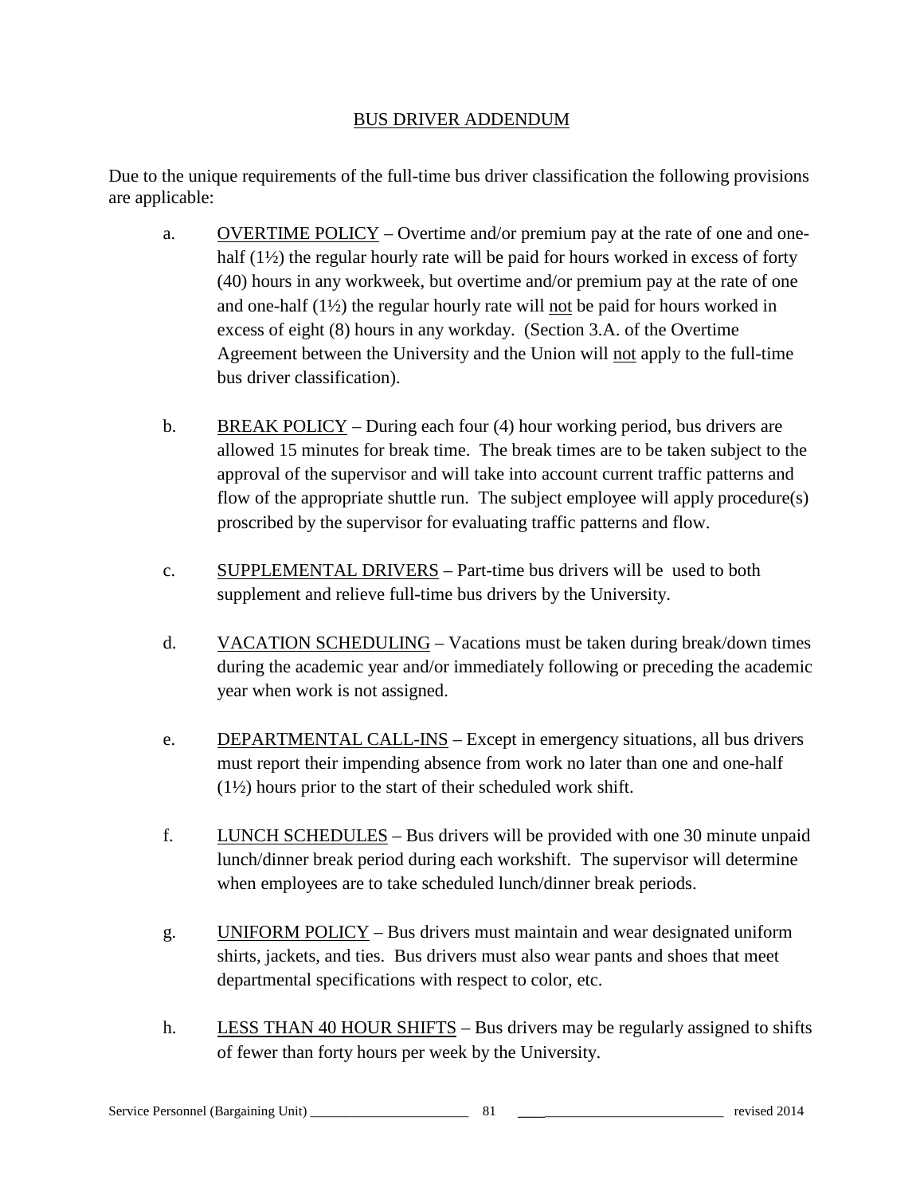## BUS DRIVER ADDENDUM

Due to the unique requirements of the full-time bus driver classification the following provisions are applicable:

a. OVERTIME POLICY – Overtime and/or premium pay at the rate of one and one-half (1½) the regular hourly rate will be paid for hours worked in excess of forty (40) hours in any workweek, but overtime and/or premium pay at the rate of one and one-half (1½) the regular hourly rate will not be paid for hours worked in excess of eight (8) hours in any workday. (Section 3.A. of the Overtime Agreement between the University and the Union will not apply to the full-time bus driver classification).

b. BREAK POLICY – During each four (4) hour working period, bus drivers are allowed 15 minutes for break time. The break times are to be taken subject to the approval of the supervisor and will take into account current traffic patterns and flow of the appropriate shuttle run. The subject employee will apply procedure(s) proscribed by the supervisor for evaluating traffic patterns and flow.

c. SUPPLEMENTAL DRIVERS – Part-time bus drivers will be used to both supplement and relieve full-time bus drivers by the University.

d. VACATION SCHEDULING – Vacations must be taken during break/down times during the academic year and/or immediately following or preceding the academic year when work is not assigned.

e. DEPARTMENTAL CALL-INS – Except in emergency situations, all bus drivers must report their impending absence from work no later than one and one-half (1½) hours prior to the start of their scheduled work shift.

f. LUNCH SCHEDULES – Bus drivers will be provided with one 30 minute unpaid lunch/dinner break period during each workshift. The supervisor will determine when employees are to take scheduled lunch/dinner break periods.

g. UNIFORM POLICY – Bus drivers must maintain and wear designated uniform shirts, jackets, and ties. Bus drivers must also wear pants and shoes that meet departmental specifications with respect to color, etc.

h. LESS THAN 40 HOUR SHIFTS – Bus drivers may be regularly assigned to shifts of fewer than forty hours per week by the University.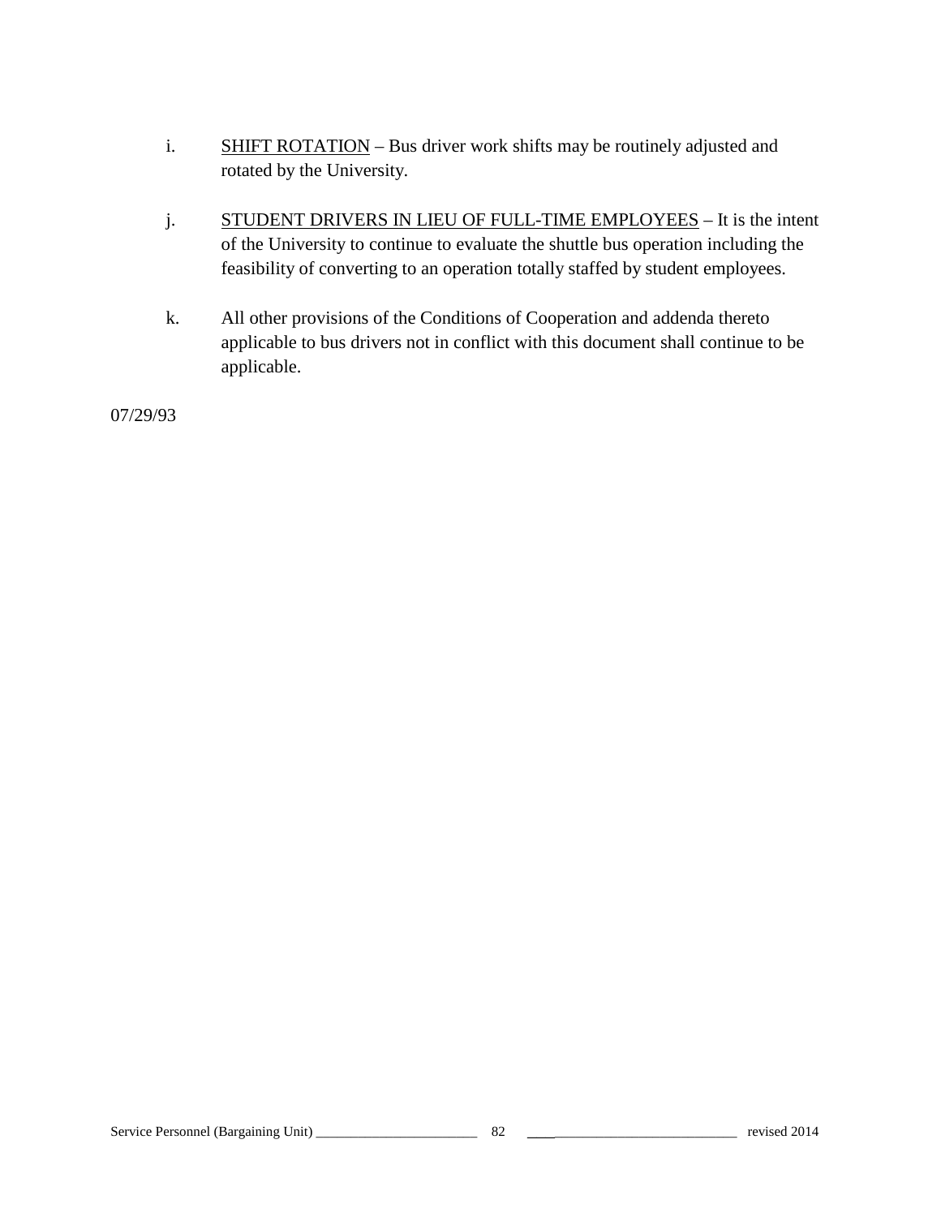i. <u>SHIFT ROTATION</u> – Bus driver work shifts may be routinely adjusted and rotated by the University.

j. <u>STUDENT DRIVERS IN LIEU OF FULL-TIME EMPLOYEES</u> – It is the intent of the University to continue to evaluate the shuttle bus operation including the feasibility of converting to an operation totally staffed by student employees.

k. All other provisions of the Conditions of Cooperation and addenda thereto applicable to bus drivers not in conflict with this document shall continue to be applicable.

07/29/93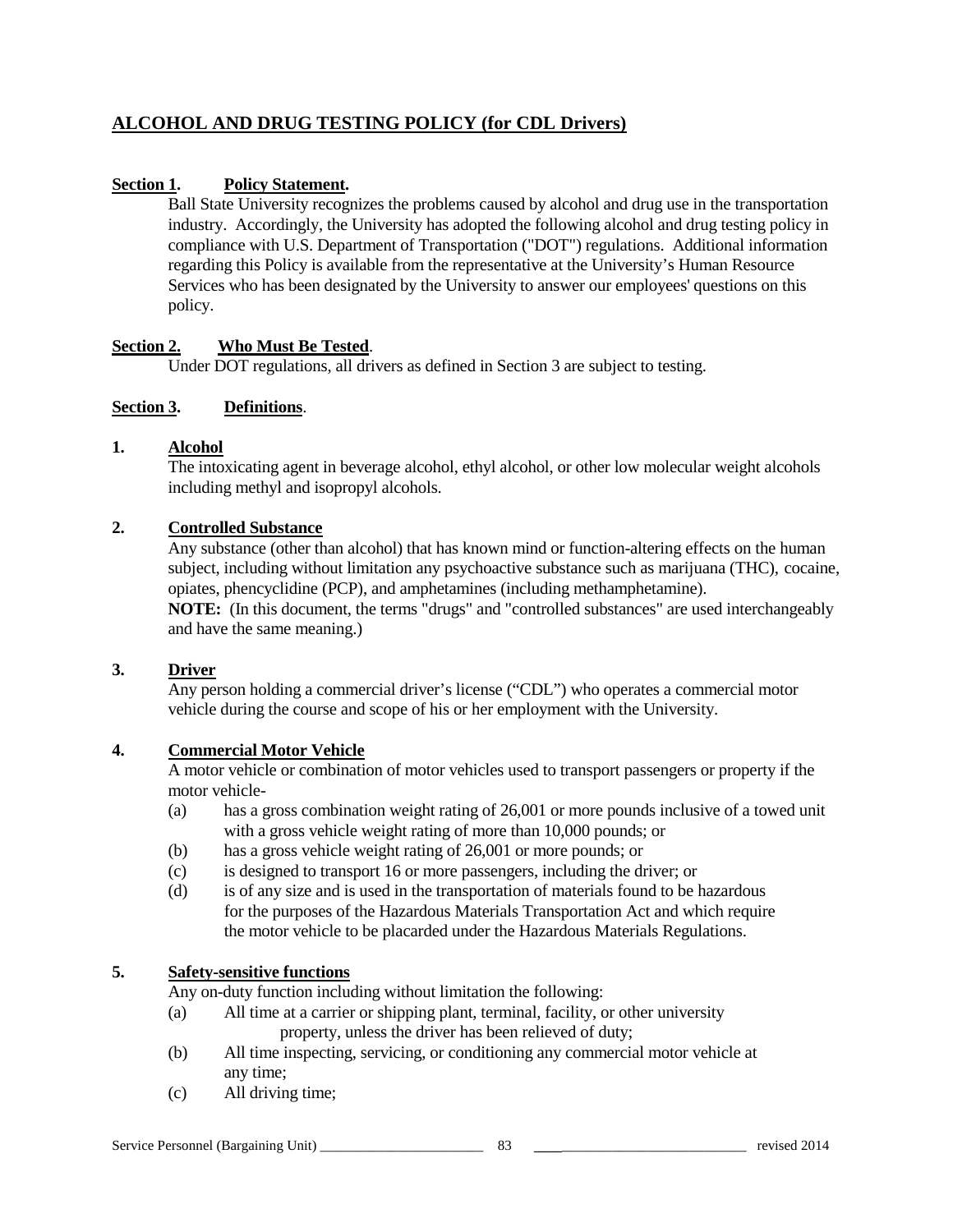## ALCOHOL AND DRUG TESTING POLICY (for CDL Drivers)

**Section 1. Policy Statement.**

Ball State University recognizes the problems caused by alcohol and drug use in the transportation industry. Accordingly, the University has adopted the following alcohol and drug testing policy in compliance with U.S. Department of Transportation ("DOT") regulations. Additional information regarding this Policy is available from the representative at the University's Human Resource Services who has been designated by the University to answer our employees' questions on this policy.

**Section 2. Who Must Be Tested.**

Under DOT regulations, all drivers as defined in Section 3 are subject to testing.

**Section 3. Definitions.**

**1. Alcohol**

The intoxicating agent in beverage alcohol, ethyl alcohol, or other low molecular weight alcohols including methyl and isopropyl alcohols.

**2. Controlled Substance**

Any substance (other than alcohol) that has known mind or function-altering effects on the human subject, including without limitation any psychoactive substance such as marijuana (THC), cocaine, opiates, phencyclidine (PCP), and amphetamines (including methamphetamine).

**NOTE:** (In this document, the terms "drugs" and "controlled substances" are used interchangeably and have the same meaning.)

**3. Driver**

Any person holding a commercial driver's license ("CDL") who operates a commercial motor vehicle during the course and scope of his or her employment with the University.

**4. Commercial Motor Vehicle**

A motor vehicle or combination of motor vehicles used to transport passengers or property if the motor vehicle-

(a) has a gross combination weight rating of 26,001 or more pounds inclusive of a towed unit with a gross vehicle weight rating of more than 10,000 pounds; or

(b) has a gross vehicle weight rating of 26,001 or more pounds; or

(c) is designed to transport 16 or more passengers, including the driver; or

(d) is of any size and is used in the transportation of materials found to be hazardous for the purposes of the Hazardous Materials Transportation Act and which require the motor vehicle to be placarded under the Hazardous Materials Regulations.

**5. Safety-sensitive functions**

Any on-duty function including without limitation the following:

(a) All time at a carrier or shipping plant, terminal, facility, or other university property, unless the driver has been relieved of duty;

(b) All time inspecting, servicing, or conditioning any commercial motor vehicle at any time;

(c) All driving time;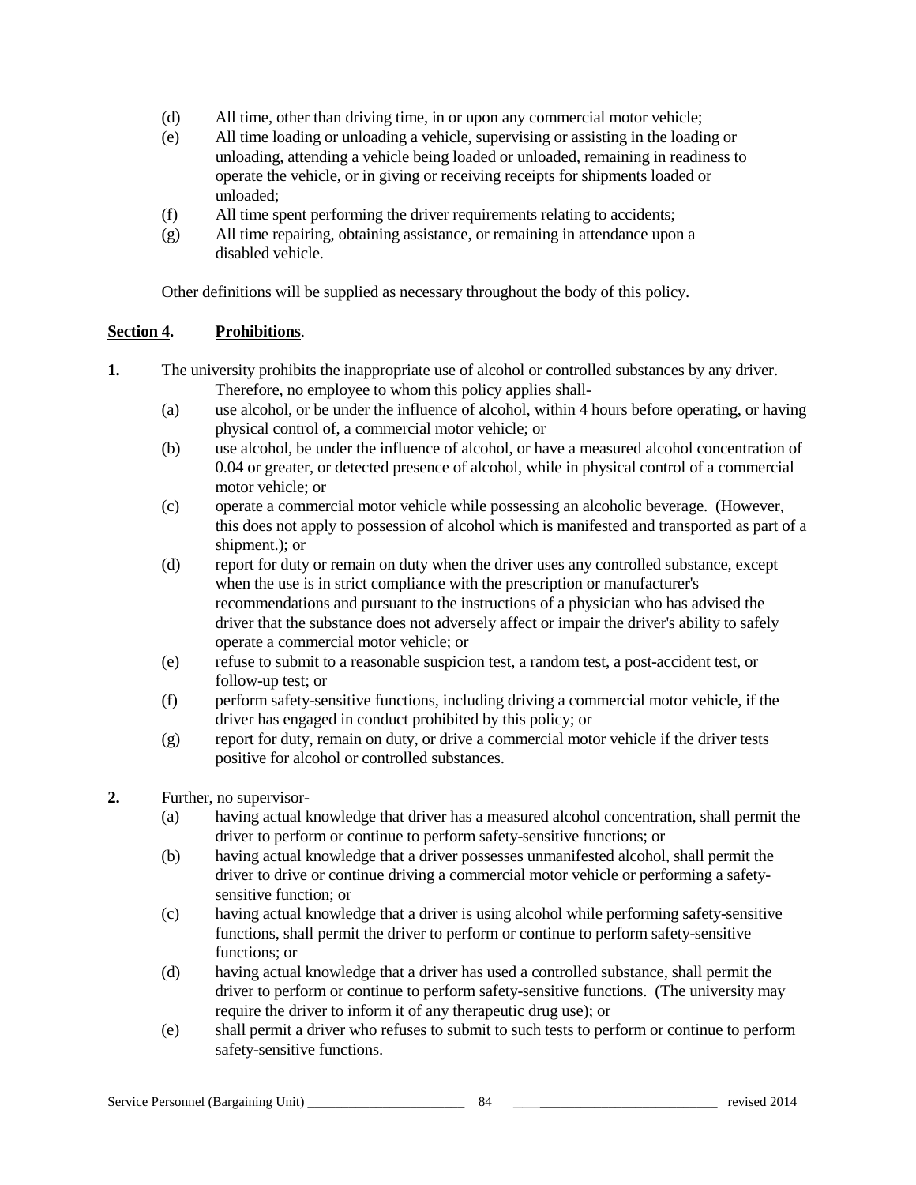(d) All time, other than driving time, in or upon any commercial motor vehicle;

(e) All time loading or unloading a vehicle, supervising or assisting in the loading or unloading, attending a vehicle being loaded or unloaded, remaining in readiness to operate the vehicle, or in giving or receiving receipts for shipments loaded or unloaded;

(f) All time spent performing the driver requirements relating to accidents;

(g) All time repairing, obtaining assistance, or remaining in attendance upon a disabled vehicle.

Other definitions will be supplied as necessary throughout the body of this policy.

**<u>Section 4</u>. <u>Prohibitions</u>.**

**1.** The university prohibits the inappropriate use of alcohol or controlled substances by any driver. Therefore, no employee to whom this policy applies shall-

(a) use alcohol, or be under the influence of alcohol, within 4 hours before operating, or having physical control of, a commercial motor vehicle; or

(b) use alcohol, be under the influence of alcohol, or have a measured alcohol concentration of 0.04 or greater, or detected presence of alcohol, while in physical control of a commercial motor vehicle; or

(c) operate a commercial motor vehicle while possessing an alcoholic beverage. (However, this does not apply to possession of alcohol which is manifested and transported as part of a shipment.); or

(d) report for duty or remain on duty when the driver uses any controlled substance, except when the use is in strict compliance with the prescription or manufacturer's recommendations <u>and</u> pursuant to the instructions of a physician who has advised the driver that the substance does not adversely affect or impair the driver's ability to safely operate a commercial motor vehicle; or

(e) refuse to submit to a reasonable suspicion test, a random test, a post-accident test, or follow-up test; or

(f) perform safety-sensitive functions, including driving a commercial motor vehicle, if the driver has engaged in conduct prohibited by this policy; or

(g) report for duty, remain on duty, or drive a commercial motor vehicle if the driver tests positive for alcohol or controlled substances.

**2.** Further, no supervisor-

(a) having actual knowledge that driver has a measured alcohol concentration, shall permit the driver to perform or continue to perform safety-sensitive functions; or

(b) having actual knowledge that a driver possesses unmanifested alcohol, shall permit the driver to drive or continue driving a commercial motor vehicle or performing a safety-sensitive function; or

(c) having actual knowledge that a driver is using alcohol while performing safety-sensitive functions, shall permit the driver to perform or continue to perform safety-sensitive functions; or

(d) having actual knowledge that a driver has used a controlled substance, shall permit the driver to perform or continue to perform safety-sensitive functions. (The university may require the driver to inform it of any therapeutic drug use); or

(e) shall permit a driver who refuses to submit to such tests to perform or continue to perform safety-sensitive functions.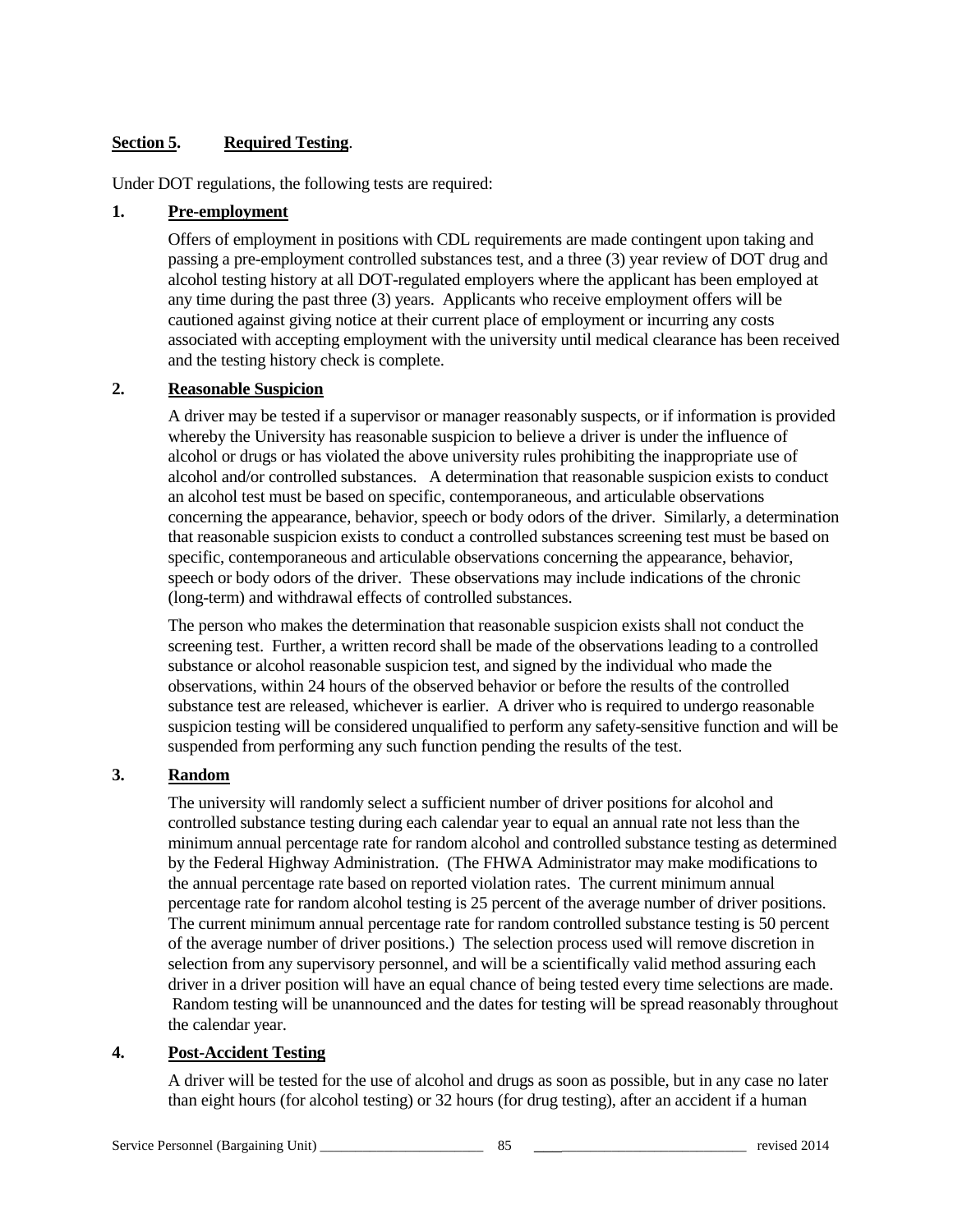**Section 5. Required Testing.**

Under DOT regulations, the following tests are required:

**1. Pre-employment**

Offers of employment in positions with CDL requirements are made contingent upon taking and passing a pre-employment controlled substances test, and a three (3) year review of DOT drug and alcohol testing history at all DOT-regulated employers where the applicant has been employed at any time during the past three (3) years. Applicants who receive employment offers will be cautioned against giving notice at their current place of employment or incurring any costs associated with accepting employment with the university until medical clearance has been received and the testing history check is complete.

**2. Reasonable Suspicion**

A driver may be tested if a supervisor or manager reasonably suspects, or if information is provided whereby the University has reasonable suspicion to believe a driver is under the influence of alcohol or drugs or has violated the above university rules prohibiting the inappropriate use of alcohol and/or controlled substances. A determination that reasonable suspicion exists to conduct an alcohol test must be based on specific, contemporaneous, and articulable observations concerning the appearance, behavior, speech or body odors of the driver. Similarly, a determination that reasonable suspicion exists to conduct a controlled substances screening test must be based on specific, contemporaneous and articulable observations concerning the appearance, behavior, speech or body odors of the driver. These observations may include indications of the chronic (long-term) and withdrawal effects of controlled substances.

The person who makes the determination that reasonable suspicion exists shall not conduct the screening test. Further, a written record shall be made of the observations leading to a controlled substance or alcohol reasonable suspicion test, and signed by the individual who made the observations, within 24 hours of the observed behavior or before the results of the controlled substance test are released, whichever is earlier. A driver who is required to undergo reasonable suspicion testing will be considered unqualified to perform any safety-sensitive function and will be suspended from performing any such function pending the results of the test.

**3. Random**

The university will randomly select a sufficient number of driver positions for alcohol and controlled substance testing during each calendar year to equal an annual rate not less than the minimum annual percentage rate for random alcohol and controlled substance testing as determined by the Federal Highway Administration. (The FHWA Administrator may make modifications to the annual percentage rate based on reported violation rates. The current minimum annual percentage rate for random alcohol testing is 25 percent of the average number of driver positions. The current minimum annual percentage rate for random controlled substance testing is 50 percent of the average number of driver positions.) The selection process used will remove discretion in selection from any supervisory personnel, and will be a scientifically valid method assuring each driver in a driver position will have an equal chance of being tested every time selections are made. Random testing will be unannounced and the dates for testing will be spread reasonably throughout the calendar year.

**4. Post-Accident Testing**

A driver will be tested for the use of alcohol and drugs as soon as possible, but in any case no later than eight hours (for alcohol testing) or 32 hours (for drug testing), after an accident if a human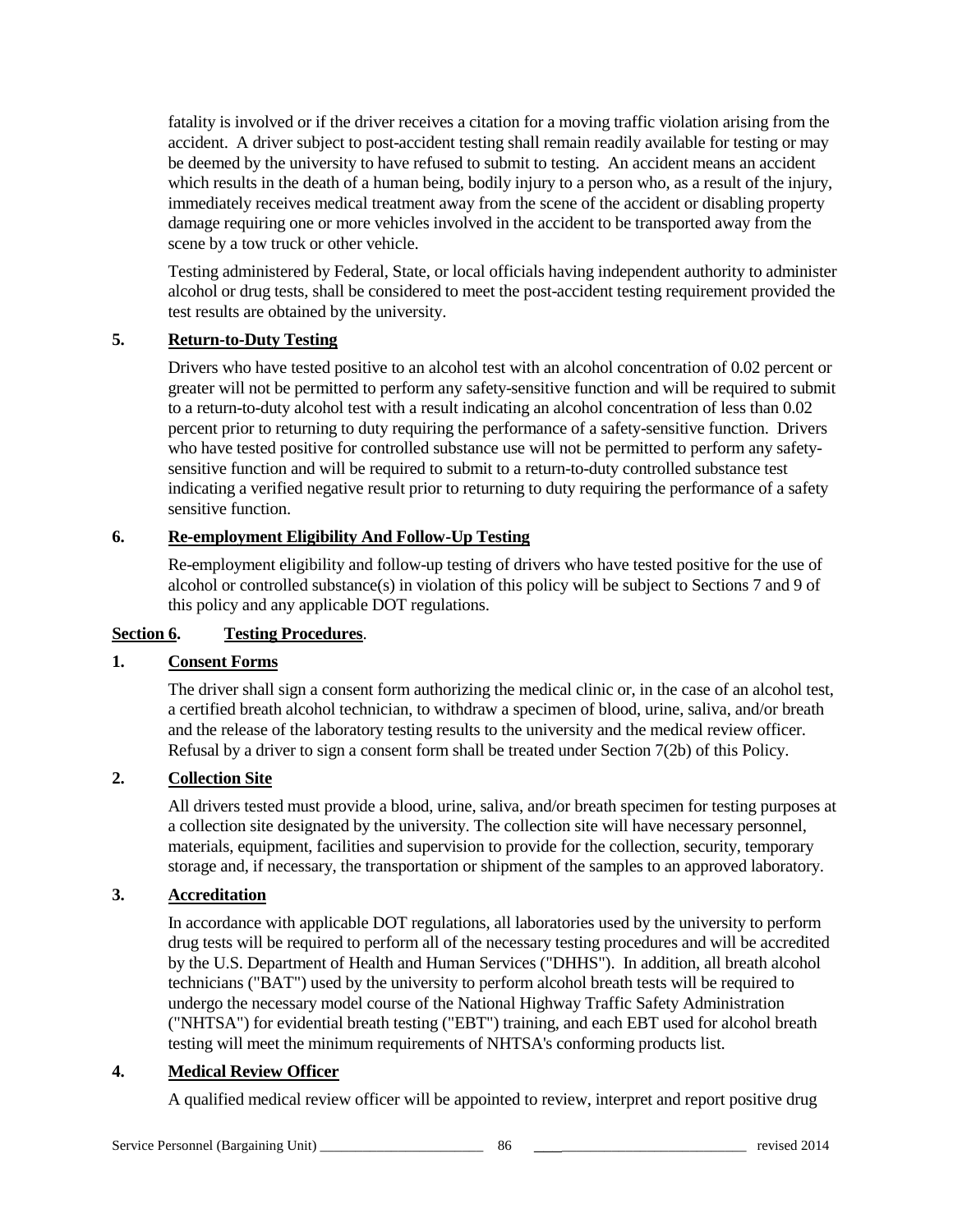fatality is involved or if the driver receives a citation for a moving traffic violation arising from the accident. A driver subject to post-accident testing shall remain readily available for testing or may be deemed by the university to have refused to submit to testing. An accident means an accident which results in the death of a human being, bodily injury to a person who, as a result of the injury, immediately receives medical treatment away from the scene of the accident or disabling property damage requiring one or more vehicles involved in the accident to be transported away from the scene by a tow truck or other vehicle.

Testing administered by Federal, State, or local officials having independent authority to administer alcohol or drug tests, shall be considered to meet the post-accident testing requirement provided the test results are obtained by the university.

**5. Return-to-Duty Testing**

Drivers who have tested positive to an alcohol test with an alcohol concentration of 0.02 percent or greater will not be permitted to perform any safety-sensitive function and will be required to submit to a return-to-duty alcohol test with a result indicating an alcohol concentration of less than 0.02 percent prior to returning to duty requiring the performance of a safety-sensitive function. Drivers who have tested positive for controlled substance use will not be permitted to perform any safety-sensitive function and will be required to submit to a return-to-duty controlled substance test indicating a verified negative result prior to returning to duty requiring the performance of a safety sensitive function.

**6. Re-employment Eligibility And Follow-Up Testing**

Re-employment eligibility and follow-up testing of drivers who have tested positive for the use of alcohol or controlled substance(s) in violation of this policy will be subject to Sections 7 and 9 of this policy and any applicable DOT regulations.

**Section 6. Testing Procedures.**

**1. Consent Forms**

The driver shall sign a consent form authorizing the medical clinic or, in the case of an alcohol test, a certified breath alcohol technician, to withdraw a specimen of blood, urine, saliva, and/or breath and the release of the laboratory testing results to the university and the medical review officer. Refusal by a driver to sign a consent form shall be treated under Section 7(2b) of this Policy.

**2. Collection Site**

All drivers tested must provide a blood, urine, saliva, and/or breath specimen for testing purposes at a collection site designated by the university. The collection site will have necessary personnel, materials, equipment, facilities and supervision to provide for the collection, security, temporary storage and, if necessary, the transportation or shipment of the samples to an approved laboratory.

**3. Accreditation**

In accordance with applicable DOT regulations, all laboratories used by the university to perform drug tests will be required to perform all of the necessary testing procedures and will be accredited by the U.S. Department of Health and Human Services ("DHHS"). In addition, all breath alcohol technicians ("BAT") used by the university to perform alcohol breath tests will be required to undergo the necessary model course of the National Highway Traffic Safety Administration ("NHTSA") for evidential breath testing ("EBT") training, and each EBT used for alcohol breath testing will meet the minimum requirements of NHTSA's conforming products list.

**4. Medical Review Officer**

A qualified medical review officer will be appointed to review, interpret and report positive drug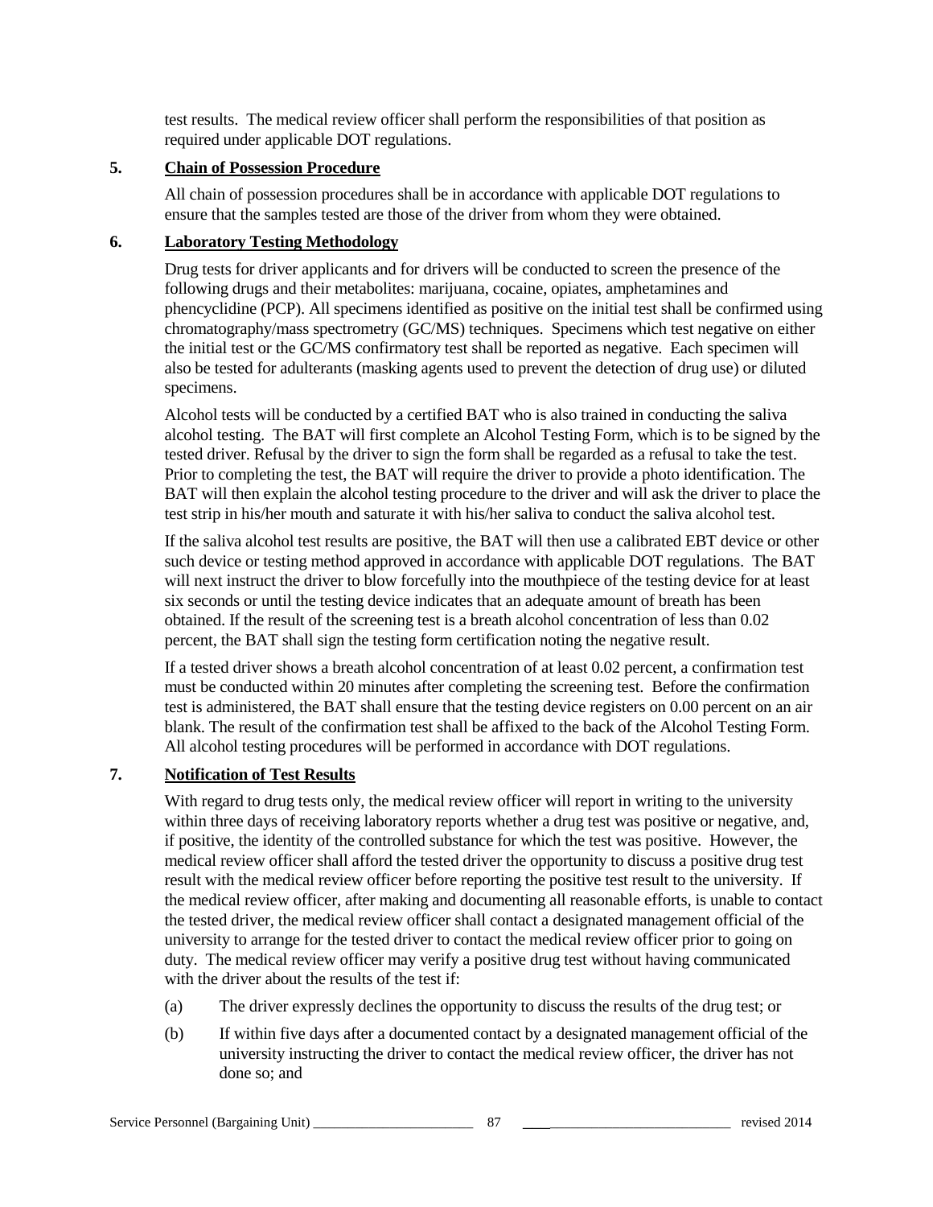test results. The medical review officer shall perform the responsibilities of that position as required under applicable DOT regulations.

**5. Chain of Possession Procedure**

All chain of possession procedures shall be in accordance with applicable DOT regulations to ensure that the samples tested are those of the driver from whom they were obtained.

**6. Laboratory Testing Methodology**

Drug tests for driver applicants and for drivers will be conducted to screen the presence of the following drugs and their metabolites: marijuana, cocaine, opiates, amphetamines and phencyclidine (PCP). All specimens identified as positive on the initial test shall be confirmed using chromatography/mass spectrometry (GC/MS) techniques. Specimens which test negative on either the initial test or the GC/MS confirmatory test shall be reported as negative. Each specimen will also be tested for adulterants (masking agents used to prevent the detection of drug use) or diluted specimens.

Alcohol tests will be conducted by a certified BAT who is also trained in conducting the saliva alcohol testing. The BAT will first complete an Alcohol Testing Form, which is to be signed by the tested driver. Refusal by the driver to sign the form shall be regarded as a refusal to take the test. Prior to completing the test, the BAT will require the driver to provide a photo identification. The BAT will then explain the alcohol testing procedure to the driver and will ask the driver to place the test strip in his/her mouth and saturate it with his/her saliva to conduct the saliva alcohol test.

If the saliva alcohol test results are positive, the BAT will then use a calibrated EBT device or other such device or testing method approved in accordance with applicable DOT regulations. The BAT will next instruct the driver to blow forcefully into the mouthpiece of the testing device for at least six seconds or until the testing device indicates that an adequate amount of breath has been obtained. If the result of the screening test is a breath alcohol concentration of less than 0.02 percent, the BAT shall sign the testing form certification noting the negative result.

If a tested driver shows a breath alcohol concentration of at least 0.02 percent, a confirmation test must be conducted within 20 minutes after completing the screening test. Before the confirmation test is administered, the BAT shall ensure that the testing device registers on 0.00 percent on an air blank. The result of the confirmation test shall be affixed to the back of the Alcohol Testing Form. All alcohol testing procedures will be performed in accordance with DOT regulations.

**7. Notification of Test Results**

With regard to drug tests only, the medical review officer will report in writing to the university within three days of receiving laboratory reports whether a drug test was positive or negative, and, if positive, the identity of the controlled substance for which the test was positive. However, the medical review officer shall afford the tested driver the opportunity to discuss a positive drug test result with the medical review officer before reporting the positive test result to the university. If the medical review officer, after making and documenting all reasonable efforts, is unable to contact the tested driver, the medical review officer shall contact a designated management official of the university to arrange for the tested driver to contact the medical review officer prior to going on duty. The medical review officer may verify a positive drug test without having communicated with the driver about the results of the test if:

(a) The driver expressly declines the opportunity to discuss the results of the drug test; or

(b) If within five days after a documented contact by a designated management official of the university instructing the driver to contact the medical review officer, the driver has not done so; and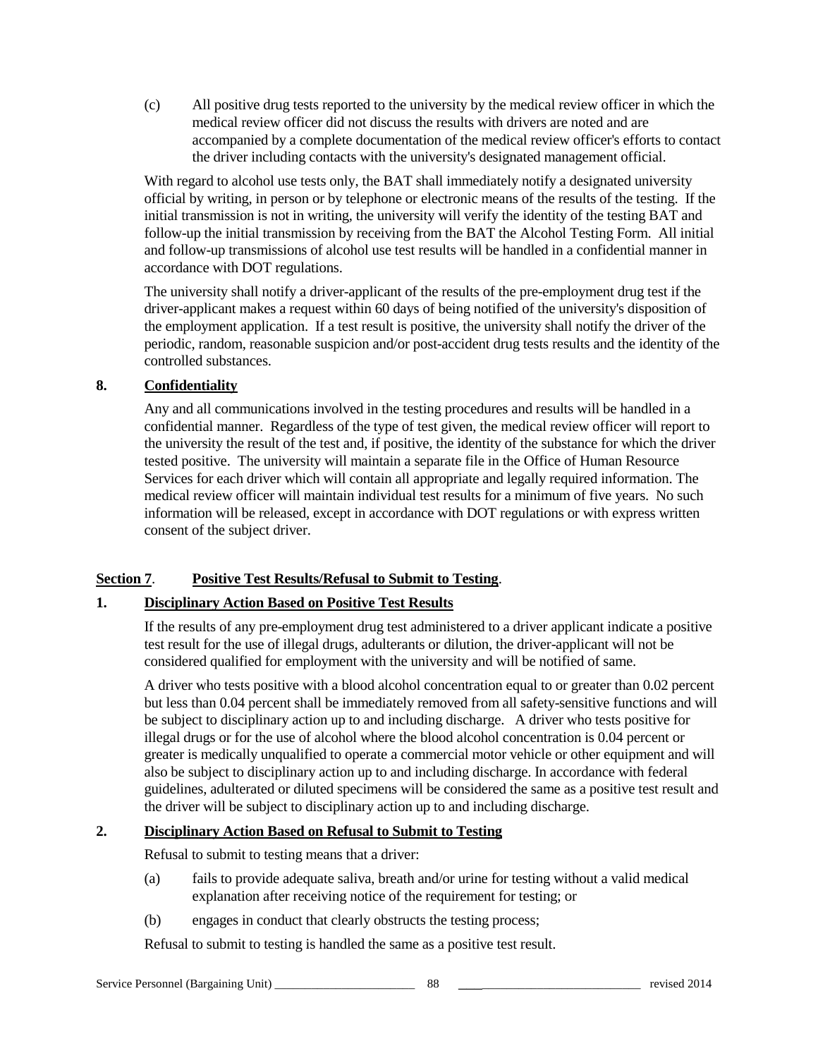(c) All positive drug tests reported to the university by the medical review officer in which the medical review officer did not discuss the results with drivers are noted and are accompanied by a complete documentation of the medical review officer's efforts to contact the driver including contacts with the university's designated management official.

With regard to alcohol use tests only, the BAT shall immediately notify a designated university official by writing, in person or by telephone or electronic means of the results of the testing. If the initial transmission is not in writing, the university will verify the identity of the testing BAT and follow-up the initial transmission by receiving from the BAT the Alcohol Testing Form. All initial and follow-up transmissions of alcohol use test results will be handled in a confidential manner in accordance with DOT regulations.

The university shall notify a driver-applicant of the results of the pre-employment drug test if the driver-applicant makes a request within 60 days of being notified of the university's disposition of the employment application. If a test result is positive, the university shall notify the driver of the periodic, random, reasonable suspicion and/or post-accident drug tests results and the identity of the controlled substances.

**8. Confidentiality**

Any and all communications involved in the testing procedures and results will be handled in a confidential manner. Regardless of the type of test given, the medical review officer will report to the university the result of the test and, if positive, the identity of the substance for which the driver tested positive. The university will maintain a separate file in the Office of Human Resource Services for each driver which will contain all appropriate and legally required information. The medical review officer will maintain individual test results for a minimum of five years. No such information will be released, except in accordance with DOT regulations or with express written consent of the subject driver.

## Section 7. Positive Test Results/Refusal to Submit to Testing.

**1. Disciplinary Action Based on Positive Test Results**

If the results of any pre-employment drug test administered to a driver applicant indicate a positive test result for the use of illegal drugs, adulterants or dilution, the driver-applicant will not be considered qualified for employment with the university and will be notified of same.

A driver who tests positive with a blood alcohol concentration equal to or greater than 0.02 percent but less than 0.04 percent shall be immediately removed from all safety-sensitive functions and will be subject to disciplinary action up to and including discharge. A driver who tests positive for illegal drugs or for the use of alcohol where the blood alcohol concentration is 0.04 percent or greater is medically unqualified to operate a commercial motor vehicle or other equipment and will also be subject to disciplinary action up to and including discharge. In accordance with federal guidelines, adulterated or diluted specimens will be considered the same as a positive test result and the driver will be subject to disciplinary action up to and including discharge.

**2. Disciplinary Action Based on Refusal to Submit to Testing**

Refusal to submit to testing means that a driver:

(a) fails to provide adequate saliva, breath and/or urine for testing without a valid medical explanation after receiving notice of the requirement for testing; or

(b) engages in conduct that clearly obstructs the testing process;

Refusal to submit to testing is handled the same as a positive test result.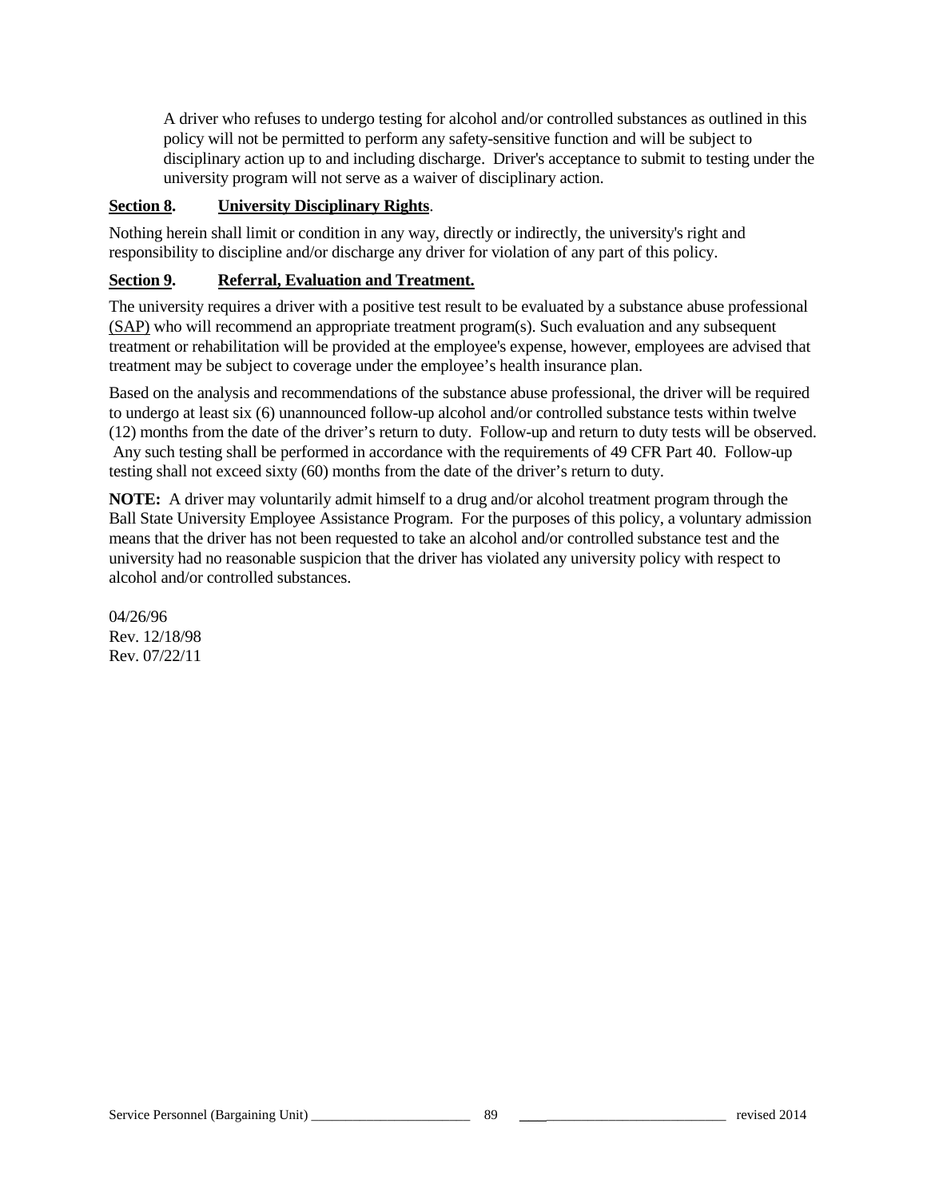A driver who refuses to undergo testing for alcohol and/or controlled substances as outlined in this policy will not be permitted to perform any safety-sensitive function and will be subject to disciplinary action up to and including discharge. Driver's acceptance to submit to testing under the university program will not serve as a waiver of disciplinary action.

**Section 8. University Disciplinary Rights**.

Nothing herein shall limit or condition in any way, directly or indirectly, the university's right and responsibility to discipline and/or discharge any driver for violation of any part of this policy.

**Section 9. Referral, Evaluation and Treatment.**

The university requires a driver with a positive test result to be evaluated by a substance abuse professional (SAP) who will recommend an appropriate treatment program(s). Such evaluation and any subsequent treatment or rehabilitation will be provided at the employee's expense, however, employees are advised that treatment may be subject to coverage under the employee's health insurance plan.

Based on the analysis and recommendations of the substance abuse professional, the driver will be required to undergo at least six (6) unannounced follow-up alcohol and/or controlled substance tests within twelve (12) months from the date of the driver's return to duty. Follow-up and return to duty tests will be observed. Any such testing shall be performed in accordance with the requirements of 49 CFR Part 40. Follow-up testing shall not exceed sixty (60) months from the date of the driver's return to duty.

**NOTE:** A driver may voluntarily admit himself to a drug and/or alcohol treatment program through the Ball State University Employee Assistance Program. For the purposes of this policy, a voluntary admission means that the driver has not been requested to take an alcohol and/or controlled substance test and the university had no reasonable suspicion that the driver has violated any university policy with respect to alcohol and/or controlled substances.

04/26/96
Rev. 12/18/98
Rev. 07/22/11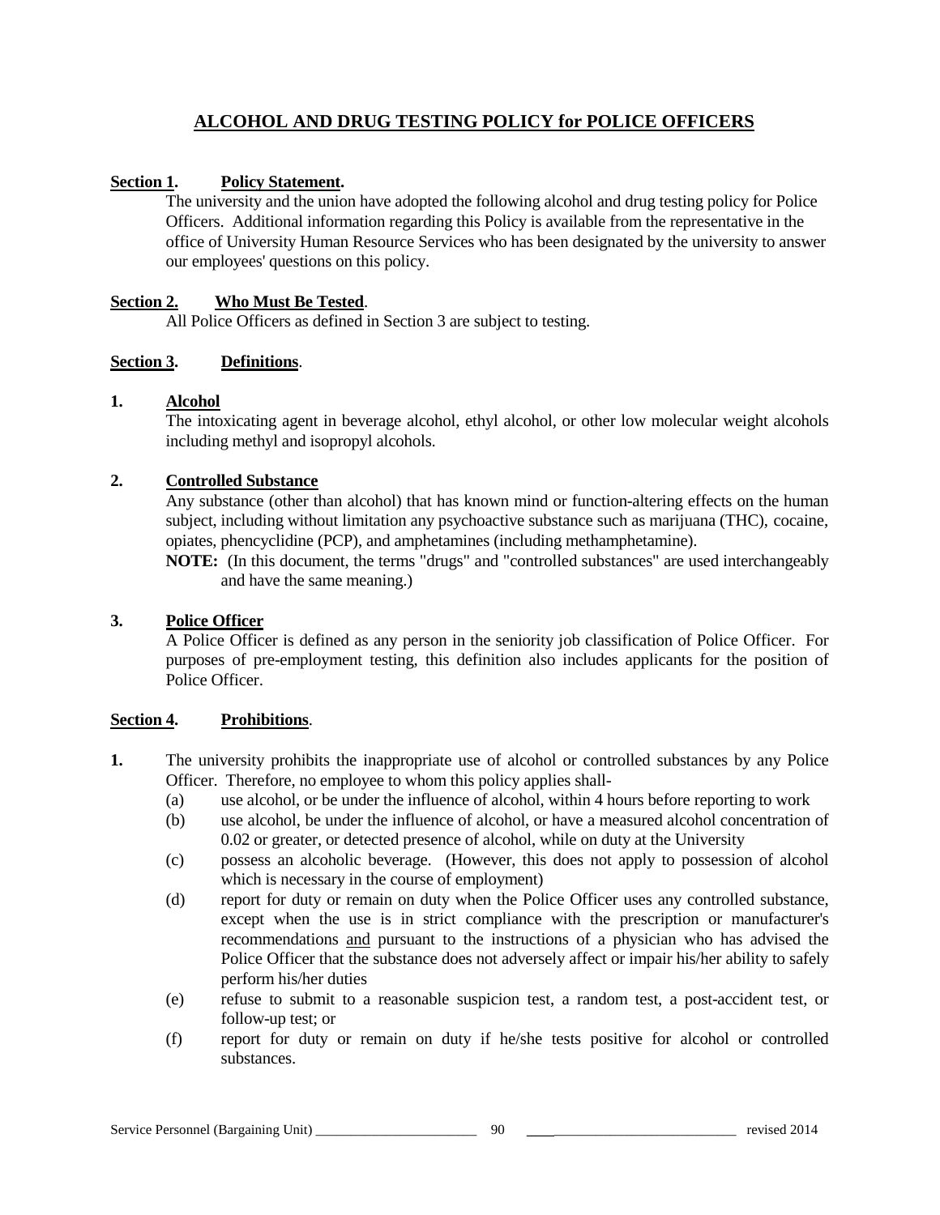# ALCOHOL AND DRUG TESTING POLICY for POLICE OFFICERS

**Section 1. Policy Statement.**

The university and the union have adopted the following alcohol and drug testing policy for Police Officers. Additional information regarding this Policy is available from the representative in the office of University Human Resource Services who has been designated by the university to answer our employees' questions on this policy.

**Section 2. Who Must Be Tested.**

All Police Officers as defined in Section 3 are subject to testing.

**Section 3. Definitions.**

**1. Alcohol**

The intoxicating agent in beverage alcohol, ethyl alcohol, or other low molecular weight alcohols including methyl and isopropyl alcohols.

**2. Controlled Substance**

Any substance (other than alcohol) that has known mind or function-altering effects on the human subject, including without limitation any psychoactive substance such as marijuana (THC), cocaine, opiates, phencyclidine (PCP), and amphetamines (including methamphetamine).

**NOTE:** (In this document, the terms "drugs" and "controlled substances" are used interchangeably and have the same meaning.)

**3. Police Officer**

A Police Officer is defined as any person in the seniority job classification of Police Officer. For purposes of pre-employment testing, this definition also includes applicants for the position of Police Officer.

**Section 4. Prohibitions.**

**1.** The university prohibits the inappropriate use of alcohol or controlled substances by any Police Officer. Therefore, no employee to whom this policy applies shall-

(a) use alcohol, or be under the influence of alcohol, within 4 hours before reporting to work

(b) use alcohol, be under the influence of alcohol, or have a measured alcohol concentration of 0.02 or greater, or detected presence of alcohol, while on duty at the University

(c) possess an alcoholic beverage. (However, this does not apply to possession of alcohol which is necessary in the course of employment)

(d) report for duty or remain on duty when the Police Officer uses any controlled substance, except when the use is in strict compliance with the prescription or manufacturer's recommendations and pursuant to the instructions of a physician who has advised the Police Officer that the substance does not adversely affect or impair his/her ability to safely perform his/her duties

(e) refuse to submit to a reasonable suspicion test, a random test, a post-accident test, or follow-up test; or

(f) report for duty or remain on duty if he/she tests positive for alcohol or controlled substances.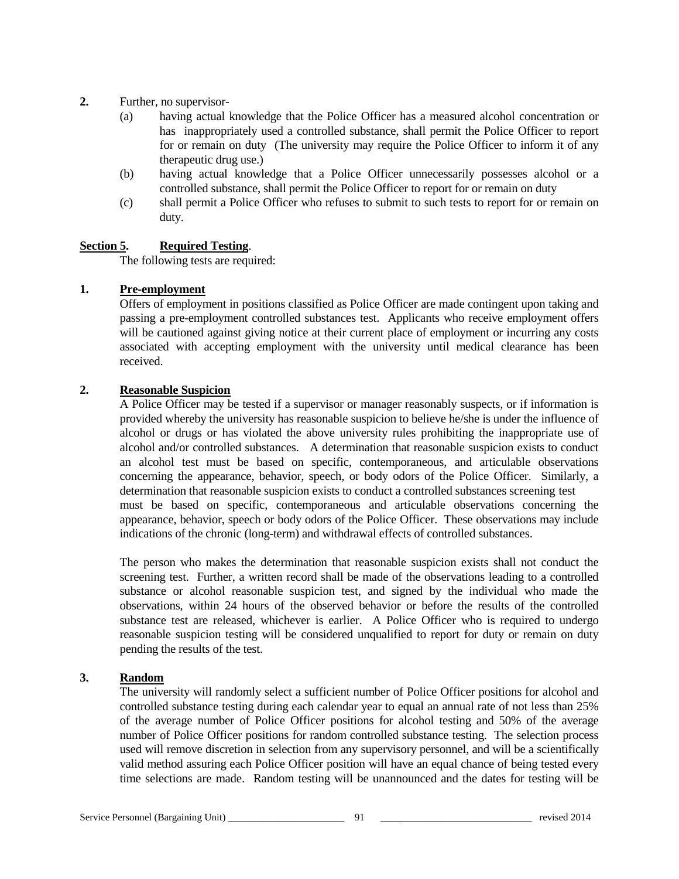**2.** Further, no supervisor-

(a) having actual knowledge that the Police Officer has a measured alcohol concentration or has inappropriately used a controlled substance, shall permit the Police Officer to report for or remain on duty (The university may require the Police Officer to inform it of any therapeutic drug use.)

(b) having actual knowledge that a Police Officer unnecessarily possesses alcohol or a controlled substance, shall permit the Police Officer to report for or remain on duty

(c) shall permit a Police Officer who refuses to submit to such tests to report for or remain on duty.

**Section 5. Required Testing**.

The following tests are required:

**1. Pre-employment**

Offers of employment in positions classified as Police Officer are made contingent upon taking and passing a pre-employment controlled substances test. Applicants who receive employment offers will be cautioned against giving notice at their current place of employment or incurring any costs associated with accepting employment with the university until medical clearance has been received.

**2. Reasonable Suspicion**

A Police Officer may be tested if a supervisor or manager reasonably suspects, or if information is provided whereby the university has reasonable suspicion to believe he/she is under the influence of alcohol or drugs or has violated the above university rules prohibiting the inappropriate use of alcohol and/or controlled substances. A determination that reasonable suspicion exists to conduct an alcohol test must be based on specific, contemporaneous, and articulable observations concerning the appearance, behavior, speech, or body odors of the Police Officer. Similarly, a determination that reasonable suspicion exists to conduct a controlled substances screening test must be based on specific, contemporaneous and articulable observations concerning the appearance, behavior, speech or body odors of the Police Officer. These observations may include indications of the chronic (long-term) and withdrawal effects of controlled substances.

The person who makes the determination that reasonable suspicion exists shall not conduct the screening test. Further, a written record shall be made of the observations leading to a controlled substance or alcohol reasonable suspicion test, and signed by the individual who made the observations, within 24 hours of the observed behavior or before the results of the controlled substance test are released, whichever is earlier. A Police Officer who is required to undergo reasonable suspicion testing will be considered unqualified to report for duty or remain on duty pending the results of the test.

**3. Random**

The university will randomly select a sufficient number of Police Officer positions for alcohol and controlled substance testing during each calendar year to equal an annual rate of not less than 25% of the average number of Police Officer positions for alcohol testing and 50% of the average number of Police Officer positions for random controlled substance testing. The selection process used will remove discretion in selection from any supervisory personnel, and will be a scientifically valid method assuring each Police Officer position will have an equal chance of being tested every time selections are made. Random testing will be unannounced and the dates for testing will be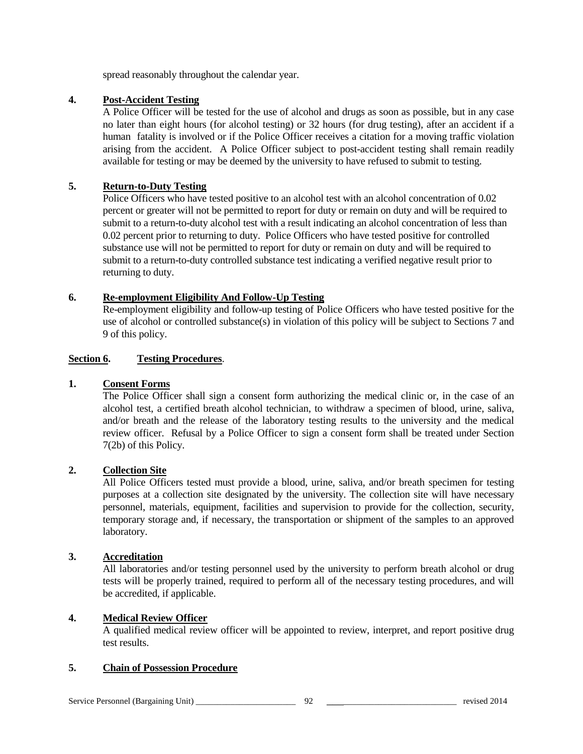spread reasonably throughout the calendar year.

**4. Post-Accident Testing**

A Police Officer will be tested for the use of alcohol and drugs as soon as possible, but in any case no later than eight hours (for alcohol testing) or 32 hours (for drug testing), after an accident if a human fatality is involved or if the Police Officer receives a citation for a moving traffic violation arising from the accident. A Police Officer subject to post-accident testing shall remain readily available for testing or may be deemed by the university to have refused to submit to testing.

**5. Return-to-Duty Testing**

Police Officers who have tested positive to an alcohol test with an alcohol concentration of 0.02 percent or greater will not be permitted to report for duty or remain on duty and will be required to submit to a return-to-duty alcohol test with a result indicating an alcohol concentration of less than 0.02 percent prior to returning to duty. Police Officers who have tested positive for controlled substance use will not be permitted to report for duty or remain on duty and will be required to submit to a return-to-duty controlled substance test indicating a verified negative result prior to returning to duty.

**6. Re-employment Eligibility And Follow-Up Testing**

Re-employment eligibility and follow-up testing of Police Officers who have tested positive for the use of alcohol or controlled substance(s) in violation of this policy will be subject to Sections 7 and 9 of this policy.

## Section 6. Testing Procedures.

**1. Consent Forms**

The Police Officer shall sign a consent form authorizing the medical clinic or, in the case of an alcohol test, a certified breath alcohol technician, to withdraw a specimen of blood, urine, saliva, and/or breath and the release of the laboratory testing results to the university and the medical review officer. Refusal by a Police Officer to sign a consent form shall be treated under Section 7(2b) of this Policy.

**2. Collection Site**

All Police Officers tested must provide a blood, urine, saliva, and/or breath specimen for testing purposes at a collection site designated by the university. The collection site will have necessary personnel, materials, equipment, facilities and supervision to provide for the collection, security, temporary storage and, if necessary, the transportation or shipment of the samples to an approved laboratory.

**3. Accreditation**

All laboratories and/or testing personnel used by the university to perform breath alcohol or drug tests will be properly trained, required to perform all of the necessary testing procedures, and will be accredited, if applicable.

**4. Medical Review Officer**

A qualified medical review officer will be appointed to review, interpret, and report positive drug test results.

**5. Chain of Possession Procedure**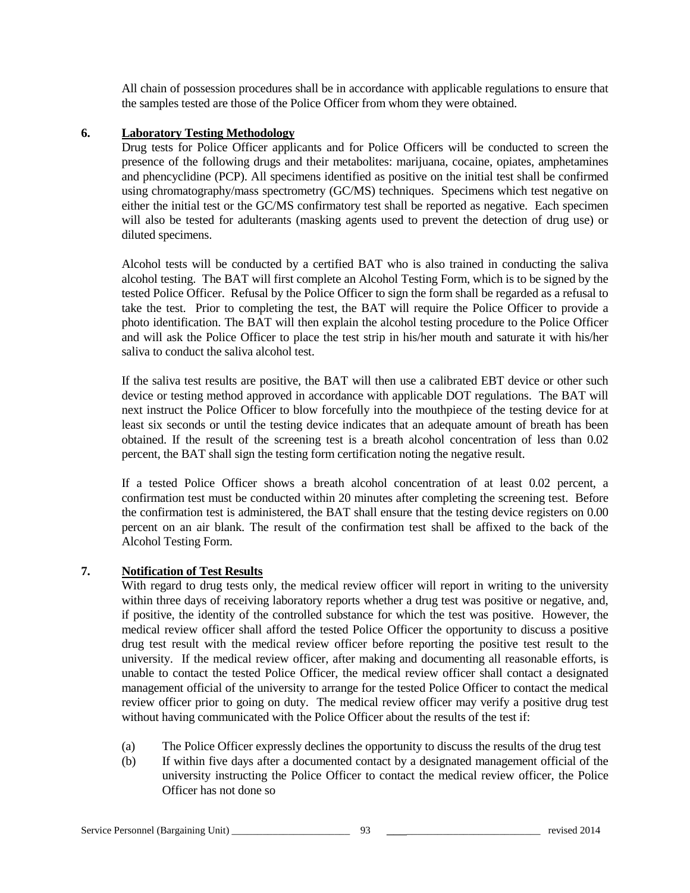All chain of possession procedures shall be in accordance with applicable regulations to ensure that the samples tested are those of the Police Officer from whom they were obtained.

**6. Laboratory Testing Methodology**

Drug tests for Police Officer applicants and for Police Officers will be conducted to screen the presence of the following drugs and their metabolites: marijuana, cocaine, opiates, amphetamines and phencyclidine (PCP). All specimens identified as positive on the initial test shall be confirmed using chromatography/mass spectrometry (GC/MS) techniques. Specimens which test negative on either the initial test or the GC/MS confirmatory test shall be reported as negative. Each specimen will also be tested for adulterants (masking agents used to prevent the detection of drug use) or diluted specimens.

Alcohol tests will be conducted by a certified BAT who is also trained in conducting the saliva alcohol testing. The BAT will first complete an Alcohol Testing Form, which is to be signed by the tested Police Officer. Refusal by the Police Officer to sign the form shall be regarded as a refusal to take the test. Prior to completing the test, the BAT will require the Police Officer to provide a photo identification. The BAT will then explain the alcohol testing procedure to the Police Officer and will ask the Police Officer to place the test strip in his/her mouth and saturate it with his/her saliva to conduct the saliva alcohol test.

If the saliva test results are positive, the BAT will then use a calibrated EBT device or other such device or testing method approved in accordance with applicable DOT regulations. The BAT will next instruct the Police Officer to blow forcefully into the mouthpiece of the testing device for at least six seconds or until the testing device indicates that an adequate amount of breath has been obtained. If the result of the screening test is a breath alcohol concentration of less than 0.02 percent, the BAT shall sign the testing form certification noting the negative result.

If a tested Police Officer shows a breath alcohol concentration of at least 0.02 percent, a confirmation test must be conducted within 20 minutes after completing the screening test. Before the confirmation test is administered, the BAT shall ensure that the testing device registers on 0.00 percent on an air blank. The result of the confirmation test shall be affixed to the back of the Alcohol Testing Form.

**7. Notification of Test Results**

With regard to drug tests only, the medical review officer will report in writing to the university within three days of receiving laboratory reports whether a drug test was positive or negative, and, if positive, the identity of the controlled substance for which the test was positive. However, the medical review officer shall afford the tested Police Officer the opportunity to discuss a positive drug test result with the medical review officer before reporting the positive test result to the university. If the medical review officer, after making and documenting all reasonable efforts, is unable to contact the tested Police Officer, the medical review officer shall contact a designated management official of the university to arrange for the tested Police Officer to contact the medical review officer prior to going on duty. The medical review officer may verify a positive drug test without having communicated with the Police Officer about the results of the test if:

(a) The Police Officer expressly declines the opportunity to discuss the results of the drug test

(b) If within five days after a documented contact by a designated management official of the university instructing the Police Officer to contact the medical review officer, the Police Officer has not done so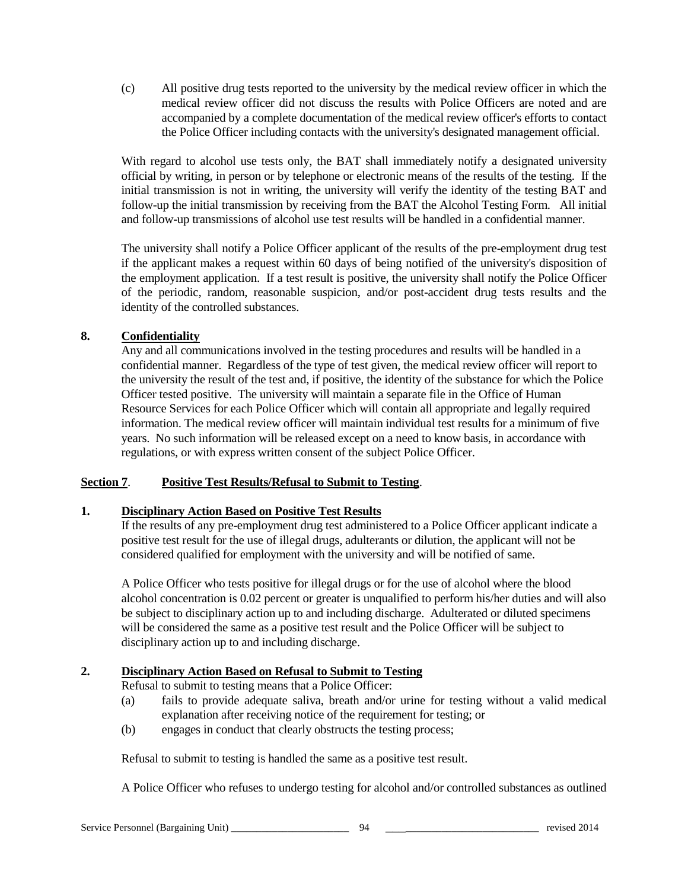(c) All positive drug tests reported to the university by the medical review officer in which the medical review officer did not discuss the results with Police Officers are noted and are accompanied by a complete documentation of the medical review officer's efforts to contact the Police Officer including contacts with the university's designated management official.

With regard to alcohol use tests only, the BAT shall immediately notify a designated university official by writing, in person or by telephone or electronic means of the results of the testing. If the initial transmission is not in writing, the university will verify the identity of the testing BAT and follow-up the initial transmission by receiving from the BAT the Alcohol Testing Form. All initial and follow-up transmissions of alcohol use test results will be handled in a confidential manner.

The university shall notify a Police Officer applicant of the results of the pre-employment drug test if the applicant makes a request within 60 days of being notified of the university's disposition of the employment application. If a test result is positive, the university shall notify the Police Officer of the periodic, random, reasonable suspicion, and/or post-accident drug tests results and the identity of the controlled substances.

**8. Confidentiality**

Any and all communications involved in the testing procedures and results will be handled in a confidential manner. Regardless of the type of test given, the medical review officer will report to the university the result of the test and, if positive, the identity of the substance for which the Police Officer tested positive. The university will maintain a separate file in the Office of Human Resource Services for each Police Officer which will contain all appropriate and legally required information. The medical review officer will maintain individual test results for a minimum of five years. No such information will be released except on a need to know basis, in accordance with regulations, or with express written consent of the subject Police Officer.

## Section 7. Positive Test Results/Refusal to Submit to Testing.

**1. Disciplinary Action Based on Positive Test Results**

If the results of any pre-employment drug test administered to a Police Officer applicant indicate a positive test result for the use of illegal drugs, adulterants or dilution, the applicant will not be considered qualified for employment with the university and will be notified of same.

A Police Officer who tests positive for illegal drugs or for the use of alcohol where the blood alcohol concentration is 0.02 percent or greater is unqualified to perform his/her duties and will also be subject to disciplinary action up to and including discharge. Adulterated or diluted specimens will be considered the same as a positive test result and the Police Officer will be subject to disciplinary action up to and including discharge.

**2. Disciplinary Action Based on Refusal to Submit to Testing**

Refusal to submit to testing means that a Police Officer:

(a) fails to provide adequate saliva, breath and/or urine for testing without a valid medical explanation after receiving notice of the requirement for testing; or

(b) engages in conduct that clearly obstructs the testing process;

Refusal to submit to testing is handled the same as a positive test result.

A Police Officer who refuses to undergo testing for alcohol and/or controlled substances as outlined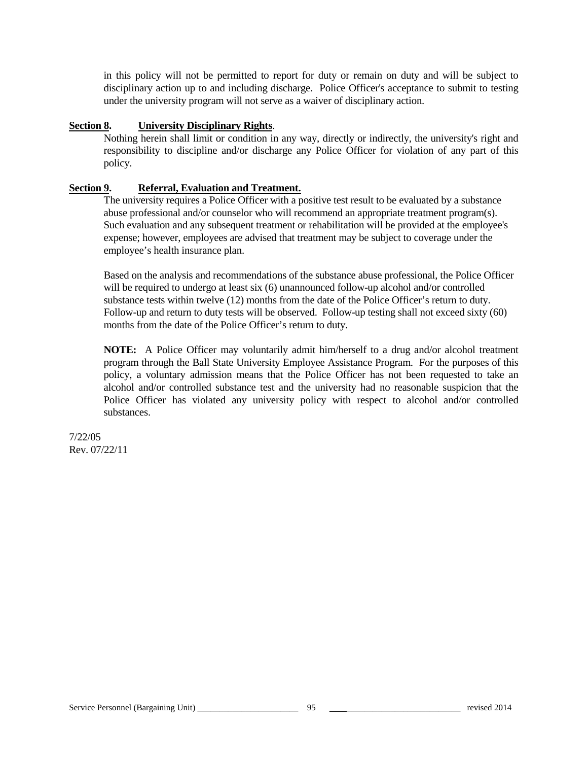in this policy will not be permitted to report for duty or remain on duty and will be subject to disciplinary action up to and including discharge. Police Officer's acceptance to submit to testing under the university program will not serve as a waiver of disciplinary action.

**Section 8. University Disciplinary Rights**.

Nothing herein shall limit or condition in any way, directly or indirectly, the university's right and responsibility to discipline and/or discharge any Police Officer for violation of any part of this policy.

**Section 9. Referral, Evaluation and Treatment.**

The university requires a Police Officer with a positive test result to be evaluated by a substance abuse professional and/or counselor who will recommend an appropriate treatment program(s). Such evaluation and any subsequent treatment or rehabilitation will be provided at the employee's expense; however, employees are advised that treatment may be subject to coverage under the employee's health insurance plan.

Based on the analysis and recommendations of the substance abuse professional, the Police Officer will be required to undergo at least six (6) unannounced follow-up alcohol and/or controlled substance tests within twelve (12) months from the date of the Police Officer's return to duty. Follow-up and return to duty tests will be observed. Follow-up testing shall not exceed sixty (60) months from the date of the Police Officer's return to duty.

**NOTE:** A Police Officer may voluntarily admit him/herself to a drug and/or alcohol treatment program through the Ball State University Employee Assistance Program. For the purposes of this policy, a voluntary admission means that the Police Officer has not been requested to take an alcohol and/or controlled substance test and the university had no reasonable suspicion that the Police Officer has violated any university policy with respect to alcohol and/or controlled substances.

7/22/05
Rev. 07/22/11